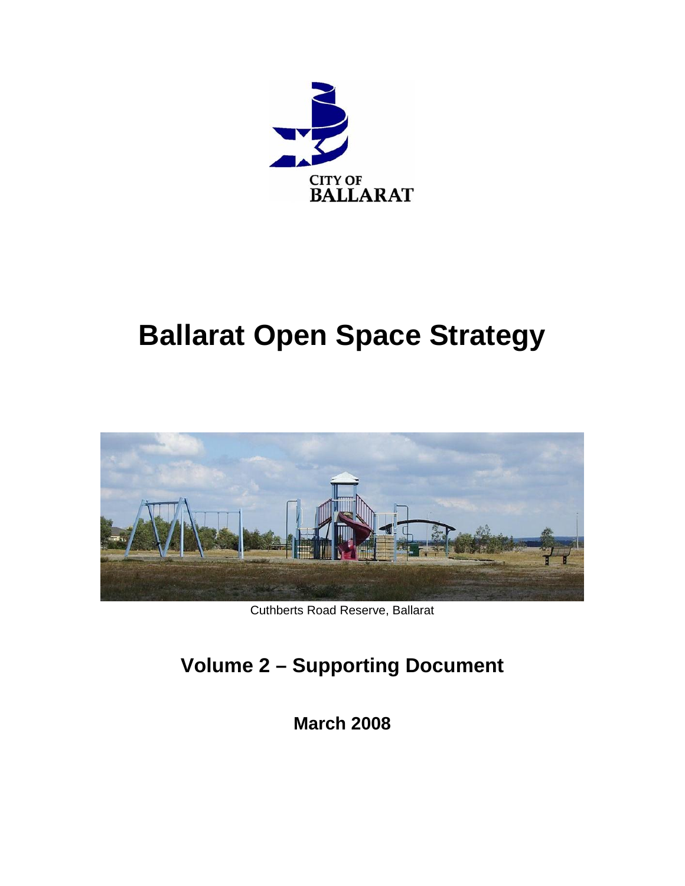CITY OF
BALLARAT

# Ballarat Open Space Strategy

Cuthberts Road Reserve, Ballarat

## Volume 2 – Supporting Document

**March 2008**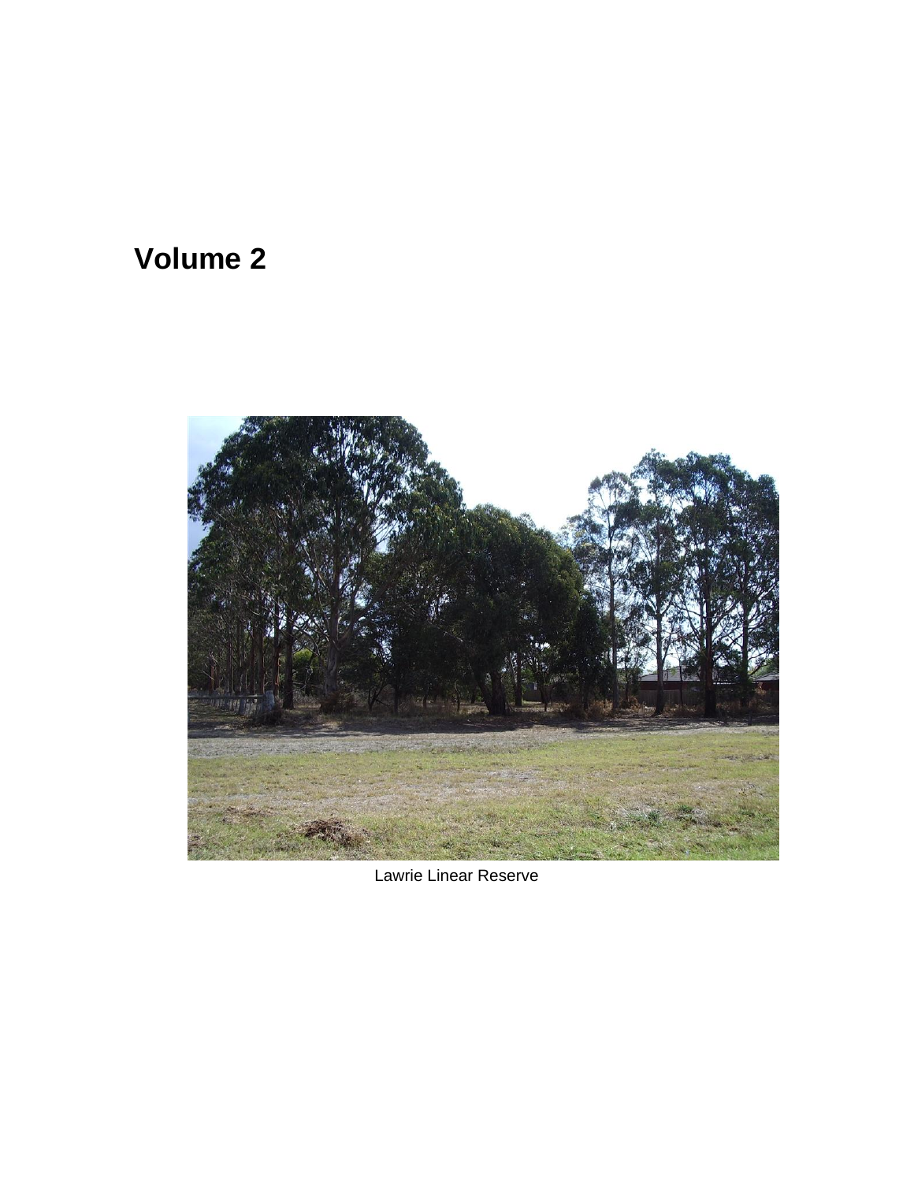# Volume 2

Lawrie Linear Reserve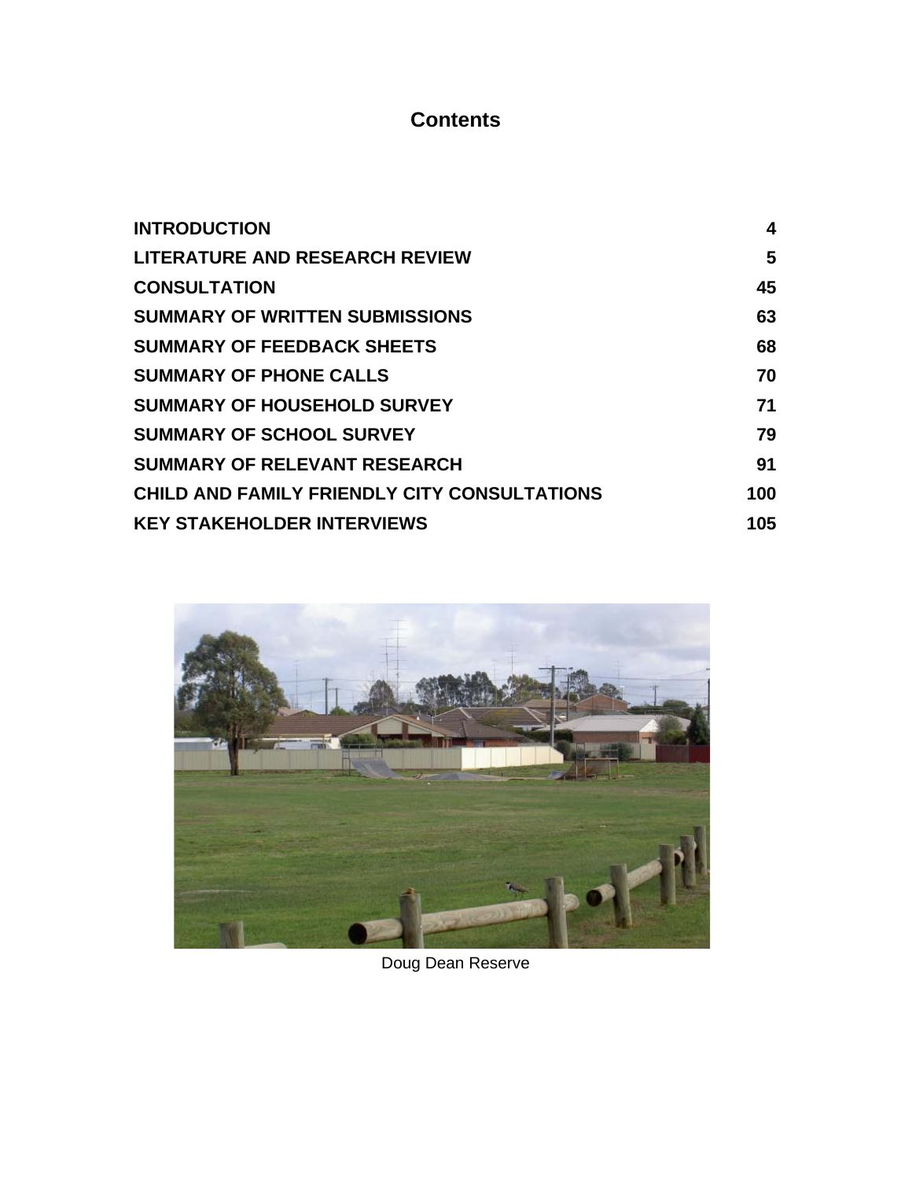# Contents

| | |
|---|---|
| **INTRODUCTION** | **4** |
| **LITERATURE AND RESEARCH REVIEW** | **5** |
| **CONSULTATION** | **45** |
| **SUMMARY OF WRITTEN SUBMISSIONS** | **63** |
| **SUMMARY OF FEEDBACK SHEETS** | **68** |
| **SUMMARY OF PHONE CALLS** | **70** |
| **SUMMARY OF HOUSEHOLD SURVEY** | **71** |
| **SUMMARY OF SCHOOL SURVEY** | **79** |
| **SUMMARY OF RELEVANT RESEARCH** | **91** |
| **CHILD AND FAMILY FRIENDLY CITY CONSULTATIONS** | **100** |
| **KEY STAKEHOLDER INTERVIEWS** | **105** |

Doug Dean Reserve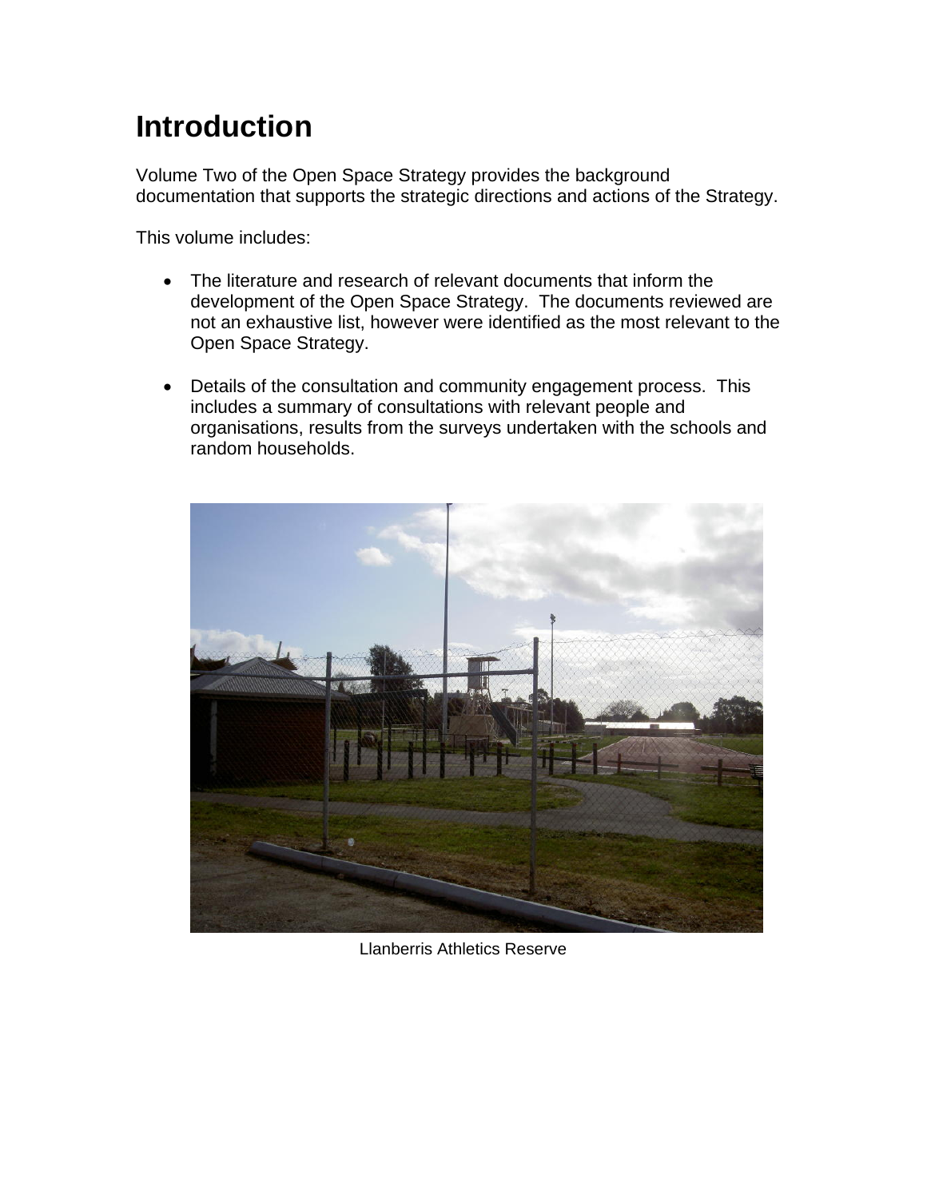# Introduction

Volume Two of the Open Space Strategy provides the background documentation that supports the strategic directions and actions of the Strategy.

This volume includes:

- The literature and research of relevant documents that inform the development of the Open Space Strategy. The documents reviewed are not an exhaustive list, however were identified as the most relevant to the Open Space Strategy.

- Details of the consultation and community engagement process. This includes a summary of consultations with relevant people and organisations, results from the surveys undertaken with the schools and random households.

Llanberris Athletics Reserve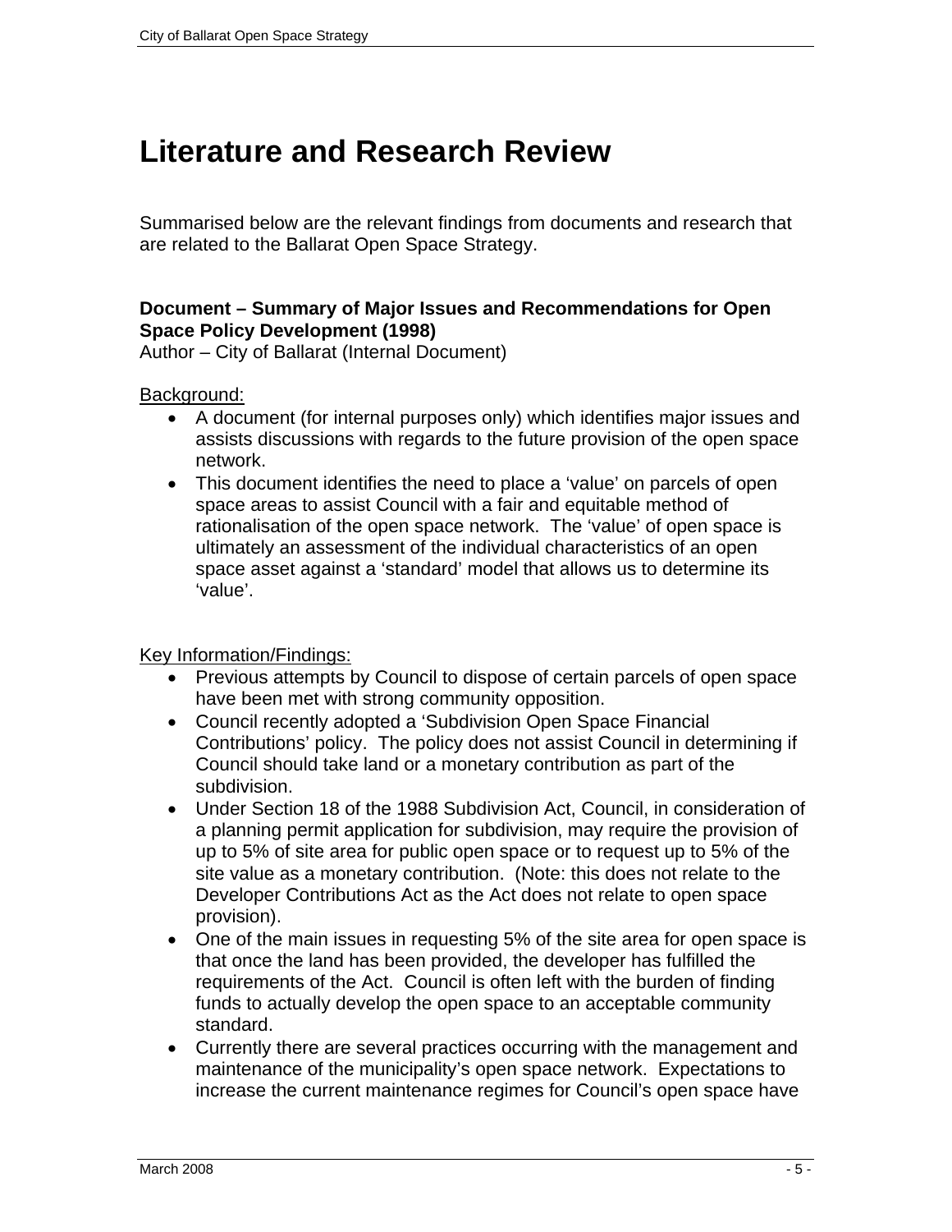# Literature and Research Review

Summarised below are the relevant findings from documents and research that are related to the Ballarat Open Space Strategy.

**Document – Summary of Major Issues and Recommendations for Open Space Policy Development (1998)**
Author – City of Ballarat (Internal Document)

<u>Background:</u>

- A document (for internal purposes only) which identifies major issues and assists discussions with regards to the future provision of the open space network.
- This document identifies the need to place a 'value' on parcels of open space areas to assist Council with a fair and equitable method of rationalisation of the open space network. The 'value' of open space is ultimately an assessment of the individual characteristics of an open space asset against a 'standard' model that allows us to determine its 'value'.

<u>Key Information/Findings:</u>

- Previous attempts by Council to dispose of certain parcels of open space have been met with strong community opposition.
- Council recently adopted a 'Subdivision Open Space Financial Contributions' policy. The policy does not assist Council in determining if Council should take land or a monetary contribution as part of the subdivision.
- Under Section 18 of the 1988 Subdivision Act, Council, in consideration of a planning permit application for subdivision, may require the provision of up to 5% of site area for public open space or to request up to 5% of the site value as a monetary contribution. (Note: this does not relate to the Developer Contributions Act as the Act does not relate to open space provision).
- One of the main issues in requesting 5% of the site area for open space is that once the land has been provided, the developer has fulfilled the requirements of the Act. Council is often left with the burden of finding funds to actually develop the open space to an acceptable community standard.
- Currently there are several practices occurring with the management and maintenance of the municipality's open space network. Expectations to increase the current maintenance regimes for Council's open space have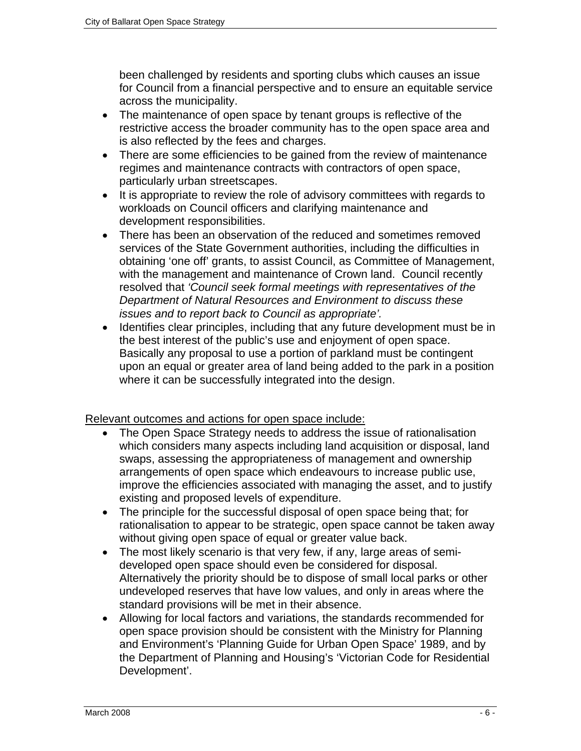been challenged by residents and sporting clubs which causes an issue for Council from a financial perspective and to ensure an equitable service across the municipality.

- The maintenance of open space by tenant groups is reflective of the restrictive access the broader community has to the open space area and is also reflected by the fees and charges.
- There are some efficiencies to be gained from the review of maintenance regimes and maintenance contracts with contractors of open space, particularly urban streetscapes.
- It is appropriate to review the role of advisory committees with regards to workloads on Council officers and clarifying maintenance and development responsibilities.
- There has been an observation of the reduced and sometimes removed services of the State Government authorities, including the difficulties in obtaining 'one off' grants, to assist Council, as Committee of Management, with the management and maintenance of Crown land. Council recently resolved that *'Council seek formal meetings with representatives of the Department of Natural Resources and Environment to discuss these issues and to report back to Council as appropriate'.*
- Identifies clear principles, including that any future development must be in the best interest of the public's use and enjoyment of open space. Basically any proposal to use a portion of parkland must be contingent upon an equal or greater area of land being added to the park in a position where it can be successfully integrated into the design.

<u>Relevant outcomes and actions for open space include:</u>

- The Open Space Strategy needs to address the issue of rationalisation which considers many aspects including land acquisition or disposal, land swaps, assessing the appropriateness of management and ownership arrangements of open space which endeavours to increase public use, improve the efficiencies associated with managing the asset, and to justify existing and proposed levels of expenditure.
- The principle for the successful disposal of open space being that; for rationalisation to appear to be strategic, open space cannot be taken away without giving open space of equal or greater value back.
- The most likely scenario is that very few, if any, large areas of semi-developed open space should even be considered for disposal. Alternatively the priority should be to dispose of small local parks or other undeveloped reserves that have low values, and only in areas where the standard provisions will be met in their absence.
- Allowing for local factors and variations, the standards recommended for open space provision should be consistent with the Ministry for Planning and Environment's 'Planning Guide for Urban Open Space' 1989, and by the Department of Planning and Housing's 'Victorian Code for Residential Development'.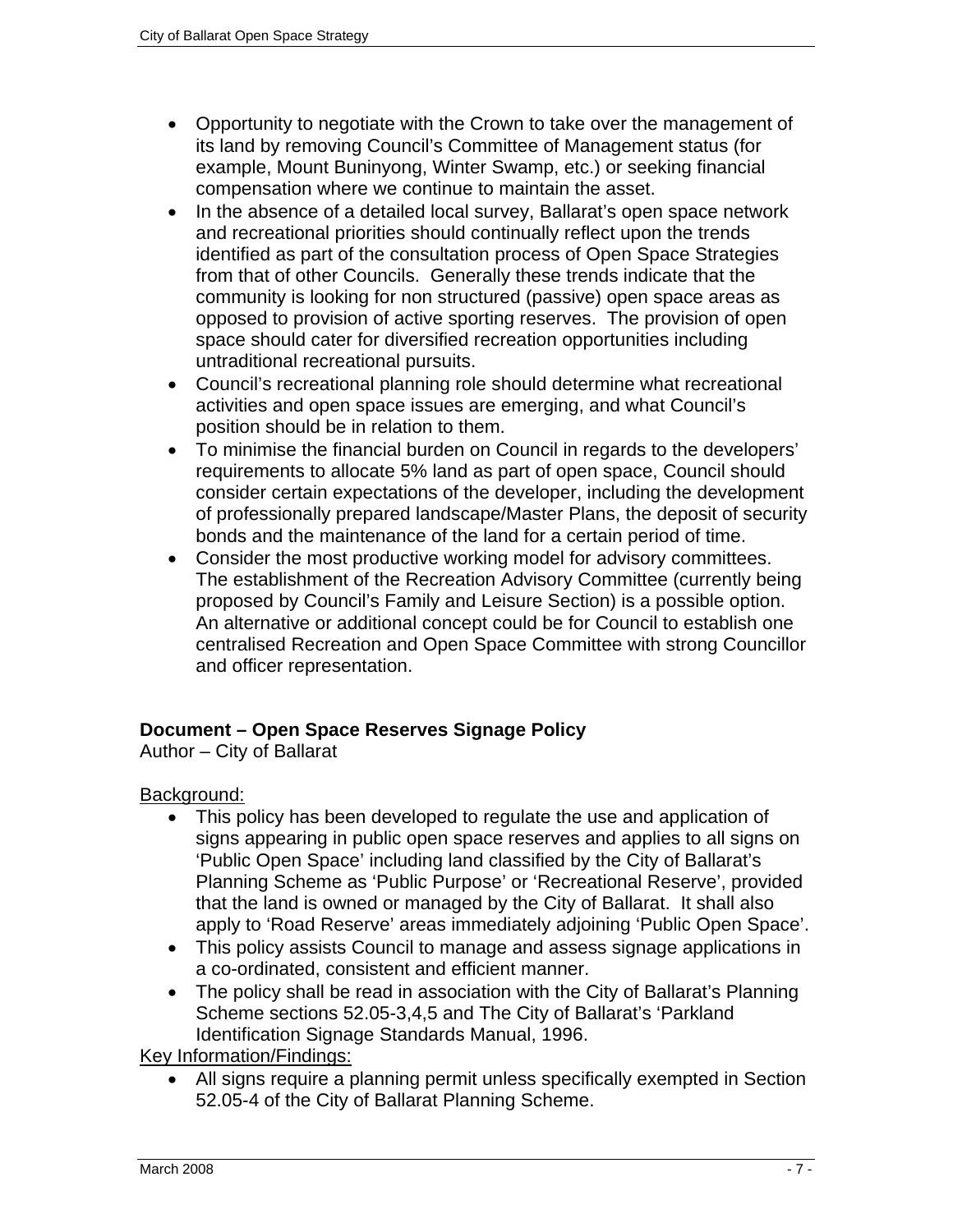- Opportunity to negotiate with the Crown to take over the management of its land by removing Council's Committee of Management status (for example, Mount Buninyong, Winter Swamp, etc.) or seeking financial compensation where we continue to maintain the asset.
- In the absence of a detailed local survey, Ballarat's open space network and recreational priorities should continually reflect upon the trends identified as part of the consultation process of Open Space Strategies from that of other Councils. Generally these trends indicate that the community is looking for non structured (passive) open space areas as opposed to provision of active sporting reserves. The provision of open space should cater for diversified recreation opportunities including untraditional recreational pursuits.
- Council's recreational planning role should determine what recreational activities and open space issues are emerging, and what Council's position should be in relation to them.
- To minimise the financial burden on Council in regards to the developers' requirements to allocate 5% land as part of open space, Council should consider certain expectations of the developer, including the development of professionally prepared landscape/Master Plans, the deposit of security bonds and the maintenance of the land for a certain period of time.
- Consider the most productive working model for advisory committees. The establishment of the Recreation Advisory Committee (currently being proposed by Council's Family and Leisure Section) is a possible option. An alternative or additional concept could be for Council to establish one centralised Recreation and Open Space Committee with strong Councillor and officer representation.

**Document – Open Space Reserves Signage Policy**
Author – City of Ballarat

Background:

- This policy has been developed to regulate the use and application of signs appearing in public open space reserves and applies to all signs on 'Public Open Space' including land classified by the City of Ballarat's Planning Scheme as 'Public Purpose' or 'Recreational Reserve', provided that the land is owned or managed by the City of Ballarat. It shall also apply to 'Road Reserve' areas immediately adjoining 'Public Open Space'.
- This policy assists Council to manage and assess signage applications in a co-ordinated, consistent and efficient manner.
- The policy shall be read in association with the City of Ballarat's Planning Scheme sections 52.05-3,4,5 and The City of Ballarat's 'Parkland Identification Signage Standards Manual, 1996.

Key Information/Findings:

- All signs require a planning permit unless specifically exempted in Section 52.05-4 of the City of Ballarat Planning Scheme.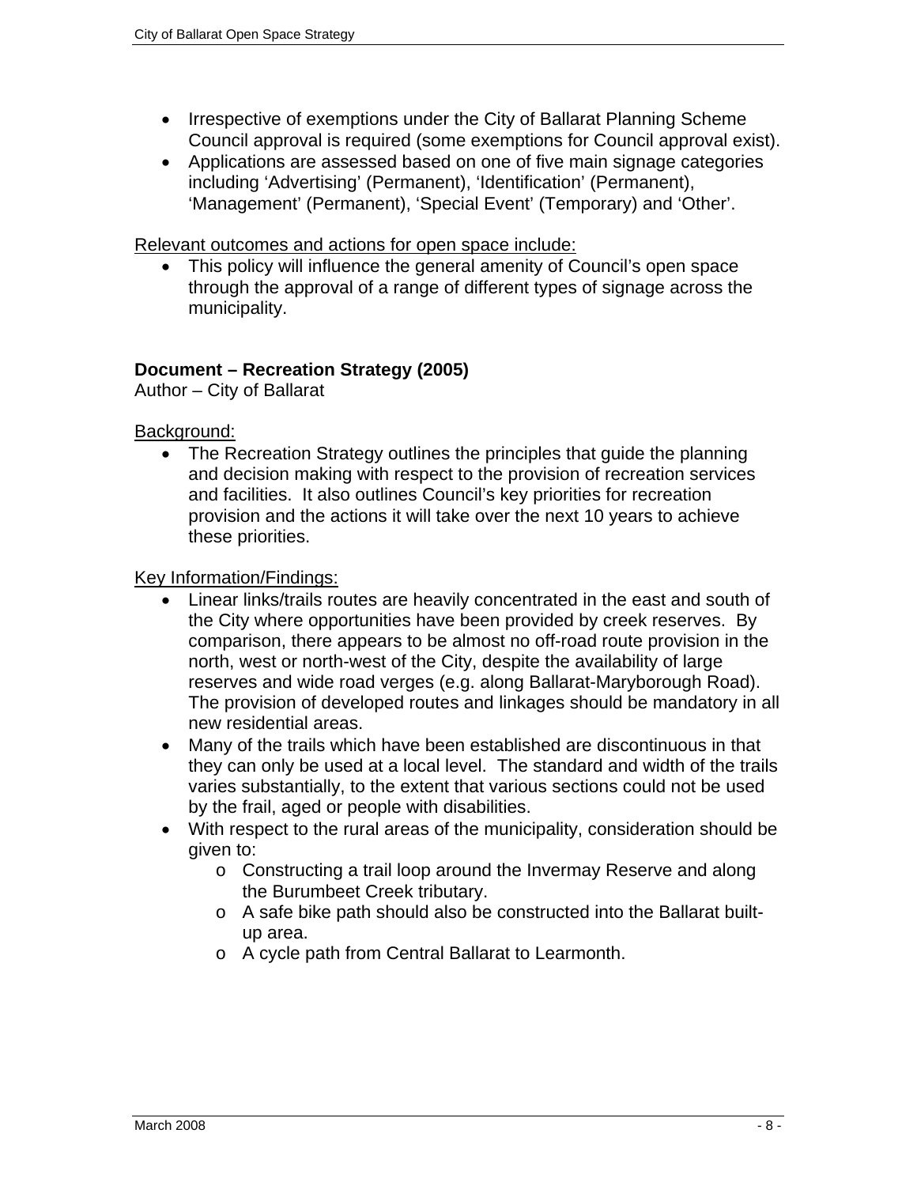- Irrespective of exemptions under the City of Ballarat Planning Scheme Council approval is required (some exemptions for Council approval exist).
- Applications are assessed based on one of five main signage categories including 'Advertising' (Permanent), 'Identification' (Permanent), 'Management' (Permanent), 'Special Event' (Temporary) and 'Other'.

Relevant outcomes and actions for open space include:

- This policy will influence the general amenity of Council's open space through the approval of a range of different types of signage across the municipality.

**Document – Recreation Strategy (2005)**
Author – City of Ballarat

Background:

- The Recreation Strategy outlines the principles that guide the planning and decision making with respect to the provision of recreation services and facilities. It also outlines Council's key priorities for recreation provision and the actions it will take over the next 10 years to achieve these priorities.

Key Information/Findings:

- Linear links/trails routes are heavily concentrated in the east and south of the City where opportunities have been provided by creek reserves. By comparison, there appears to be almost no off-road route provision in the north, west or north-west of the City, despite the availability of large reserves and wide road verges (e.g. along Ballarat-Maryborough Road). The provision of developed routes and linkages should be mandatory in all new residential areas.
- Many of the trails which have been established are discontinuous in that they can only be used at a local level. The standard and width of the trails varies substantially, to the extent that various sections could not be used by the frail, aged or people with disabilities.
- With respect to the rural areas of the municipality, consideration should be given to:
  - Constructing a trail loop around the Invermay Reserve and along the Burumbeet Creek tributary.
  - A safe bike path should also be constructed into the Ballarat built-up area.
  - A cycle path from Central Ballarat to Learmonth.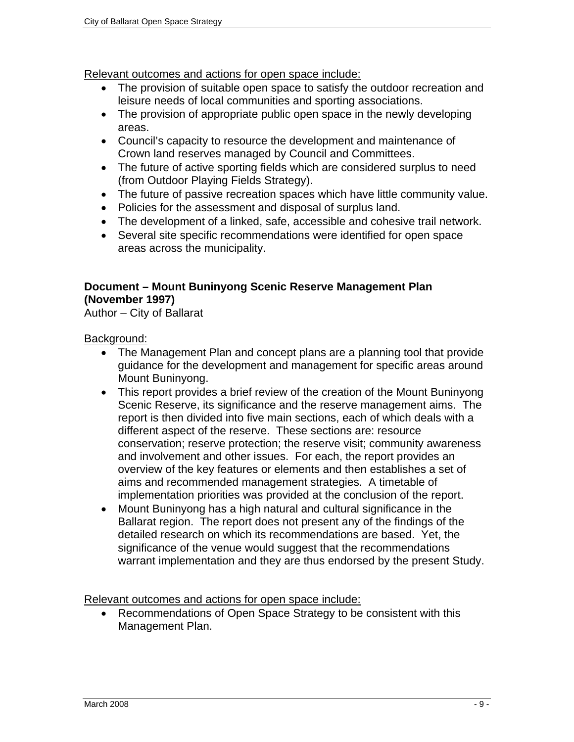Relevant outcomes and actions for open space include:

- The provision of suitable open space to satisfy the outdoor recreation and leisure needs of local communities and sporting associations.
- The provision of appropriate public open space in the newly developing areas.
- Council's capacity to resource the development and maintenance of Crown land reserves managed by Council and Committees.
- The future of active sporting fields which are considered surplus to need (from Outdoor Playing Fields Strategy).
- The future of passive recreation spaces which have little community value.
- Policies for the assessment and disposal of surplus land.
- The development of a linked, safe, accessible and cohesive trail network.
- Several site specific recommendations were identified for open space areas across the municipality.

**Document – Mount Buninyong Scenic Reserve Management Plan (November 1997)**
Author – City of Ballarat

Background:

- The Management Plan and concept plans are a planning tool that provide guidance for the development and management for specific areas around Mount Buninyong.
- This report provides a brief review of the creation of the Mount Buninyong Scenic Reserve, its significance and the reserve management aims. The report is then divided into five main sections, each of which deals with a different aspect of the reserve. These sections are: resource conservation; reserve protection; the reserve visit; community awareness and involvement and other issues. For each, the report provides an overview of the key features or elements and then establishes a set of aims and recommended management strategies. A timetable of implementation priorities was provided at the conclusion of the report.
- Mount Buninyong has a high natural and cultural significance in the Ballarat region. The report does not present any of the findings of the detailed research on which its recommendations are based. Yet, the significance of the venue would suggest that the recommendations warrant implementation and they are thus endorsed by the present Study.

Relevant outcomes and actions for open space include:

- Recommendations of Open Space Strategy to be consistent with this Management Plan.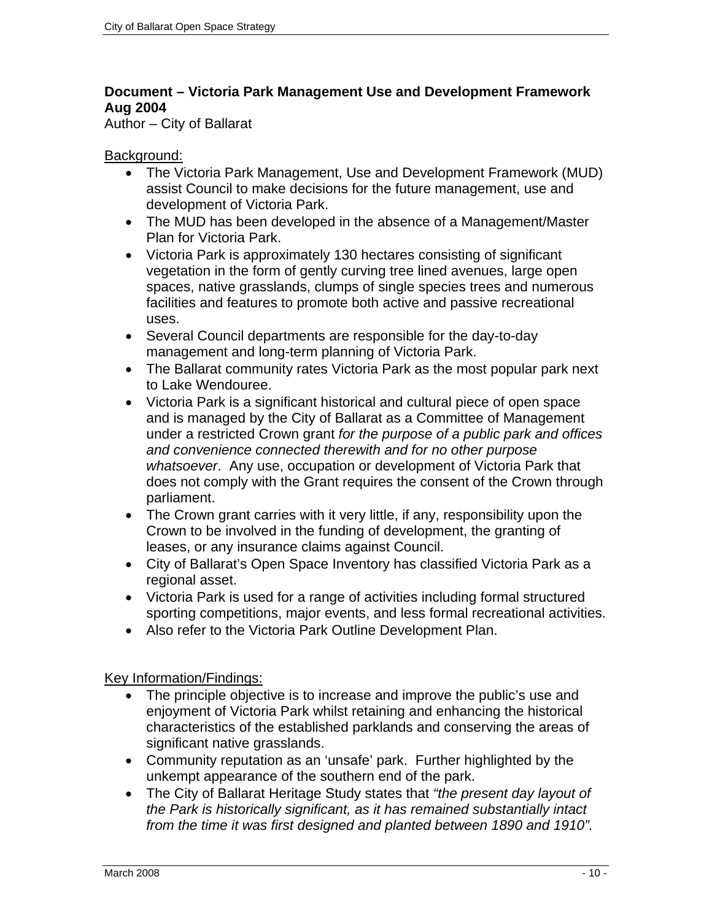**Document – Victoria Park Management Use and Development Framework Aug 2004**
Author – City of Ballarat

<u>Background:</u>

- The Victoria Park Management, Use and Development Framework (MUD) assist Council to make decisions for the future management, use and development of Victoria Park.
- The MUD has been developed in the absence of a Management/Master Plan for Victoria Park.
- Victoria Park is approximately 130 hectares consisting of significant vegetation in the form of gently curving tree lined avenues, large open spaces, native grasslands, clumps of single species trees and numerous facilities and features to promote both active and passive recreational uses.
- Several Council departments are responsible for the day-to-day management and long-term planning of Victoria Park.
- The Ballarat community rates Victoria Park as the most popular park next to Lake Wendouree.
- Victoria Park is a significant historical and cultural piece of open space and is managed by the City of Ballarat as a Committee of Management under a restricted Crown grant *for the purpose of a public park and offices and convenience connected therewith and for no other purpose whatsoever*. Any use, occupation or development of Victoria Park that does not comply with the Grant requires the consent of the Crown through parliament.
- The Crown grant carries with it very little, if any, responsibility upon the Crown to be involved in the funding of development, the granting of leases, or any insurance claims against Council.
- City of Ballarat's Open Space Inventory has classified Victoria Park as a regional asset.
- Victoria Park is used for a range of activities including formal structured sporting competitions, major events, and less formal recreational activities.
- Also refer to the Victoria Park Outline Development Plan.

<u>Key Information/Findings:</u>

- The principle objective is to increase and improve the public's use and enjoyment of Victoria Park whilst retaining and enhancing the historical characteristics of the established parklands and conserving the areas of significant native grasslands.
- Community reputation as an 'unsafe' park. Further highlighted by the unkempt appearance of the southern end of the park.
- The City of Ballarat Heritage Study states that *"the present day layout of the Park is historically significant, as it has remained substantially intact from the time it was first designed and planted between 1890 and 1910".*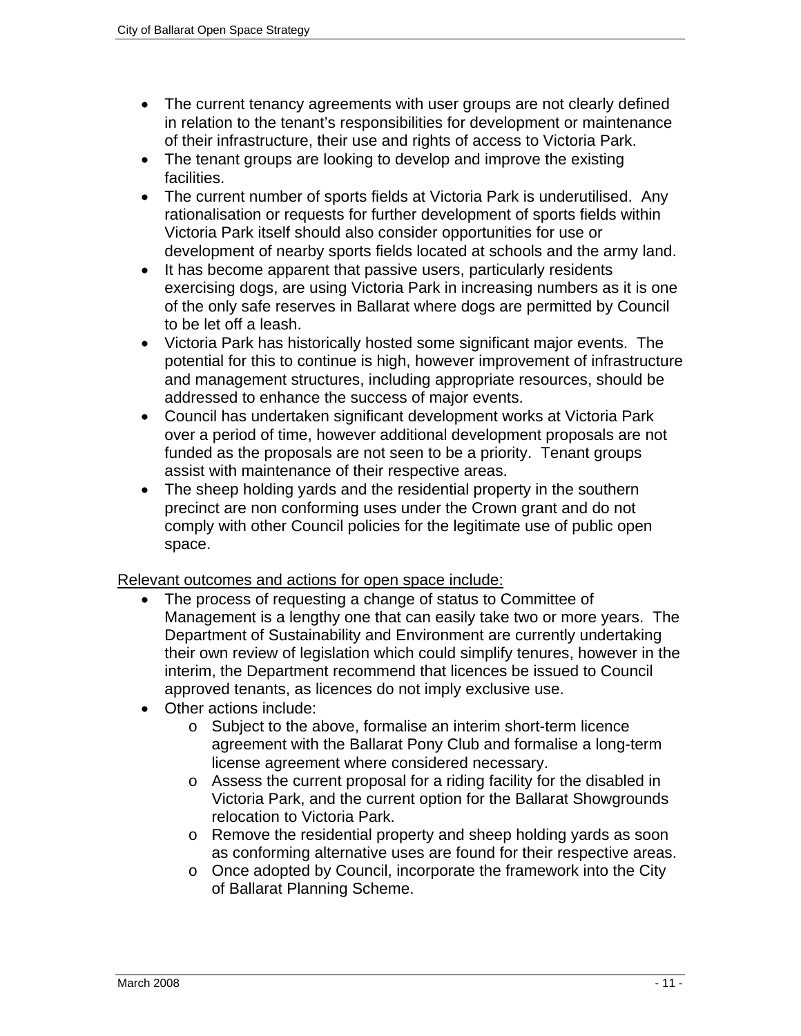- The current tenancy agreements with user groups are not clearly defined in relation to the tenant's responsibilities for development or maintenance of their infrastructure, their use and rights of access to Victoria Park.
- The tenant groups are looking to develop and improve the existing facilities.
- The current number of sports fields at Victoria Park is underutilised. Any rationalisation or requests for further development of sports fields within Victoria Park itself should also consider opportunities for use or development of nearby sports fields located at schools and the army land.
- It has become apparent that passive users, particularly residents exercising dogs, are using Victoria Park in increasing numbers as it is one of the only safe reserves in Ballarat where dogs are permitted by Council to be let off a leash.
- Victoria Park has historically hosted some significant major events. The potential for this to continue is high, however improvement of infrastructure and management structures, including appropriate resources, should be addressed to enhance the success of major events.
- Council has undertaken significant development works at Victoria Park over a period of time, however additional development proposals are not funded as the proposals are not seen to be a priority. Tenant groups assist with maintenance of their respective areas.
- The sheep holding yards and the residential property in the southern precinct are non conforming uses under the Crown grant and do not comply with other Council policies for the legitimate use of public open space.

<u>Relevant outcomes and actions for open space include:</u>

- The process of requesting a change of status to Committee of Management is a lengthy one that can easily take two or more years. The Department of Sustainability and Environment are currently undertaking their own review of legislation which could simplify tenures, however in the interim, the Department recommend that licences be issued to Council approved tenants, as licences do not imply exclusive use.
- Other actions include:
  - Subject to the above, formalise an interim short-term licence agreement with the Ballarat Pony Club and formalise a long-term license agreement where considered necessary.
  - Assess the current proposal for a riding facility for the disabled in Victoria Park, and the current option for the Ballarat Showgrounds relocation to Victoria Park.
  - Remove the residential property and sheep holding yards as soon as conforming alternative uses are found for their respective areas.
  - Once adopted by Council, incorporate the framework into the City of Ballarat Planning Scheme.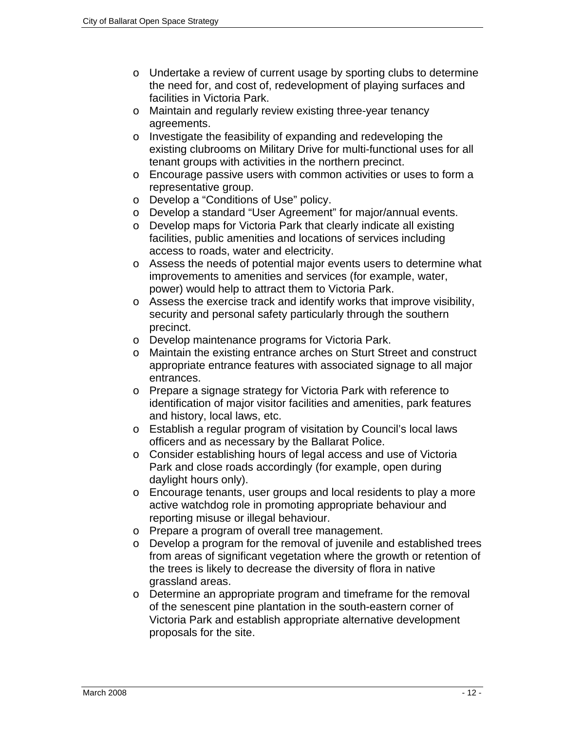- Undertake a review of current usage by sporting clubs to determine the need for, and cost of, redevelopment of playing surfaces and facilities in Victoria Park.
- Maintain and regularly review existing three-year tenancy agreements.
- Investigate the feasibility of expanding and redeveloping the existing clubrooms on Military Drive for multi-functional uses for all tenant groups with activities in the northern precinct.
- Encourage passive users with common activities or uses to form a representative group.
- Develop a "Conditions of Use" policy.
- Develop a standard "User Agreement" for major/annual events.
- Develop maps for Victoria Park that clearly indicate all existing facilities, public amenities and locations of services including access to roads, water and electricity.
- Assess the needs of potential major events users to determine what improvements to amenities and services (for example, water, power) would help to attract them to Victoria Park.
- Assess the exercise track and identify works that improve visibility, security and personal safety particularly through the southern precinct.
- Develop maintenance programs for Victoria Park.
- Maintain the existing entrance arches on Sturt Street and construct appropriate entrance features with associated signage to all major entrances.
- Prepare a signage strategy for Victoria Park with reference to identification of major visitor facilities and amenities, park features and history, local laws, etc.
- Establish a regular program of visitation by Council's local laws officers and as necessary by the Ballarat Police.
- Consider establishing hours of legal access and use of Victoria Park and close roads accordingly (for example, open during daylight hours only).
- Encourage tenants, user groups and local residents to play a more active watchdog role in promoting appropriate behaviour and reporting misuse or illegal behaviour.
- Prepare a program of overall tree management.
- Develop a program for the removal of juvenile and established trees from areas of significant vegetation where the growth or retention of the trees is likely to decrease the diversity of flora in native grassland areas.
- Determine an appropriate program and timeframe for the removal of the senescent pine plantation in the south-eastern corner of Victoria Park and establish appropriate alternative development proposals for the site.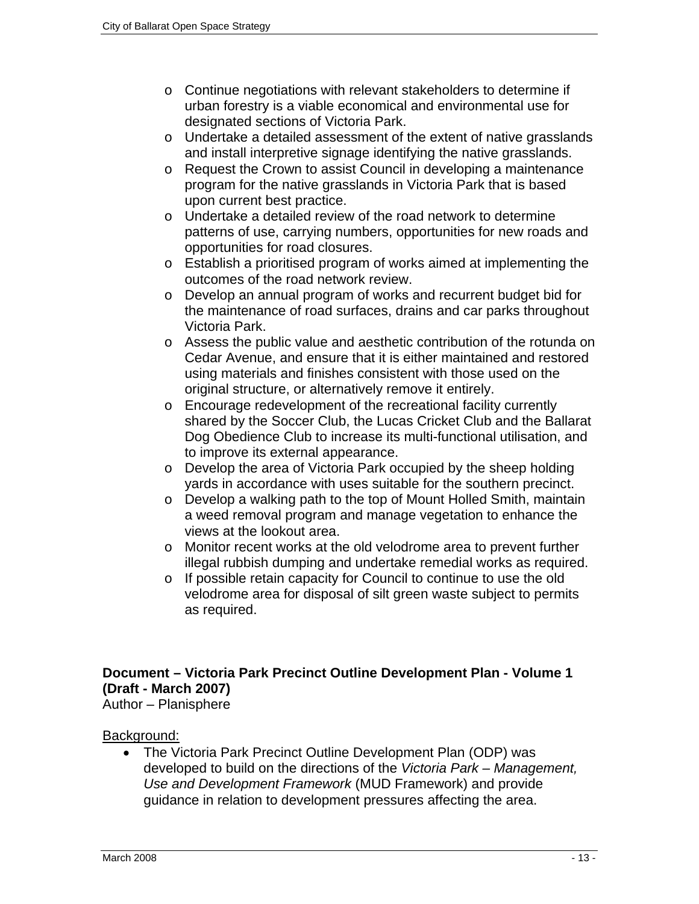- Continue negotiations with relevant stakeholders to determine if urban forestry is a viable economical and environmental use for designated sections of Victoria Park.
- Undertake a detailed assessment of the extent of native grasslands and install interpretive signage identifying the native grasslands.
- Request the Crown to assist Council in developing a maintenance program for the native grasslands in Victoria Park that is based upon current best practice.
- Undertake a detailed review of the road network to determine patterns of use, carrying numbers, opportunities for new roads and opportunities for road closures.
- Establish a prioritised program of works aimed at implementing the outcomes of the road network review.
- Develop an annual program of works and recurrent budget bid for the maintenance of road surfaces, drains and car parks throughout Victoria Park.
- Assess the public value and aesthetic contribution of the rotunda on Cedar Avenue, and ensure that it is either maintained and restored using materials and finishes consistent with those used on the original structure, or alternatively remove it entirely.
- Encourage redevelopment of the recreational facility currently shared by the Soccer Club, the Lucas Cricket Club and the Ballarat Dog Obedience Club to increase its multi-functional utilisation, and to improve its external appearance.
- Develop the area of Victoria Park occupied by the sheep holding yards in accordance with uses suitable for the southern precinct.
- Develop a walking path to the top of Mount Holled Smith, maintain a weed removal program and manage vegetation to enhance the views at the lookout area.
- Monitor recent works at the old velodrome area to prevent further illegal rubbish dumping and undertake remedial works as required.
- If possible retain capacity for Council to continue to use the old velodrome area for disposal of silt green waste subject to permits as required.

**Document – Victoria Park Precinct Outline Development Plan - Volume 1 (Draft - March 2007)**
Author – Planisphere

Background:

- The Victoria Park Precinct Outline Development Plan (ODP) was developed to build on the directions of the *Victoria Park – Management, Use and Development Framework* (MUD Framework) and provide guidance in relation to development pressures affecting the area.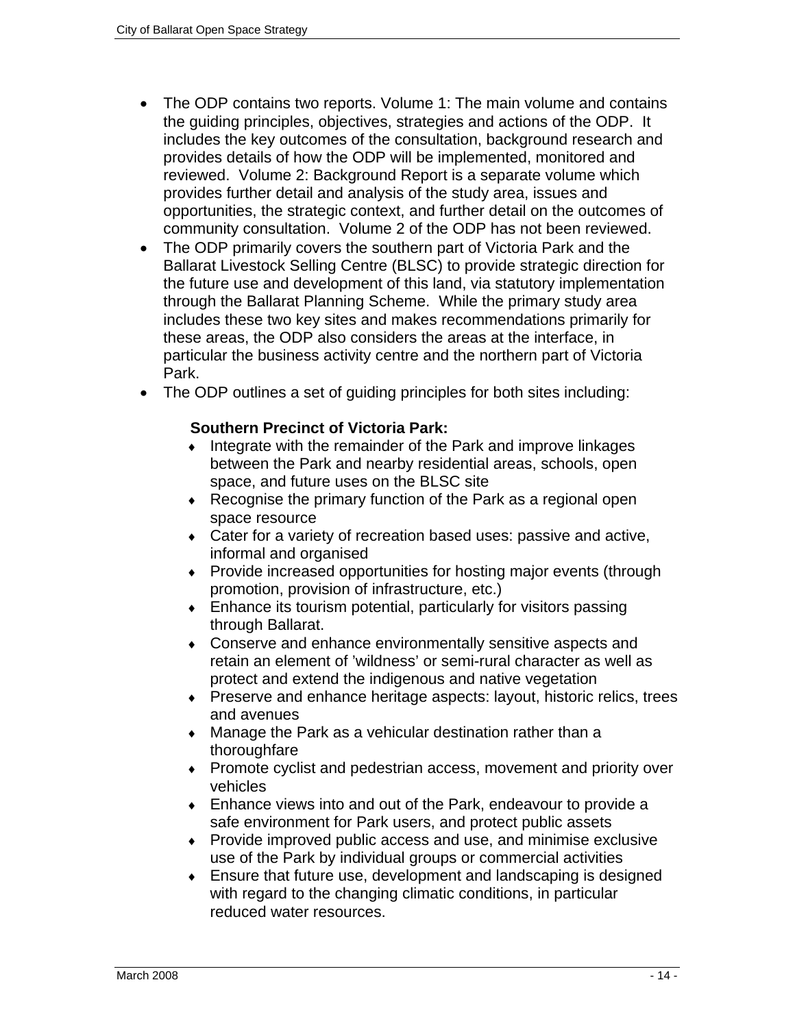- The ODP contains two reports. Volume 1: The main volume and contains the guiding principles, objectives, strategies and actions of the ODP. It includes the key outcomes of the consultation, background research and provides details of how the ODP will be implemented, monitored and reviewed. Volume 2: Background Report is a separate volume which provides further detail and analysis of the study area, issues and opportunities, the strategic context, and further detail on the outcomes of community consultation. Volume 2 of the ODP has not been reviewed.
- The ODP primarily covers the southern part of Victoria Park and the Ballarat Livestock Selling Centre (BLSC) to provide strategic direction for the future use and development of this land, via statutory implementation through the Ballarat Planning Scheme. While the primary study area includes these two key sites and makes recommendations primarily for these areas, the ODP also considers the areas at the interface, in particular the business activity centre and the northern part of Victoria Park.
- The ODP outlines a set of guiding principles for both sites including:

  **Southern Precinct of Victoria Park:**
  - Integrate with the remainder of the Park and improve linkages between the Park and nearby residential areas, schools, open space, and future uses on the BLSC site
  - Recognise the primary function of the Park as a regional open space resource
  - Cater for a variety of recreation based uses: passive and active, informal and organised
  - Provide increased opportunities for hosting major events (through promotion, provision of infrastructure, etc.)
  - Enhance its tourism potential, particularly for visitors passing through Ballarat.
  - Conserve and enhance environmentally sensitive aspects and retain an element of 'wildness' or semi-rural character as well as protect and extend the indigenous and native vegetation
  - Preserve and enhance heritage aspects: layout, historic relics, trees and avenues
  - Manage the Park as a vehicular destination rather than a thoroughfare
  - Promote cyclist and pedestrian access, movement and priority over vehicles
  - Enhance views into and out of the Park, endeavour to provide a safe environment for Park users, and protect public assets
  - Provide improved public access and use, and minimise exclusive use of the Park by individual groups or commercial activities
  - Ensure that future use, development and landscaping is designed with regard to the changing climatic conditions, in particular reduced water resources.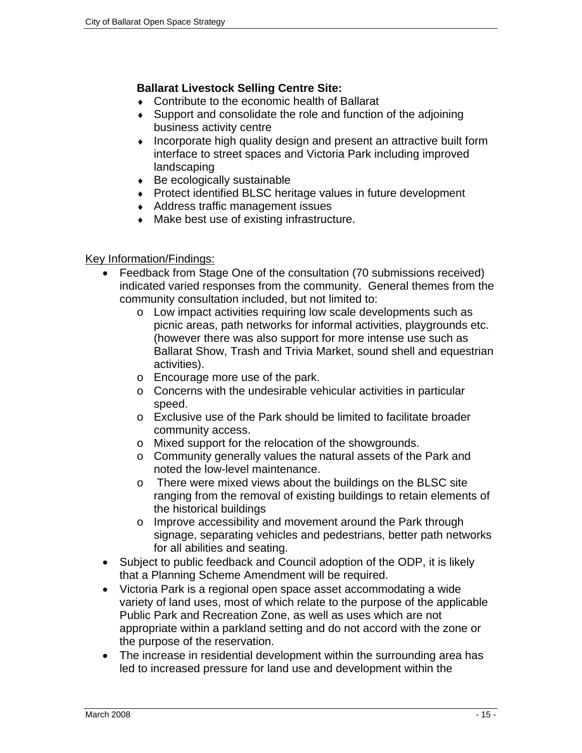**Ballarat Livestock Selling Centre Site:**

- Contribute to the economic health of Ballarat
- Support and consolidate the role and function of the adjoining business activity centre
- Incorporate high quality design and present an attractive built form interface to street spaces and Victoria Park including improved landscaping
- Be ecologically sustainable
- Protect identified BLSC heritage values in future development
- Address traffic management issues
- Make best use of existing infrastructure.

<u>Key Information/Findings:</u>

- Feedback from Stage One of the consultation (70 submissions received) indicated varied responses from the community. General themes from the community consultation included, but not limited to:
  - Low impact activities requiring low scale developments such as picnic areas, path networks for informal activities, playgrounds etc. (however there was also support for more intense use such as Ballarat Show, Trash and Trivia Market, sound shell and equestrian activities).
  - Encourage more use of the park.
  - Concerns with the undesirable vehicular activities in particular speed.
  - Exclusive use of the Park should be limited to facilitate broader community access.
  - Mixed support for the relocation of the showgrounds.
  - Community generally values the natural assets of the Park and noted the low-level maintenance.
  - There were mixed views about the buildings on the BLSC site ranging from the removal of existing buildings to retain elements of the historical buildings
  - Improve accessibility and movement around the Park through signage, separating vehicles and pedestrians, better path networks for all abilities and seating.
- Subject to public feedback and Council adoption of the ODP, it is likely that a Planning Scheme Amendment will be required.
- Victoria Park is a regional open space asset accommodating a wide variety of land uses, most of which relate to the purpose of the applicable Public Park and Recreation Zone, as well as uses which are not appropriate within a parkland setting and do not accord with the zone or the purpose of the reservation.
- The increase in residential development within the surrounding area has led to increased pressure for land use and development within the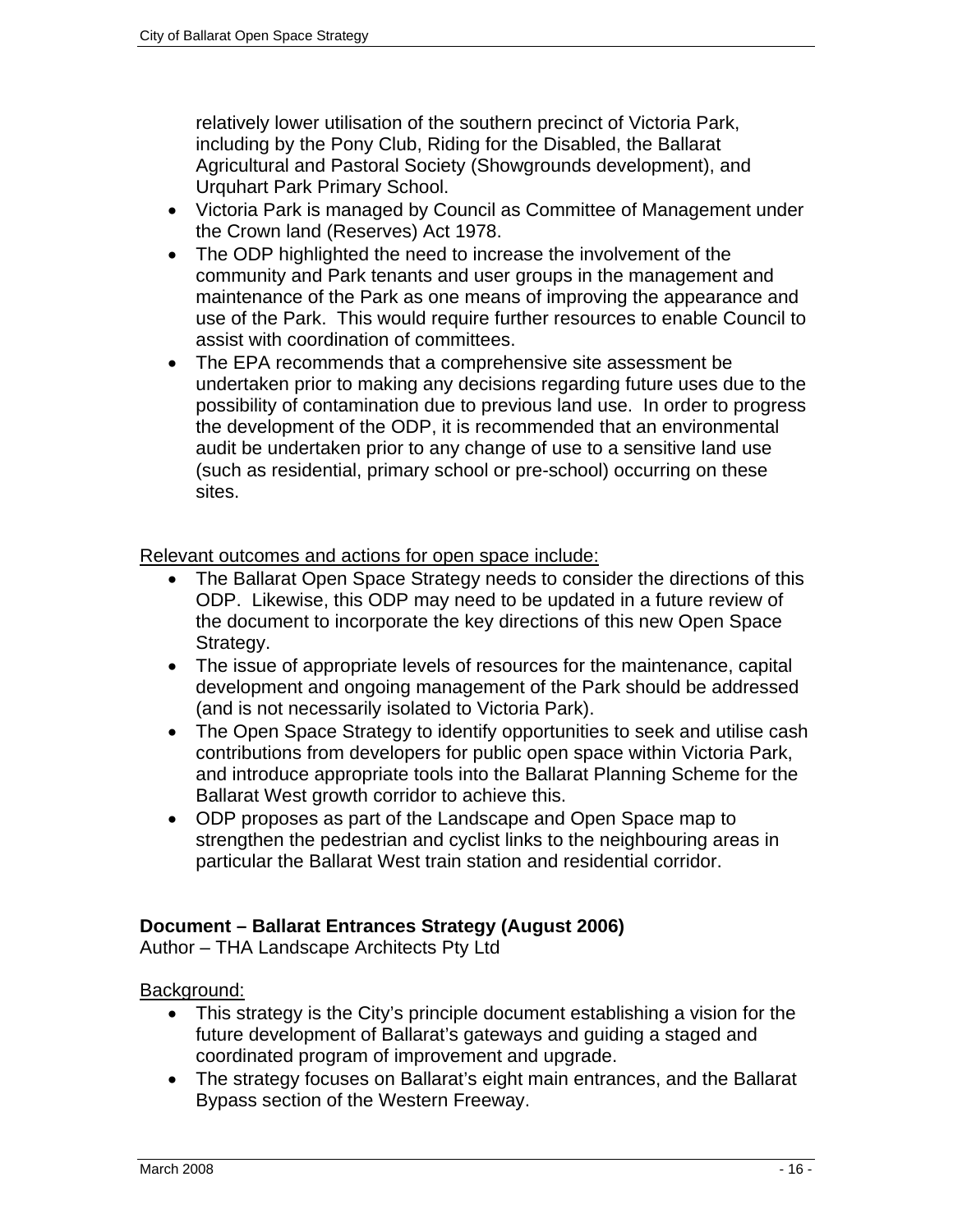relatively lower utilisation of the southern precinct of Victoria Park, including by the Pony Club, Riding for the Disabled, the Ballarat Agricultural and Pastoral Society (Showgrounds development), and Urquhart Park Primary School.

- Victoria Park is managed by Council as Committee of Management under the Crown land (Reserves) Act 1978.
- The ODP highlighted the need to increase the involvement of the community and Park tenants and user groups in the management and maintenance of the Park as one means of improving the appearance and use of the Park. This would require further resources to enable Council to assist with coordination of committees.
- The EPA recommends that a comprehensive site assessment be undertaken prior to making any decisions regarding future uses due to the possibility of contamination due to previous land use. In order to progress the development of the ODP, it is recommended that an environmental audit be undertaken prior to any change of use to a sensitive land use (such as residential, primary school or pre-school) occurring on these sites.

<u>Relevant outcomes and actions for open space include:</u>

- The Ballarat Open Space Strategy needs to consider the directions of this ODP. Likewise, this ODP may need to be updated in a future review of the document to incorporate the key directions of this new Open Space Strategy.
- The issue of appropriate levels of resources for the maintenance, capital development and ongoing management of the Park should be addressed (and is not necessarily isolated to Victoria Park).
- The Open Space Strategy to identify opportunities to seek and utilise cash contributions from developers for public open space within Victoria Park, and introduce appropriate tools into the Ballarat Planning Scheme for the Ballarat West growth corridor to achieve this.
- ODP proposes as part of the Landscape and Open Space map to strengthen the pedestrian and cyclist links to the neighbouring areas in particular the Ballarat West train station and residential corridor.

**Document – Ballarat Entrances Strategy (August 2006)**
Author – THA Landscape Architects Pty Ltd

<u>Background:</u>

- This strategy is the City's principle document establishing a vision for the future development of Ballarat's gateways and guiding a staged and coordinated program of improvement and upgrade.
- The strategy focuses on Ballarat's eight main entrances, and the Ballarat Bypass section of the Western Freeway.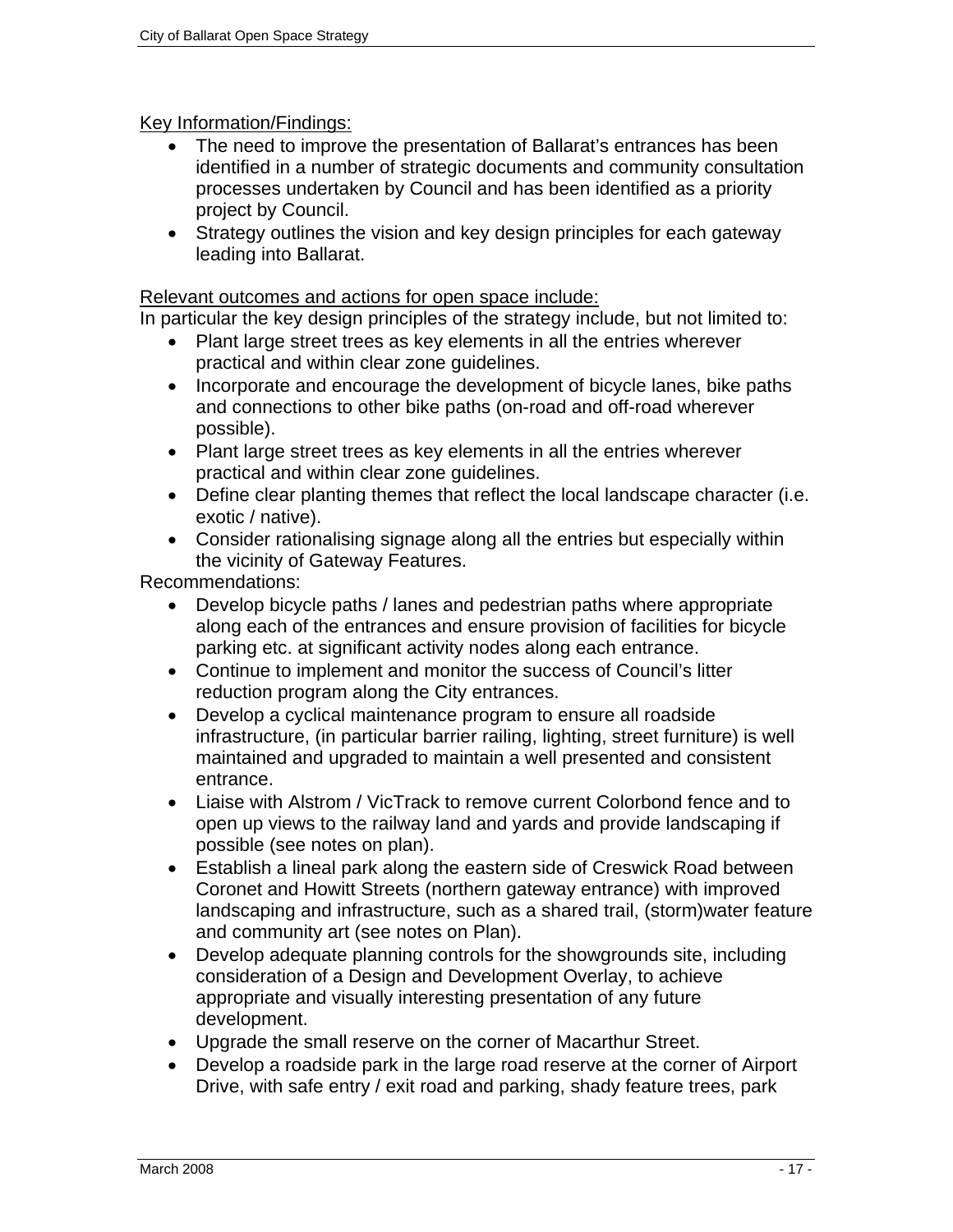Key Information/Findings:

- The need to improve the presentation of Ballarat's entrances has been identified in a number of strategic documents and community consultation processes undertaken by Council and has been identified as a priority project by Council.
- Strategy outlines the vision and key design principles for each gateway leading into Ballarat.

Relevant outcomes and actions for open space include:

In particular the key design principles of the strategy include, but not limited to:

- Plant large street trees as key elements in all the entries wherever practical and within clear zone guidelines.
- Incorporate and encourage the development of bicycle lanes, bike paths and connections to other bike paths (on-road and off-road wherever possible).
- Plant large street trees as key elements in all the entries wherever practical and within clear zone guidelines.
- Define clear planting themes that reflect the local landscape character (i.e. exotic / native).
- Consider rationalising signage along all the entries but especially within the vicinity of Gateway Features.

Recommendations:

- Develop bicycle paths / lanes and pedestrian paths where appropriate along each of the entrances and ensure provision of facilities for bicycle parking etc. at significant activity nodes along each entrance.
- Continue to implement and monitor the success of Council's litter reduction program along the City entrances.
- Develop a cyclical maintenance program to ensure all roadside infrastructure, (in particular barrier railing, lighting, street furniture) is well maintained and upgraded to maintain a well presented and consistent entrance.
- Liaise with Alstrom / VicTrack to remove current Colorbond fence and to open up views to the railway land and yards and provide landscaping if possible (see notes on plan).
- Establish a lineal park along the eastern side of Creswick Road between Coronet and Howitt Streets (northern gateway entrance) with improved landscaping and infrastructure, such as a shared trail, (storm)water feature and community art (see notes on Plan).
- Develop adequate planning controls for the showgrounds site, including consideration of a Design and Development Overlay, to achieve appropriate and visually interesting presentation of any future development.
- Upgrade the small reserve on the corner of Macarthur Street.
- Develop a roadside park in the large road reserve at the corner of Airport Drive, with safe entry / exit road and parking, shady feature trees, park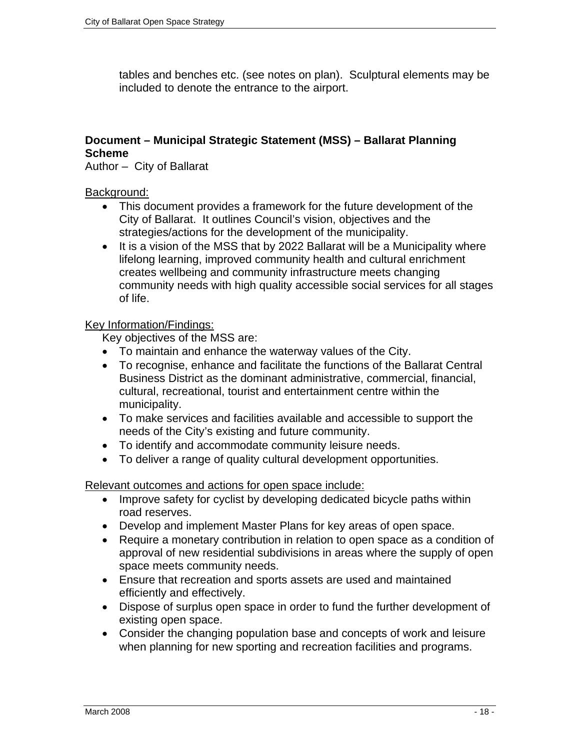tables and benches etc. (see notes on plan). Sculptural elements may be included to denote the entrance to the airport.

**Document – Municipal Strategic Statement (MSS) – Ballarat Planning Scheme**

Author – City of Ballarat

Background:

- This document provides a framework for the future development of the City of Ballarat. It outlines Council's vision, objectives and the strategies/actions for the development of the municipality.
- It is a vision of the MSS that by 2022 Ballarat will be a Municipality where lifelong learning, improved community health and cultural enrichment creates wellbeing and community infrastructure meets changing community needs with high quality accessible social services for all stages of life.

Key Information/Findings:

Key objectives of the MSS are:

- To maintain and enhance the waterway values of the City.
- To recognise, enhance and facilitate the functions of the Ballarat Central Business District as the dominant administrative, commercial, financial, cultural, recreational, tourist and entertainment centre within the municipality.
- To make services and facilities available and accessible to support the needs of the City's existing and future community.
- To identify and accommodate community leisure needs.
- To deliver a range of quality cultural development opportunities.

Relevant outcomes and actions for open space include:

- Improve safety for cyclist by developing dedicated bicycle paths within road reserves.
- Develop and implement Master Plans for key areas of open space.
- Require a monetary contribution in relation to open space as a condition of approval of new residential subdivisions in areas where the supply of open space meets community needs.
- Ensure that recreation and sports assets are used and maintained efficiently and effectively.
- Dispose of surplus open space in order to fund the further development of existing open space.
- Consider the changing population base and concepts of work and leisure when planning for new sporting and recreation facilities and programs.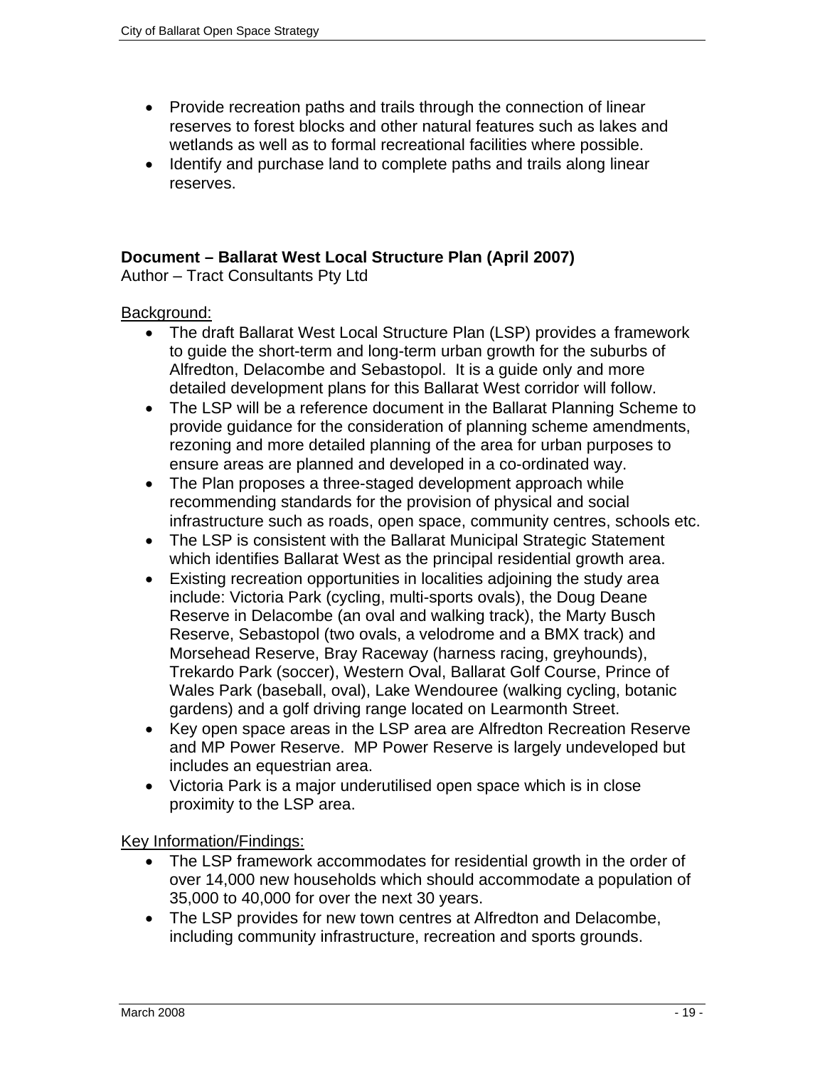- Provide recreation paths and trails through the connection of linear reserves to forest blocks and other natural features such as lakes and wetlands as well as to formal recreational facilities where possible.
- Identify and purchase land to complete paths and trails along linear reserves.

**Document – Ballarat West Local Structure Plan (April 2007)**
Author – Tract Consultants Pty Ltd

Background:

- The draft Ballarat West Local Structure Plan (LSP) provides a framework to guide the short-term and long-term urban growth for the suburbs of Alfredton, Delacombe and Sebastopol. It is a guide only and more detailed development plans for this Ballarat West corridor will follow.
- The LSP will be a reference document in the Ballarat Planning Scheme to provide guidance for the consideration of planning scheme amendments, rezoning and more detailed planning of the area for urban purposes to ensure areas are planned and developed in a co-ordinated way.
- The Plan proposes a three-staged development approach while recommending standards for the provision of physical and social infrastructure such as roads, open space, community centres, schools etc.
- The LSP is consistent with the Ballarat Municipal Strategic Statement which identifies Ballarat West as the principal residential growth area.
- Existing recreation opportunities in localities adjoining the study area include: Victoria Park (cycling, multi-sports ovals), the Doug Deane Reserve in Delacombe (an oval and walking track), the Marty Busch Reserve, Sebastopol (two ovals, a velodrome and a BMX track) and Morsehead Reserve, Bray Raceway (harness racing, greyhounds), Trekardo Park (soccer), Western Oval, Ballarat Golf Course, Prince of Wales Park (baseball, oval), Lake Wendouree (walking cycling, botanic gardens) and a golf driving range located on Learmonth Street.
- Key open space areas in the LSP area are Alfredton Recreation Reserve and MP Power Reserve. MP Power Reserve is largely undeveloped but includes an equestrian area.
- Victoria Park is a major underutilised open space which is in close proximity to the LSP area.

Key Information/Findings:

- The LSP framework accommodates for residential growth in the order of over 14,000 new households which should accommodate a population of 35,000 to 40,000 for over the next 30 years.
- The LSP provides for new town centres at Alfredton and Delacombe, including community infrastructure, recreation and sports grounds.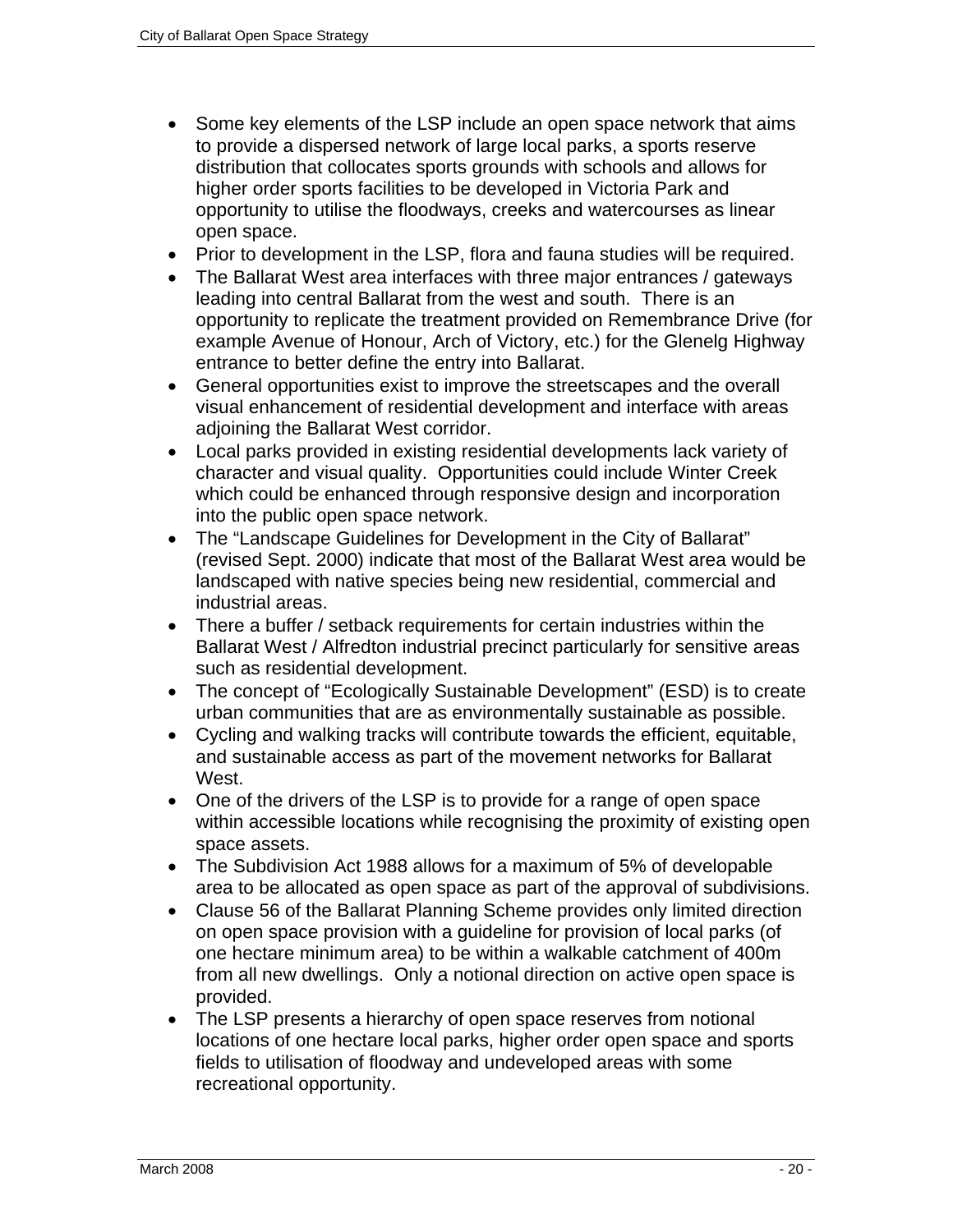- Some key elements of the LSP include an open space network that aims to provide a dispersed network of large local parks, a sports reserve distribution that collocates sports grounds with schools and allows for higher order sports facilities to be developed in Victoria Park and opportunity to utilise the floodways, creeks and watercourses as linear open space.
- Prior to development in the LSP, flora and fauna studies will be required.
- The Ballarat West area interfaces with three major entrances / gateways leading into central Ballarat from the west and south. There is an opportunity to replicate the treatment provided on Remembrance Drive (for example Avenue of Honour, Arch of Victory, etc.) for the Glenelg Highway entrance to better define the entry into Ballarat.
- General opportunities exist to improve the streetscapes and the overall visual enhancement of residential development and interface with areas adjoining the Ballarat West corridor.
- Local parks provided in existing residential developments lack variety of character and visual quality. Opportunities could include Winter Creek which could be enhanced through responsive design and incorporation into the public open space network.
- The "Landscape Guidelines for Development in the City of Ballarat" (revised Sept. 2000) indicate that most of the Ballarat West area would be landscaped with native species being new residential, commercial and industrial areas.
- There a buffer / setback requirements for certain industries within the Ballarat West / Alfredton industrial precinct particularly for sensitive areas such as residential development.
- The concept of "Ecologically Sustainable Development" (ESD) is to create urban communities that are as environmentally sustainable as possible.
- Cycling and walking tracks will contribute towards the efficient, equitable, and sustainable access as part of the movement networks for Ballarat West.
- One of the drivers of the LSP is to provide for a range of open space within accessible locations while recognising the proximity of existing open space assets.
- The Subdivision Act 1988 allows for a maximum of 5% of developable area to be allocated as open space as part of the approval of subdivisions.
- Clause 56 of the Ballarat Planning Scheme provides only limited direction on open space provision with a guideline for provision of local parks (of one hectare minimum area) to be within a walkable catchment of 400m from all new dwellings. Only a notional direction on active open space is provided.
- The LSP presents a hierarchy of open space reserves from notional locations of one hectare local parks, higher order open space and sports fields to utilisation of floodway and undeveloped areas with some recreational opportunity.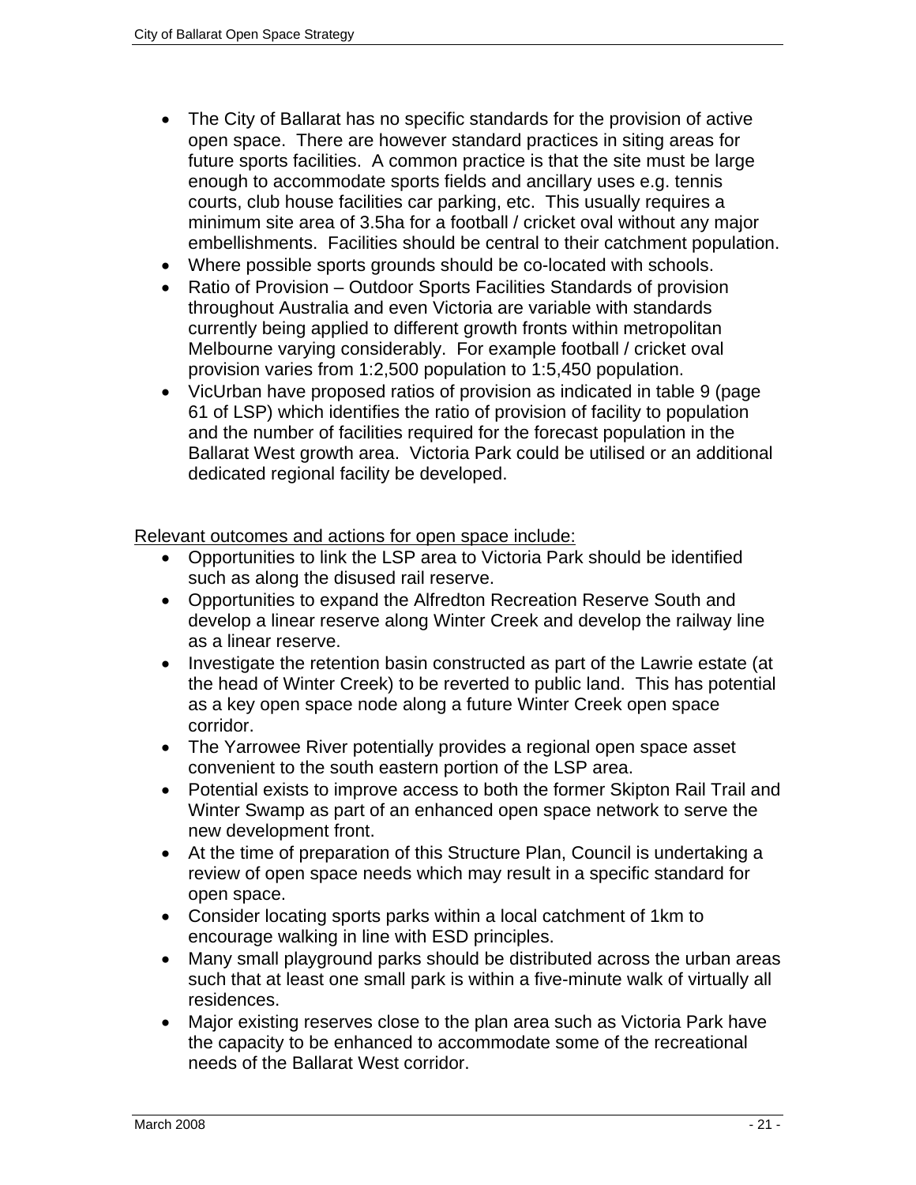- The City of Ballarat has no specific standards for the provision of active open space. There are however standard practices in siting areas for future sports facilities. A common practice is that the site must be large enough to accommodate sports fields and ancillary uses e.g. tennis courts, club house facilities car parking, etc. This usually requires a minimum site area of 3.5ha for a football / cricket oval without any major embellishments. Facilities should be central to their catchment population.
- Where possible sports grounds should be co-located with schools.
- Ratio of Provision – Outdoor Sports Facilities Standards of provision throughout Australia and even Victoria are variable with standards currently being applied to different growth fronts within metropolitan Melbourne varying considerably. For example football / cricket oval provision varies from 1:2,500 population to 1:5,450 population.
- VicUrban have proposed ratios of provision as indicated in table 9 (page 61 of LSP) which identifies the ratio of provision of facility to population and the number of facilities required for the forecast population in the Ballarat West growth area. Victoria Park could be utilised or an additional dedicated regional facility be developed.

<u>Relevant outcomes and actions for open space include:</u>

- Opportunities to link the LSP area to Victoria Park should be identified such as along the disused rail reserve.
- Opportunities to expand the Alfredton Recreation Reserve South and develop a linear reserve along Winter Creek and develop the railway line as a linear reserve.
- Investigate the retention basin constructed as part of the Lawrie estate (at the head of Winter Creek) to be reverted to public land. This has potential as a key open space node along a future Winter Creek open space corridor.
- The Yarrowee River potentially provides a regional open space asset convenient to the south eastern portion of the LSP area.
- Potential exists to improve access to both the former Skipton Rail Trail and Winter Swamp as part of an enhanced open space network to serve the new development front.
- At the time of preparation of this Structure Plan, Council is undertaking a review of open space needs which may result in a specific standard for open space.
- Consider locating sports parks within a local catchment of 1km to encourage walking in line with ESD principles.
- Many small playground parks should be distributed across the urban areas such that at least one small park is within a five-minute walk of virtually all residences.
- Major existing reserves close to the plan area such as Victoria Park have the capacity to be enhanced to accommodate some of the recreational needs of the Ballarat West corridor.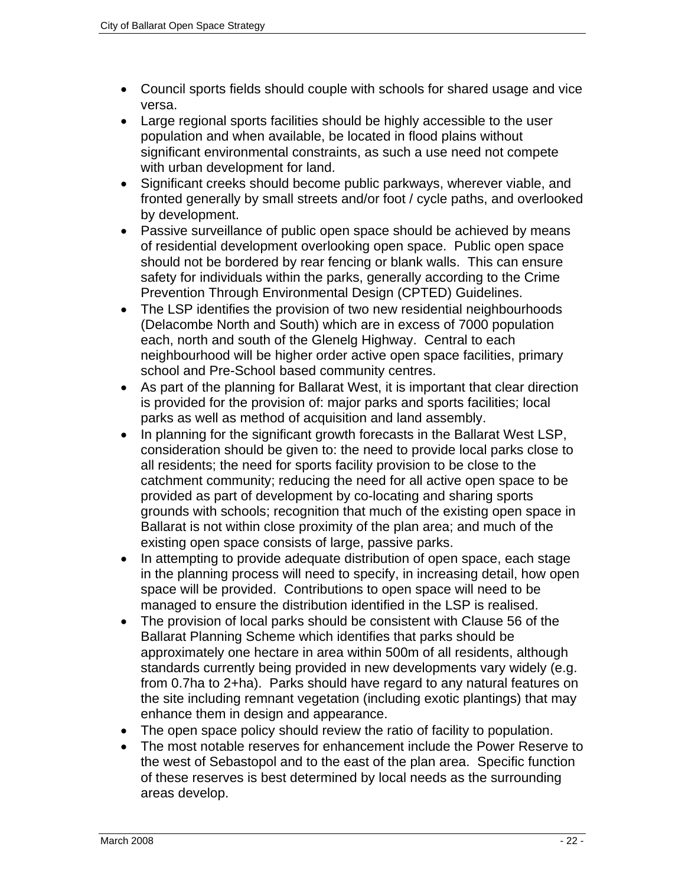- Council sports fields should couple with schools for shared usage and vice versa.
- Large regional sports facilities should be highly accessible to the user population and when available, be located in flood plains without significant environmental constraints, as such a use need not compete with urban development for land.
- Significant creeks should become public parkways, wherever viable, and fronted generally by small streets and/or foot / cycle paths, and overlooked by development.
- Passive surveillance of public open space should be achieved by means of residential development overlooking open space. Public open space should not be bordered by rear fencing or blank walls. This can ensure safety for individuals within the parks, generally according to the Crime Prevention Through Environmental Design (CPTED) Guidelines.
- The LSP identifies the provision of two new residential neighbourhoods (Delacombe North and South) which are in excess of 7000 population each, north and south of the Glenelg Highway. Central to each neighbourhood will be higher order active open space facilities, primary school and Pre-School based community centres.
- As part of the planning for Ballarat West, it is important that clear direction is provided for the provision of: major parks and sports facilities; local parks as well as method of acquisition and land assembly.
- In planning for the significant growth forecasts in the Ballarat West LSP, consideration should be given to: the need to provide local parks close to all residents; the need for sports facility provision to be close to the catchment community; reducing the need for all active open space to be provided as part of development by co-locating and sharing sports grounds with schools; recognition that much of the existing open space in Ballarat is not within close proximity of the plan area; and much of the existing open space consists of large, passive parks.
- In attempting to provide adequate distribution of open space, each stage in the planning process will need to specify, in increasing detail, how open space will be provided. Contributions to open space will need to be managed to ensure the distribution identified in the LSP is realised.
- The provision of local parks should be consistent with Clause 56 of the Ballarat Planning Scheme which identifies that parks should be approximately one hectare in area within 500m of all residents, although standards currently being provided in new developments vary widely (e.g. from 0.7ha to 2+ha). Parks should have regard to any natural features on the site including remnant vegetation (including exotic plantings) that may enhance them in design and appearance.
- The open space policy should review the ratio of facility to population.
- The most notable reserves for enhancement include the Power Reserve to the west of Sebastopol and to the east of the plan area. Specific function of these reserves is best determined by local needs as the surrounding areas develop.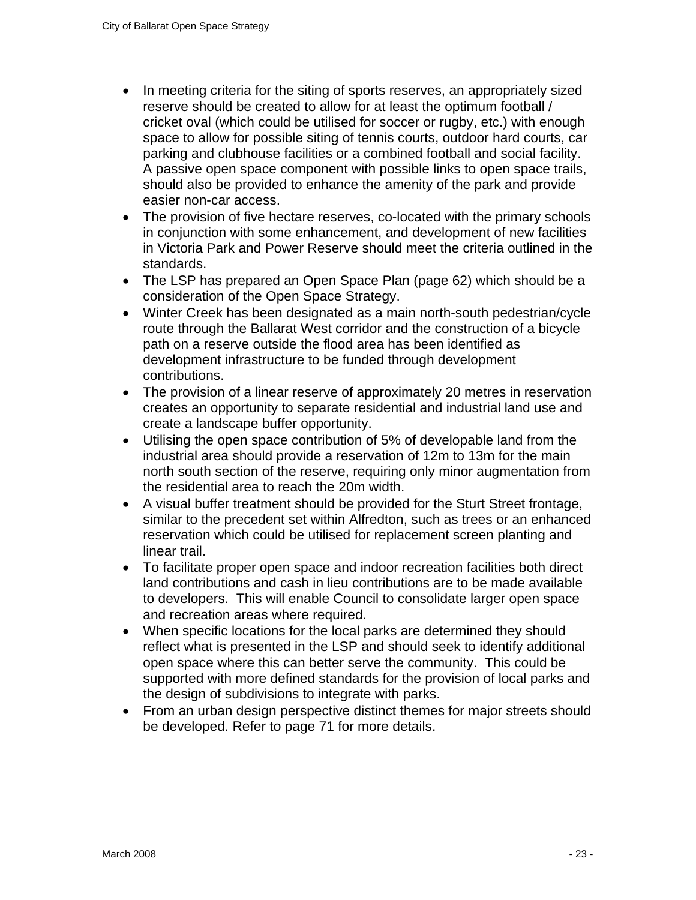- In meeting criteria for the siting of sports reserves, an appropriately sized reserve should be created to allow for at least the optimum football / cricket oval (which could be utilised for soccer or rugby, etc.) with enough space to allow for possible siting of tennis courts, outdoor hard courts, car parking and clubhouse facilities or a combined football and social facility. A passive open space component with possible links to open space trails, should also be provided to enhance the amenity of the park and provide easier non-car access.
- The provision of five hectare reserves, co-located with the primary schools in conjunction with some enhancement, and development of new facilities in Victoria Park and Power Reserve should meet the criteria outlined in the standards.
- The LSP has prepared an Open Space Plan (page 62) which should be a consideration of the Open Space Strategy.
- Winter Creek has been designated as a main north-south pedestrian/cycle route through the Ballarat West corridor and the construction of a bicycle path on a reserve outside the flood area has been identified as development infrastructure to be funded through development contributions.
- The provision of a linear reserve of approximately 20 metres in reservation creates an opportunity to separate residential and industrial land use and create a landscape buffer opportunity.
- Utilising the open space contribution of 5% of developable land from the industrial area should provide a reservation of 12m to 13m for the main north south section of the reserve, requiring only minor augmentation from the residential area to reach the 20m width.
- A visual buffer treatment should be provided for the Sturt Street frontage, similar to the precedent set within Alfredton, such as trees or an enhanced reservation which could be utilised for replacement screen planting and linear trail.
- To facilitate proper open space and indoor recreation facilities both direct land contributions and cash in lieu contributions are to be made available to developers. This will enable Council to consolidate larger open space and recreation areas where required.
- When specific locations for the local parks are determined they should reflect what is presented in the LSP and should seek to identify additional open space where this can better serve the community. This could be supported with more defined standards for the provision of local parks and the design of subdivisions to integrate with parks.
- From an urban design perspective distinct themes for major streets should be developed. Refer to page 71 for more details.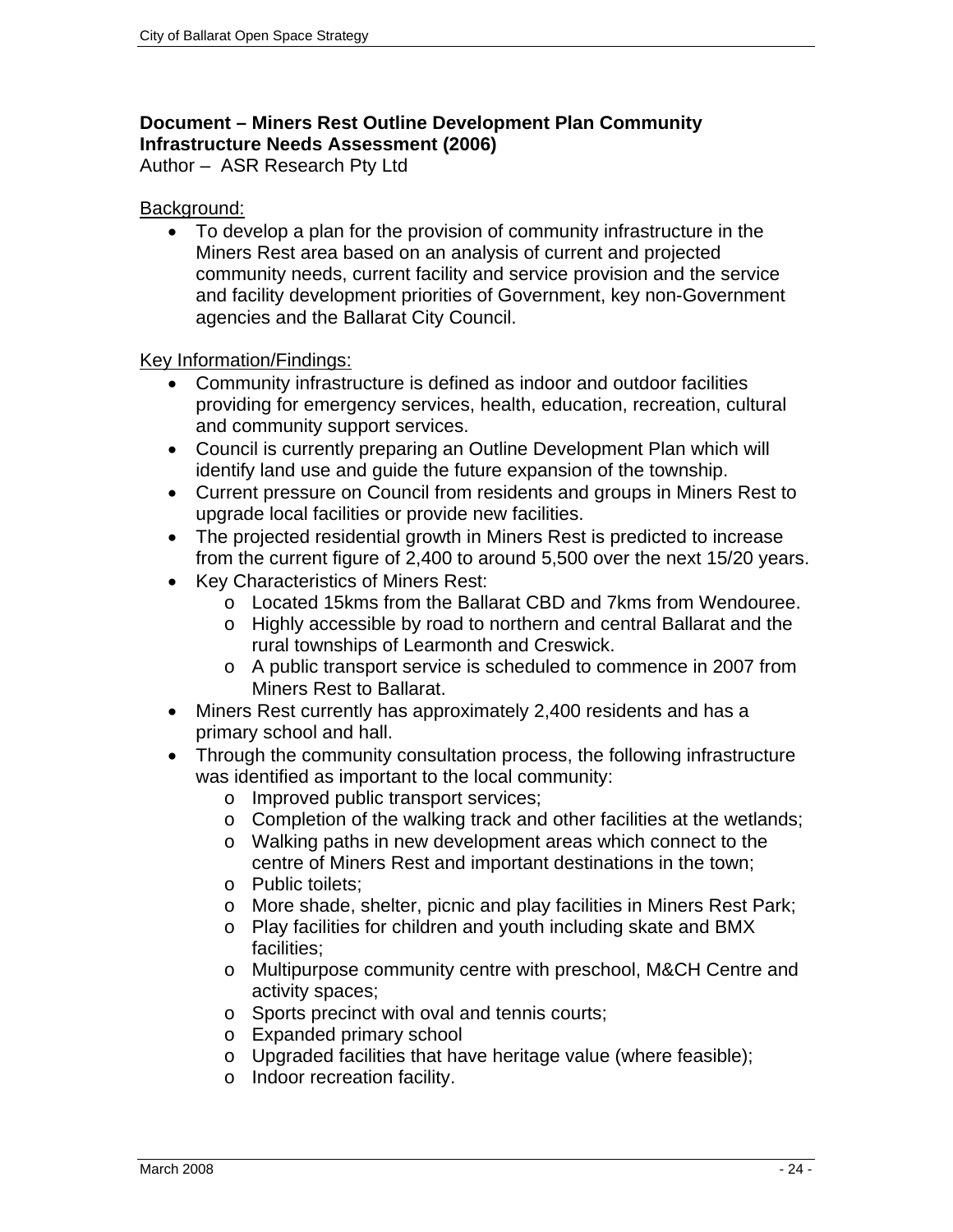**Document – Miners Rest Outline Development Plan Community Infrastructure Needs Assessment (2006)**
Author – ASR Research Pty Ltd

Background:

- To develop a plan for the provision of community infrastructure in the Miners Rest area based on an analysis of current and projected community needs, current facility and service provision and the service and facility development priorities of Government, key non-Government agencies and the Ballarat City Council.

Key Information/Findings:

- Community infrastructure is defined as indoor and outdoor facilities providing for emergency services, health, education, recreation, cultural and community support services.
- Council is currently preparing an Outline Development Plan which will identify land use and guide the future expansion of the township.
- Current pressure on Council from residents and groups in Miners Rest to upgrade local facilities or provide new facilities.
- The projected residential growth in Miners Rest is predicted to increase from the current figure of 2,400 to around 5,500 over the next 15/20 years.
- Key Characteristics of Miners Rest:
  - Located 15kms from the Ballarat CBD and 7kms from Wendouree.
  - Highly accessible by road to northern and central Ballarat and the rural townships of Learmonth and Creswick.
  - A public transport service is scheduled to commence in 2007 from Miners Rest to Ballarat.
- Miners Rest currently has approximately 2,400 residents and has a primary school and hall.
- Through the community consultation process, the following infrastructure was identified as important to the local community:
  - Improved public transport services;
  - Completion of the walking track and other facilities at the wetlands;
  - Walking paths in new development areas which connect to the centre of Miners Rest and important destinations in the town;
  - Public toilets;
  - More shade, shelter, picnic and play facilities in Miners Rest Park;
  - Play facilities for children and youth including skate and BMX facilities;
  - Multipurpose community centre with preschool, M&CH Centre and activity spaces;
  - Sports precinct with oval and tennis courts;
  - Expanded primary school
  - Upgraded facilities that have heritage value (where feasible);
  - Indoor recreation facility.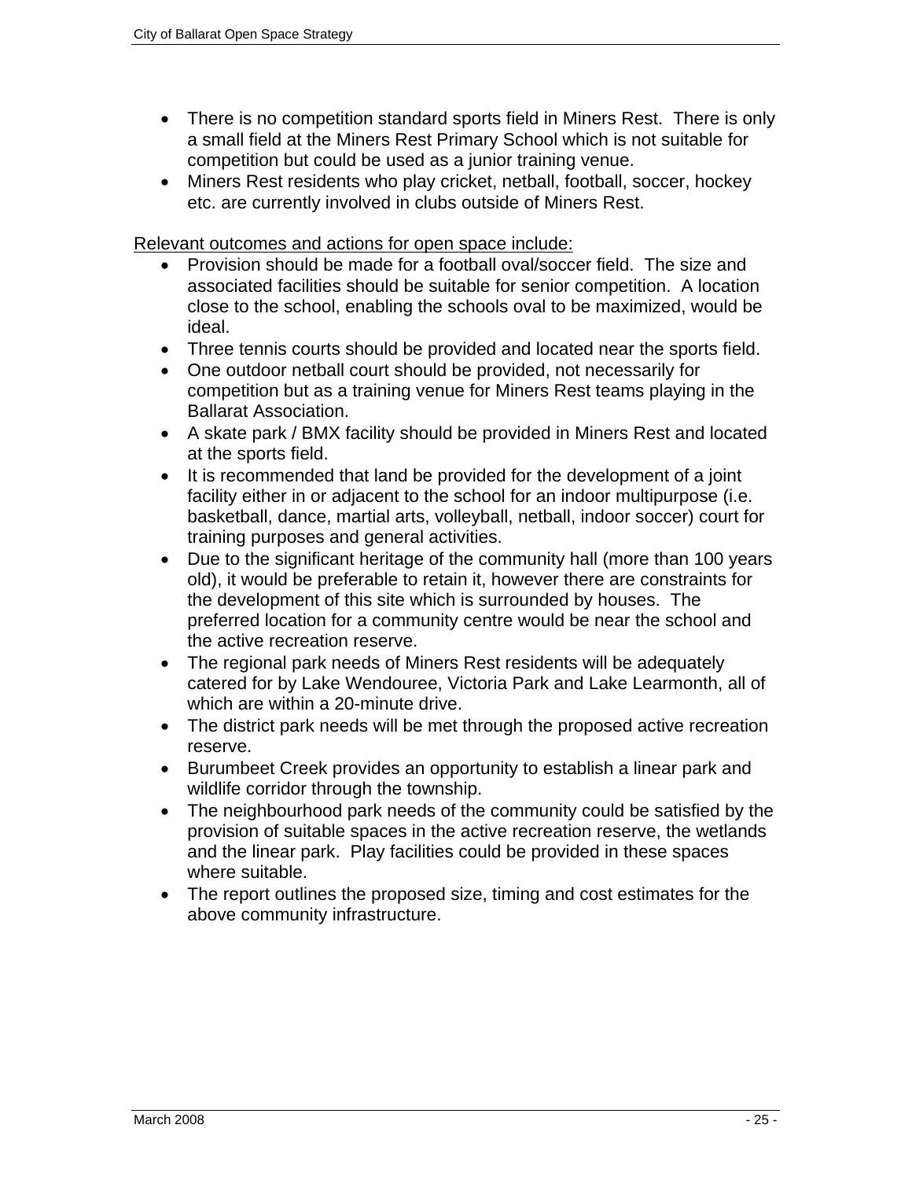- There is no competition standard sports field in Miners Rest. There is only a small field at the Miners Rest Primary School which is not suitable for competition but could be used as a junior training venue.
- Miners Rest residents who play cricket, netball, football, soccer, hockey etc. are currently involved in clubs outside of Miners Rest.

<u>Relevant outcomes and actions for open space include:</u>

- Provision should be made for a football oval/soccer field. The size and associated facilities should be suitable for senior competition. A location close to the school, enabling the schools oval to be maximized, would be ideal.
- Three tennis courts should be provided and located near the sports field.
- One outdoor netball court should be provided, not necessarily for competition but as a training venue for Miners Rest teams playing in the Ballarat Association.
- A skate park / BMX facility should be provided in Miners Rest and located at the sports field.
- It is recommended that land be provided for the development of a joint facility either in or adjacent to the school for an indoor multipurpose (i.e. basketball, dance, martial arts, volleyball, netball, indoor soccer) court for training purposes and general activities.
- Due to the significant heritage of the community hall (more than 100 years old), it would be preferable to retain it, however there are constraints for the development of this site which is surrounded by houses. The preferred location for a community centre would be near the school and the active recreation reserve.
- The regional park needs of Miners Rest residents will be adequately catered for by Lake Wendouree, Victoria Park and Lake Learmonth, all of which are within a 20-minute drive.
- The district park needs will be met through the proposed active recreation reserve.
- Burumbeet Creek provides an opportunity to establish a linear park and wildlife corridor through the township.
- The neighbourhood park needs of the community could be satisfied by the provision of suitable spaces in the active recreation reserve, the wetlands and the linear park. Play facilities could be provided in these spaces where suitable.
- The report outlines the proposed size, timing and cost estimates for the above community infrastructure.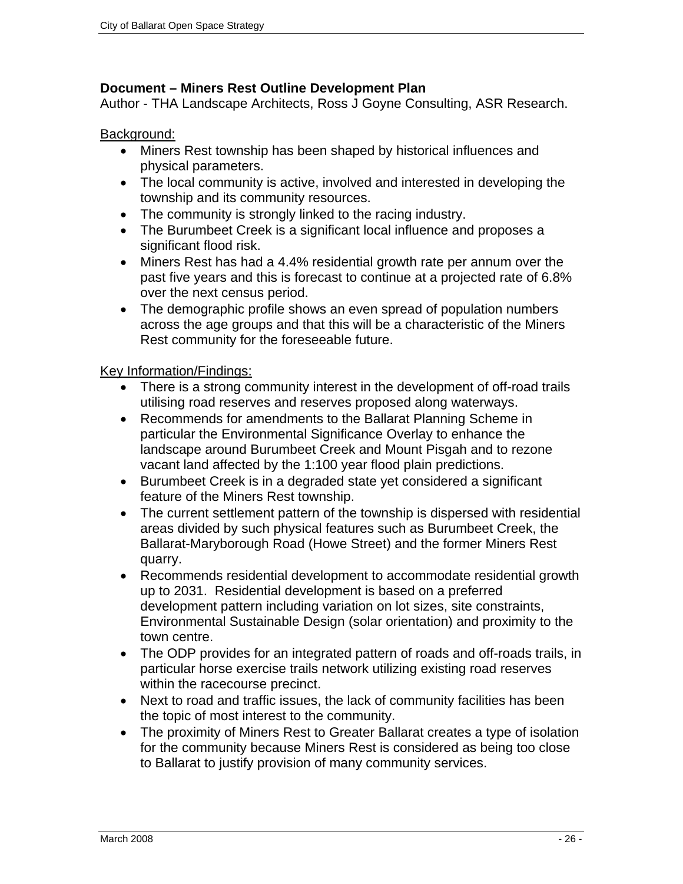**Document – Miners Rest Outline Development Plan**
Author - THA Landscape Architects, Ross J Goyne Consulting, ASR Research.

Background:

- Miners Rest township has been shaped by historical influences and physical parameters.
- The local community is active, involved and interested in developing the township and its community resources.
- The community is strongly linked to the racing industry.
- The Burumbeet Creek is a significant local influence and proposes a significant flood risk.
- Miners Rest has had a 4.4% residential growth rate per annum over the past five years and this is forecast to continue at a projected rate of 6.8% over the next census period.
- The demographic profile shows an even spread of population numbers across the age groups and that this will be a characteristic of the Miners Rest community for the foreseeable future.

Key Information/Findings:

- There is a strong community interest in the development of off-road trails utilising road reserves and reserves proposed along waterways.
- Recommends for amendments to the Ballarat Planning Scheme in particular the Environmental Significance Overlay to enhance the landscape around Burumbeet Creek and Mount Pisgah and to rezone vacant land affected by the 1:100 year flood plain predictions.
- Burumbeet Creek is in a degraded state yet considered a significant feature of the Miners Rest township.
- The current settlement pattern of the township is dispersed with residential areas divided by such physical features such as Burumbeet Creek, the Ballarat-Maryborough Road (Howe Street) and the former Miners Rest quarry.
- Recommends residential development to accommodate residential growth up to 2031. Residential development is based on a preferred development pattern including variation on lot sizes, site constraints, Environmental Sustainable Design (solar orientation) and proximity to the town centre.
- The ODP provides for an integrated pattern of roads and off-roads trails, in particular horse exercise trails network utilizing existing road reserves within the racecourse precinct.
- Next to road and traffic issues, the lack of community facilities has been the topic of most interest to the community.
- The proximity of Miners Rest to Greater Ballarat creates a type of isolation for the community because Miners Rest is considered as being too close to Ballarat to justify provision of many community services.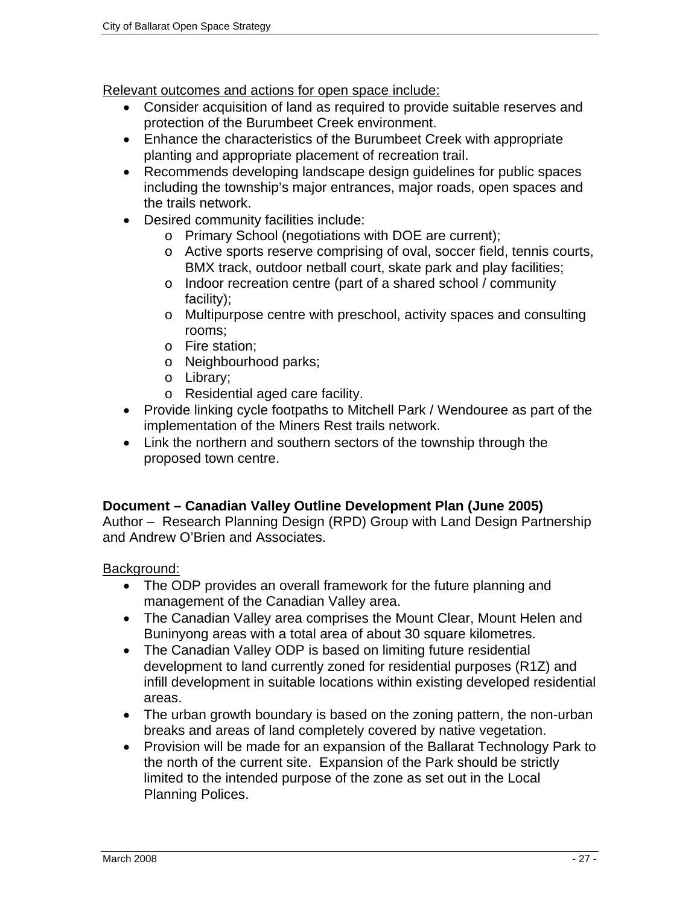<u>Relevant outcomes and actions for open space include:</u>

- Consider acquisition of land as required to provide suitable reserves and protection of the Burumbeet Creek environment.
- Enhance the characteristics of the Burumbeet Creek with appropriate planting and appropriate placement of recreation trail.
- Recommends developing landscape design guidelines for public spaces including the township's major entrances, major roads, open spaces and the trails network.
- Desired community facilities include:
  - Primary School (negotiations with DOE are current);
  - Active sports reserve comprising of oval, soccer field, tennis courts, BMX track, outdoor netball court, skate park and play facilities;
  - Indoor recreation centre (part of a shared school / community facility);
  - Multipurpose centre with preschool, activity spaces and consulting rooms;
  - Fire station;
  - Neighbourhood parks;
  - Library;
  - Residential aged care facility.
- Provide linking cycle footpaths to Mitchell Park / Wendouree as part of the implementation of the Miners Rest trails network.
- Link the northern and southern sectors of the township through the proposed town centre.

**Document – Canadian Valley Outline Development Plan (June 2005)**
Author – Research Planning Design (RPD) Group with Land Design Partnership and Andrew O'Brien and Associates.

<u>Background:</u>

- The ODP provides an overall framework for the future planning and management of the Canadian Valley area.
- The Canadian Valley area comprises the Mount Clear, Mount Helen and Buninyong areas with a total area of about 30 square kilometres.
- The Canadian Valley ODP is based on limiting future residential development to land currently zoned for residential purposes (R1Z) and infill development in suitable locations within existing developed residential areas.
- The urban growth boundary is based on the zoning pattern, the non-urban breaks and areas of land completely covered by native vegetation.
- Provision will be made for an expansion of the Ballarat Technology Park to the north of the current site. Expansion of the Park should be strictly limited to the intended purpose of the zone as set out in the Local Planning Polices.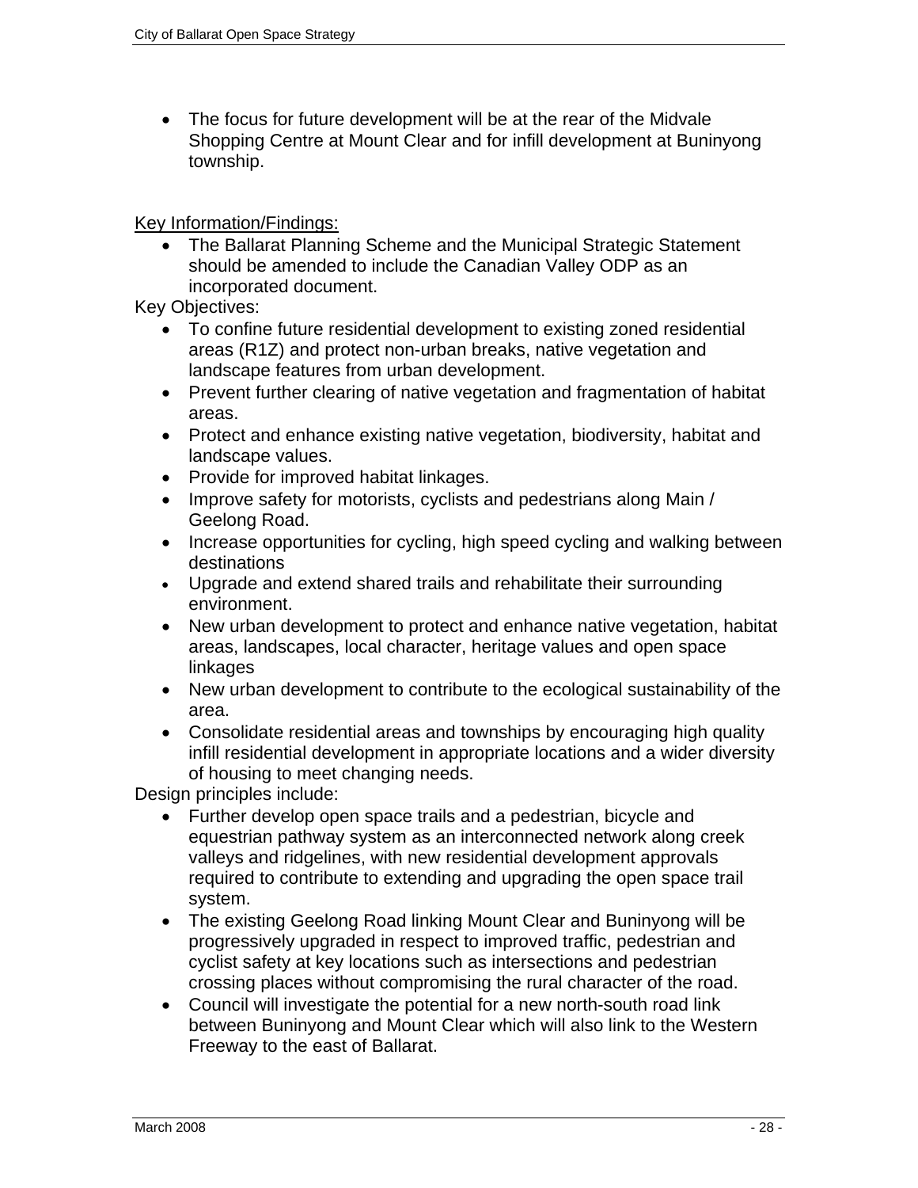- The focus for future development will be at the rear of the Midvale Shopping Centre at Mount Clear and for infill development at Buninyong township.

<u>Key Information/Findings:</u>

- The Ballarat Planning Scheme and the Municipal Strategic Statement should be amended to include the Canadian Valley ODP as an incorporated document.

Key Objectives:

- To confine future residential development to existing zoned residential areas (R1Z) and protect non-urban breaks, native vegetation and landscape features from urban development.
- Prevent further clearing of native vegetation and fragmentation of habitat areas.
- Protect and enhance existing native vegetation, biodiversity, habitat and landscape values.
- Provide for improved habitat linkages.
- Improve safety for motorists, cyclists and pedestrians along Main / Geelong Road.
- Increase opportunities for cycling, high speed cycling and walking between destinations
- Upgrade and extend shared trails and rehabilitate their surrounding environment.
- New urban development to protect and enhance native vegetation, habitat areas, landscapes, local character, heritage values and open space linkages
- New urban development to contribute to the ecological sustainability of the area.
- Consolidate residential areas and townships by encouraging high quality infill residential development in appropriate locations and a wider diversity of housing to meet changing needs.

Design principles include:

- Further develop open space trails and a pedestrian, bicycle and equestrian pathway system as an interconnected network along creek valleys and ridgelines, with new residential development approvals required to contribute to extending and upgrading the open space trail system.
- The existing Geelong Road linking Mount Clear and Buninyong will be progressively upgraded in respect to improved traffic, pedestrian and cyclist safety at key locations such as intersections and pedestrian crossing places without compromising the rural character of the road.
- Council will investigate the potential for a new north-south road link between Buninyong and Mount Clear which will also link to the Western Freeway to the east of Ballarat.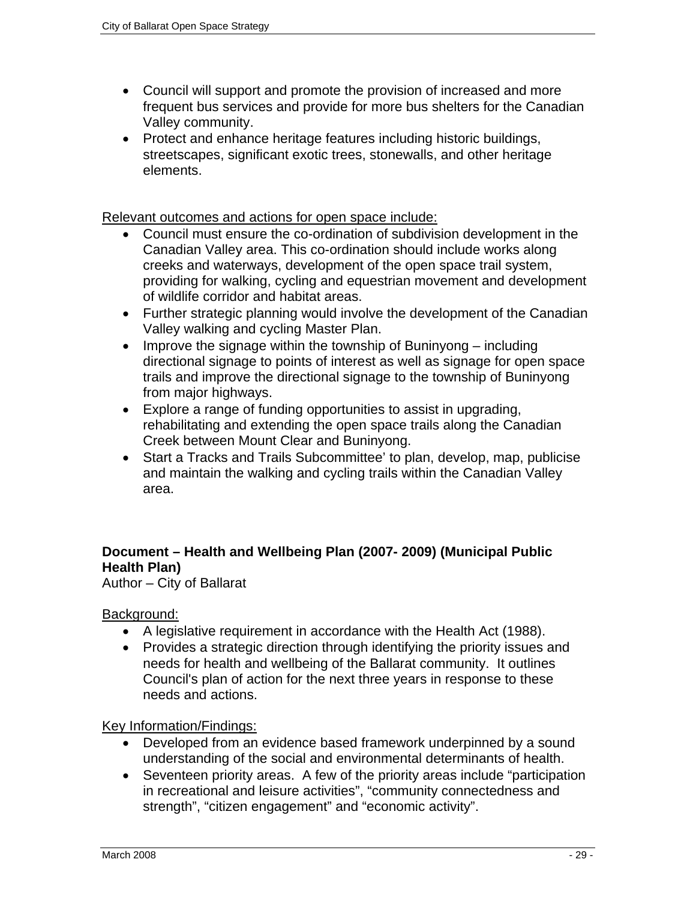- Council will support and promote the provision of increased and more frequent bus services and provide for more bus shelters for the Canadian Valley community.
- Protect and enhance heritage features including historic buildings, streetscapes, significant exotic trees, stonewalls, and other heritage elements.

Relevant outcomes and actions for open space include:

- Council must ensure the co-ordination of subdivision development in the Canadian Valley area. This co-ordination should include works along creeks and waterways, development of the open space trail system, providing for walking, cycling and equestrian movement and development of wildlife corridor and habitat areas.
- Further strategic planning would involve the development of the Canadian Valley walking and cycling Master Plan.
- Improve the signage within the township of Buninyong – including directional signage to points of interest as well as signage for open space trails and improve the directional signage to the township of Buninyong from major highways.
- Explore a range of funding opportunities to assist in upgrading, rehabilitating and extending the open space trails along the Canadian Creek between Mount Clear and Buninyong.
- Start a Tracks and Trails Subcommittee' to plan, develop, map, publicise and maintain the walking and cycling trails within the Canadian Valley area.

**Document – Health and Wellbeing Plan (2007- 2009) (Municipal Public Health Plan)**

Author – City of Ballarat

Background:

- A legislative requirement in accordance with the Health Act (1988).
- Provides a strategic direction through identifying the priority issues and needs for health and wellbeing of the Ballarat community. It outlines Council's plan of action for the next three years in response to these needs and actions.

Key Information/Findings:

- Developed from an evidence based framework underpinned by a sound understanding of the social and environmental determinants of health.
- Seventeen priority areas. A few of the priority areas include "participation in recreational and leisure activities", "community connectedness and strength", "citizen engagement" and "economic activity".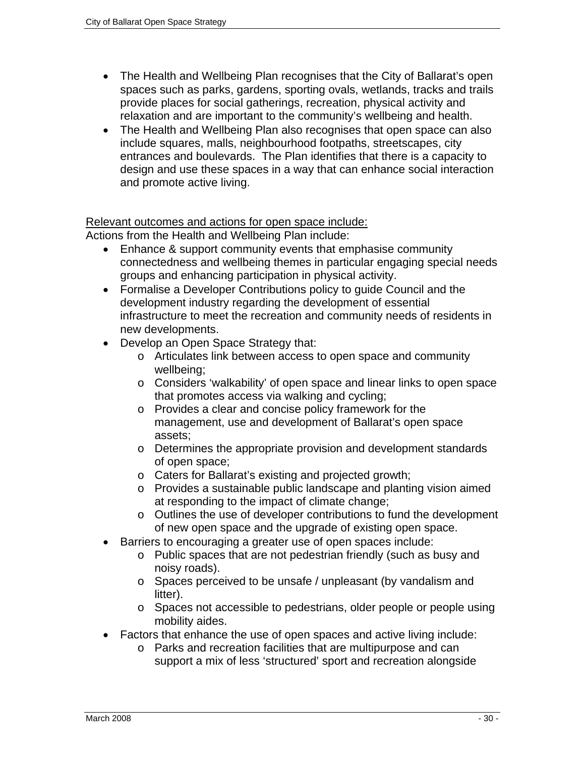- The Health and Wellbeing Plan recognises that the City of Ballarat's open spaces such as parks, gardens, sporting ovals, wetlands, tracks and trails provide places for social gatherings, recreation, physical activity and relaxation and are important to the community's wellbeing and health.
- The Health and Wellbeing Plan also recognises that open space can also include squares, malls, neighbourhood footpaths, streetscapes, city entrances and boulevards. The Plan identifies that there is a capacity to design and use these spaces in a way that can enhance social interaction and promote active living.

<u>Relevant outcomes and actions for open space include:</u>

Actions from the Health and Wellbeing Plan include:

- Enhance & support community events that emphasise community connectedness and wellbeing themes in particular engaging special needs groups and enhancing participation in physical activity.
- Formalise a Developer Contributions policy to guide Council and the development industry regarding the development of essential infrastructure to meet the recreation and community needs of residents in new developments.
- Develop an Open Space Strategy that:
  - Articulates link between access to open space and community wellbeing;
  - Considers 'walkability' of open space and linear links to open space that promotes access via walking and cycling;
  - Provides a clear and concise policy framework for the management, use and development of Ballarat's open space assets;
  - Determines the appropriate provision and development standards of open space;
  - Caters for Ballarat's existing and projected growth;
  - Provides a sustainable public landscape and planting vision aimed at responding to the impact of climate change;
  - Outlines the use of developer contributions to fund the development of new open space and the upgrade of existing open space.
- Barriers to encouraging a greater use of open spaces include:
  - Public spaces that are not pedestrian friendly (such as busy and noisy roads).
  - Spaces perceived to be unsafe / unpleasant (by vandalism and litter).
  - Spaces not accessible to pedestrians, older people or people using mobility aides.
- Factors that enhance the use of open spaces and active living include:
  - Parks and recreation facilities that are multipurpose and can support a mix of less 'structured' sport and recreation alongside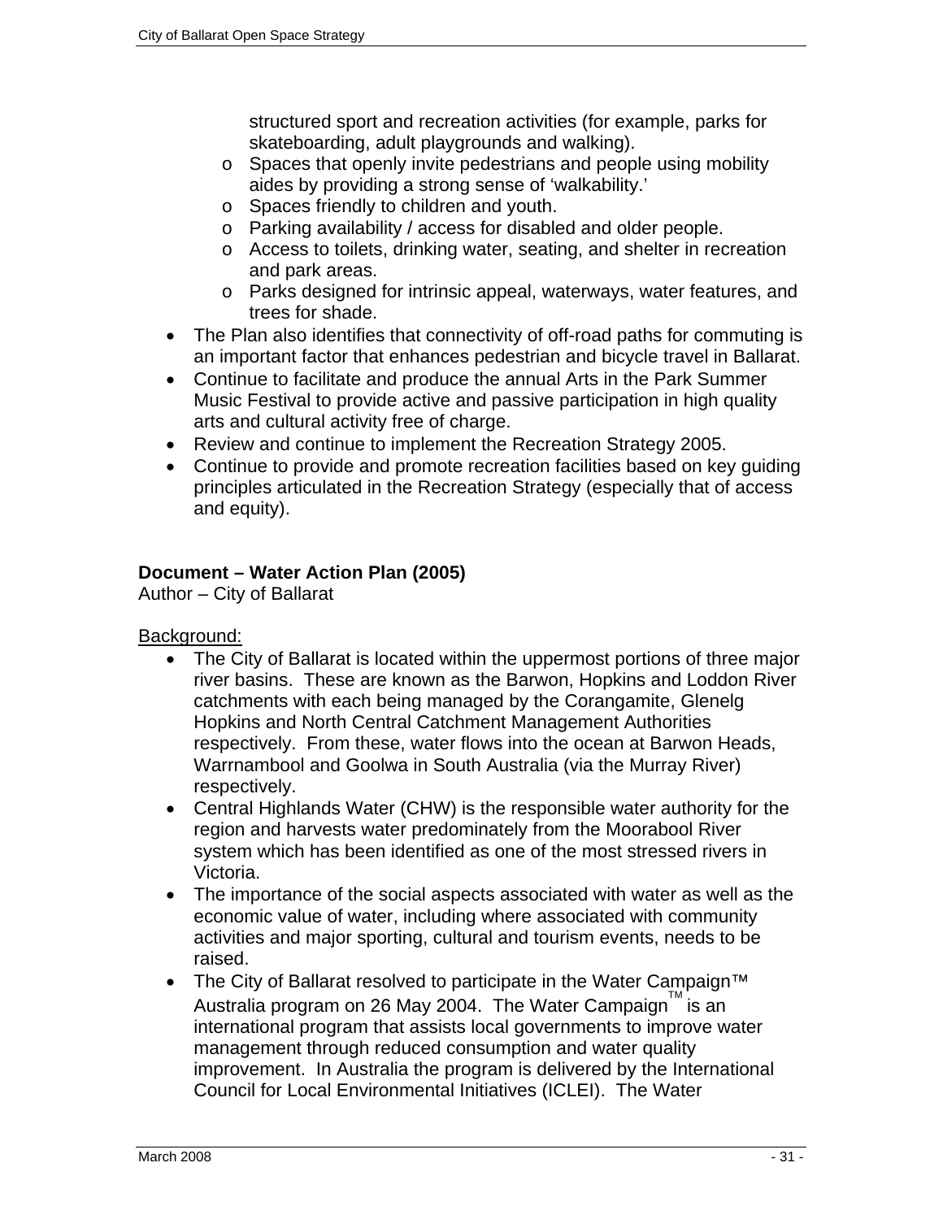structured sport and recreation activities (for example, parks for skateboarding, adult playgrounds and walking).
  - Spaces that openly invite pedestrians and people using mobility aides by providing a strong sense of 'walkability.'
  - Spaces friendly to children and youth.
  - Parking availability / access for disabled and older people.
  - Access to toilets, drinking water, seating, and shelter in recreation and park areas.
  - Parks designed for intrinsic appeal, waterways, water features, and trees for shade.
- The Plan also identifies that connectivity of off-road paths for commuting is an important factor that enhances pedestrian and bicycle travel in Ballarat.
- Continue to facilitate and produce the annual Arts in the Park Summer Music Festival to provide active and passive participation in high quality arts and cultural activity free of charge.
- Review and continue to implement the Recreation Strategy 2005.
- Continue to provide and promote recreation facilities based on key guiding principles articulated in the Recreation Strategy (especially that of access and equity).

**Document – Water Action Plan (2005)**
Author – City of Ballarat

Background:

- The City of Ballarat is located within the uppermost portions of three major river basins. These are known as the Barwon, Hopkins and Loddon River catchments with each being managed by the Corangamite, Glenelg Hopkins and North Central Catchment Management Authorities respectively. From these, water flows into the ocean at Barwon Heads, Warrnambool and Goolwa in South Australia (via the Murray River) respectively.
- Central Highlands Water (CHW) is the responsible water authority for the region and harvests water predominately from the Moorabool River system which has been identified as one of the most stressed rivers in Victoria.
- The importance of the social aspects associated with water as well as the economic value of water, including where associated with community activities and major sporting, cultural and tourism events, needs to be raised.
- The City of Ballarat resolved to participate in the Water Campaign™ Australia program on 26 May 2004. The Water Campaign™ is an international program that assists local governments to improve water management through reduced consumption and water quality improvement. In Australia the program is delivered by the International Council for Local Environmental Initiatives (ICLEI). The Water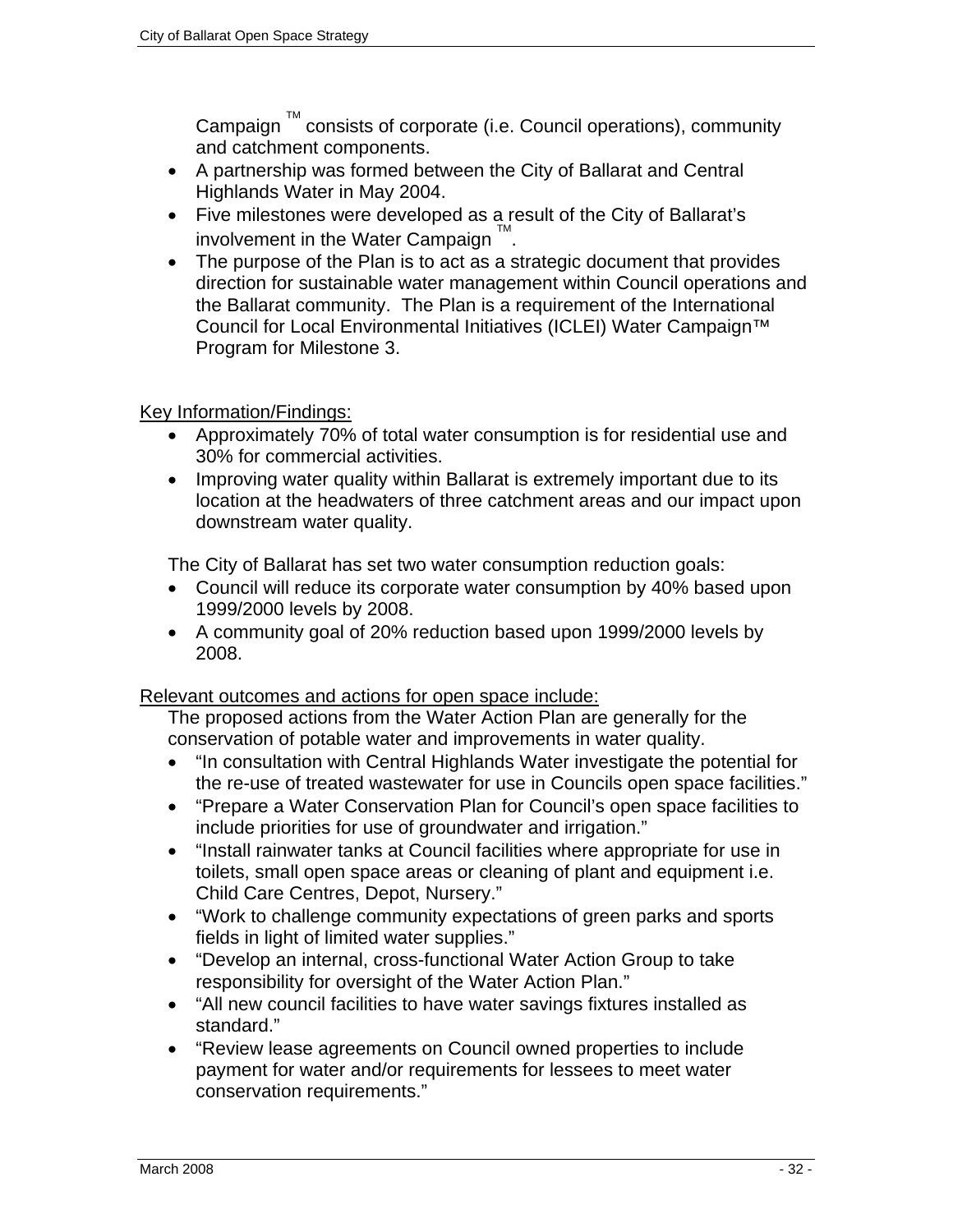Campaign ™ consists of corporate (i.e. Council operations), community and catchment components.

- A partnership was formed between the City of Ballarat and Central Highlands Water in May 2004.
- Five milestones were developed as a result of the City of Ballarat's involvement in the Water Campaign ™.
- The purpose of the Plan is to act as a strategic document that provides direction for sustainable water management within Council operations and the Ballarat community. The Plan is a requirement of the International Council for Local Environmental Initiatives (ICLEI) Water Campaign™ Program for Milestone 3.

Key Information/Findings:

- Approximately 70% of total water consumption is for residential use and 30% for commercial activities.
- Improving water quality within Ballarat is extremely important due to its location at the headwaters of three catchment areas and our impact upon downstream water quality.

The City of Ballarat has set two water consumption reduction goals:

- Council will reduce its corporate water consumption by 40% based upon 1999/2000 levels by 2008.
- A community goal of 20% reduction based upon 1999/2000 levels by 2008.

Relevant outcomes and actions for open space include:

The proposed actions from the Water Action Plan are generally for the conservation of potable water and improvements in water quality.

- "In consultation with Central Highlands Water investigate the potential for the re-use of treated wastewater for use in Councils open space facilities."
- "Prepare a Water Conservation Plan for Council's open space facilities to include priorities for use of groundwater and irrigation."
- "Install rainwater tanks at Council facilities where appropriate for use in toilets, small open space areas or cleaning of plant and equipment i.e. Child Care Centres, Depot, Nursery."
- "Work to challenge community expectations of green parks and sports fields in light of limited water supplies."
- "Develop an internal, cross-functional Water Action Group to take responsibility for oversight of the Water Action Plan."
- "All new council facilities to have water savings fixtures installed as standard."
- "Review lease agreements on Council owned properties to include payment for water and/or requirements for lessees to meet water conservation requirements."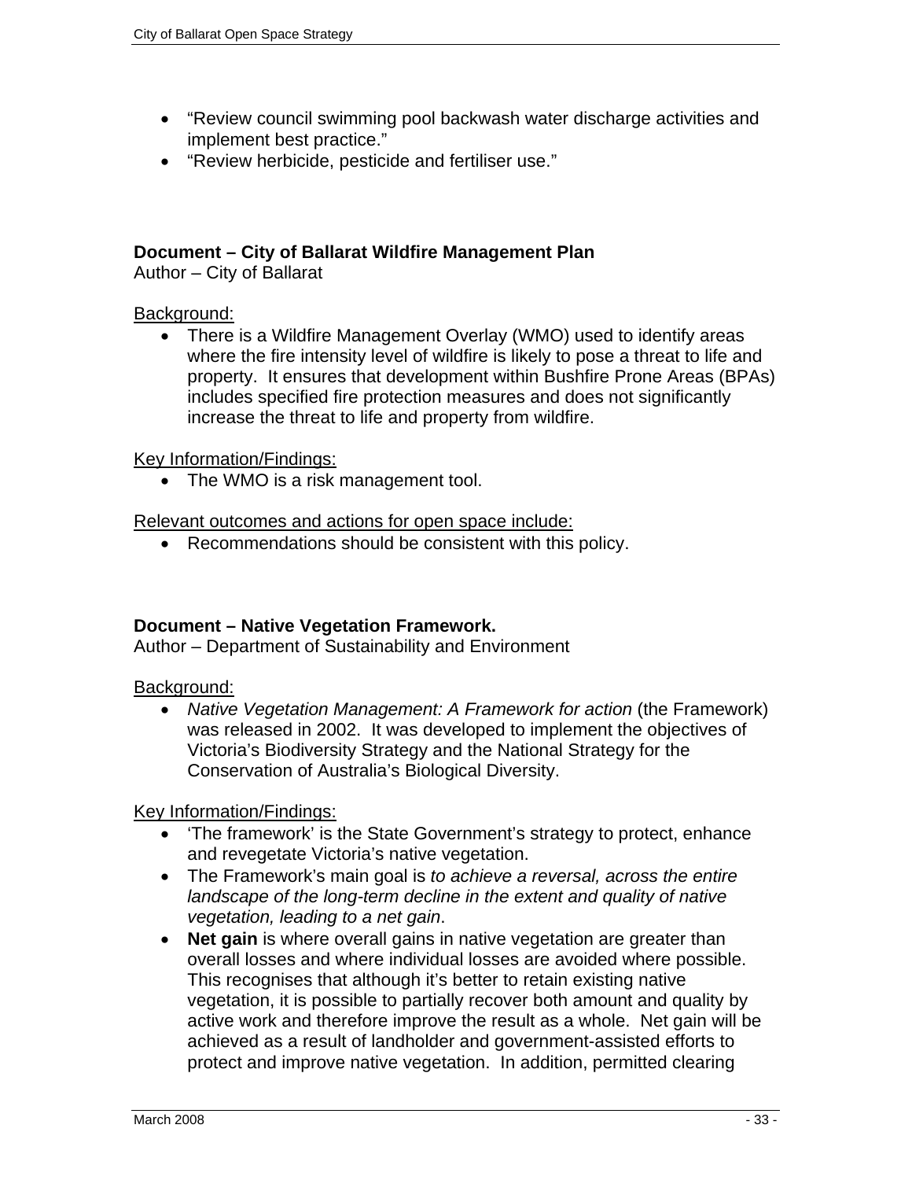- "Review council swimming pool backwash water discharge activities and implement best practice."
- "Review herbicide, pesticide and fertiliser use."

**Document – City of Ballarat Wildfire Management Plan**
Author – City of Ballarat

Background:

- There is a Wildfire Management Overlay (WMO) used to identify areas where the fire intensity level of wildfire is likely to pose a threat to life and property. It ensures that development within Bushfire Prone Areas (BPAs) includes specified fire protection measures and does not significantly increase the threat to life and property from wildfire.

Key Information/Findings:

- The WMO is a risk management tool.

Relevant outcomes and actions for open space include:

- Recommendations should be consistent with this policy.

**Document – Native Vegetation Framework.**
Author – Department of Sustainability and Environment

Background:

- *Native Vegetation Management: A Framework for action* (the Framework) was released in 2002. It was developed to implement the objectives of Victoria's Biodiversity Strategy and the National Strategy for the Conservation of Australia's Biological Diversity.

Key Information/Findings:

- 'The framework' is the State Government's strategy to protect, enhance and revegetate Victoria's native vegetation.
- The Framework's main goal is *to achieve a reversal, across the entire landscape of the long-term decline in the extent and quality of native vegetation, leading to a net gain*.
- **Net gain** is where overall gains in native vegetation are greater than overall losses and where individual losses are avoided where possible. This recognises that although it's better to retain existing native vegetation, it is possible to partially recover both amount and quality by active work and therefore improve the result as a whole. Net gain will be achieved as a result of landholder and government-assisted efforts to protect and improve native vegetation. In addition, permitted clearing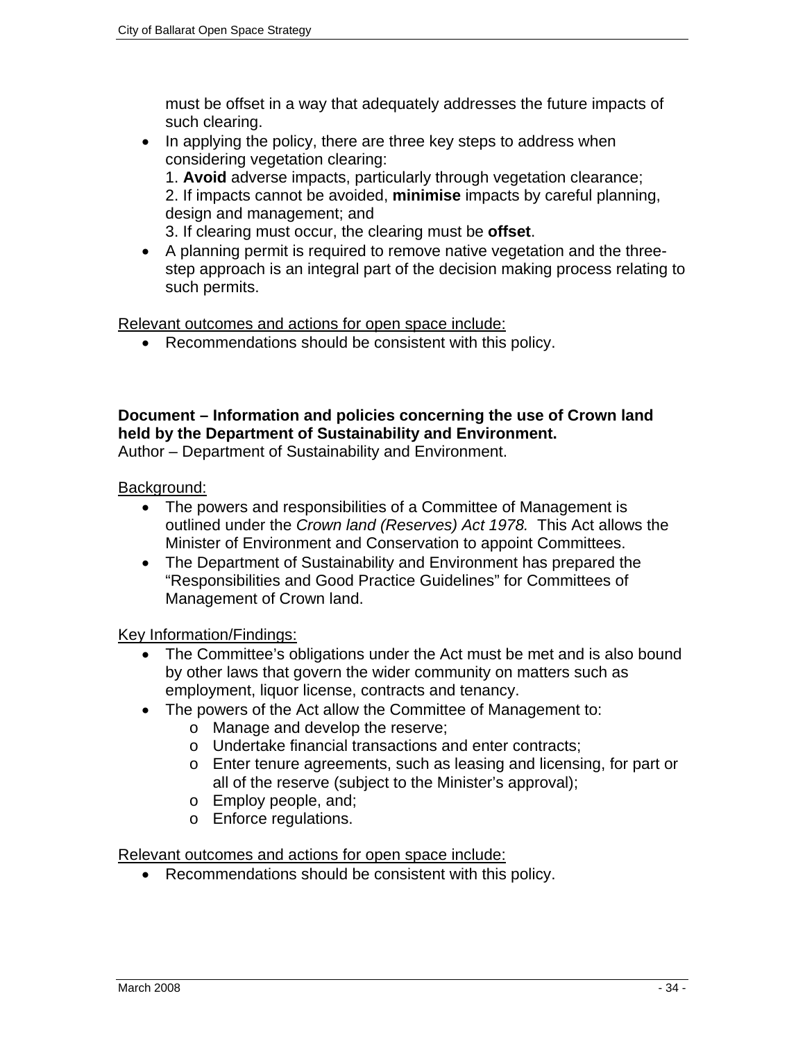must be offset in a way that adequately addresses the future impacts of such clearing.

- In applying the policy, there are three key steps to address when considering vegetation clearing:
  1. **Avoid** adverse impacts, particularly through vegetation clearance;
  2. If impacts cannot be avoided, **minimise** impacts by careful planning, design and management; and
  3. If clearing must occur, the clearing must be **offset**.
- A planning permit is required to remove native vegetation and the three-step approach is an integral part of the decision making process relating to such permits.

Relevant outcomes and actions for open space include:

- Recommendations should be consistent with this policy.

**Document – Information and policies concerning the use of Crown land held by the Department of Sustainability and Environment.**
Author – Department of Sustainability and Environment.

Background:

- The powers and responsibilities of a Committee of Management is outlined under the *Crown land (Reserves) Act 1978.* This Act allows the Minister of Environment and Conservation to appoint Committees.
- The Department of Sustainability and Environment has prepared the "Responsibilities and Good Practice Guidelines" for Committees of Management of Crown land.

Key Information/Findings:

- The Committee's obligations under the Act must be met and is also bound by other laws that govern the wider community on matters such as employment, liquor license, contracts and tenancy.
- The powers of the Act allow the Committee of Management to:
  - Manage and develop the reserve;
  - Undertake financial transactions and enter contracts;
  - Enter tenure agreements, such as leasing and licensing, for part or all of the reserve (subject to the Minister's approval);
  - Employ people, and;
  - Enforce regulations.

Relevant outcomes and actions for open space include:

- Recommendations should be consistent with this policy.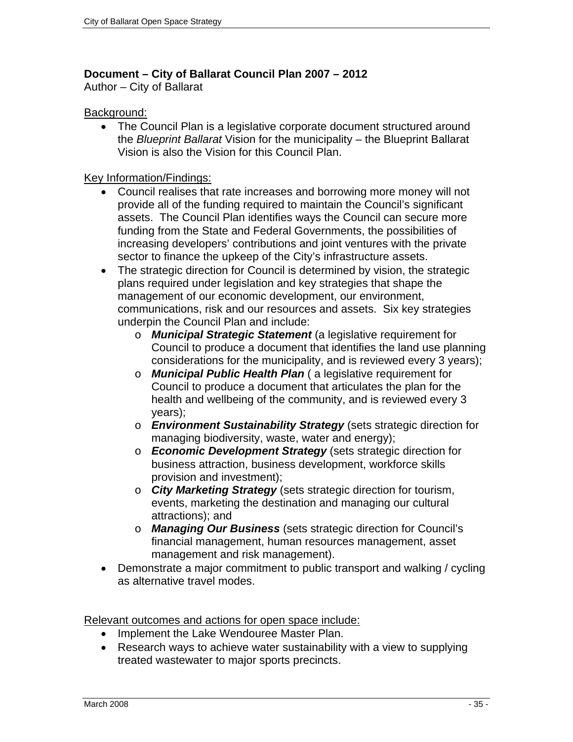**Document – City of Ballarat Council Plan 2007 – 2012**
Author – City of Ballarat

Background:

- The Council Plan is a legislative corporate document structured around the *Blueprint Ballarat* Vision for the municipality – the Blueprint Ballarat Vision is also the Vision for this Council Plan.

Key Information/Findings:

- Council realises that rate increases and borrowing more money will not provide all of the funding required to maintain the Council's significant assets. The Council Plan identifies ways the Council can secure more funding from the State and Federal Governments, the possibilities of increasing developers' contributions and joint ventures with the private sector to finance the upkeep of the City's infrastructure assets.
- The strategic direction for Council is determined by vision, the strategic plans required under legislation and key strategies that shape the management of our economic development, our environment, communications, risk and our resources and assets. Six key strategies underpin the Council Plan and include:
    - ***Municipal Strategic Statement*** (a legislative requirement for Council to produce a document that identifies the land use planning considerations for the municipality, and is reviewed every 3 years);
    - ***Municipal Public Health Plan*** ( a legislative requirement for Council to produce a document that articulates the plan for the health and wellbeing of the community, and is reviewed every 3 years);
    - ***Environment Sustainability Strategy*** (sets strategic direction for managing biodiversity, waste, water and energy);
    - ***Economic Development Strategy*** (sets strategic direction for business attraction, business development, workforce skills provision and investment);
    - ***City Marketing Strategy*** (sets strategic direction for tourism, events, marketing the destination and managing our cultural attractions); and
    - ***Managing Our Business*** (sets strategic direction for Council's financial management, human resources management, asset management and risk management).
- Demonstrate a major commitment to public transport and walking / cycling as alternative travel modes.

Relevant outcomes and actions for open space include:

- Implement the Lake Wendouree Master Plan.
- Research ways to achieve water sustainability with a view to supplying treated wastewater to major sports precincts.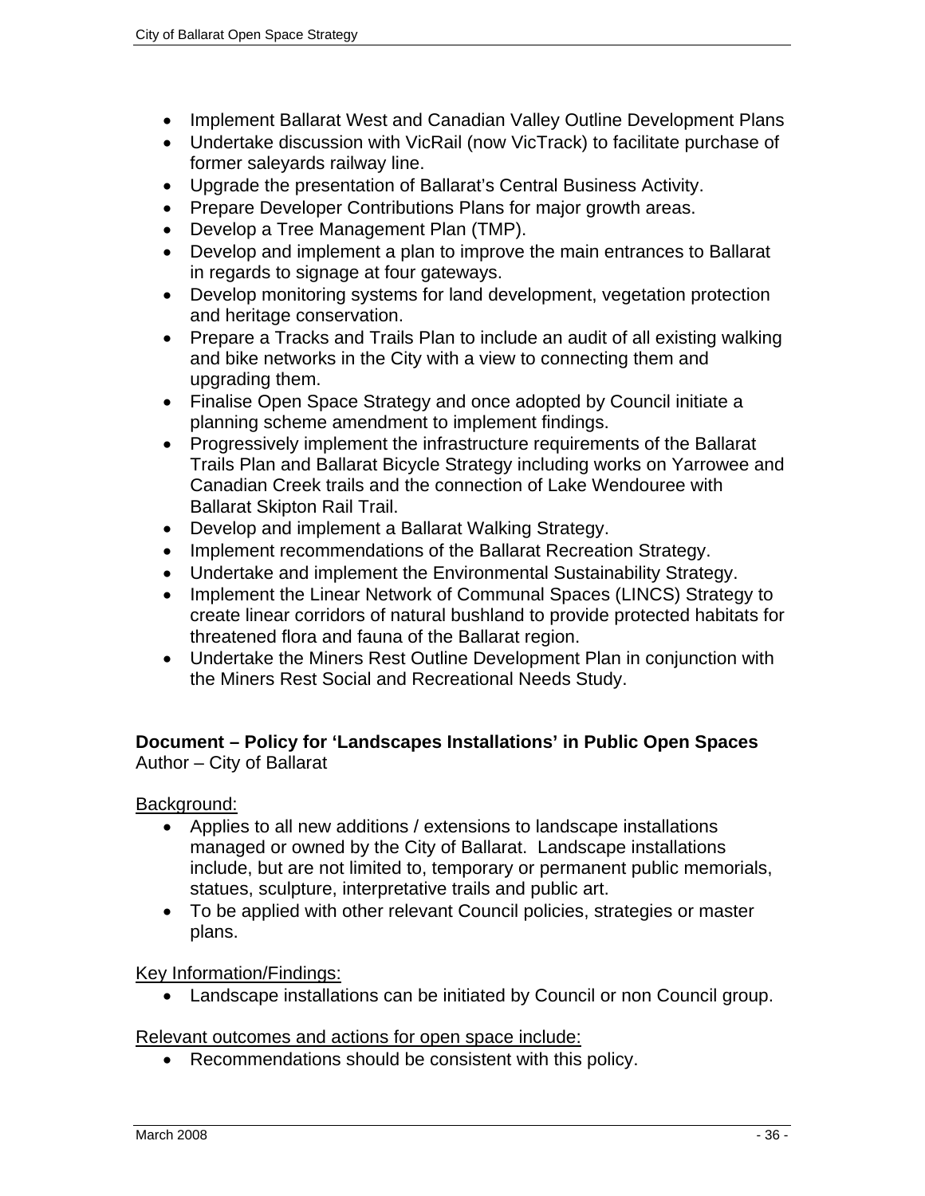- Implement Ballarat West and Canadian Valley Outline Development Plans
- Undertake discussion with VicRail (now VicTrack) to facilitate purchase of former saleyards railway line.
- Upgrade the presentation of Ballarat's Central Business Activity.
- Prepare Developer Contributions Plans for major growth areas.
- Develop a Tree Management Plan (TMP).
- Develop and implement a plan to improve the main entrances to Ballarat in regards to signage at four gateways.
- Develop monitoring systems for land development, vegetation protection and heritage conservation.
- Prepare a Tracks and Trails Plan to include an audit of all existing walking and bike networks in the City with a view to connecting them and upgrading them.
- Finalise Open Space Strategy and once adopted by Council initiate a planning scheme amendment to implement findings.
- Progressively implement the infrastructure requirements of the Ballarat Trails Plan and Ballarat Bicycle Strategy including works on Yarrowee and Canadian Creek trails and the connection of Lake Wendouree with Ballarat Skipton Rail Trail.
- Develop and implement a Ballarat Walking Strategy.
- Implement recommendations of the Ballarat Recreation Strategy.
- Undertake and implement the Environmental Sustainability Strategy.
- Implement the Linear Network of Communal Spaces (LINCS) Strategy to create linear corridors of natural bushland to provide protected habitats for threatened flora and fauna of the Ballarat region.
- Undertake the Miners Rest Outline Development Plan in conjunction with the Miners Rest Social and Recreational Needs Study.

**Document – Policy for 'Landscapes Installations' in Public Open Spaces**
Author – City of Ballarat

Background:

- Applies to all new additions / extensions to landscape installations managed or owned by the City of Ballarat. Landscape installations include, but are not limited to, temporary or permanent public memorials, statues, sculpture, interpretative trails and public art.
- To be applied with other relevant Council policies, strategies or master plans.

Key Information/Findings:

- Landscape installations can be initiated by Council or non Council group.

Relevant outcomes and actions for open space include:

- Recommendations should be consistent with this policy.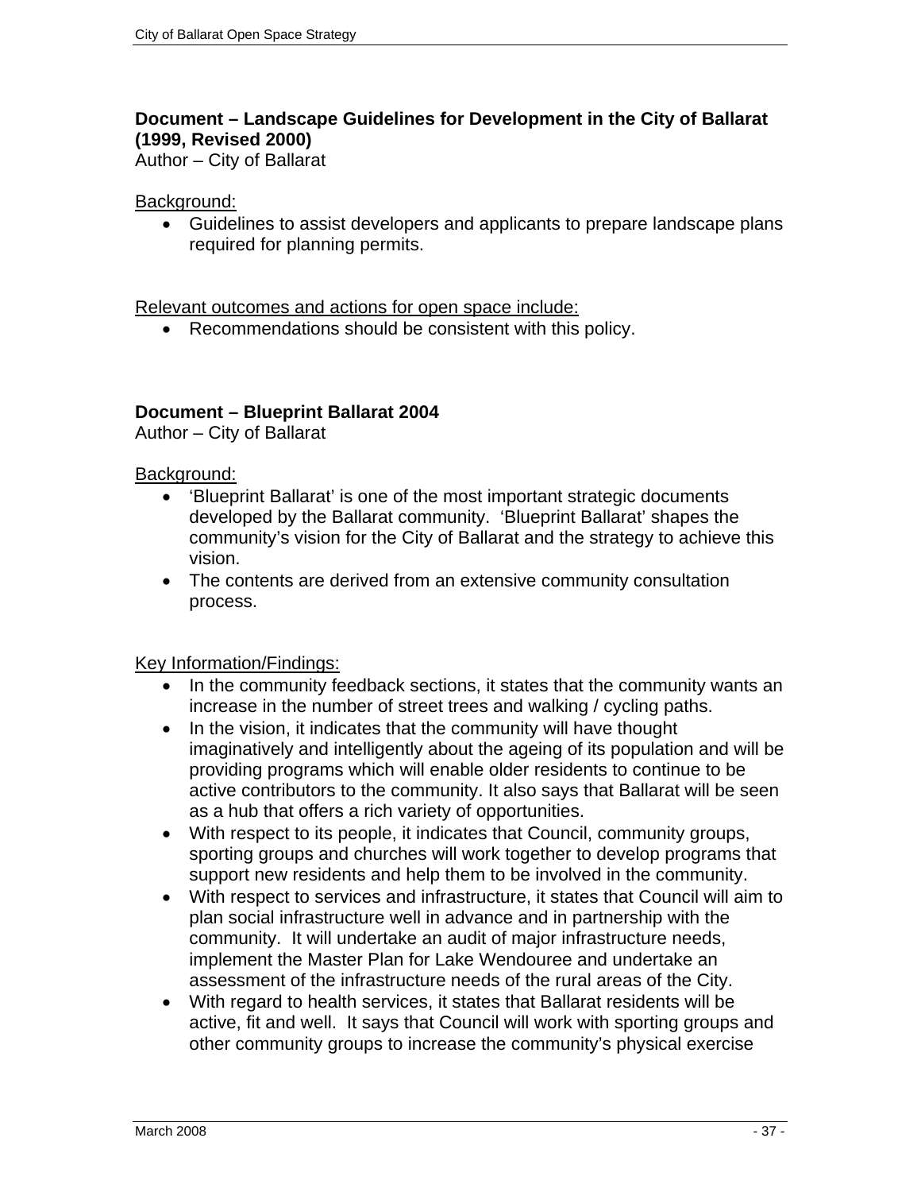**Document – Landscape Guidelines for Development in the City of Ballarat (1999, Revised 2000)**
Author – City of Ballarat

Background:

- Guidelines to assist developers and applicants to prepare landscape plans required for planning permits.

Relevant outcomes and actions for open space include:

- Recommendations should be consistent with this policy.

**Document – Blueprint Ballarat 2004**
Author – City of Ballarat

Background:

- 'Blueprint Ballarat' is one of the most important strategic documents developed by the Ballarat community. 'Blueprint Ballarat' shapes the community's vision for the City of Ballarat and the strategy to achieve this vision.
- The contents are derived from an extensive community consultation process.

Key Information/Findings:

- In the community feedback sections, it states that the community wants an increase in the number of street trees and walking / cycling paths.
- In the vision, it indicates that the community will have thought imaginatively and intelligently about the ageing of its population and will be providing programs which will enable older residents to continue to be active contributors to the community. It also says that Ballarat will be seen as a hub that offers a rich variety of opportunities.
- With respect to its people, it indicates that Council, community groups, sporting groups and churches will work together to develop programs that support new residents and help them to be involved in the community.
- With respect to services and infrastructure, it states that Council will aim to plan social infrastructure well in advance and in partnership with the community. It will undertake an audit of major infrastructure needs, implement the Master Plan for Lake Wendouree and undertake an assessment of the infrastructure needs of the rural areas of the City.
- With regard to health services, it states that Ballarat residents will be active, fit and well. It says that Council will work with sporting groups and other community groups to increase the community's physical exercise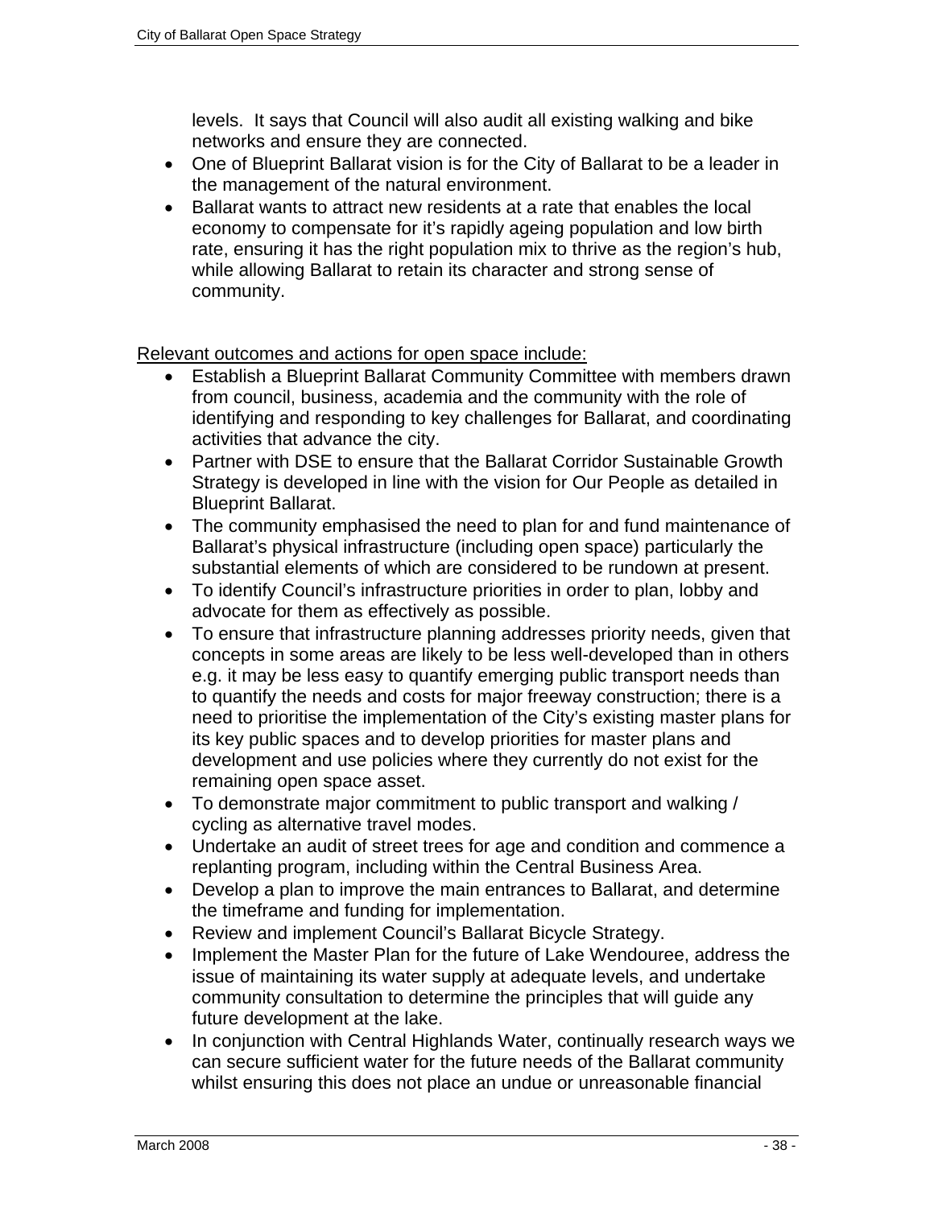levels. It says that Council will also audit all existing walking and bike networks and ensure they are connected.

- One of Blueprint Ballarat vision is for the City of Ballarat to be a leader in the management of the natural environment.
- Ballarat wants to attract new residents at a rate that enables the local economy to compensate for it's rapidly ageing population and low birth rate, ensuring it has the right population mix to thrive as the region's hub, while allowing Ballarat to retain its character and strong sense of community.

Relevant outcomes and actions for open space include:

- Establish a Blueprint Ballarat Community Committee with members drawn from council, business, academia and the community with the role of identifying and responding to key challenges for Ballarat, and coordinating activities that advance the city.
- Partner with DSE to ensure that the Ballarat Corridor Sustainable Growth Strategy is developed in line with the vision for Our People as detailed in Blueprint Ballarat.
- The community emphasised the need to plan for and fund maintenance of Ballarat's physical infrastructure (including open space) particularly the substantial elements of which are considered to be rundown at present.
- To identify Council's infrastructure priorities in order to plan, lobby and advocate for them as effectively as possible.
- To ensure that infrastructure planning addresses priority needs, given that concepts in some areas are likely to be less well-developed than in others e.g. it may be less easy to quantify emerging public transport needs than to quantify the needs and costs for major freeway construction; there is a need to prioritise the implementation of the City's existing master plans for its key public spaces and to develop priorities for master plans and development and use policies where they currently do not exist for the remaining open space asset.
- To demonstrate major commitment to public transport and walking / cycling as alternative travel modes.
- Undertake an audit of street trees for age and condition and commence a replanting program, including within the Central Business Area.
- Develop a plan to improve the main entrances to Ballarat, and determine the timeframe and funding for implementation.
- Review and implement Council's Ballarat Bicycle Strategy.
- Implement the Master Plan for the future of Lake Wendouree, address the issue of maintaining its water supply at adequate levels, and undertake community consultation to determine the principles that will guide any future development at the lake.
- In conjunction with Central Highlands Water, continually research ways we can secure sufficient water for the future needs of the Ballarat community whilst ensuring this does not place an undue or unreasonable financial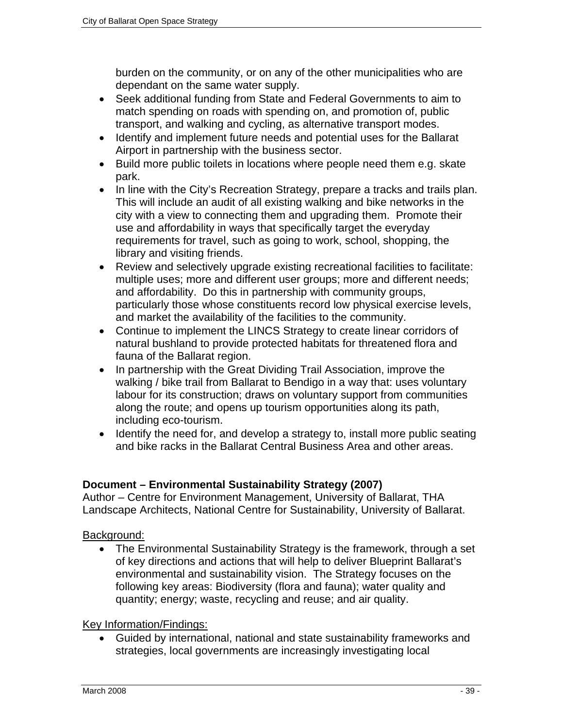burden on the community, or on any of the other municipalities who are dependant on the same water supply.

- Seek additional funding from State and Federal Governments to aim to match spending on roads with spending on, and promotion of, public transport, and walking and cycling, as alternative transport modes.
- Identify and implement future needs and potential uses for the Ballarat Airport in partnership with the business sector.
- Build more public toilets in locations where people need them e.g. skate park.
- In line with the City's Recreation Strategy, prepare a tracks and trails plan. This will include an audit of all existing walking and bike networks in the city with a view to connecting them and upgrading them. Promote their use and affordability in ways that specifically target the everyday requirements for travel, such as going to work, school, shopping, the library and visiting friends.
- Review and selectively upgrade existing recreational facilities to facilitate: multiple uses; more and different user groups; more and different needs; and affordability. Do this in partnership with community groups, particularly those whose constituents record low physical exercise levels, and market the availability of the facilities to the community.
- Continue to implement the LINCS Strategy to create linear corridors of natural bushland to provide protected habitats for threatened flora and fauna of the Ballarat region.
- In partnership with the Great Dividing Trail Association, improve the walking / bike trail from Ballarat to Bendigo in a way that: uses voluntary labour for its construction; draws on voluntary support from communities along the route; and opens up tourism opportunities along its path, including eco-tourism.
- Identify the need for, and develop a strategy to, install more public seating and bike racks in the Ballarat Central Business Area and other areas.

**Document – Environmental Sustainability Strategy (2007)**
Author – Centre for Environment Management, University of Ballarat, THA Landscape Architects, National Centre for Sustainability, University of Ballarat.

Background:

- The Environmental Sustainability Strategy is the framework, through a set of key directions and actions that will help to deliver Blueprint Ballarat's environmental and sustainability vision. The Strategy focuses on the following key areas: Biodiversity (flora and fauna); water quality and quantity; energy; waste, recycling and reuse; and air quality.

Key Information/Findings:

- Guided by international, national and state sustainability frameworks and strategies, local governments are increasingly investigating local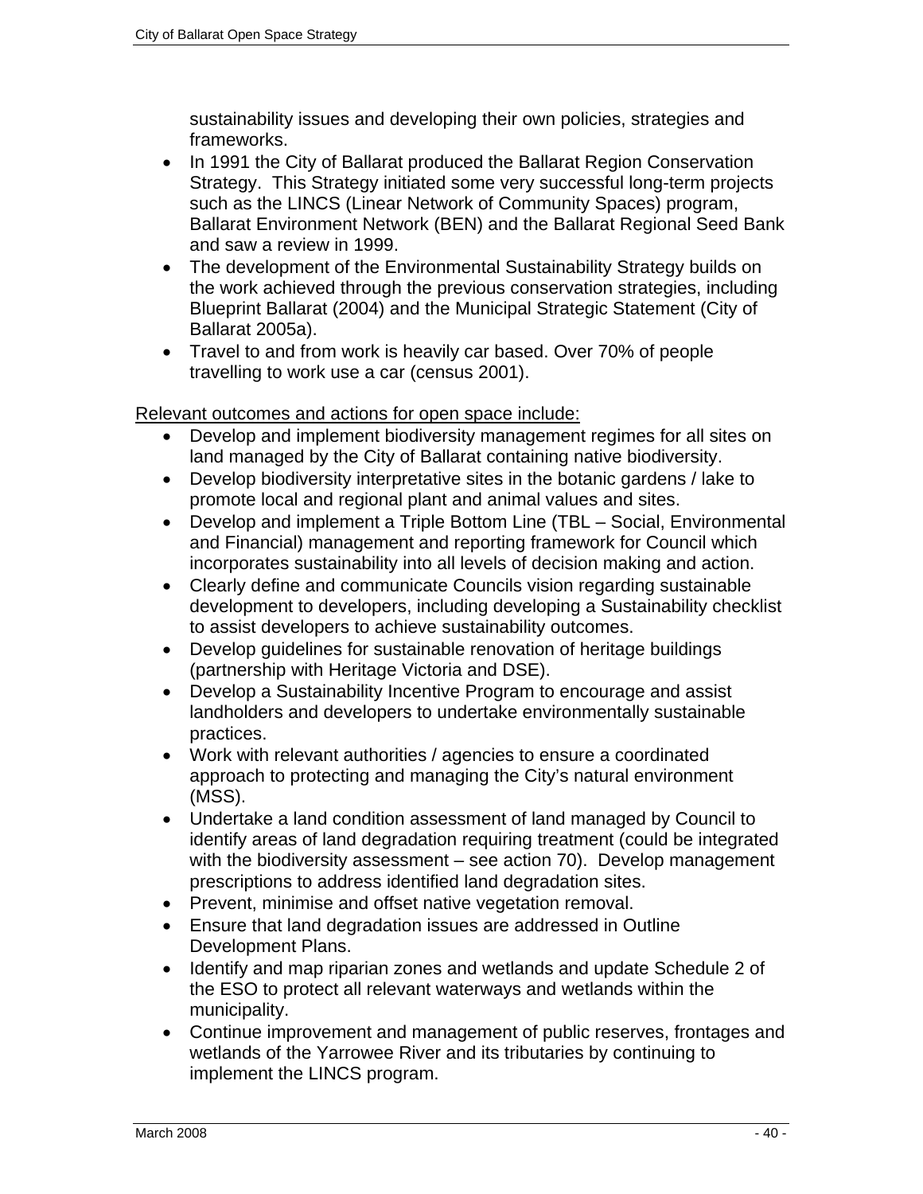sustainability issues and developing their own policies, strategies and frameworks.

- In 1991 the City of Ballarat produced the Ballarat Region Conservation Strategy. This Strategy initiated some very successful long-term projects such as the LINCS (Linear Network of Community Spaces) program, Ballarat Environment Network (BEN) and the Ballarat Regional Seed Bank and saw a review in 1999.
- The development of the Environmental Sustainability Strategy builds on the work achieved through the previous conservation strategies, including Blueprint Ballarat (2004) and the Municipal Strategic Statement (City of Ballarat 2005a).
- Travel to and from work is heavily car based. Over 70% of people travelling to work use a car (census 2001).

<u>Relevant outcomes and actions for open space include:</u>

- Develop and implement biodiversity management regimes for all sites on land managed by the City of Ballarat containing native biodiversity.
- Develop biodiversity interpretative sites in the botanic gardens / lake to promote local and regional plant and animal values and sites.
- Develop and implement a Triple Bottom Line (TBL – Social, Environmental and Financial) management and reporting framework for Council which incorporates sustainability into all levels of decision making and action.
- Clearly define and communicate Councils vision regarding sustainable development to developers, including developing a Sustainability checklist to assist developers to achieve sustainability outcomes.
- Develop guidelines for sustainable renovation of heritage buildings (partnership with Heritage Victoria and DSE).
- Develop a Sustainability Incentive Program to encourage and assist landholders and developers to undertake environmentally sustainable practices.
- Work with relevant authorities / agencies to ensure a coordinated approach to protecting and managing the City's natural environment (MSS).
- Undertake a land condition assessment of land managed by Council to identify areas of land degradation requiring treatment (could be integrated with the biodiversity assessment – see action 70). Develop management prescriptions to address identified land degradation sites.
- Prevent, minimise and offset native vegetation removal.
- Ensure that land degradation issues are addressed in Outline Development Plans.
- Identify and map riparian zones and wetlands and update Schedule 2 of the ESO to protect all relevant waterways and wetlands within the municipality.
- Continue improvement and management of public reserves, frontages and wetlands of the Yarrowee River and its tributaries by continuing to implement the LINCS program.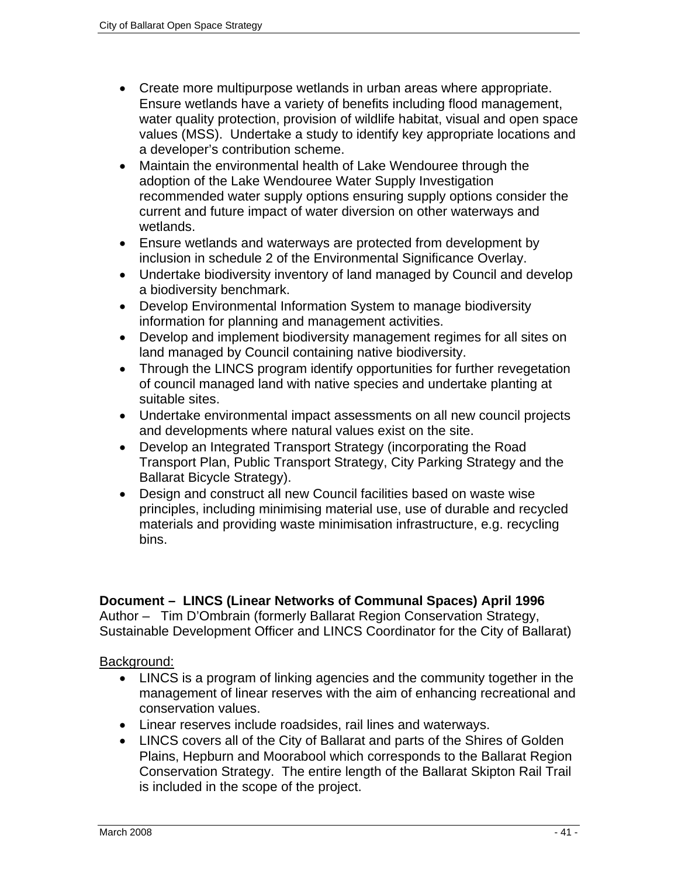- Create more multipurpose wetlands in urban areas where appropriate. Ensure wetlands have a variety of benefits including flood management, water quality protection, provision of wildlife habitat, visual and open space values (MSS). Undertake a study to identify key appropriate locations and a developer's contribution scheme.
- Maintain the environmental health of Lake Wendouree through the adoption of the Lake Wendouree Water Supply Investigation recommended water supply options ensuring supply options consider the current and future impact of water diversion on other waterways and wetlands.
- Ensure wetlands and waterways are protected from development by inclusion in schedule 2 of the Environmental Significance Overlay.
- Undertake biodiversity inventory of land managed by Council and develop a biodiversity benchmark.
- Develop Environmental Information System to manage biodiversity information for planning and management activities.
- Develop and implement biodiversity management regimes for all sites on land managed by Council containing native biodiversity.
- Through the LINCS program identify opportunities for further revegetation of council managed land with native species and undertake planting at suitable sites.
- Undertake environmental impact assessments on all new council projects and developments where natural values exist on the site.
- Develop an Integrated Transport Strategy (incorporating the Road Transport Plan, Public Transport Strategy, City Parking Strategy and the Ballarat Bicycle Strategy).
- Design and construct all new Council facilities based on waste wise principles, including minimising material use, use of durable and recycled materials and providing waste minimisation infrastructure, e.g. recycling bins.

**Document – LINCS (Linear Networks of Communal Spaces) April 1996**
Author – Tim D'Ombrain (formerly Ballarat Region Conservation Strategy, Sustainable Development Officer and LINCS Coordinator for the City of Ballarat)

Background:

- LINCS is a program of linking agencies and the community together in the management of linear reserves with the aim of enhancing recreational and conservation values.
- Linear reserves include roadsides, rail lines and waterways.
- LINCS covers all of the City of Ballarat and parts of the Shires of Golden Plains, Hepburn and Moorabool which corresponds to the Ballarat Region Conservation Strategy. The entire length of the Ballarat Skipton Rail Trail is included in the scope of the project.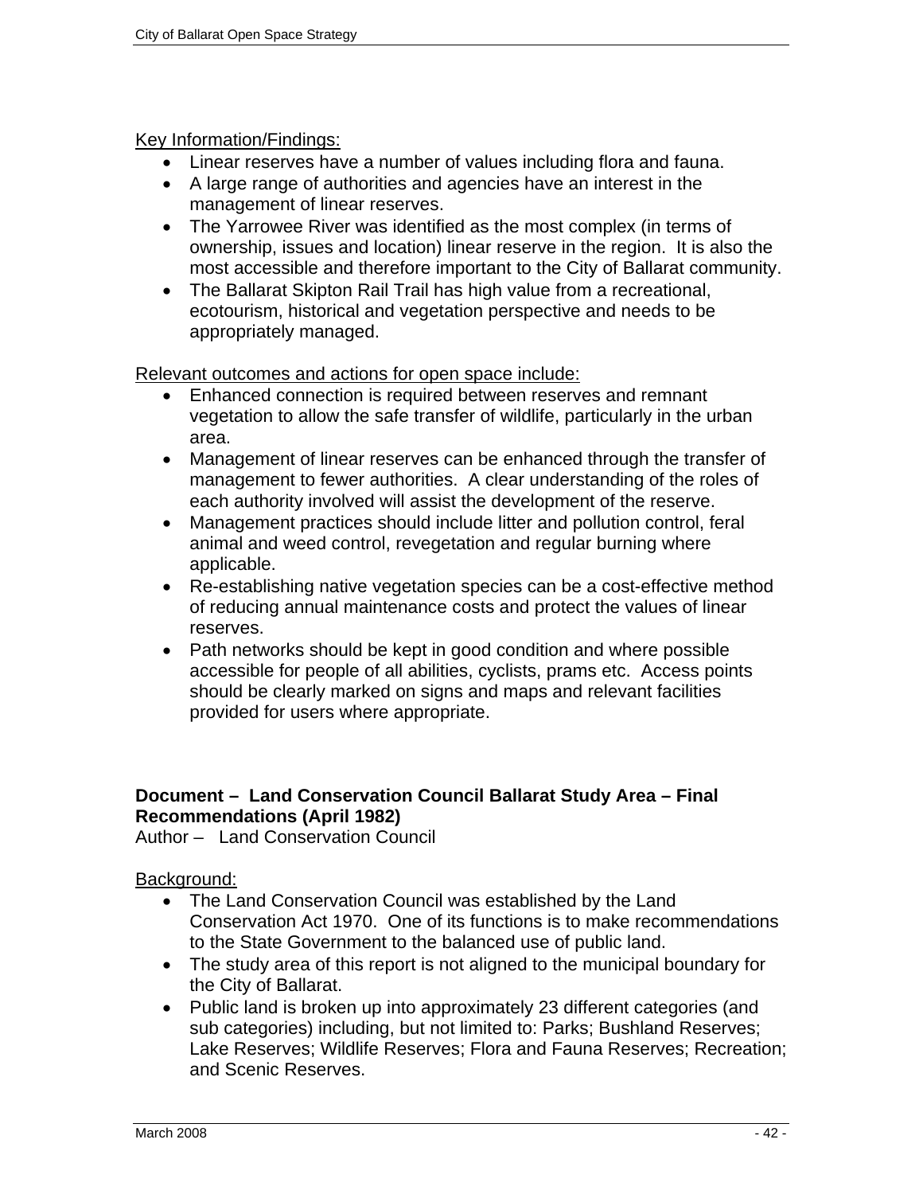Key Information/Findings:

- Linear reserves have a number of values including flora and fauna.
- A large range of authorities and agencies have an interest in the management of linear reserves.
- The Yarrowee River was identified as the most complex (in terms of ownership, issues and location) linear reserve in the region. It is also the most accessible and therefore important to the City of Ballarat community.
- The Ballarat Skipton Rail Trail has high value from a recreational, ecotourism, historical and vegetation perspective and needs to be appropriately managed.

Relevant outcomes and actions for open space include:

- Enhanced connection is required between reserves and remnant vegetation to allow the safe transfer of wildlife, particularly in the urban area.
- Management of linear reserves can be enhanced through the transfer of management to fewer authorities. A clear understanding of the roles of each authority involved will assist the development of the reserve.
- Management practices should include litter and pollution control, feral animal and weed control, revegetation and regular burning where applicable.
- Re-establishing native vegetation species can be a cost-effective method of reducing annual maintenance costs and protect the values of linear reserves.
- Path networks should be kept in good condition and where possible accessible for people of all abilities, cyclists, prams etc. Access points should be clearly marked on signs and maps and relevant facilities provided for users where appropriate.

**Document – Land Conservation Council Ballarat Study Area – Final Recommendations (April 1982)**
Author – Land Conservation Council

Background:

- The Land Conservation Council was established by the Land Conservation Act 1970. One of its functions is to make recommendations to the State Government to the balanced use of public land.
- The study area of this report is not aligned to the municipal boundary for the City of Ballarat.
- Public land is broken up into approximately 23 different categories (and sub categories) including, but not limited to: Parks; Bushland Reserves; Lake Reserves; Wildlife Reserves; Flora and Fauna Reserves; Recreation; and Scenic Reserves.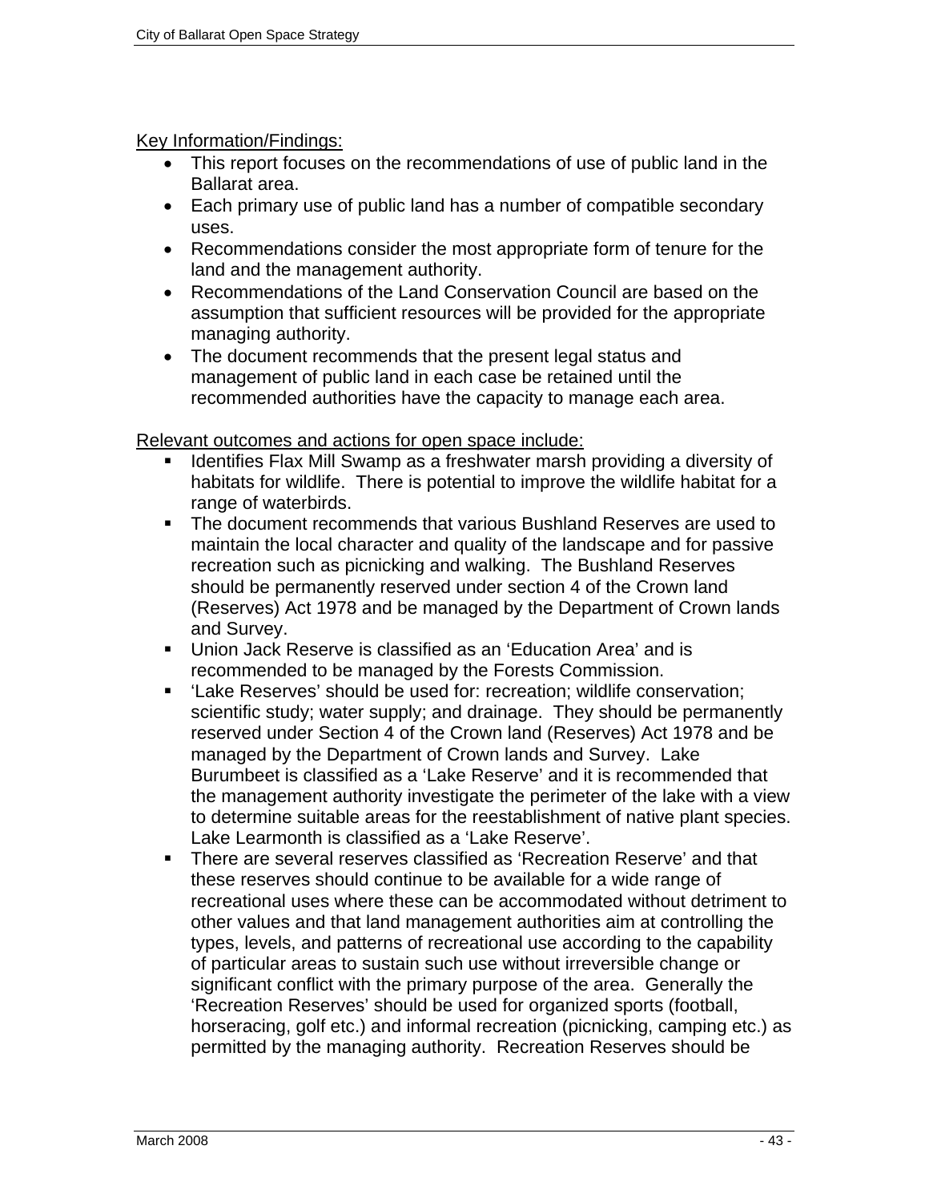<u>Key Information/Findings:</u>

- This report focuses on the recommendations of use of public land in the Ballarat area.
- Each primary use of public land has a number of compatible secondary uses.
- Recommendations consider the most appropriate form of tenure for the land and the management authority.
- Recommendations of the Land Conservation Council are based on the assumption that sufficient resources will be provided for the appropriate managing authority.
- The document recommends that the present legal status and management of public land in each case be retained until the recommended authorities have the capacity to manage each area.

<u>Relevant outcomes and actions for open space include:</u>

- Identifies Flax Mill Swamp as a freshwater marsh providing a diversity of habitats for wildlife. There is potential to improve the wildlife habitat for a range of waterbirds.
- The document recommends that various Bushland Reserves are used to maintain the local character and quality of the landscape and for passive recreation such as picnicking and walking. The Bushland Reserves should be permanently reserved under section 4 of the Crown land (Reserves) Act 1978 and be managed by the Department of Crown lands and Survey.
- Union Jack Reserve is classified as an 'Education Area' and is recommended to be managed by the Forests Commission.
- 'Lake Reserves' should be used for: recreation; wildlife conservation; scientific study; water supply; and drainage. They should be permanently reserved under Section 4 of the Crown land (Reserves) Act 1978 and be managed by the Department of Crown lands and Survey. Lake Burumbeet is classified as a 'Lake Reserve' and it is recommended that the management authority investigate the perimeter of the lake with a view to determine suitable areas for the reestablishment of native plant species. Lake Learmonth is classified as a 'Lake Reserve'.
- There are several reserves classified as 'Recreation Reserve' and that these reserves should continue to be available for a wide range of recreational uses where these can be accommodated without detriment to other values and that land management authorities aim at controlling the types, levels, and patterns of recreational use according to the capability of particular areas to sustain such use without irreversible change or significant conflict with the primary purpose of the area. Generally the 'Recreation Reserves' should be used for organized sports (football, horseracing, golf etc.) and informal recreation (picnicking, camping etc.) as permitted by the managing authority. Recreation Reserves should be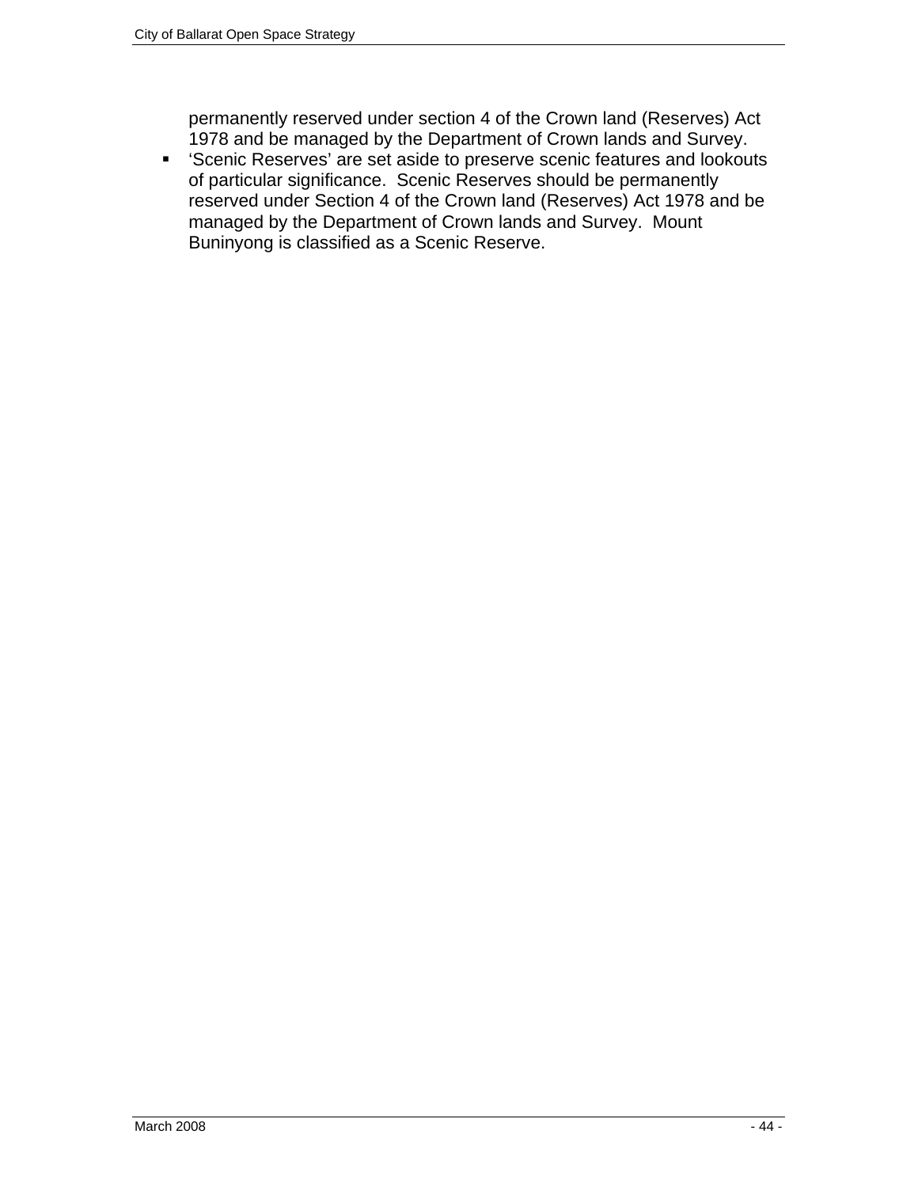permanently reserved under section 4 of the Crown land (Reserves) Act 1978 and be managed by the Department of Crown lands and Survey.

- 'Scenic Reserves' are set aside to preserve scenic features and lookouts of particular significance. Scenic Reserves should be permanently reserved under Section 4 of the Crown land (Reserves) Act 1978 and be managed by the Department of Crown lands and Survey. Mount Buninyong is classified as a Scenic Reserve.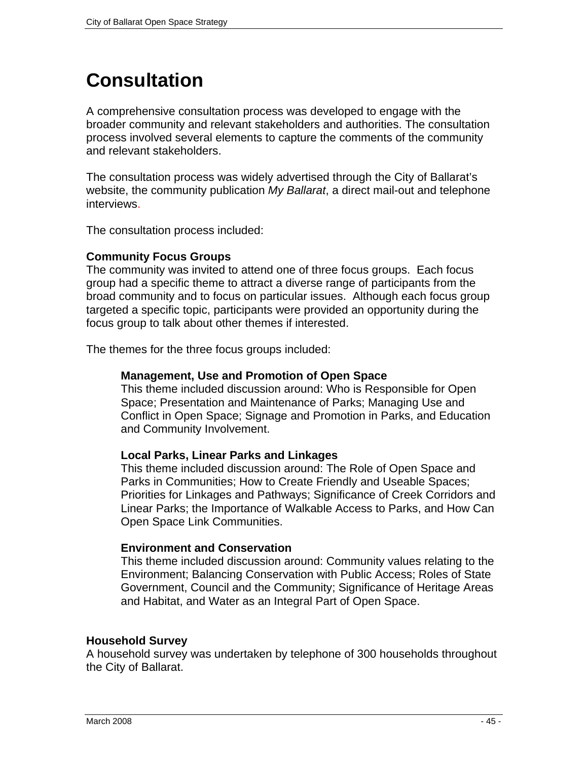# Consultation

A comprehensive consultation process was developed to engage with the broader community and relevant stakeholders and authorities. The consultation process involved several elements to capture the comments of the community and relevant stakeholders.

The consultation process was widely advertised through the City of Ballarat's website, the community publication *My Ballarat*, a direct mail-out and telephone interviews.

The consultation process included:

**Community Focus Groups**
The community was invited to attend one of three focus groups. Each focus group had a specific theme to attract a diverse range of participants from the broad community and to focus on particular issues. Although each focus group targeted a specific topic, participants were provided an opportunity during the focus group to talk about other themes if interested.

The themes for the three focus groups included:

> **Management, Use and Promotion of Open Space**
> This theme included discussion around: Who is Responsible for Open Space; Presentation and Maintenance of Parks; Managing Use and Conflict in Open Space; Signage and Promotion in Parks, and Education and Community Involvement.
>
> **Local Parks, Linear Parks and Linkages**
> This theme included discussion around: The Role of Open Space and Parks in Communities; How to Create Friendly and Useable Spaces; Priorities for Linkages and Pathways; Significance of Creek Corridors and Linear Parks; the Importance of Walkable Access to Parks, and How Can Open Space Link Communities.
>
> **Environment and Conservation**
> This theme included discussion around: Community values relating to the Environment; Balancing Conservation with Public Access; Roles of State Government, Council and the Community; Significance of Heritage Areas and Habitat, and Water as an Integral Part of Open Space.

**Household Survey**
A household survey was undertaken by telephone of 300 households throughout the City of Ballarat.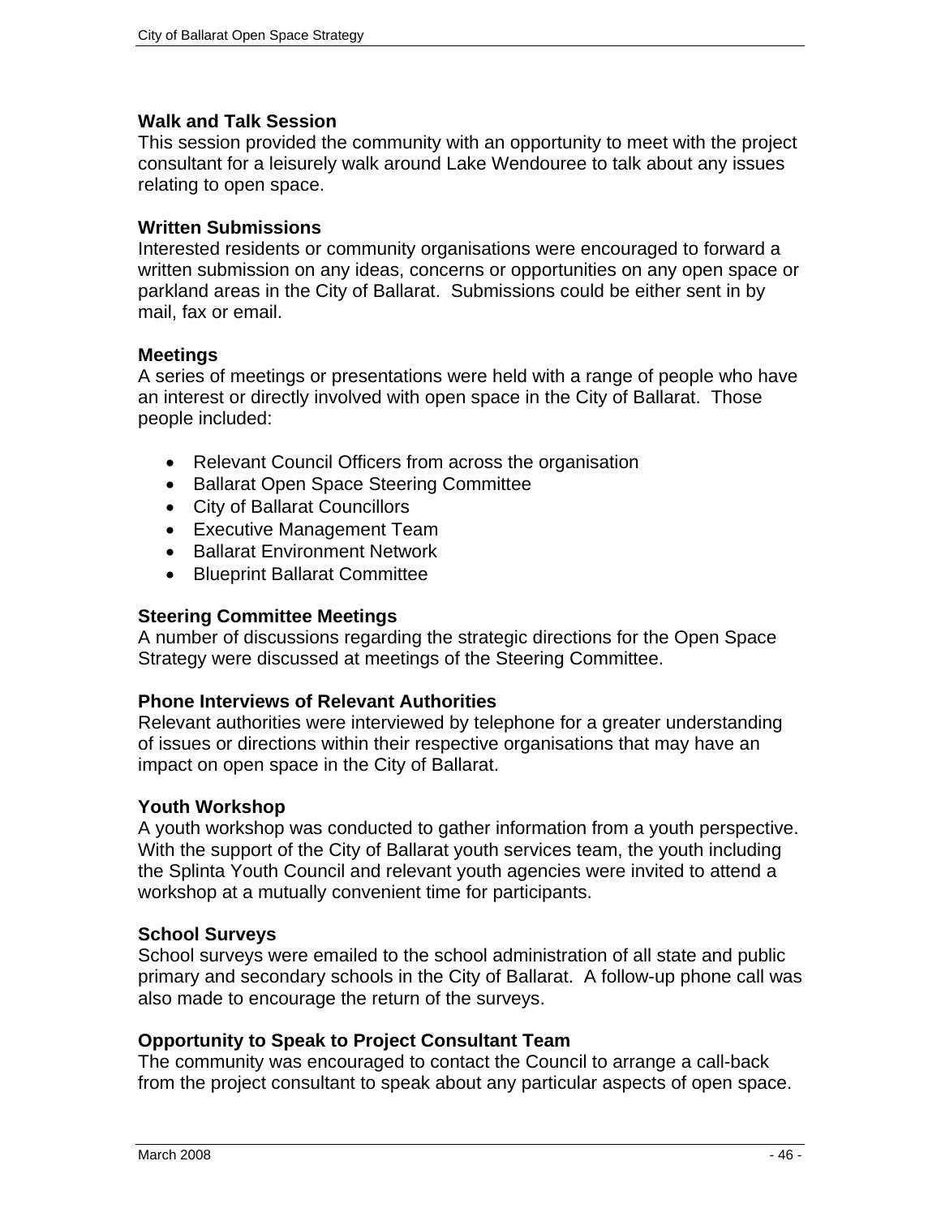### Walk and Talk Session

This session provided the community with an opportunity to meet with the project consultant for a leisurely walk around Lake Wendouree to talk about any issues relating to open space.

### Written Submissions

Interested residents or community organisations were encouraged to forward a written submission on any ideas, concerns or opportunities on any open space or parkland areas in the City of Ballarat. Submissions could be either sent in by mail, fax or email.

### Meetings

A series of meetings or presentations were held with a range of people who have an interest or directly involved with open space in the City of Ballarat. Those people included:

- Relevant Council Officers from across the organisation
- Ballarat Open Space Steering Committee
- City of Ballarat Councillors
- Executive Management Team
- Ballarat Environment Network
- Blueprint Ballarat Committee

### Steering Committee Meetings

A number of discussions regarding the strategic directions for the Open Space Strategy were discussed at meetings of the Steering Committee.

### Phone Interviews of Relevant Authorities

Relevant authorities were interviewed by telephone for a greater understanding of issues or directions within their respective organisations that may have an impact on open space in the City of Ballarat.

### Youth Workshop

A youth workshop was conducted to gather information from a youth perspective. With the support of the City of Ballarat youth services team, the youth including the Splinta Youth Council and relevant youth agencies were invited to attend a workshop at a mutually convenient time for participants.

### School Surveys

School surveys were emailed to the school administration of all state and public primary and secondary schools in the City of Ballarat. A follow-up phone call was also made to encourage the return of the surveys.

### Opportunity to Speak to Project Consultant Team

The community was encouraged to contact the Council to arrange a call-back from the project consultant to speak about any particular aspects of open space.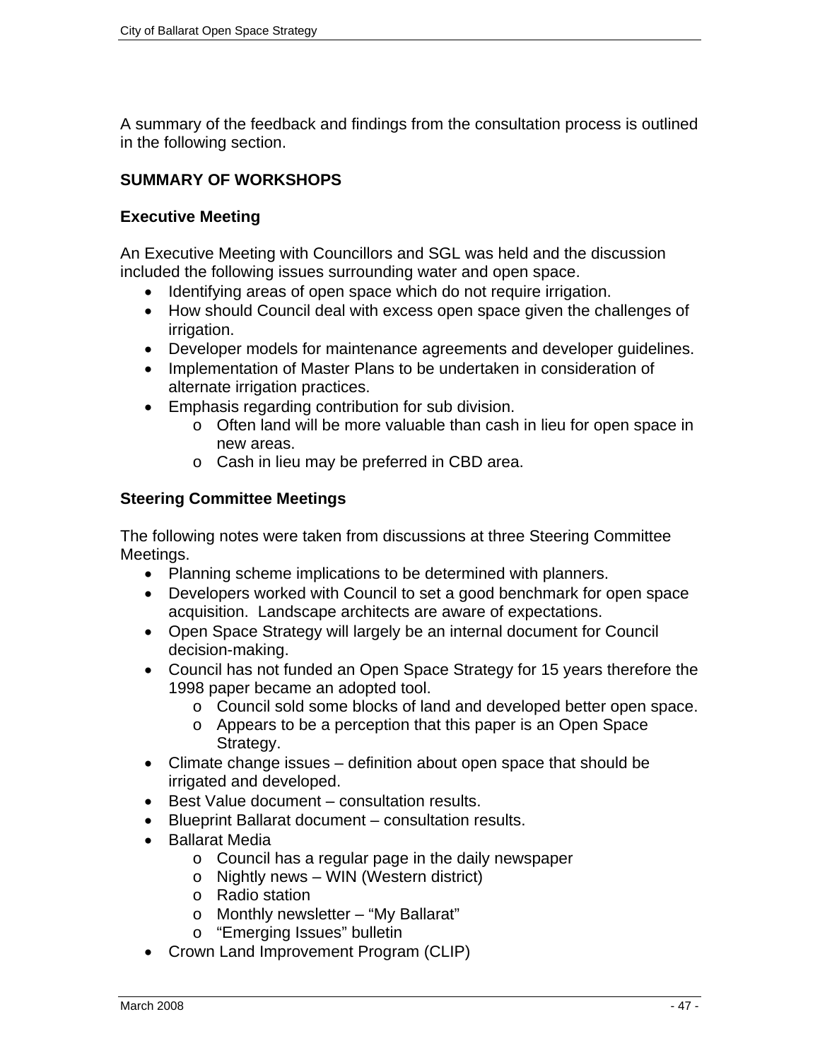A summary of the feedback and findings from the consultation process is outlined in the following section.

## SUMMARY OF WORKSHOPS

### Executive Meeting

An Executive Meeting with Councillors and SGL was held and the discussion included the following issues surrounding water and open space.

- Identifying areas of open space which do not require irrigation.
- How should Council deal with excess open space given the challenges of irrigation.
- Developer models for maintenance agreements and developer guidelines.
- Implementation of Master Plans to be undertaken in consideration of alternate irrigation practices.
- Emphasis regarding contribution for sub division.
  - Often land will be more valuable than cash in lieu for open space in new areas.
  - Cash in lieu may be preferred in CBD area.

### Steering Committee Meetings

The following notes were taken from discussions at three Steering Committee Meetings.

- Planning scheme implications to be determined with planners.
- Developers worked with Council to set a good benchmark for open space acquisition. Landscape architects are aware of expectations.
- Open Space Strategy will largely be an internal document for Council decision-making.
- Council has not funded an Open Space Strategy for 15 years therefore the 1998 paper became an adopted tool.
  - Council sold some blocks of land and developed better open space.
  - Appears to be a perception that this paper is an Open Space Strategy.
- Climate change issues – definition about open space that should be irrigated and developed.
- Best Value document – consultation results.
- Blueprint Ballarat document – consultation results.
- Ballarat Media
  - Council has a regular page in the daily newspaper
  - Nightly news – WIN (Western district)
  - Radio station
  - Monthly newsletter – "My Ballarat"
  - "Emerging Issues" bulletin
- Crown Land Improvement Program (CLIP)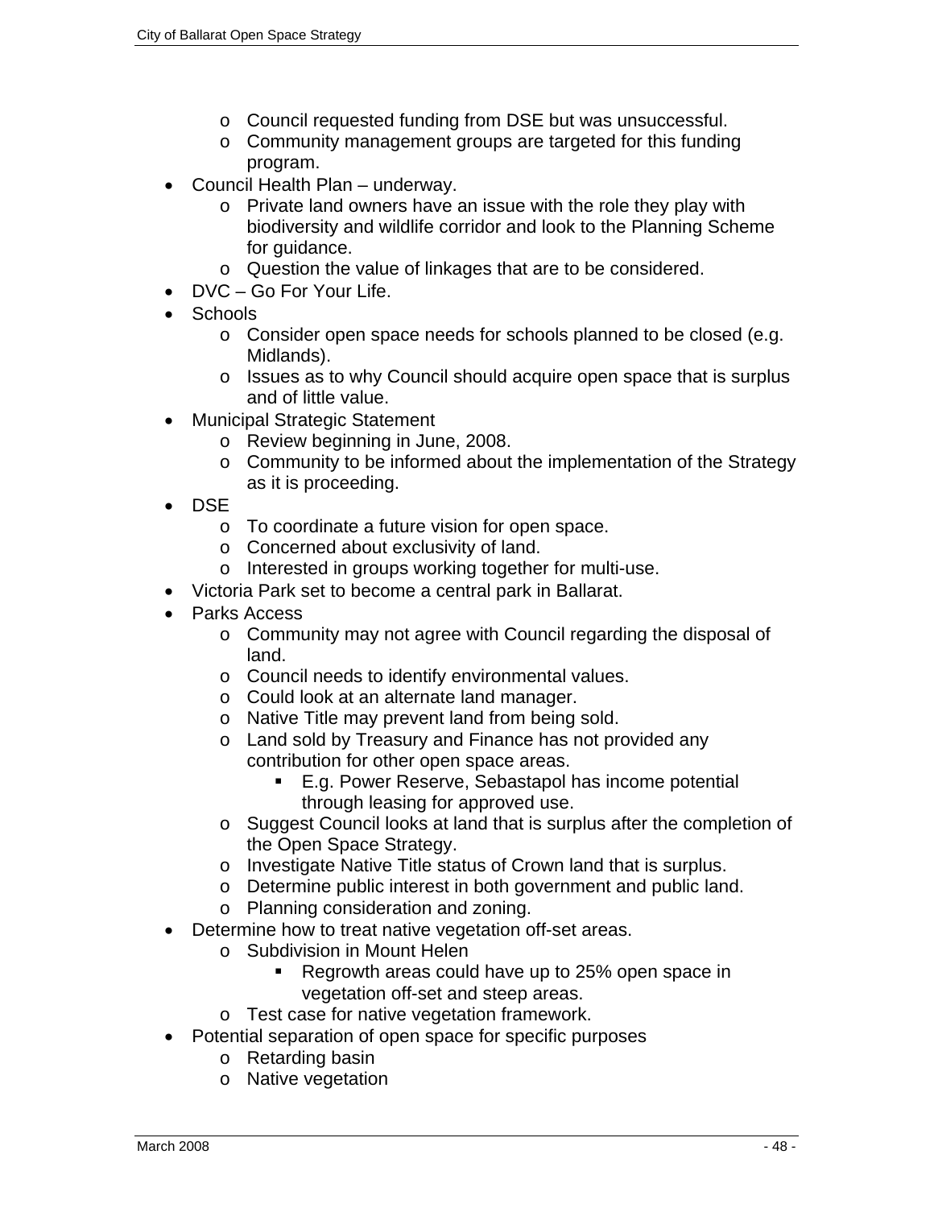- Council requested funding from DSE but was unsuccessful.
  - Community management groups are targeted for this funding program.
- Council Health Plan – underway.
  - Private land owners have an issue with the role they play with biodiversity and wildlife corridor and look to the Planning Scheme for guidance.
  - Question the value of linkages that are to be considered.
- DVC – Go For Your Life.
- Schools
  - Consider open space needs for schools planned to be closed (e.g. Midlands).
  - Issues as to why Council should acquire open space that is surplus and of little value.
- Municipal Strategic Statement
  - Review beginning in June, 2008.
  - Community to be informed about the implementation of the Strategy as it is proceeding.
- DSE
  - To coordinate a future vision for open space.
  - Concerned about exclusivity of land.
  - Interested in groups working together for multi-use.
- Victoria Park set to become a central park in Ballarat.
- Parks Access
  - Community may not agree with Council regarding the disposal of land.
  - Council needs to identify environmental values.
  - Could look at an alternate land manager.
  - Native Title may prevent land from being sold.
  - Land sold by Treasury and Finance has not provided any contribution for other open space areas.
    - E.g. Power Reserve, Sebastapol has income potential through leasing for approved use.
  - Suggest Council looks at land that is surplus after the completion of the Open Space Strategy.
  - Investigate Native Title status of Crown land that is surplus.
  - Determine public interest in both government and public land.
  - Planning consideration and zoning.
- Determine how to treat native vegetation off-set areas.
  - Subdivision in Mount Helen
    - Regrowth areas could have up to 25% open space in vegetation off-set and steep areas.
  - Test case for native vegetation framework.
- Potential separation of open space for specific purposes
  - Retarding basin
  - Native vegetation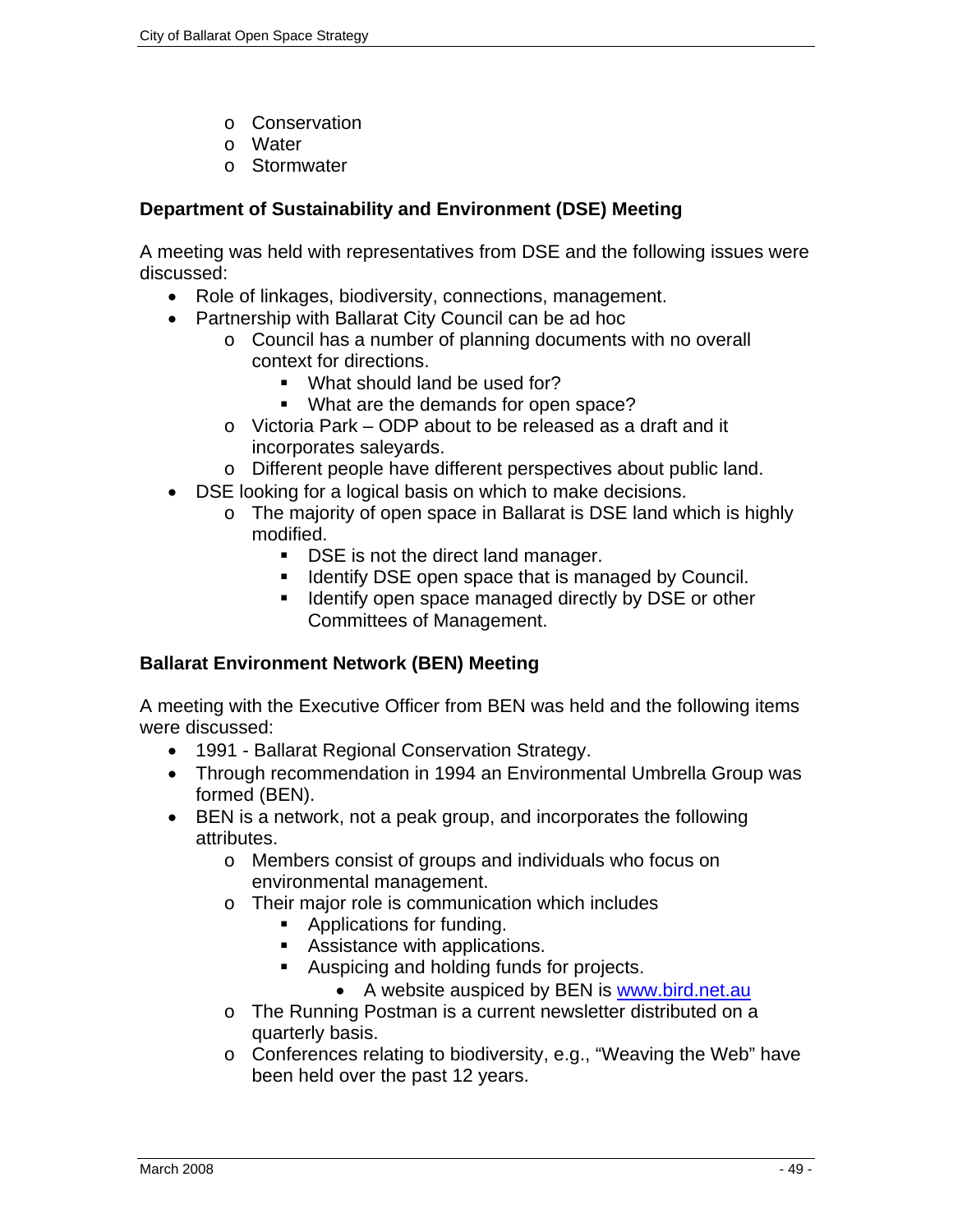- Conservation
- Water
- Stormwater

**Department of Sustainability and Environment (DSE) Meeting**

A meeting was held with representatives from DSE and the following issues were discussed:

- Role of linkages, biodiversity, connections, management.
- Partnership with Ballarat City Council can be ad hoc
  - Council has a number of planning documents with no overall context for directions.
    - What should land be used for?
    - What are the demands for open space?
  - Victoria Park – ODP about to be released as a draft and it incorporates saleyards.
  - Different people have different perspectives about public land.
- DSE looking for a logical basis on which to make decisions.
  - The majority of open space in Ballarat is DSE land which is highly modified.
    - DSE is not the direct land manager.
    - Identify DSE open space that is managed by Council.
    - Identify open space managed directly by DSE or other Committees of Management.

**Ballarat Environment Network (BEN) Meeting**

A meeting with the Executive Officer from BEN was held and the following items were discussed:

- 1991 - Ballarat Regional Conservation Strategy.
- Through recommendation in 1994 an Environmental Umbrella Group was formed (BEN).
- BEN is a network, not a peak group, and incorporates the following attributes.
  - Members consist of groups and individuals who focus on environmental management.
  - Their major role is communication which includes
    - Applications for funding.
    - Assistance with applications.
    - Auspicing and holding funds for projects.
      - A website auspiced by BEN is www.bird.net.au
  - The Running Postman is a current newsletter distributed on a quarterly basis.
  - Conferences relating to biodiversity, e.g., "Weaving the Web" have been held over the past 12 years.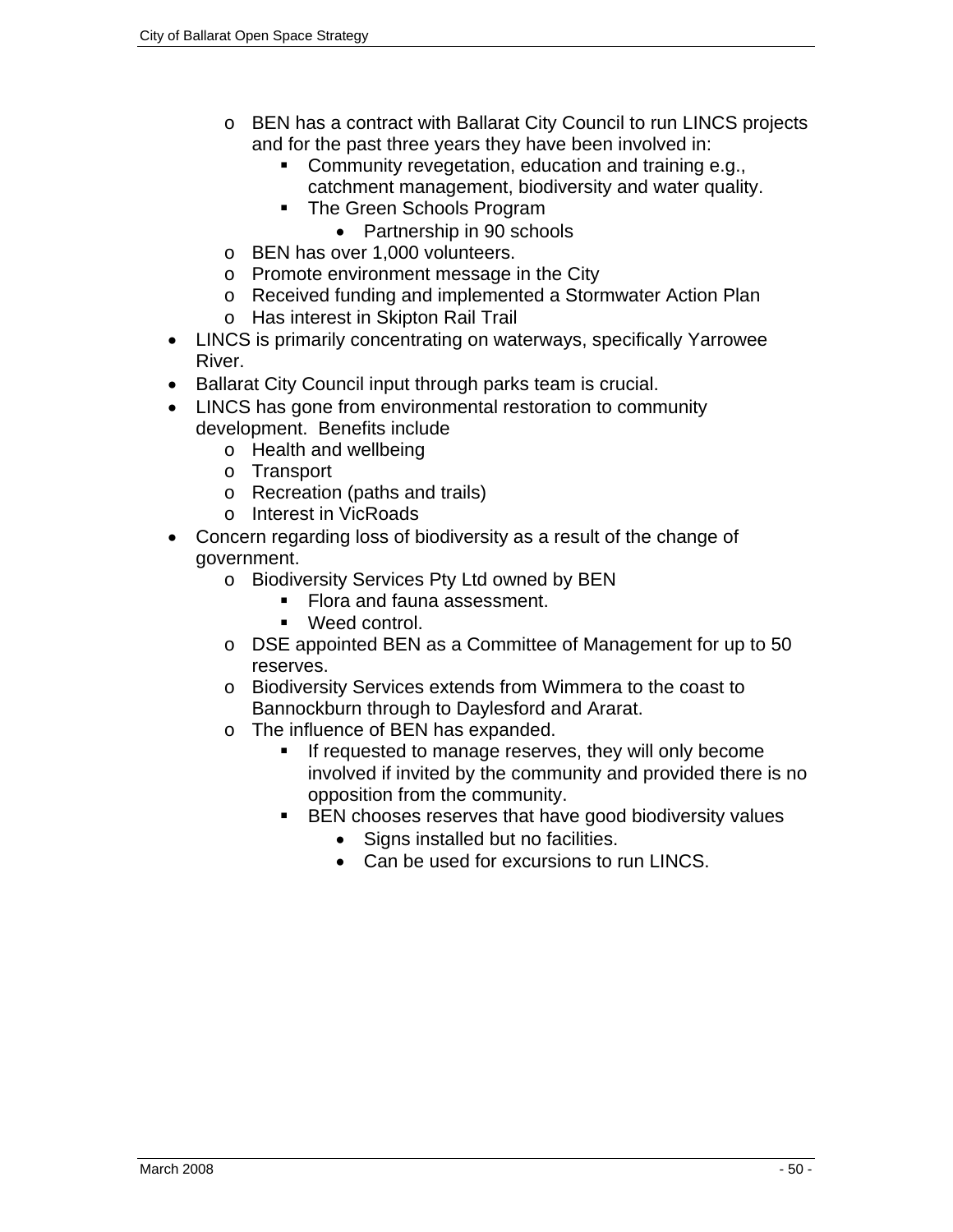- BEN has a contract with Ballarat City Council to run LINCS projects and for the past three years they have been involved in:
        - Community revegetation, education and training e.g., catchment management, biodiversity and water quality.
        - The Green Schools Program
            - Partnership in 90 schools
    - BEN has over 1,000 volunteers.
    - Promote environment message in the City
    - Received funding and implemented a Stormwater Action Plan
    - Has interest in Skipton Rail Trail
- LINCS is primarily concentrating on waterways, specifically Yarrowee River.
- Ballarat City Council input through parks team is crucial.
- LINCS has gone from environmental restoration to community development. Benefits include
    - Health and wellbeing
    - Transport
    - Recreation (paths and trails)
    - Interest in VicRoads
- Concern regarding loss of biodiversity as a result of the change of government.
    - Biodiversity Services Pty Ltd owned by BEN
        - Flora and fauna assessment.
        - Weed control.
    - DSE appointed BEN as a Committee of Management for up to 50 reserves.
    - Biodiversity Services extends from Wimmera to the coast to Bannockburn through to Daylesford and Ararat.
    - The influence of BEN has expanded.
        - If requested to manage reserves, they will only become involved if invited by the community and provided there is no opposition from the community.
        - BEN chooses reserves that have good biodiversity values
            - Signs installed but no facilities.
            - Can be used for excursions to run LINCS.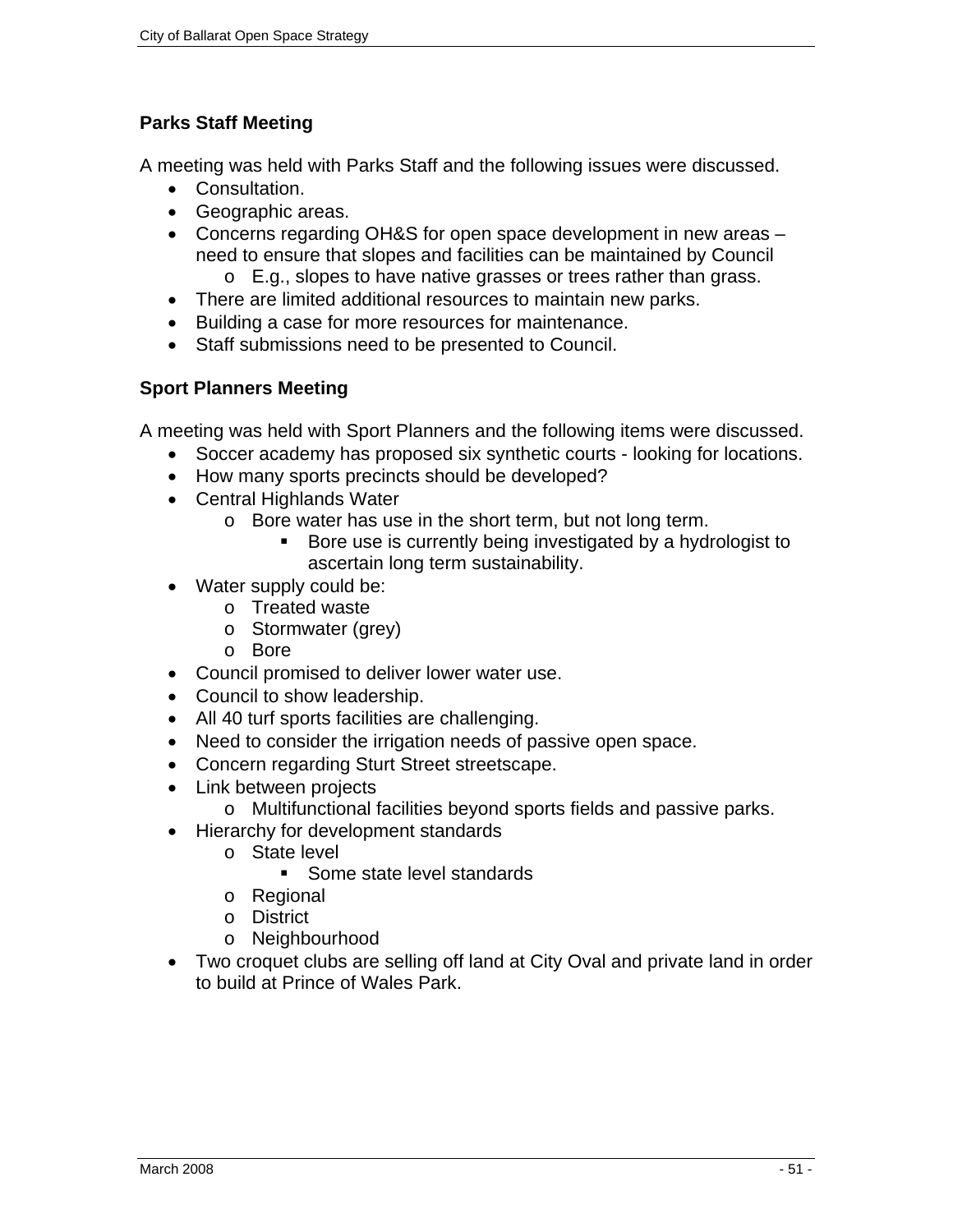### Parks Staff Meeting

A meeting was held with Parks Staff and the following issues were discussed.

- Consultation.
- Geographic areas.
- Concerns regarding OH&S for open space development in new areas – need to ensure that slopes and facilities can be maintained by Council
  - E.g., slopes to have native grasses or trees rather than grass.
- There are limited additional resources to maintain new parks.
- Building a case for more resources for maintenance.
- Staff submissions need to be presented to Council.

### Sport Planners Meeting

A meeting was held with Sport Planners and the following items were discussed.

- Soccer academy has proposed six synthetic courts - looking for locations.
- How many sports precincts should be developed?
- Central Highlands Water
  - Bore water has use in the short term, but not long term.
    - Bore use is currently being investigated by a hydrologist to ascertain long term sustainability.
- Water supply could be:
  - Treated waste
  - Stormwater (grey)
  - Bore
- Council promised to deliver lower water use.
- Council to show leadership.
- All 40 turf sports facilities are challenging.
- Need to consider the irrigation needs of passive open space.
- Concern regarding Sturt Street streetscape.
- Link between projects
  - Multifunctional facilities beyond sports fields and passive parks.
- Hierarchy for development standards
  - State level
    - Some state level standards
  - Regional
  - District
  - Neighbourhood
- Two croquet clubs are selling off land at City Oval and private land in order to build at Prince of Wales Park.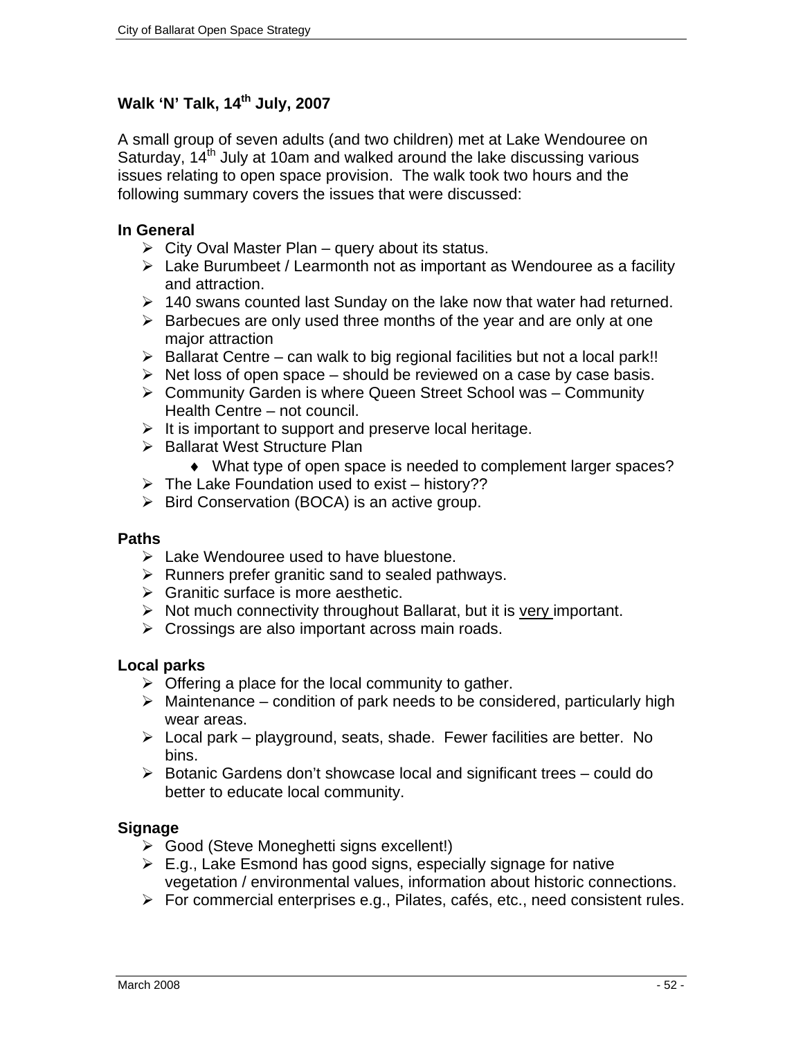### Walk 'N' Talk, 14th July, 2007

A small group of seven adults (and two children) met at Lake Wendouree on Saturday, 14th July at 10am and walked around the lake discussing various issues relating to open space provision. The walk took two hours and the following summary covers the issues that were discussed:

**In General**

- City Oval Master Plan – query about its status.
- Lake Burumbeet / Learmonth not as important as Wendouree as a facility and attraction.
- 140 swans counted last Sunday on the lake now that water had returned.
- Barbecues are only used three months of the year and are only at one major attraction
- Ballarat Centre – can walk to big regional facilities but not a local park!!
- Net loss of open space – should be reviewed on a case by case basis.
- Community Garden is where Queen Street School was – Community Health Centre – not council.
- It is important to support and preserve local heritage.
- Ballarat West Structure Plan
  - What type of open space is needed to complement larger spaces?
- The Lake Foundation used to exist – history??
- Bird Conservation (BOCA) is an active group.

**Paths**

- Lake Wendouree used to have bluestone.
- Runners prefer granitic sand to sealed pathways.
- Granitic surface is more aesthetic.
- Not much connectivity throughout Ballarat, but it is <u>very</u> important.
- Crossings are also important across main roads.

**Local parks**

- Offering a place for the local community to gather.
- Maintenance – condition of park needs to be considered, particularly high wear areas.
- Local park – playground, seats, shade. Fewer facilities are better. No bins.
- Botanic Gardens don't showcase local and significant trees – could do better to educate local community.

**Signage**

- Good (Steve Moneghetti signs excellent!)
- E.g., Lake Esmond has good signs, especially signage for native vegetation / environmental values, information about historic connections.
- For commercial enterprises e.g., Pilates, cafés, etc., need consistent rules.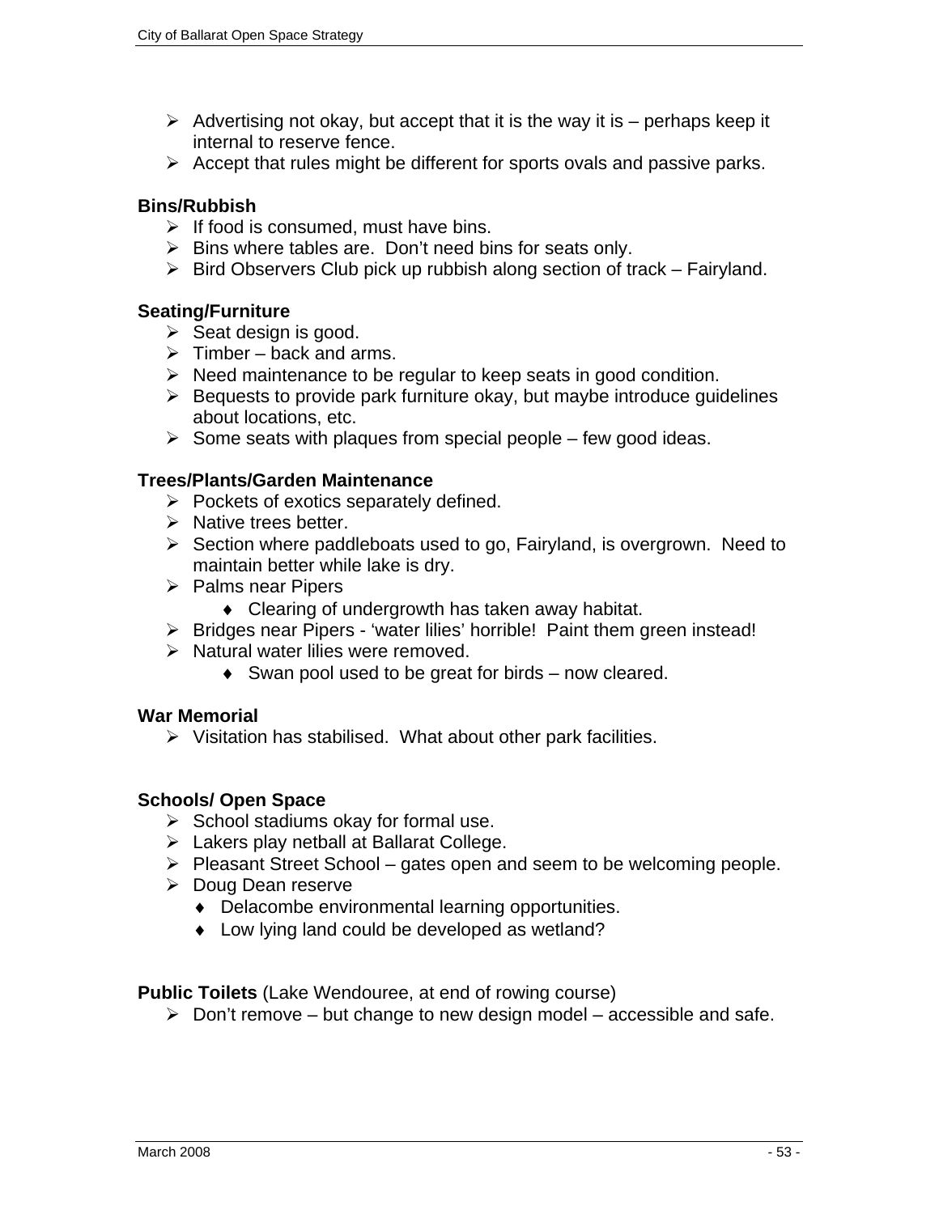- Advertising not okay, but accept that it is the way it is – perhaps keep it internal to reserve fence.
- Accept that rules might be different for sports ovals and passive parks.

**Bins/Rubbish**

- If food is consumed, must have bins.
- Bins where tables are. Don't need bins for seats only.
- Bird Observers Club pick up rubbish along section of track – Fairyland.

**Seating/Furniture**

- Seat design is good.
- Timber – back and arms.
- Need maintenance to be regular to keep seats in good condition.
- Bequests to provide park furniture okay, but maybe introduce guidelines about locations, etc.
- Some seats with plaques from special people – few good ideas.

**Trees/Plants/Garden Maintenance**

- Pockets of exotics separately defined.
- Native trees better.
- Section where paddleboats used to go, Fairyland, is overgrown. Need to maintain better while lake is dry.
- Palms near Pipers
    - Clearing of undergrowth has taken away habitat.
- Bridges near Pipers - 'water lilies' horrible! Paint them green instead!
- Natural water lilies were removed.
    - Swan pool used to be great for birds – now cleared.

**War Memorial**

- Visitation has stabilised. What about other park facilities.

**Schools/ Open Space**

- School stadiums okay for formal use.
- Lakers play netball at Ballarat College.
- Pleasant Street School – gates open and seem to be welcoming people.
- Doug Dean reserve
    - Delacombe environmental learning opportunities.
    - Low lying land could be developed as wetland?

**Public Toilets** (Lake Wendouree, at end of rowing course)

- Don't remove – but change to new design model – accessible and safe.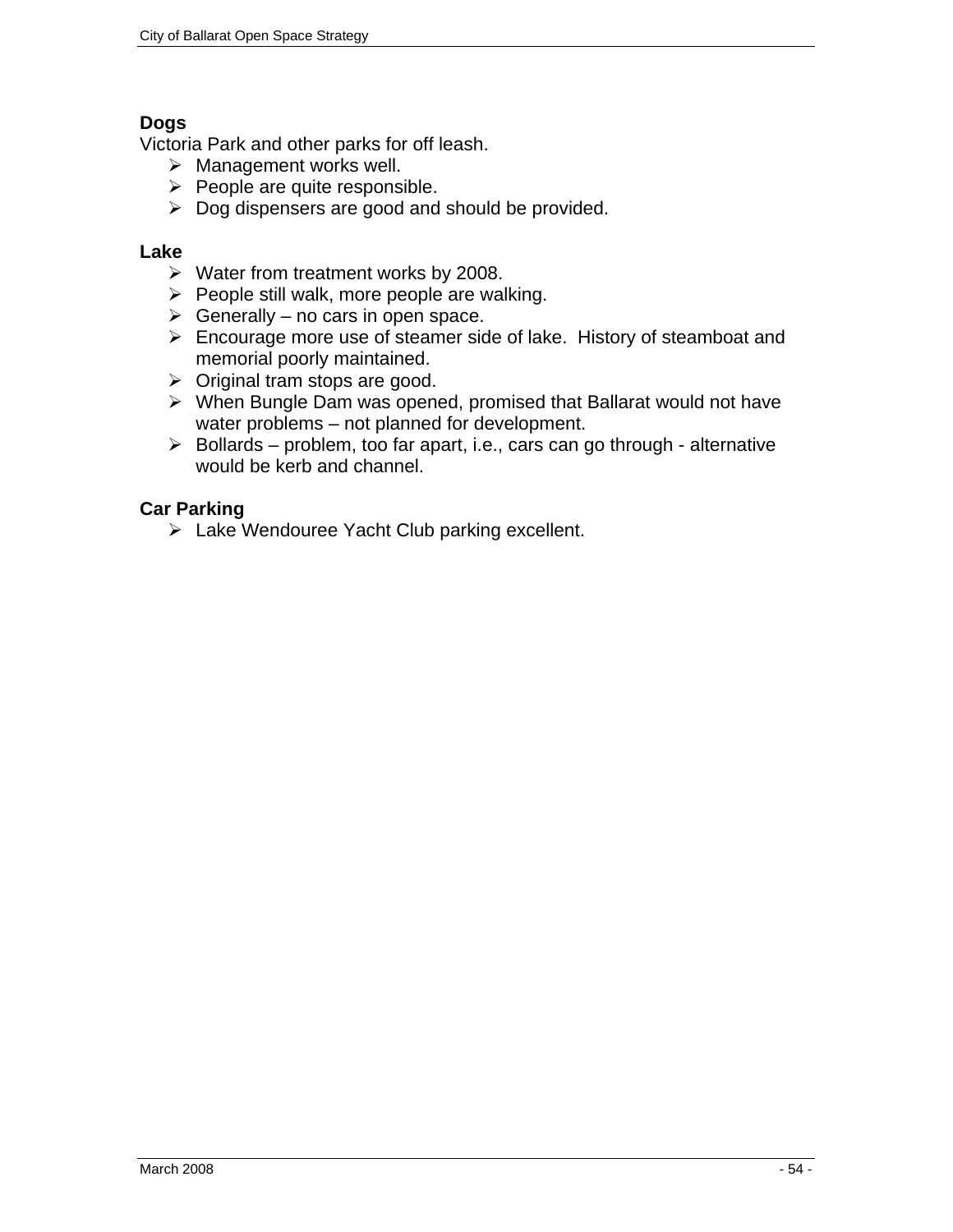**Dogs**

Victoria Park and other parks for off leash.

- Management works well.
- People are quite responsible.
- Dog dispensers are good and should be provided.

**Lake**

- Water from treatment works by 2008.
- People still walk, more people are walking.
- Generally – no cars in open space.
- Encourage more use of steamer side of lake. History of steamboat and memorial poorly maintained.
- Original tram stops are good.
- When Bungle Dam was opened, promised that Ballarat would not have water problems – not planned for development.
- Bollards – problem, too far apart, i.e., cars can go through - alternative would be kerb and channel.

**Car Parking**

- Lake Wendouree Yacht Club parking excellent.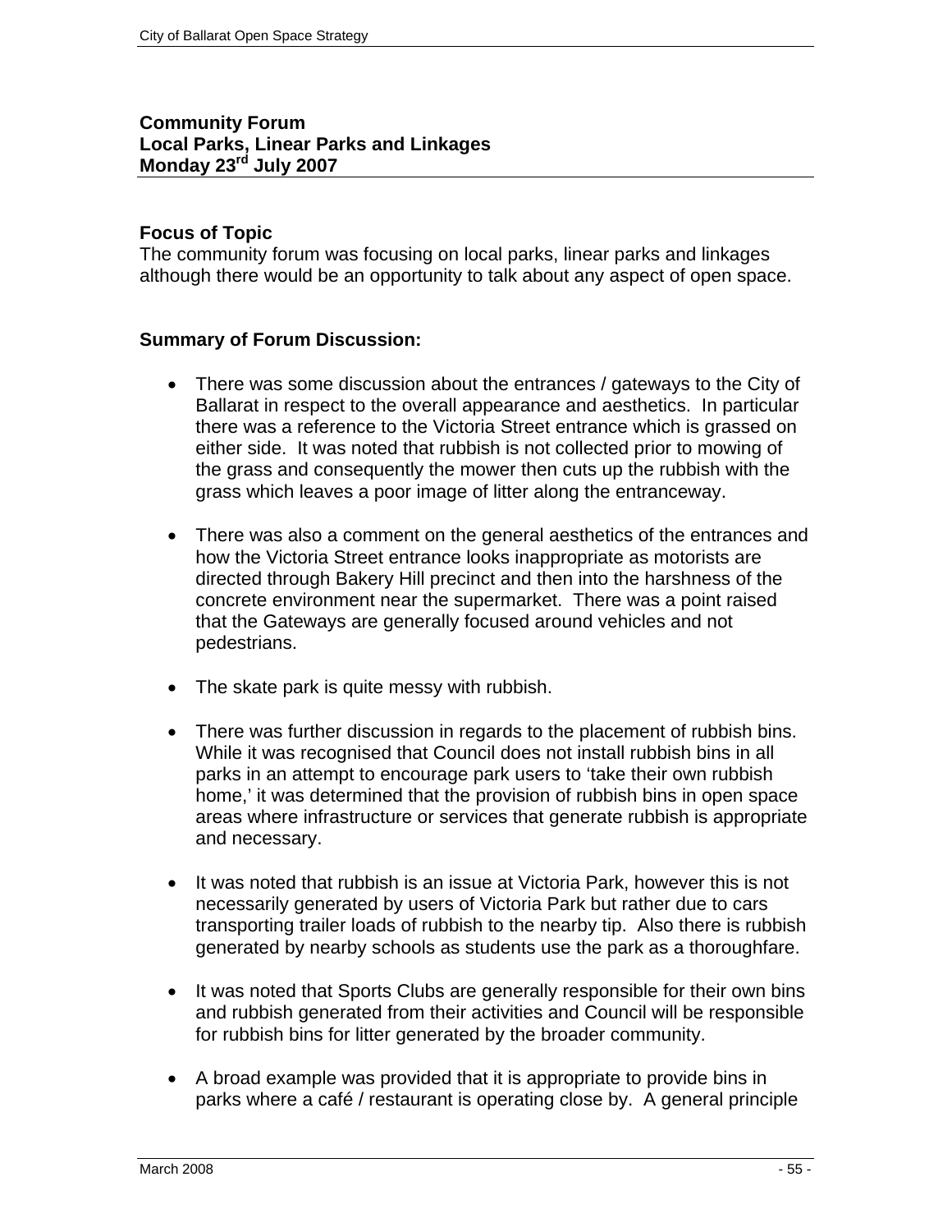**Community Forum**
**Local Parks, Linear Parks and Linkages**
**Monday 23rd July 2007**

**Focus of Topic**

The community forum was focusing on local parks, linear parks and linkages although there would be an opportunity to talk about any aspect of open space.

**Summary of Forum Discussion:**

- There was some discussion about the entrances / gateways to the City of Ballarat in respect to the overall appearance and aesthetics. In particular there was a reference to the Victoria Street entrance which is grassed on either side. It was noted that rubbish is not collected prior to mowing of the grass and consequently the mower then cuts up the rubbish with the grass which leaves a poor image of litter along the entranceway.

- There was also a comment on the general aesthetics of the entrances and how the Victoria Street entrance looks inappropriate as motorists are directed through Bakery Hill precinct and then into the harshness of the concrete environment near the supermarket. There was a point raised that the Gateways are generally focused around vehicles and not pedestrians.

- The skate park is quite messy with rubbish.

- There was further discussion in regards to the placement of rubbish bins. While it was recognised that Council does not install rubbish bins in all parks in an attempt to encourage park users to 'take their own rubbish home,' it was determined that the provision of rubbish bins in open space areas where infrastructure or services that generate rubbish is appropriate and necessary.

- It was noted that rubbish is an issue at Victoria Park, however this is not necessarily generated by users of Victoria Park but rather due to cars transporting trailer loads of rubbish to the nearby tip. Also there is rubbish generated by nearby schools as students use the park as a thoroughfare.

- It was noted that Sports Clubs are generally responsible for their own bins and rubbish generated from their activities and Council will be responsible for rubbish bins for litter generated by the broader community.

- A broad example was provided that it is appropriate to provide bins in parks where a café / restaurant is operating close by. A general principle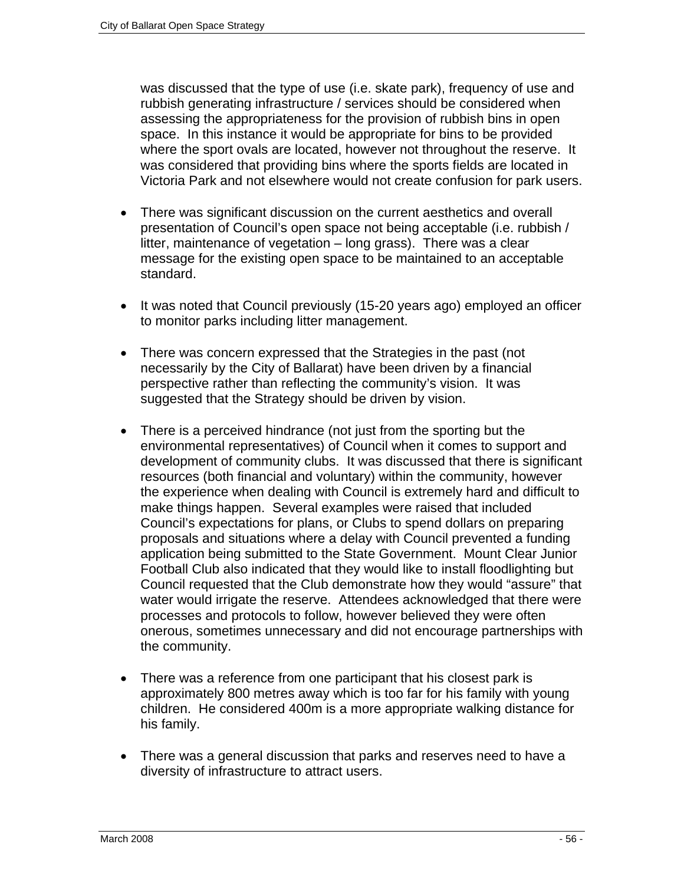was discussed that the type of use (i.e. skate park), frequency of use and rubbish generating infrastructure / services should be considered when assessing the appropriateness for the provision of rubbish bins in open space. In this instance it would be appropriate for bins to be provided where the sport ovals are located, however not throughout the reserve. It was considered that providing bins where the sports fields are located in Victoria Park and not elsewhere would not create confusion for park users.

- There was significant discussion on the current aesthetics and overall presentation of Council's open space not being acceptable (i.e. rubbish / litter, maintenance of vegetation – long grass). There was a clear message for the existing open space to be maintained to an acceptable standard.

- It was noted that Council previously (15-20 years ago) employed an officer to monitor parks including litter management.

- There was concern expressed that the Strategies in the past (not necessarily by the City of Ballarat) have been driven by a financial perspective rather than reflecting the community's vision. It was suggested that the Strategy should be driven by vision.

- There is a perceived hindrance (not just from the sporting but the environmental representatives) of Council when it comes to support and development of community clubs. It was discussed that there is significant resources (both financial and voluntary) within the community, however the experience when dealing with Council is extremely hard and difficult to make things happen. Several examples were raised that included Council's expectations for plans, or Clubs to spend dollars on preparing proposals and situations where a delay with Council prevented a funding application being submitted to the State Government. Mount Clear Junior Football Club also indicated that they would like to install floodlighting but Council requested that the Club demonstrate how they would "assure" that water would irrigate the reserve. Attendees acknowledged that there were processes and protocols to follow, however believed they were often onerous, sometimes unnecessary and did not encourage partnerships with the community.

- There was a reference from one participant that his closest park is approximately 800 metres away which is too far for his family with young children. He considered 400m is a more appropriate walking distance for his family.

- There was a general discussion that parks and reserves need to have a diversity of infrastructure to attract users.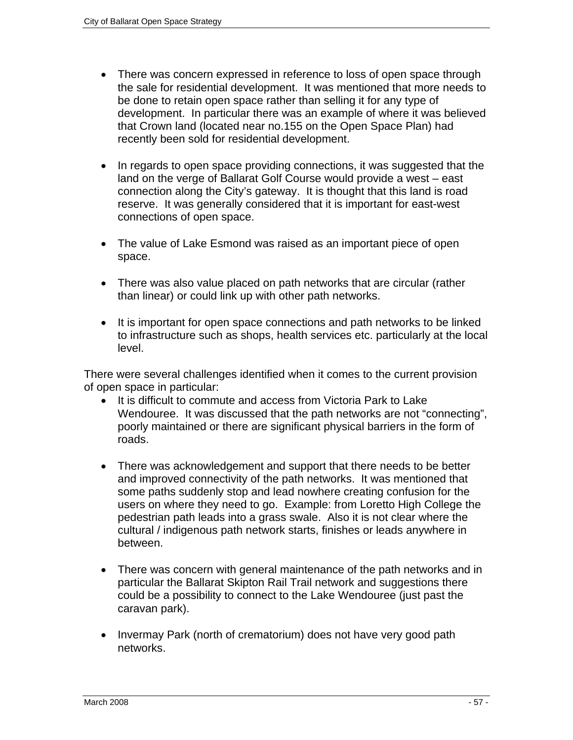- There was concern expressed in reference to loss of open space through the sale for residential development. It was mentioned that more needs to be done to retain open space rather than selling it for any type of development. In particular there was an example of where it was believed that Crown land (located near no.155 on the Open Space Plan) had recently been sold for residential development.

- In regards to open space providing connections, it was suggested that the land on the verge of Ballarat Golf Course would provide a west – east connection along the City's gateway. It is thought that this land is road reserve. It was generally considered that it is important for east-west connections of open space.

- The value of Lake Esmond was raised as an important piece of open space.

- There was also value placed on path networks that are circular (rather than linear) or could link up with other path networks.

- It is important for open space connections and path networks to be linked to infrastructure such as shops, health services etc. particularly at the local level.

There were several challenges identified when it comes to the current provision of open space in particular:

- It is difficult to commute and access from Victoria Park to Lake Wendouree. It was discussed that the path networks are not "connecting", poorly maintained or there are significant physical barriers in the form of roads.

- There was acknowledgement and support that there needs to be better and improved connectivity of the path networks. It was mentioned that some paths suddenly stop and lead nowhere creating confusion for the users on where they need to go. Example: from Loretto High College the pedestrian path leads into a grass swale. Also it is not clear where the cultural / indigenous path network starts, finishes or leads anywhere in between.

- There was concern with general maintenance of the path networks and in particular the Ballarat Skipton Rail Trail network and suggestions there could be a possibility to connect to the Lake Wendouree (just past the caravan park).

- Invermay Park (north of crematorium) does not have very good path networks.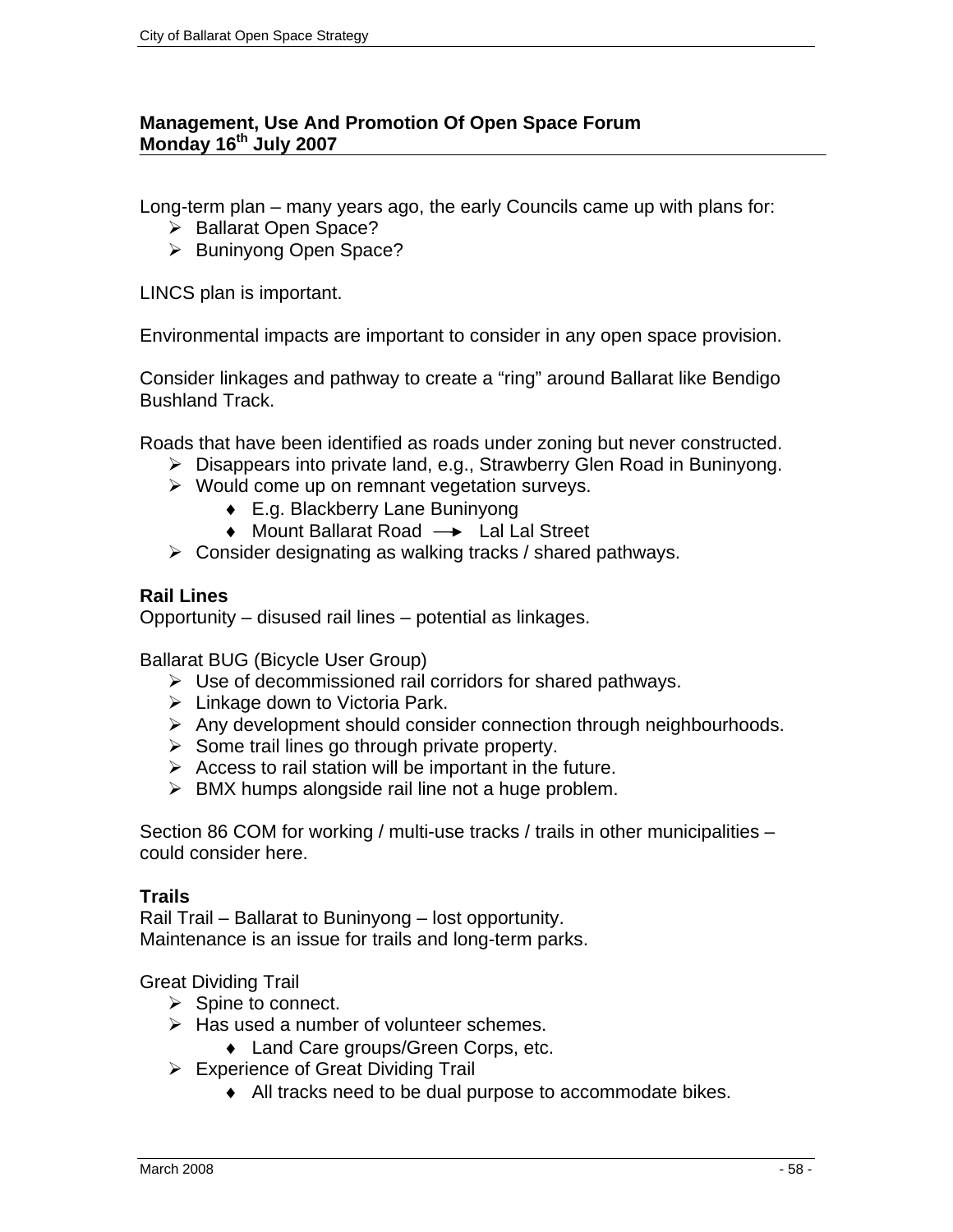**Management, Use And Promotion Of Open Space Forum**
**Monday 16th July 2007**

Long-term plan – many years ago, the early Councils came up with plans for:

- Ballarat Open Space?
- Buninyong Open Space?

LINCS plan is important.

Environmental impacts are important to consider in any open space provision.

Consider linkages and pathway to create a "ring" around Ballarat like Bendigo Bushland Track.

Roads that have been identified as roads under zoning but never constructed.

- Disappears into private land, e.g., Strawberry Glen Road in Buninyong.
- Would come up on remnant vegetation surveys.
    - E.g. Blackberry Lane Buninyong
    - Mount Ballarat Road → Lal Lal Street
- Consider designating as walking tracks / shared pathways.

### Rail Lines

Opportunity – disused rail lines – potential as linkages.

Ballarat BUG (Bicycle User Group)

- Use of decommissioned rail corridors for shared pathways.
- Linkage down to Victoria Park.
- Any development should consider connection through neighbourhoods.
- Some trail lines go through private property.
- Access to rail station will be important in the future.
- BMX humps alongside rail line not a huge problem.

Section 86 COM for working / multi-use tracks / trails in other municipalities – could consider here.

### Trails

Rail Trail – Ballarat to Buninyong – lost opportunity.
Maintenance is an issue for trails and long-term parks.

Great Dividing Trail

- Spine to connect.
- Has used a number of volunteer schemes.
    - Land Care groups/Green Corps, etc.
- Experience of Great Dividing Trail
    - All tracks need to be dual purpose to accommodate bikes.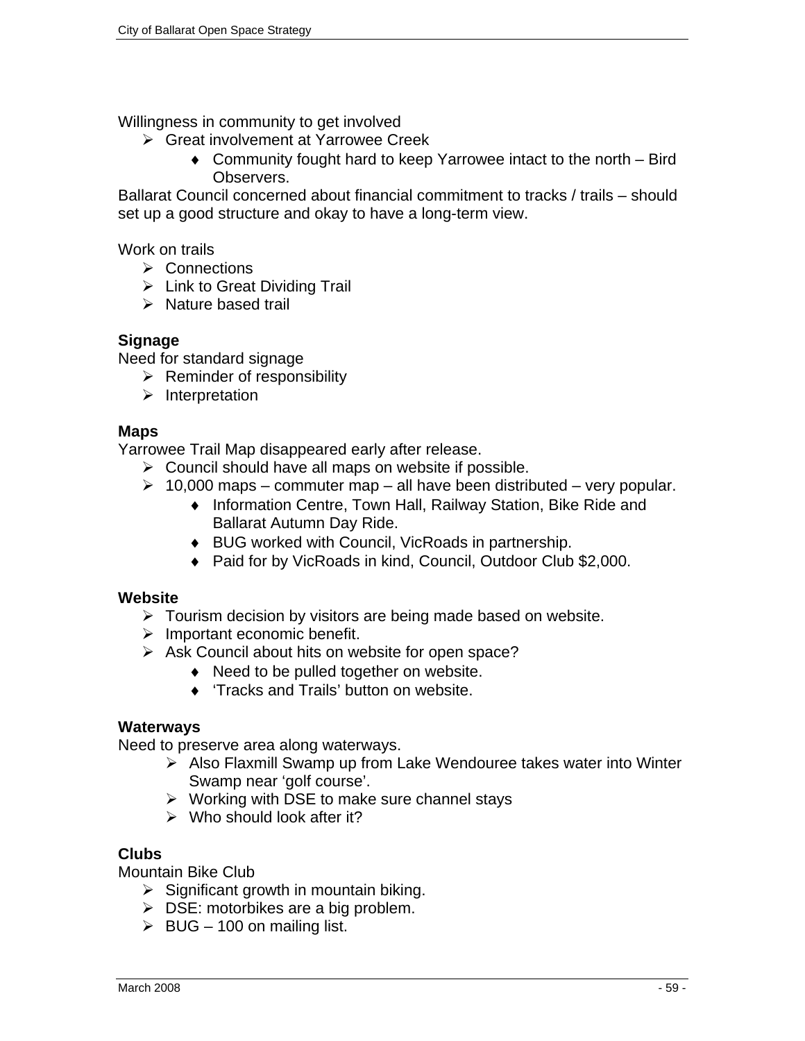Willingness in community to get involved

- Great involvement at Yarrowee Creek
    - Community fought hard to keep Yarrowee intact to the north – Bird Observers.

Ballarat Council concerned about financial commitment to tracks / trails – should set up a good structure and okay to have a long-term view.

Work on trails

- Connections
- Link to Great Dividing Trail
- Nature based trail

**Signage**

Need for standard signage

- Reminder of responsibility
- Interpretation

**Maps**

Yarrowee Trail Map disappeared early after release.

- Council should have all maps on website if possible.
- 10,000 maps – commuter map – all have been distributed – very popular.
    - Information Centre, Town Hall, Railway Station, Bike Ride and Ballarat Autumn Day Ride.
    - BUG worked with Council, VicRoads in partnership.
    - Paid for by VicRoads in kind, Council, Outdoor Club $2,000.

**Website**

- Tourism decision by visitors are being made based on website.
- Important economic benefit.
- Ask Council about hits on website for open space?
    - Need to be pulled together on website.
    - 'Tracks and Trails' button on website.

**Waterways**

Need to preserve area along waterways.

- Also Flaxmill Swamp up from Lake Wendouree takes water into Winter Swamp near 'golf course'.
- Working with DSE to make sure channel stays
- Who should look after it?

**Clubs**

Mountain Bike Club

- Significant growth in mountain biking.
- DSE: motorbikes are a big problem.
- BUG – 100 on mailing list.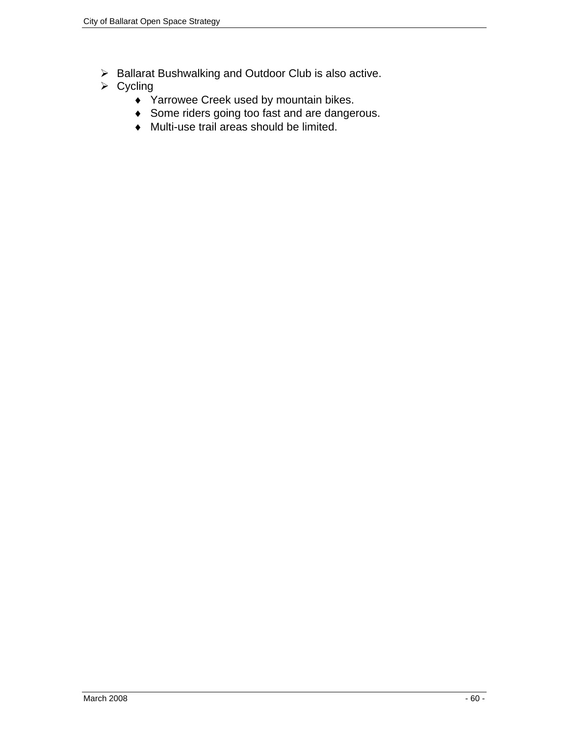- Ballarat Bushwalking and Outdoor Club is also active.
- Cycling
    - Yarrowee Creek used by mountain bikes.
    - Some riders going too fast and are dangerous.
    - Multi-use trail areas should be limited.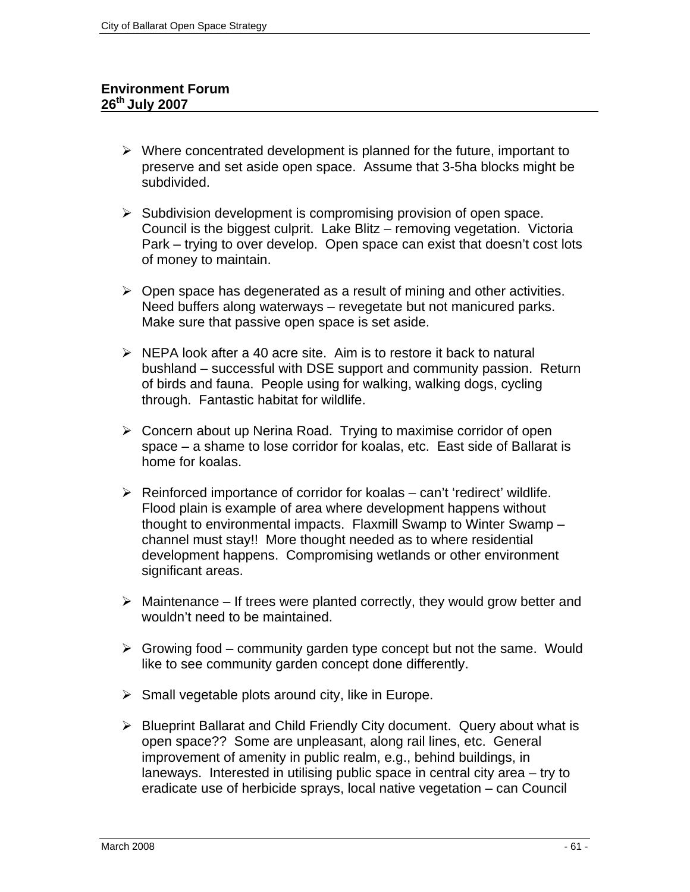**Environment Forum**
**26th July 2007**

- Where concentrated development is planned for the future, important to preserve and set aside open space. Assume that 3-5ha blocks might be subdivided.

- Subdivision development is compromising provision of open space. Council is the biggest culprit. Lake Blitz – removing vegetation. Victoria Park – trying to over develop. Open space can exist that doesn't cost lots of money to maintain.

- Open space has degenerated as a result of mining and other activities. Need buffers along waterways – revegetate but not manicured parks. Make sure that passive open space is set aside.

- NEPA look after a 40 acre site. Aim is to restore it back to natural bushland – successful with DSE support and community passion. Return of birds and fauna. People using for walking, walking dogs, cycling through. Fantastic habitat for wildlife.

- Concern about up Nerina Road. Trying to maximise corridor of open space – a shame to lose corridor for koalas, etc. East side of Ballarat is home for koalas.

- Reinforced importance of corridor for koalas – can't 'redirect' wildlife. Flood plain is example of area where development happens without thought to environmental impacts. Flaxmill Swamp to Winter Swamp – channel must stay!! More thought needed as to where residential development happens. Compromising wetlands or other environment significant areas.

- Maintenance – If trees were planted correctly, they would grow better and wouldn't need to be maintained.

- Growing food – community garden type concept but not the same. Would like to see community garden concept done differently.

- Small vegetable plots around city, like in Europe.

- Blueprint Ballarat and Child Friendly City document. Query about what is open space?? Some are unpleasant, along rail lines, etc. General improvement of amenity in public realm, e.g., behind buildings, in laneways. Interested in utilising public space in central city area – try to eradicate use of herbicide sprays, local native vegetation – can Council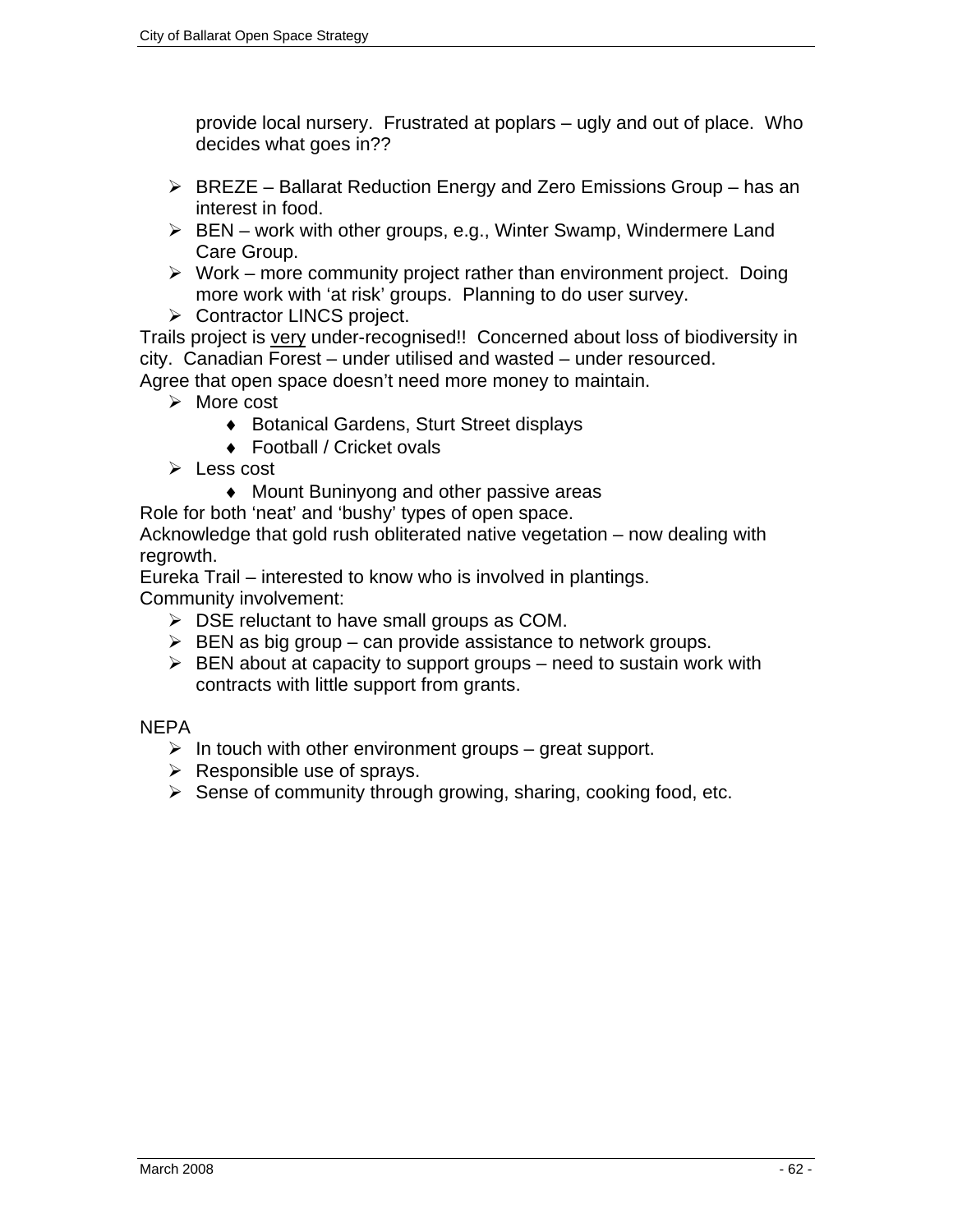provide local nursery.  Frustrated at poplars – ugly and out of place.  Who decides what goes in??

- BREZE – Ballarat Reduction Energy and Zero Emissions Group – has an interest in food.
- BEN – work with other groups, e.g., Winter Swamp, Windermere Land Care Group.
- Work – more community project rather than environment project.  Doing more work with 'at risk' groups.  Planning to do user survey.
- Contractor LINCS project.

Trails project is <u>very</u> under-recognised!!  Concerned about loss of biodiversity in city.  Canadian Forest – under utilised and wasted – under resourced.
Agree that open space doesn't need more money to maintain.

- More cost
  - Botanical Gardens, Sturt Street displays
  - Football / Cricket ovals
- Less cost
  - Mount Buninyong and other passive areas

Role for both 'neat' and 'bushy' types of open space.
Acknowledge that gold rush obliterated native vegetation – now dealing with regrowth.
Eureka Trail – interested to know who is involved in plantings.
Community involvement:

- DSE reluctant to have small groups as COM.
- BEN as big group – can provide assistance to network groups.
- BEN about at capacity to support groups – need to sustain work with contracts with little support from grants.

NEPA

- In touch with other environment groups – great support.
- Responsible use of sprays.
- Sense of community through growing, sharing, cooking food, etc.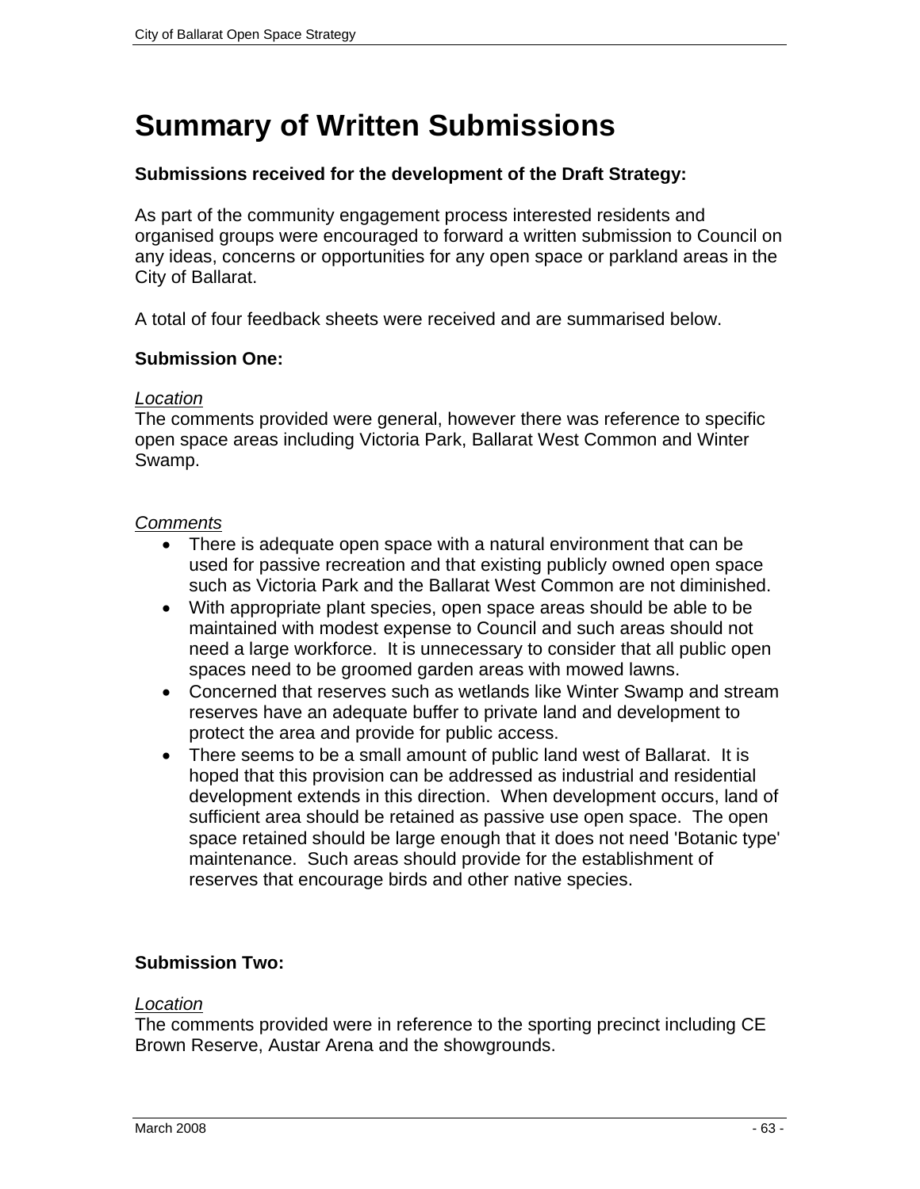# Summary of Written Submissions

**Submissions received for the development of the Draft Strategy:**

As part of the community engagement process interested residents and organised groups were encouraged to forward a written submission to Council on any ideas, concerns or opportunities for any open space or parkland areas in the City of Ballarat.

A total of four feedback sheets were received and are summarised below.

**Submission One:**

*Location*

The comments provided were general, however there was reference to specific open space areas including Victoria Park, Ballarat West Common and Winter Swamp.

*Comments*

- There is adequate open space with a natural environment that can be used for passive recreation and that existing publicly owned open space such as Victoria Park and the Ballarat West Common are not diminished.
- With appropriate plant species, open space areas should be able to be maintained with modest expense to Council and such areas should not need a large workforce. It is unnecessary to consider that all public open spaces need to be groomed garden areas with mowed lawns.
- Concerned that reserves such as wetlands like Winter Swamp and stream reserves have an adequate buffer to private land and development to protect the area and provide for public access.
- There seems to be a small amount of public land west of Ballarat. It is hoped that this provision can be addressed as industrial and residential development extends in this direction. When development occurs, land of sufficient area should be retained as passive use open space. The open space retained should be large enough that it does not need 'Botanic type' maintenance. Such areas should provide for the establishment of reserves that encourage birds and other native species.

**Submission Two:**

*Location*

The comments provided were in reference to the sporting precinct including CE Brown Reserve, Austar Arena and the showgrounds.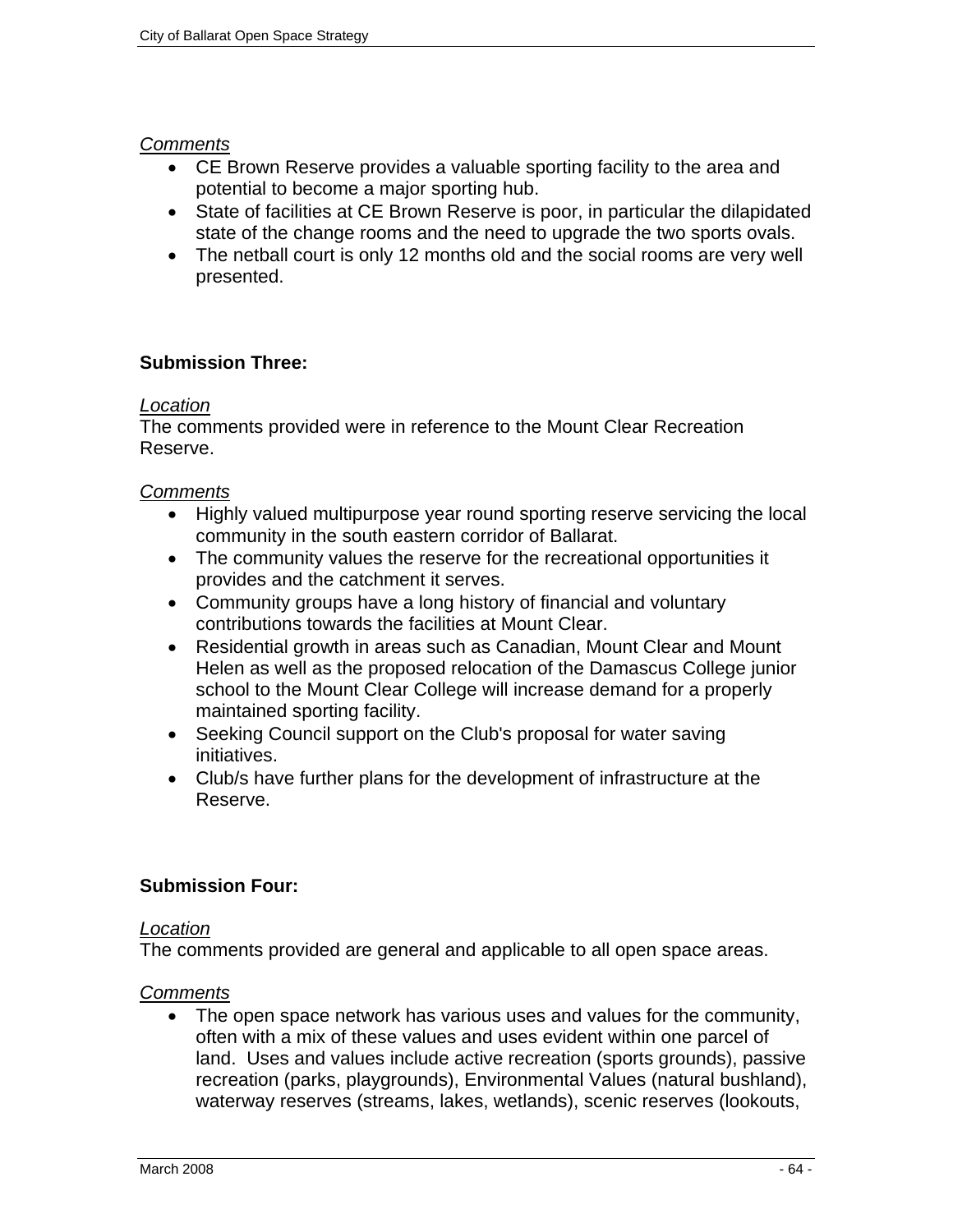*Comments*

- CE Brown Reserve provides a valuable sporting facility to the area and potential to become a major sporting hub.
- State of facilities at CE Brown Reserve is poor, in particular the dilapidated state of the change rooms and the need to upgrade the two sports ovals.
- The netball court is only 12 months old and the social rooms are very well presented.

**Submission Three:**

*Location*

The comments provided were in reference to the Mount Clear Recreation Reserve.

*Comments*

- Highly valued multipurpose year round sporting reserve servicing the local community in the south eastern corridor of Ballarat.
- The community values the reserve for the recreational opportunities it provides and the catchment it serves.
- Community groups have a long history of financial and voluntary contributions towards the facilities at Mount Clear.
- Residential growth in areas such as Canadian, Mount Clear and Mount Helen as well as the proposed relocation of the Damascus College junior school to the Mount Clear College will increase demand for a properly maintained sporting facility.
- Seeking Council support on the Club's proposal for water saving initiatives.
- Club/s have further plans for the development of infrastructure at the Reserve.

**Submission Four:**

*Location*

The comments provided are general and applicable to all open space areas.

*Comments*

- The open space network has various uses and values for the community, often with a mix of these values and uses evident within one parcel of land. Uses and values include active recreation (sports grounds), passive recreation (parks, playgrounds), Environmental Values (natural bushland), waterway reserves (streams, lakes, wetlands), scenic reserves (lookouts,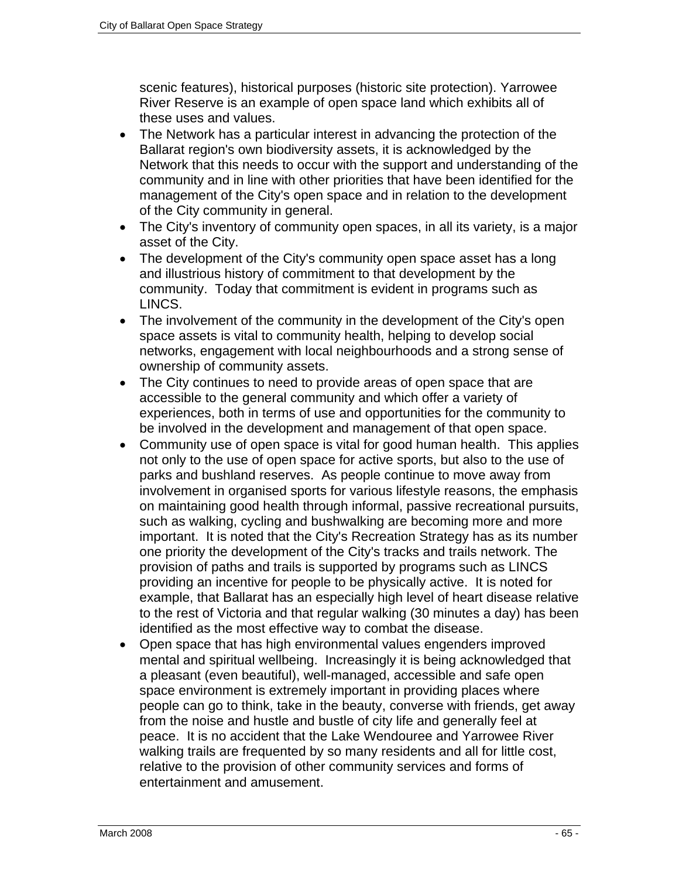scenic features), historical purposes (historic site protection). Yarrowee River Reserve is an example of open space land which exhibits all of these uses and values.

- The Network has a particular interest in advancing the protection of the Ballarat region's own biodiversity assets, it is acknowledged by the Network that this needs to occur with the support and understanding of the community and in line with other priorities that have been identified for the management of the City's open space and in relation to the development of the City community in general.
- The City's inventory of community open spaces, in all its variety, is a major asset of the City.
- The development of the City's community open space asset has a long and illustrious history of commitment to that development by the community. Today that commitment is evident in programs such as LINCS.
- The involvement of the community in the development of the City's open space assets is vital to community health, helping to develop social networks, engagement with local neighbourhoods and a strong sense of ownership of community assets.
- The City continues to need to provide areas of open space that are accessible to the general community and which offer a variety of experiences, both in terms of use and opportunities for the community to be involved in the development and management of that open space.
- Community use of open space is vital for good human health. This applies not only to the use of open space for active sports, but also to the use of parks and bushland reserves. As people continue to move away from involvement in organised sports for various lifestyle reasons, the emphasis on maintaining good health through informal, passive recreational pursuits, such as walking, cycling and bushwalking are becoming more and more important. It is noted that the City's Recreation Strategy has as its number one priority the development of the City's tracks and trails network. The provision of paths and trails is supported by programs such as LINCS providing an incentive for people to be physically active. It is noted for example, that Ballarat has an especially high level of heart disease relative to the rest of Victoria and that regular walking (30 minutes a day) has been identified as the most effective way to combat the disease.
- Open space that has high environmental values engenders improved mental and spiritual wellbeing. Increasingly it is being acknowledged that a pleasant (even beautiful), well-managed, accessible and safe open space environment is extremely important in providing places where people can go to think, take in the beauty, converse with friends, get away from the noise and hustle and bustle of city life and generally feel at peace. It is no accident that the Lake Wendouree and Yarrowee River walking trails are frequented by so many residents and all for little cost, relative to the provision of other community services and forms of entertainment and amusement.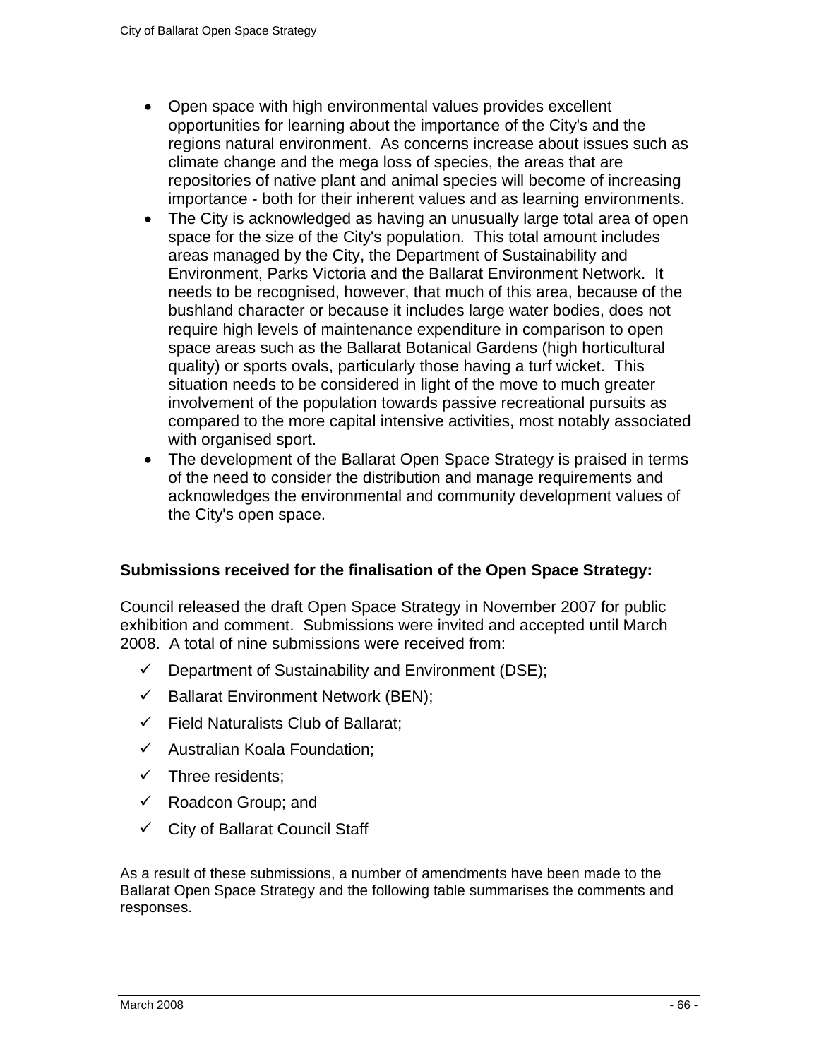- Open space with high environmental values provides excellent opportunities for learning about the importance of the City's and the regions natural environment. As concerns increase about issues such as climate change and the mega loss of species, the areas that are repositories of native plant and animal species will become of increasing importance - both for their inherent values and as learning environments.
- The City is acknowledged as having an unusually large total area of open space for the size of the City's population. This total amount includes areas managed by the City, the Department of Sustainability and Environment, Parks Victoria and the Ballarat Environment Network. It needs to be recognised, however, that much of this area, because of the bushland character or because it includes large water bodies, does not require high levels of maintenance expenditure in comparison to open space areas such as the Ballarat Botanical Gardens (high horticultural quality) or sports ovals, particularly those having a turf wicket. This situation needs to be considered in light of the move to much greater involvement of the population towards passive recreational pursuits as compared to the more capital intensive activities, most notably associated with organised sport.
- The development of the Ballarat Open Space Strategy is praised in terms of the need to consider the distribution and manage requirements and acknowledges the environmental and community development values of the City's open space.

### Submissions received for the finalisation of the Open Space Strategy:

Council released the draft Open Space Strategy in November 2007 for public exhibition and comment. Submissions were invited and accepted until March 2008. A total of nine submissions were received from:

- ✓ Department of Sustainability and Environment (DSE);
- ✓ Ballarat Environment Network (BEN);
- ✓ Field Naturalists Club of Ballarat;
- ✓ Australian Koala Foundation;
- ✓ Three residents;
- ✓ Roadcon Group; and
- ✓ City of Ballarat Council Staff

As a result of these submissions, a number of amendments have been made to the Ballarat Open Space Strategy and the following table summarises the comments and responses.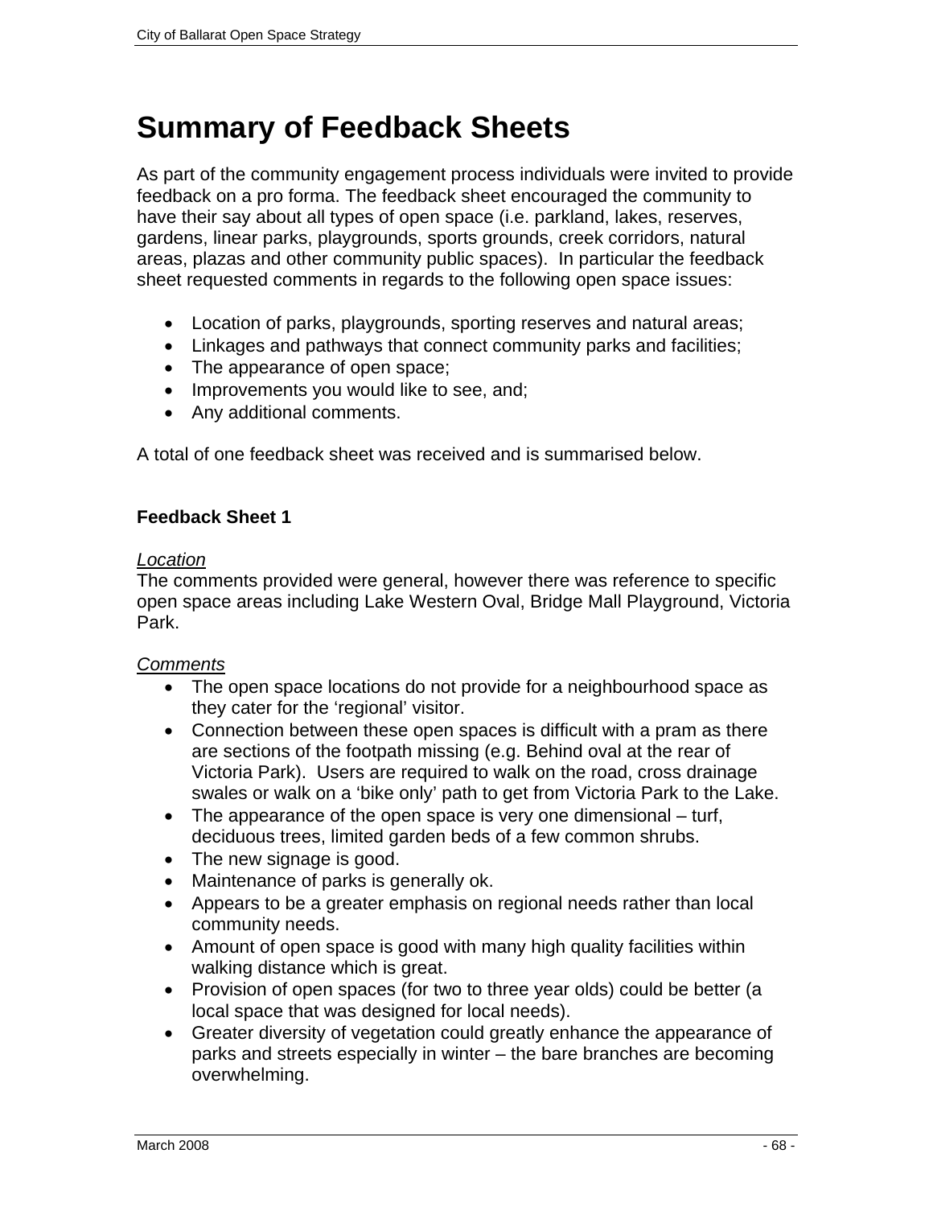# Summary of Feedback Sheets

As part of the community engagement process individuals were invited to provide feedback on a pro forma. The feedback sheet encouraged the community to have their say about all types of open space (i.e. parkland, lakes, reserves, gardens, linear parks, playgrounds, sports grounds, creek corridors, natural areas, plazas and other community public spaces). In particular the feedback sheet requested comments in regards to the following open space issues:

- Location of parks, playgrounds, sporting reserves and natural areas;
- Linkages and pathways that connect community parks and facilities;
- The appearance of open space;
- Improvements you would like to see, and;
- Any additional comments.

A total of one feedback sheet was received and is summarised below.

### Feedback Sheet 1

*Location*

The comments provided were general, however there was reference to specific open space areas including Lake Western Oval, Bridge Mall Playground, Victoria Park.

*Comments*

- The open space locations do not provide for a neighbourhood space as they cater for the 'regional' visitor.
- Connection between these open spaces is difficult with a pram as there are sections of the footpath missing (e.g. Behind oval at the rear of Victoria Park). Users are required to walk on the road, cross drainage swales or walk on a 'bike only' path to get from Victoria Park to the Lake.
- The appearance of the open space is very one dimensional – turf, deciduous trees, limited garden beds of a few common shrubs.
- The new signage is good.
- Maintenance of parks is generally ok.
- Appears to be a greater emphasis on regional needs rather than local community needs.
- Amount of open space is good with many high quality facilities within walking distance which is great.
- Provision of open spaces (for two to three year olds) could be better (a local space that was designed for local needs).
- Greater diversity of vegetation could greatly enhance the appearance of parks and streets especially in winter – the bare branches are becoming overwhelming.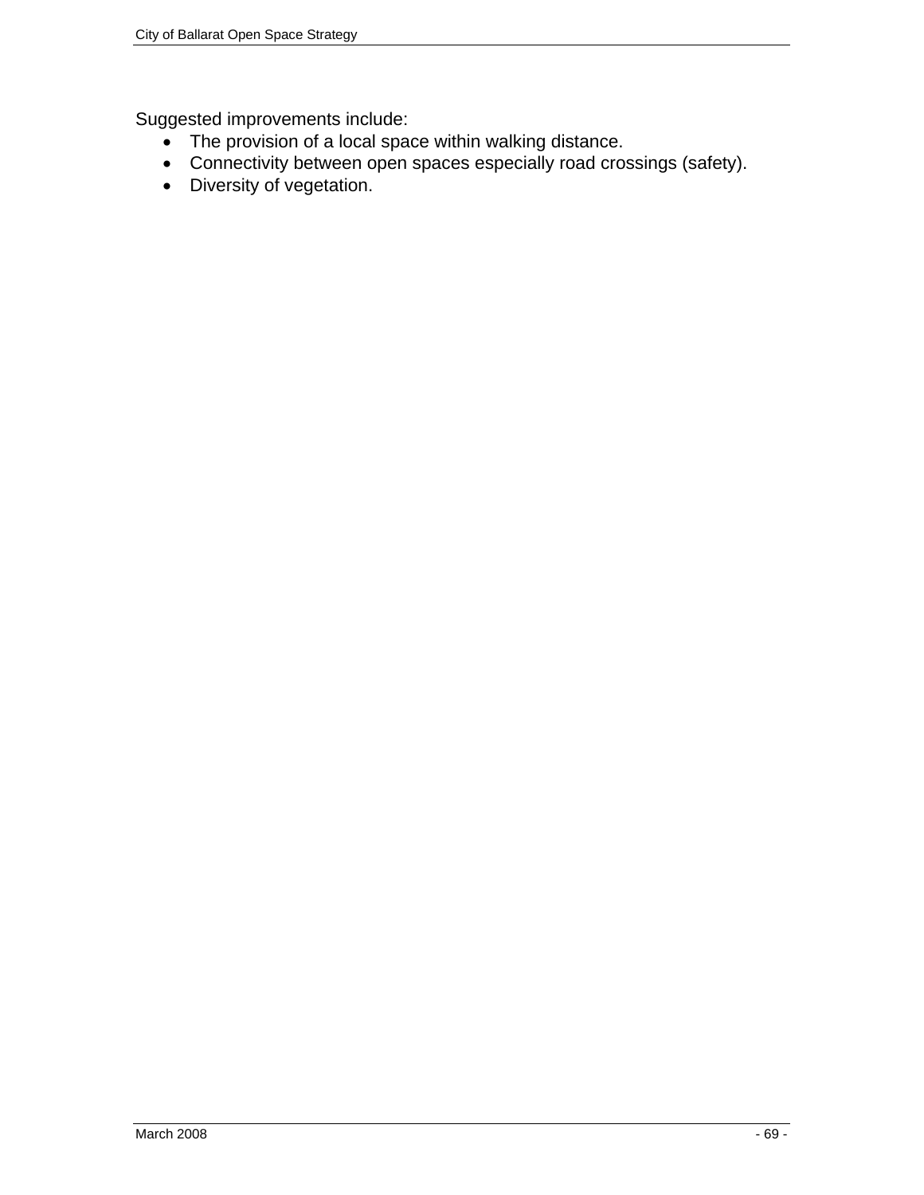Suggested improvements include:

- The provision of a local space within walking distance.
- Connectivity between open spaces especially road crossings (safety).
- Diversity of vegetation.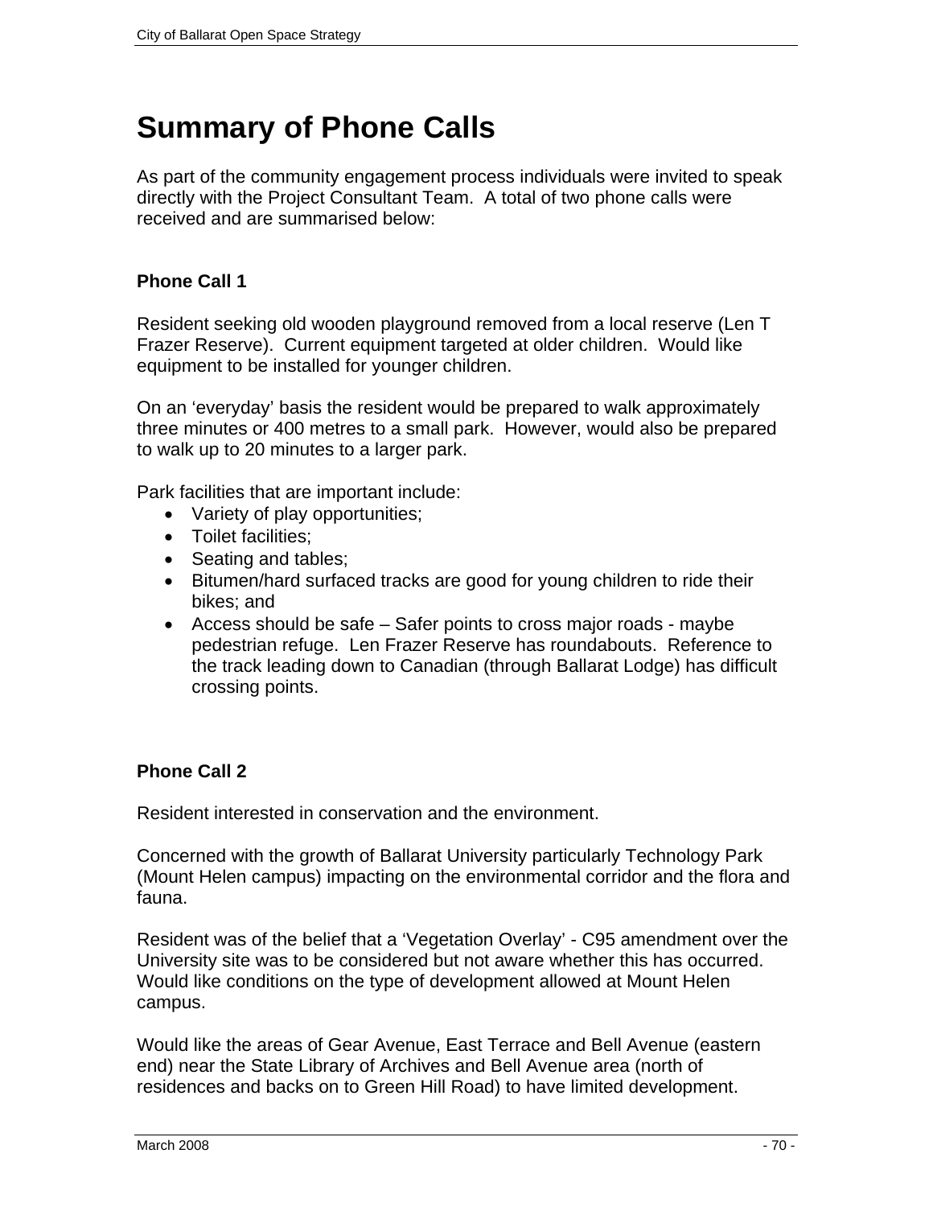# Summary of Phone Calls

As part of the community engagement process individuals were invited to speak directly with the Project Consultant Team. A total of two phone calls were received and are summarised below:

### Phone Call 1

Resident seeking old wooden playground removed from a local reserve (Len T Frazer Reserve). Current equipment targeted at older children. Would like equipment to be installed for younger children.

On an 'everyday' basis the resident would be prepared to walk approximately three minutes or 400 metres to a small park. However, would also be prepared to walk up to 20 minutes to a larger park.

Park facilities that are important include:

- Variety of play opportunities;
- Toilet facilities;
- Seating and tables;
- Bitumen/hard surfaced tracks are good for young children to ride their bikes; and
- Access should be safe – Safer points to cross major roads - maybe pedestrian refuge. Len Frazer Reserve has roundabouts. Reference to the track leading down to Canadian (through Ballarat Lodge) has difficult crossing points.

### Phone Call 2

Resident interested in conservation and the environment.

Concerned with the growth of Ballarat University particularly Technology Park (Mount Helen campus) impacting on the environmental corridor and the flora and fauna.

Resident was of the belief that a 'Vegetation Overlay' - C95 amendment over the University site was to be considered but not aware whether this has occurred. Would like conditions on the type of development allowed at Mount Helen campus.

Would like the areas of Gear Avenue, East Terrace and Bell Avenue (eastern end) near the State Library of Archives and Bell Avenue area (north of residences and backs on to Green Hill Road) to have limited development.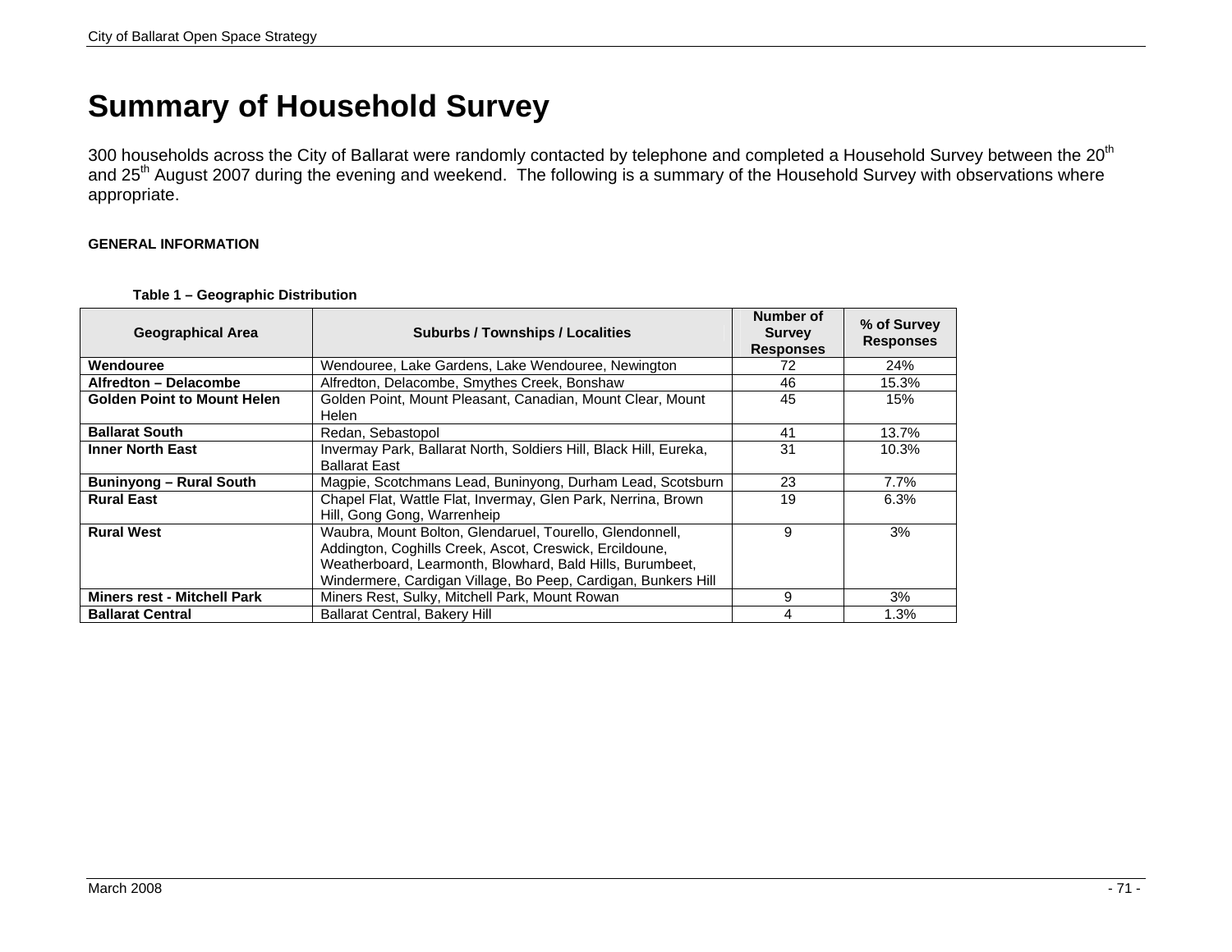# Summary of Household Survey

300 households across the City of Ballarat were randomly contacted by telephone and completed a Household Survey between the 20th and 25th August 2007 during the evening and weekend. The following is a summary of the Household Survey with observations where appropriate.

**GENERAL INFORMATION**

**Table 1 – Geographic Distribution**

| Geographical Area | Suburbs / Townships / Localities | Number of Survey Responses | % of Survey Responses |
|---|---|---|---|
| **Wendouree** | Wendouree, Lake Gardens, Lake Wendouree, Newington | 72 | 24% |
| **Alfredton – Delacombe** | Alfredton, Delacombe, Smythes Creek, Bonshaw | 46 | 15.3% |
| **Golden Point to Mount Helen** | Golden Point, Mount Pleasant, Canadian, Mount Clear, Mount Helen | 45 | 15% |
| **Ballarat South** | Redan, Sebastopol | 41 | 13.7% |
| **Inner North East** | Invermay Park, Ballarat North, Soldiers Hill, Black Hill, Eureka, Ballarat East | 31 | 10.3% |
| **Buninyong – Rural South** | Magpie, Scotchmans Lead, Buninyong, Durham Lead, Scotsburn | 23 | 7.7% |
| **Rural East** | Chapel Flat, Wattle Flat, Invermay, Glen Park, Nerrina, Brown Hill, Gong Gong, Warrenheip | 19 | 6.3% |
| **Rural West** | Waubra, Mount Bolton, Glendaruel, Tourello, Glendonnell, Addington, Coghills Creek, Ascot, Creswick, Ercildoune, Weatherboard, Learmonth, Blowhard, Bald Hills, Burumbeet, Windermere, Cardigan Village, Bo Peep, Cardigan, Bunkers Hill | 9 | 3% |
| **Miners rest - Mitchell Park** | Miners Rest, Sulky, Mitchell Park, Mount Rowan | 9 | 3% |
| **Ballarat Central** | Ballarat Central, Bakery Hill | 4 | 1.3% |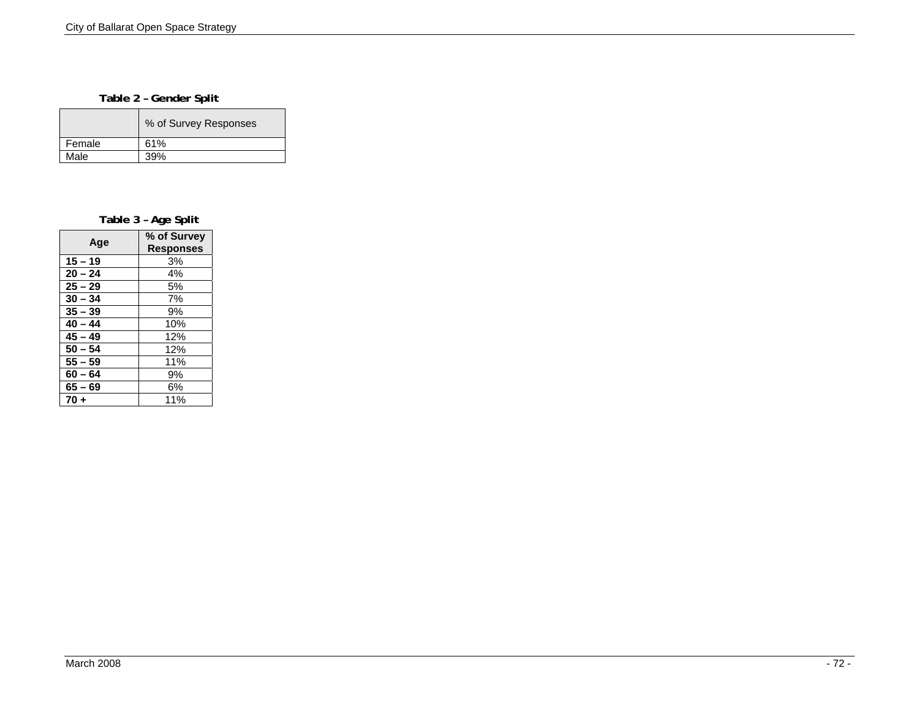**Table 2 – Gender Split**

| | % of Survey Responses |
|---|---|
| Female | 61% |
| Male | 39% |

**Table 3 – Age Split**

| Age | % of Survey Responses |
|---|---|
| **15 – 19** | 3% |
| **20 – 24** | 4% |
| **25 – 29** | 5% |
| **30 – 34** | 7% |
| **35 – 39** | 9% |
| **40 – 44** | 10% |
| **45 – 49** | 12% |
| **50 – 54** | 12% |
| **55 – 59** | 11% |
| **60 – 64** | 9% |
| **65 – 69** | 6% |
| **70 +** | 11% |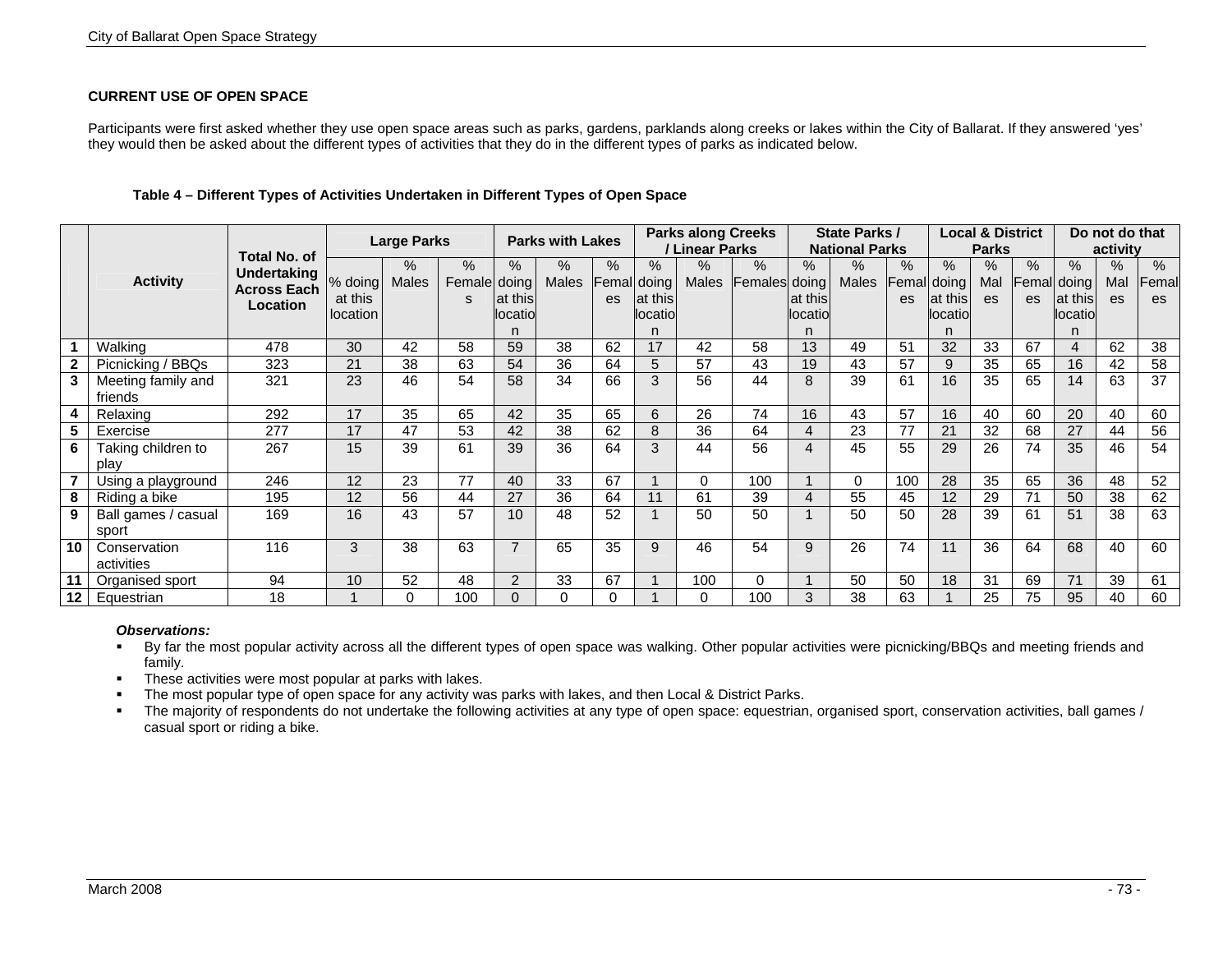**CURRENT USE OF OPEN SPACE**

Participants were first asked whether they use open space areas such as parks, gardens, parklands along creeks or lakes within the City of Ballarat. If they answered 'yes' they would then be asked about the different types of activities that they do in the different types of parks as indicated below.

**Table 4 – Different Types of Activities Undertaken in Different Types of Open Space**

| | Activity | Total No. of Undertaking Across Each Location | Large Parks | | | Parks with Lakes | | | Parks along Creeks / Linear Parks | | | State Parks / National Parks | | | Local & District Parks | | | Do not do that activity | | |
|---|---|---|---|---|---|---|---|---|---|---|---|---|---|---|---|---|---|---|---|---|
| | | | % doing at this location | % Males | % Females | % doing at this location | % Males | % Females | % doing at this location | % Males | % Females | % doing at this location | % Males | % Females | % doing at this location | % Males | % Females | % doing at this location | % Males | % Females |
| 1 | Walking | 478 | 30 | 42 | 58 | 59 | 38 | 62 | 17 | 42 | 58 | 13 | 49 | 51 | 32 | 33 | 67 | 4 | 62 | 38 |
| 2 | Picnicking / BBQs | 323 | 21 | 38 | 63 | 54 | 36 | 64 | 5 | 57 | 43 | 19 | 43 | 57 | 9 | 35 | 65 | 16 | 42 | 58 |
| 3 | Meeting family and friends | 321 | 23 | 46 | 54 | 58 | 34 | 66 | 3 | 56 | 44 | 8 | 39 | 61 | 16 | 35 | 65 | 14 | 63 | 37 |
| 4 | Relaxing | 292 | 17 | 35 | 65 | 42 | 35 | 65 | 6 | 26 | 74 | 16 | 43 | 57 | 16 | 40 | 60 | 20 | 40 | 60 |
| 5 | Exercise | 277 | 17 | 47 | 53 | 42 | 38 | 62 | 8 | 36 | 64 | 4 | 23 | 77 | 21 | 32 | 68 | 27 | 44 | 56 |
| 6 | Taking children to play | 267 | 15 | 39 | 61 | 39 | 36 | 64 | 3 | 44 | 56 | 4 | 45 | 55 | 29 | 26 | 74 | 35 | 46 | 54 |
| 7 | Using a playground | 246 | 12 | 23 | 77 | 40 | 33 | 67 | 1 | 0 | 100 | 1 | 0 | 100 | 28 | 35 | 65 | 36 | 48 | 52 |
| 8 | Riding a bike | 195 | 12 | 56 | 44 | 27 | 36 | 64 | 11 | 61 | 39 | 4 | 55 | 45 | 12 | 29 | 71 | 50 | 38 | 62 |
| 9 | Ball games / casual sport | 169 | 16 | 43 | 57 | 10 | 48 | 52 | 1 | 50 | 50 | 1 | 50 | 50 | 28 | 39 | 61 | 51 | 38 | 63 |
| 10 | Conservation activities | 116 | 3 | 38 | 63 | 7 | 65 | 35 | 9 | 46 | 54 | 9 | 26 | 74 | 11 | 36 | 64 | 68 | 40 | 60 |
| 11 | Organised sport | 94 | 10 | 52 | 48 | 2 | 33 | 67 | 1 | 100 | 0 | 1 | 50 | 50 | 18 | 31 | 69 | 71 | 39 | 61 |
| 12 | Equestrian | 18 | 1 | 0 | 100 | 0 | 0 | 0 | 1 | 0 | 100 | 3 | 38 | 63 | 1 | 25 | 75 | 95 | 40 | 60 |

***Observations:***

- By far the most popular activity across all the different types of open space was walking. Other popular activities were picnicking/BBQs and meeting friends and family.
- These activities were most popular at parks with lakes.
- The most popular type of open space for any activity was parks with lakes, and then Local & District Parks.
- The majority of respondents do not undertake the following activities at any type of open space: equestrian, organised sport, conservation activities, ball games / casual sport or riding a bike.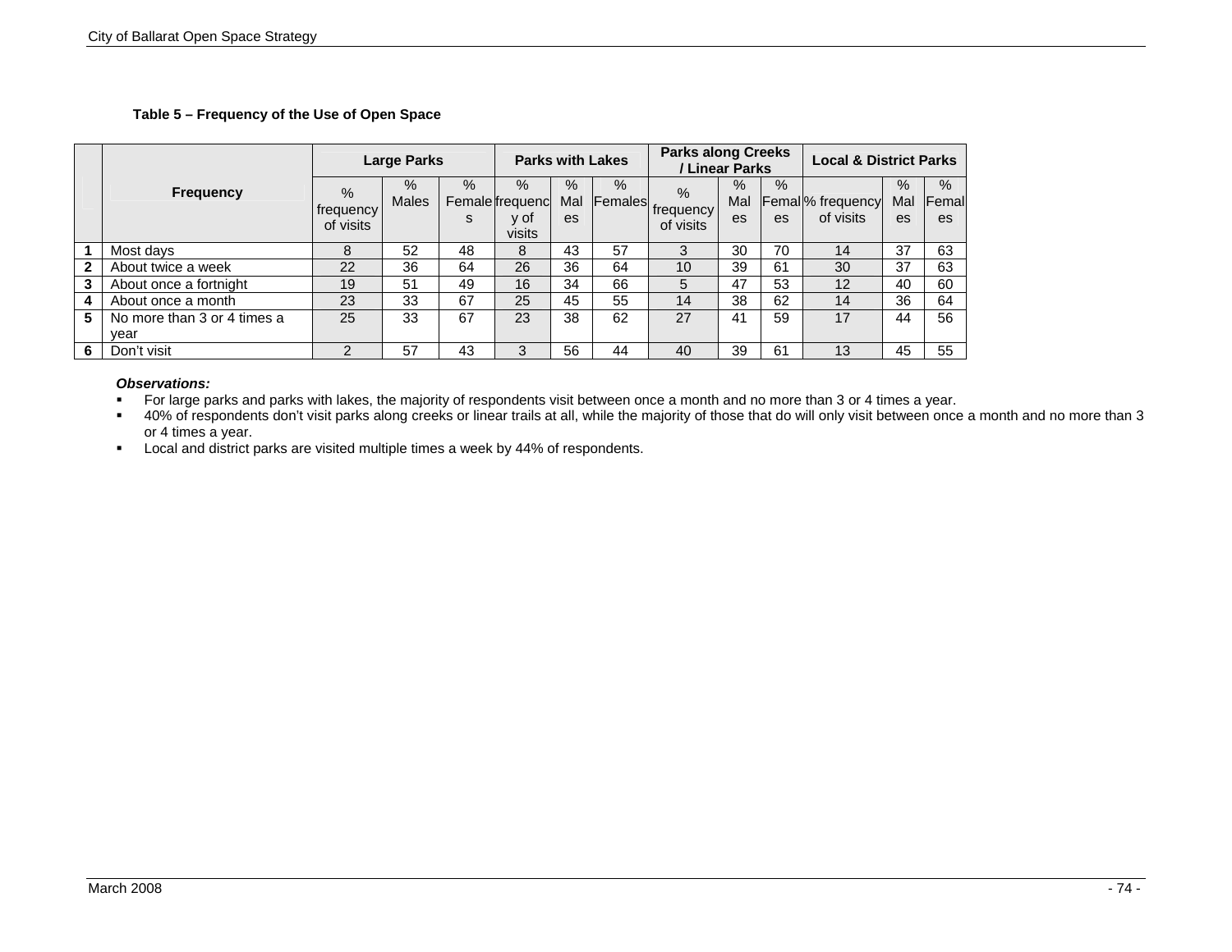**Table 5 – Frequency of the Use of Open Space**

| | Frequency | Large Parks | | | Parks with Lakes | | | Parks along Creeks / Linear Parks | | | Local & District Parks | | |
|---|---|---|---|---|---|---|---|---|---|---|---|---|---|
| | | % frequency of visits | % Males | % Females | % frequency of visits | % Males | % Females | % frequency of visits | % Males | % Females | % frequency of visits | % Males | % Females |
| **1** | Most days | 8 | 52 | 48 | 8 | 43 | 57 | 3 | 30 | 70 | 14 | 37 | 63 |
| **2** | About twice a week | 22 | 36 | 64 | 26 | 36 | 64 | 10 | 39 | 61 | 30 | 37 | 63 |
| **3** | About once a fortnight | 19 | 51 | 49 | 16 | 34 | 66 | 5 | 47 | 53 | 12 | 40 | 60 |
| **4** | About once a month | 23 | 33 | 67 | 25 | 45 | 55 | 14 | 38 | 62 | 14 | 36 | 64 |
| **5** | No more than 3 or 4 times a year | 25 | 33 | 67 | 23 | 38 | 62 | 27 | 41 | 59 | 17 | 44 | 56 |
| **6** | Don't visit | 2 | 57 | 43 | 3 | 56 | 44 | 40 | 39 | 61 | 13 | 45 | 55 |

***Observations:***

- For large parks and parks with lakes, the majority of respondents visit between once a month and no more than 3 or 4 times a year.
- 40% of respondents don't visit parks along creeks or linear trails at all, while the majority of those that do will only visit between once a month and no more than 3 or 4 times a year.
- Local and district parks are visited multiple times a week by 44% of respondents.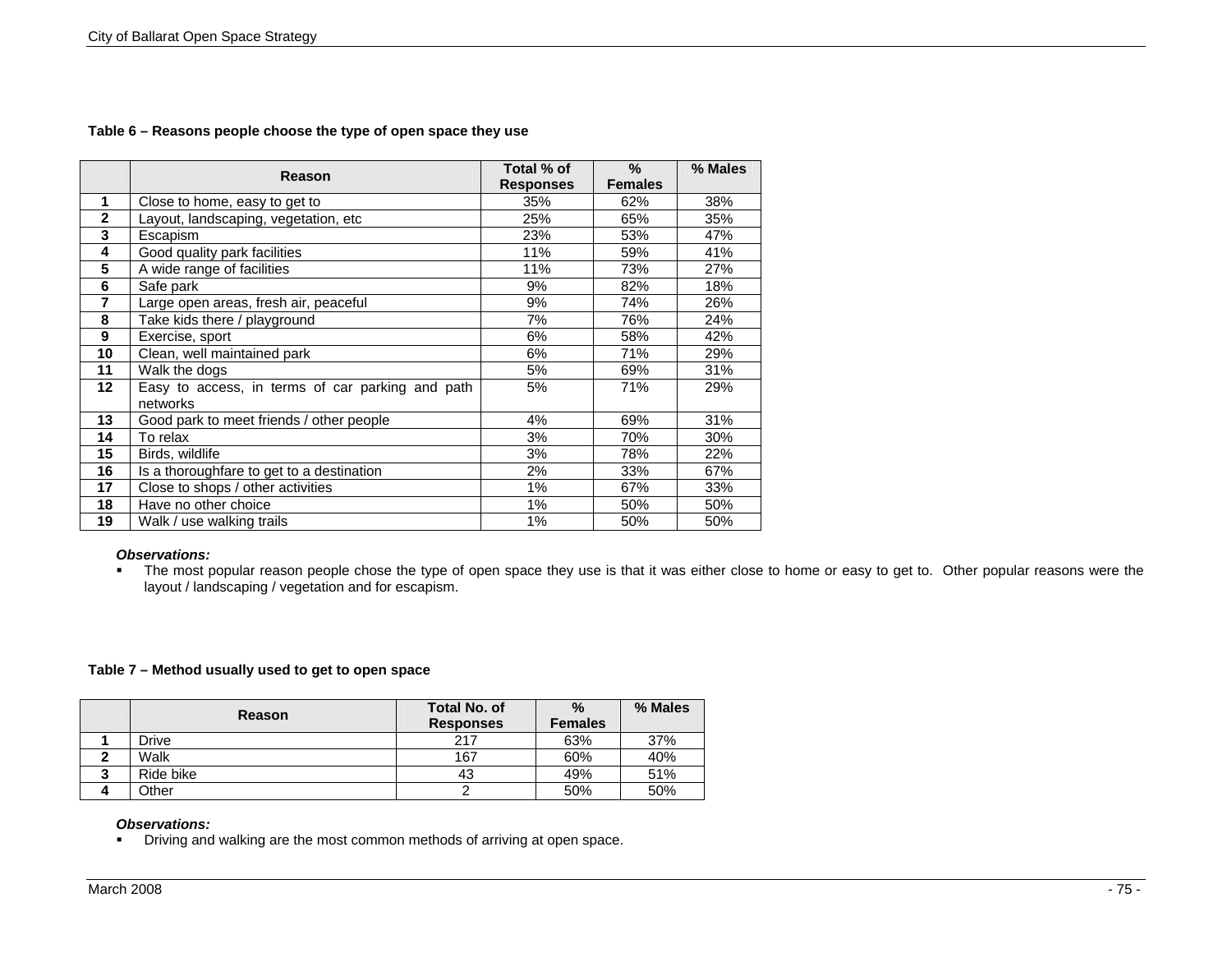**Table 6 – Reasons people choose the type of open space they use**

| | Reason | Total % of Responses | % Females | % Males |
|---|---|---|---|---|
| **1** | Close to home, easy to get to | 35% | 62% | 38% |
| **2** | Layout, landscaping, vegetation, etc | 25% | 65% | 35% |
| **3** | Escapism | 23% | 53% | 47% |
| **4** | Good quality park facilities | 11% | 59% | 41% |
| **5** | A wide range of facilities | 11% | 73% | 27% |
| **6** | Safe park | 9% | 82% | 18% |
| **7** | Large open areas, fresh air, peaceful | 9% | 74% | 26% |
| **8** | Take kids there / playground | 7% | 76% | 24% |
| **9** | Exercise, sport | 6% | 58% | 42% |
| **10** | Clean, well maintained park | 6% | 71% | 29% |
| **11** | Walk the dogs | 5% | 69% | 31% |
| **12** | Easy to access, in terms of car parking and path networks | 5% | 71% | 29% |
| **13** | Good park to meet friends / other people | 4% | 69% | 31% |
| **14** | To relax | 3% | 70% | 30% |
| **15** | Birds, wildlife | 3% | 78% | 22% |
| **16** | Is a thoroughfare to get to a destination | 2% | 33% | 67% |
| **17** | Close to shops / other activities | 1% | 67% | 33% |
| **18** | Have no other choice | 1% | 50% | 50% |
| **19** | Walk / use walking trails | 1% | 50% | 50% |

***Observations:***

- The most popular reason people chose the type of open space they use is that it was either close to home or easy to get to. Other popular reasons were the layout / landscaping / vegetation and for escapism.

**Table 7 – Method usually used to get to open space**

| | Reason | Total No. of Responses | % Females | % Males |
|---|---|---|---|---|
| **1** | Drive | 217 | 63% | 37% |
| **2** | Walk | 167 | 60% | 40% |
| **3** | Ride bike | 43 | 49% | 51% |
| **4** | Other | 2 | 50% | 50% |

***Observations:***

- Driving and walking are the most common methods of arriving at open space.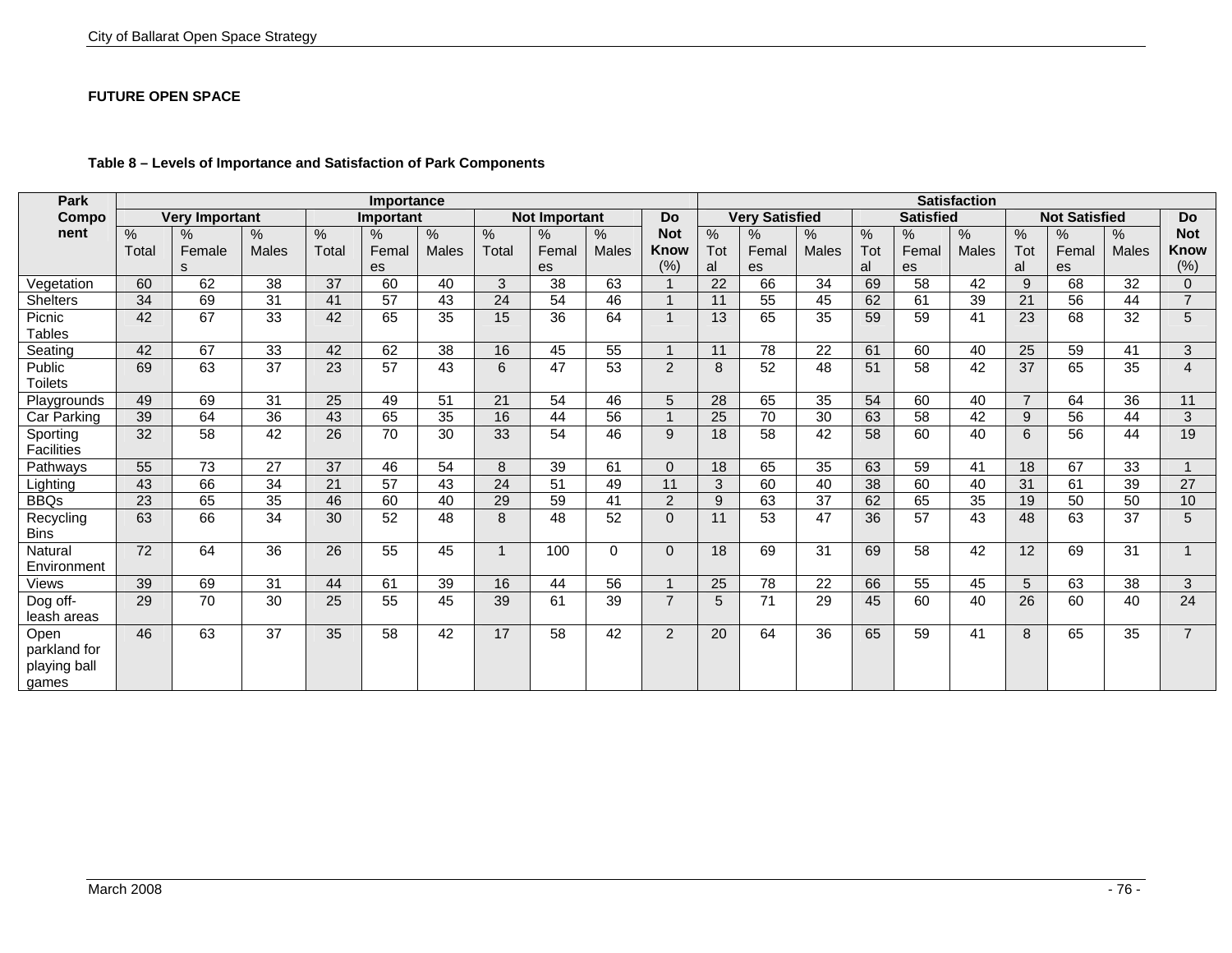**FUTURE OPEN SPACE**

**Table 8 – Levels of Importance and Satisfaction of Park Components**

| Park Component | Importance | | | | | | | | | | Satisfaction | | | | | | | | | |
|---|---|---|---|---|---|---|---|---|---|---|---|---|---|---|---|---|---|---|---|---|
| | Very Important | | | Important | | | Not Important | | | Do Not Know | Very Satisfied | | | Satisfied | | | Not Satisfied | | | Do Not Know |
| | % Total | % Females | % Males | % Total | % Females | % Males | % Total | % Females | % Males | (%) | % Total | % Females | % Males | % Total | % Females | % Males | % Total | % Females | % Males | (%) |
| Vegetation | 60 | 62 | 38 | 37 | 60 | 40 | 3 | 38 | 63 | 1 | 22 | 66 | 34 | 69 | 58 | 42 | 9 | 68 | 32 | 0 |
| Shelters | 34 | 69 | 31 | 41 | 57 | 43 | 24 | 54 | 46 | 1 | 11 | 55 | 45 | 62 | 61 | 39 | 21 | 56 | 44 | 7 |
| Picnic Tables | 42 | 67 | 33 | 42 | 65 | 35 | 15 | 36 | 64 | 1 | 13 | 65 | 35 | 59 | 59 | 41 | 23 | 68 | 32 | 5 |
| Seating | 42 | 67 | 33 | 42 | 62 | 38 | 16 | 45 | 55 | 1 | 11 | 78 | 22 | 61 | 60 | 40 | 25 | 59 | 41 | 3 |
| Public Toilets | 69 | 63 | 37 | 23 | 57 | 43 | 6 | 47 | 53 | 2 | 8 | 52 | 48 | 51 | 58 | 42 | 37 | 65 | 35 | 4 |
| Playgrounds | 49 | 69 | 31 | 25 | 49 | 51 | 21 | 54 | 46 | 5 | 28 | 65 | 35 | 54 | 60 | 40 | 7 | 64 | 36 | 11 |
| Car Parking | 39 | 64 | 36 | 43 | 65 | 35 | 16 | 44 | 56 | 1 | 25 | 70 | 30 | 63 | 58 | 42 | 9 | 56 | 44 | 3 |
| Sporting Facilities | 32 | 58 | 42 | 26 | 70 | 30 | 33 | 54 | 46 | 9 | 18 | 58 | 42 | 58 | 60 | 40 | 6 | 56 | 44 | 19 |
| Pathways | 55 | 73 | 27 | 37 | 46 | 54 | 8 | 39 | 61 | 0 | 18 | 65 | 35 | 63 | 59 | 41 | 18 | 67 | 33 | 1 |
| Lighting | 43 | 66 | 34 | 21 | 57 | 43 | 24 | 51 | 49 | 11 | 3 | 60 | 40 | 38 | 60 | 40 | 31 | 61 | 39 | 27 |
| BBQs | 23 | 65 | 35 | 46 | 60 | 40 | 29 | 59 | 41 | 2 | 9 | 63 | 37 | 62 | 65 | 35 | 19 | 50 | 50 | 10 |
| Recycling Bins | 63 | 66 | 34 | 30 | 52 | 48 | 8 | 48 | 52 | 0 | 11 | 53 | 47 | 36 | 57 | 43 | 48 | 63 | 37 | 5 |
| Natural Environment | 72 | 64 | 36 | 26 | 55 | 45 | 1 | 100 | 0 | 0 | 18 | 69 | 31 | 69 | 58 | 42 | 12 | 69 | 31 | 1 |
| Views | 39 | 69 | 31 | 44 | 61 | 39 | 16 | 44 | 56 | 1 | 25 | 78 | 22 | 66 | 55 | 45 | 5 | 63 | 38 | 3 |
| Dog off-leash areas | 29 | 70 | 30 | 25 | 55 | 45 | 39 | 61 | 39 | 7 | 5 | 71 | 29 | 45 | 60 | 40 | 26 | 60 | 40 | 24 |
| Open parkland for playing ball games | 46 | 63 | 37 | 35 | 58 | 42 | 17 | 58 | 42 | 2 | 20 | 64 | 36 | 65 | 59 | 41 | 8 | 65 | 35 | 7 |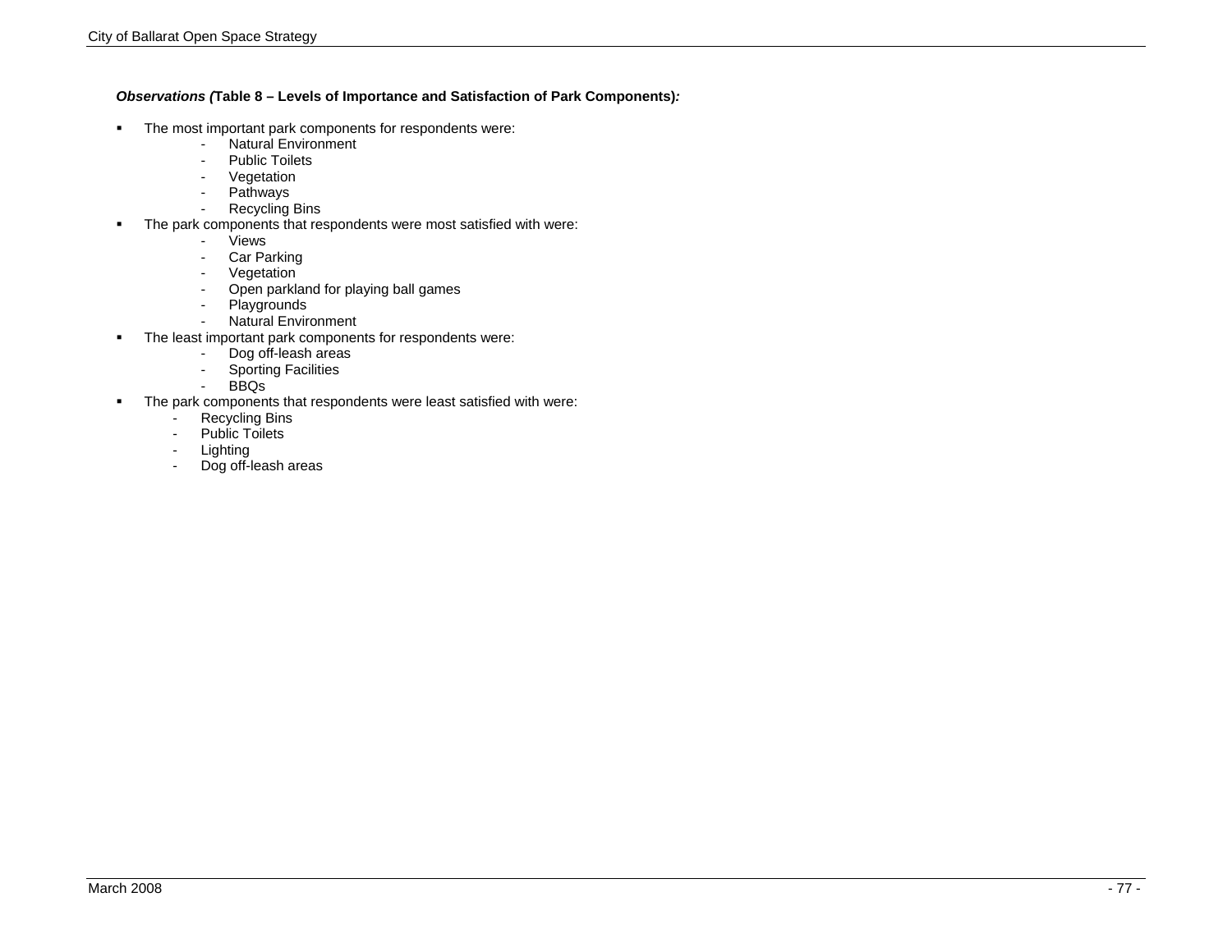***Observations (*Table 8 – Levels of Importance and Satisfaction of Park Components*):***

- The most important park components for respondents were:
    - Natural Environment
    - Public Toilets
    - Vegetation
    - Pathways
    - Recycling Bins
- The park components that respondents were most satisfied with were:
    - Views
    - Car Parking
    - Vegetation
    - Open parkland for playing ball games
    - Playgrounds
    - Natural Environment
- The least important park components for respondents were:
    - Dog off-leash areas
    - Sporting Facilities
    - BBQs
- The park components that respondents were least satisfied with were:
    - Recycling Bins
    - Public Toilets
    - Lighting
    - Dog off-leash areas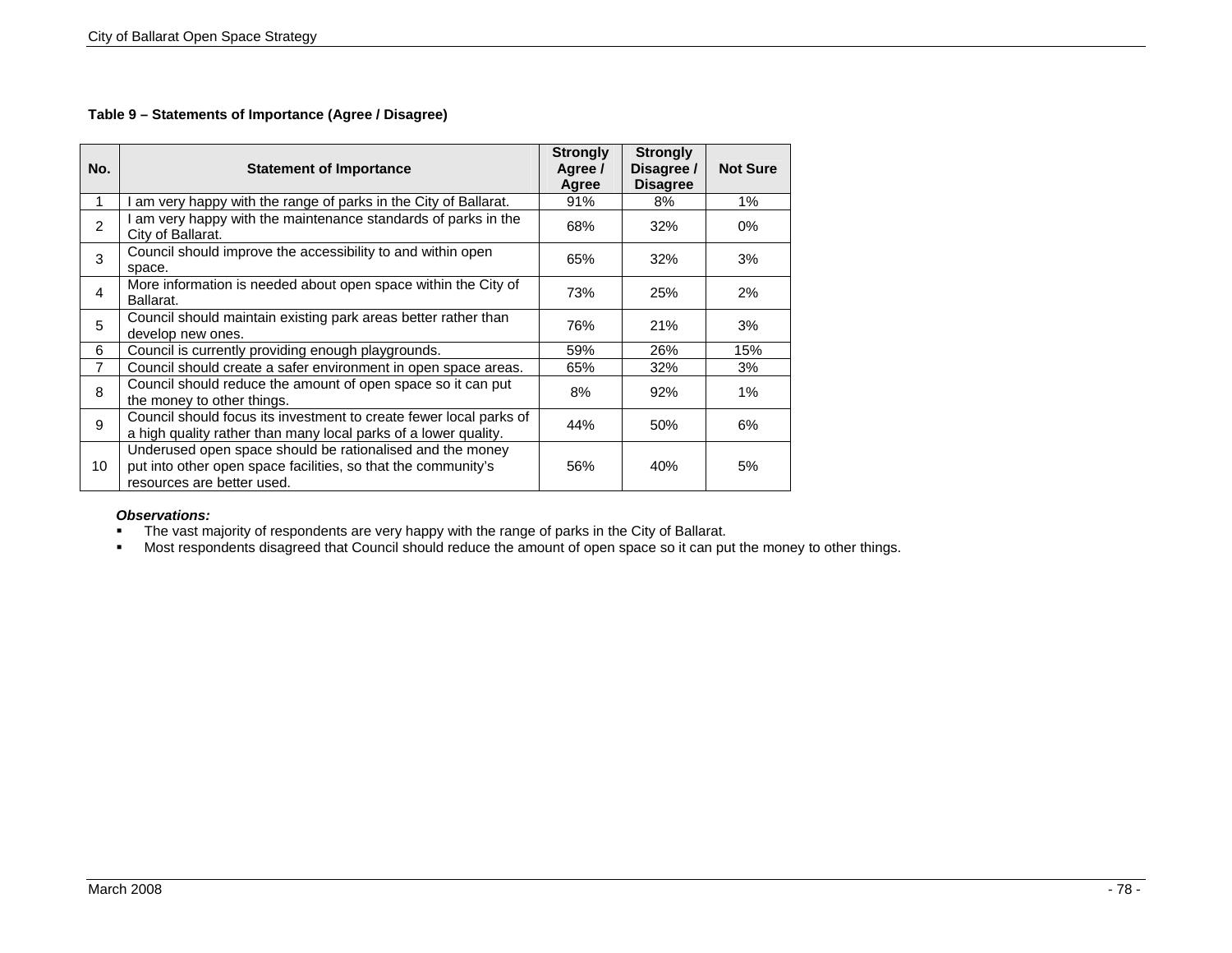**Table 9 – Statements of Importance (Agree / Disagree)**

| No. | Statement of Importance | Strongly Agree / Agree | Strongly Disagree / Disagree | Not Sure |
|---|---|---|---|---|
| 1 | I am very happy with the range of parks in the City of Ballarat. | 91% | 8% | 1% |
| 2 | I am very happy with the maintenance standards of parks in the City of Ballarat. | 68% | 32% | 0% |
| 3 | Council should improve the accessibility to and within open space. | 65% | 32% | 3% |
| 4 | More information is needed about open space within the City of Ballarat. | 73% | 25% | 2% |
| 5 | Council should maintain existing park areas better rather than develop new ones. | 76% | 21% | 3% |
| 6 | Council is currently providing enough playgrounds. | 59% | 26% | 15% |
| 7 | Council should create a safer environment in open space areas. | 65% | 32% | 3% |
| 8 | Council should reduce the amount of open space so it can put the money to other things. | 8% | 92% | 1% |
| 9 | Council should focus its investment to create fewer local parks of a high quality rather than many local parks of a lower quality. | 44% | 50% | 6% |
| 10 | Underused open space should be rationalised and the money put into other open space facilities, so that the community's resources are better used. | 56% | 40% | 5% |

***Observations:***

- The vast majority of respondents are very happy with the range of parks in the City of Ballarat.
- Most respondents disagreed that Council should reduce the amount of open space so it can put the money to other things.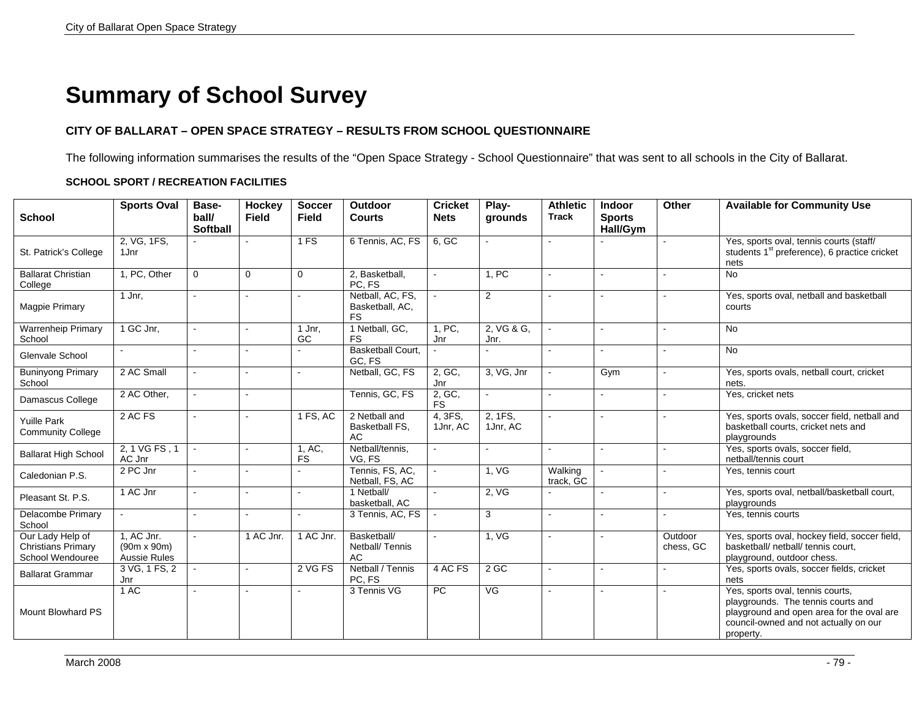# Summary of School Survey

**CITY OF BALLARAT – OPEN SPACE STRATEGY – RESULTS FROM SCHOOL QUESTIONNAIRE**

The following information summarises the results of the “Open Space Strategy - School Questionnaire” that was sent to all schools in the City of Ballarat.

**SCHOOL SPORT / RECREATION FACILITIES**

| School | Sports Oval | Base-ball/ Softball | Hockey Field | Soccer Field | Outdoor Courts | Cricket Nets | Play-grounds | Athletic Track | Indoor Sports Hall/Gym | Other | Available for Community Use |
|---|---|---|---|---|---|---|---|---|---|---|---|
| St. Patrick’s College | 2, VG, 1FS, 1Jnr | - | - | 1 FS | 6 Tennis, AC, FS | 6, GC | - | - | - | - | Yes, sports oval, tennis courts (staff/ students 1st preference), 6 practice cricket nets |
| Ballarat Christian College | 1, PC, Other | 0 | 0 | 0 | 2, Basketball, PC, FS | - | 1, PC | - | - | - | No |
| Magpie Primary | 1 Jnr, | - | - | - | Netball, AC, FS, Basketball, AC, FS | - | 2 | - | - | - | Yes, sports oval, netball and basketball courts |
| Warrenheip Primary School | 1 GC Jnr, | - | - | 1 Jnr, GC | 1 Netball, GC, FS | 1, PC, Jnr | 2, VG & G, Jnr. | - | - | - | No |
| Glenvale School | - | - | - | - | Basketball Court, GC, FS | - | - | - | - | - | No |
| Buninyong Primary School | 2 AC Small | - | - | - | Netball, GC, FS | 2, GC, Jnr | 3, VG, Jnr | - | Gym | - | Yes, sports ovals, netball court, cricket nets. |
| Damascus College | 2 AC Other, | - | - | | Tennis, GC, FS | 2, GC, FS | - | - | - | - | Yes, cricket nets |
| Yuille Park Community College | 2 AC FS | - | - | 1 FS, AC | 2 Netball and Basketball FS, AC | 4, 3FS, 1Jnr, AC | 2, 1FS, 1Jnr, AC | - | - | - | Yes, sports ovals, soccer field, netball and basketball courts, cricket nets and playgrounds |
| Ballarat High School | 2, 1 VG FS , 1 AC Jnr | - | - | 1, AC, FS | Netball/tennis, VG, FS | - | - | - | - | - | Yes, sports ovals, soccer field, netball/tennis court |
| Caledonian P.S. | 2 PC Jnr | - | - | - | Tennis, FS, AC, Netball, FS, AC | - | 1, VG | Walking track, GC | - | - | Yes, tennis court |
| Pleasant St. P.S. | 1 AC Jnr | - | - | - | 1 Netball/ basketball, AC | - | 2, VG | - | - | - | Yes, sports oval, netball/basketball court, playgrounds |
| Delacombe Primary School | - | - | - | - | 3 Tennis, AC, FS | - | 3 | - | - | - | Yes, tennis courts |
| Our Lady Help of Christians Primary School Wendouree | 1, AC Jnr. (90m x 90m) Aussie Rules | - | 1 AC Jnr. | 1 AC Jnr. | Basketball/ Netball/ Tennis AC | - | 1, VG | - | - | Outdoor chess, GC | Yes, sports oval, hockey field, soccer field, basketball/ netball/ tennis court, playground, outdoor chess. |
| Ballarat Grammar | 3 VG, 1 FS, 2 Jnr | - | - | 2 VG FS | Netball / Tennis PC, FS | 4 AC FS | 2 GC | - | - | - | Yes, sports ovals, soccer fields, cricket nets |
| Mount Blowhard PS | 1 AC | - | - | - | 3 Tennis VG | PC | VG | - | - | - | Yes, sports oval, tennis courts, playgrounds. The tennis courts and playground and open area for the oval are council-owned and not actually on our property. |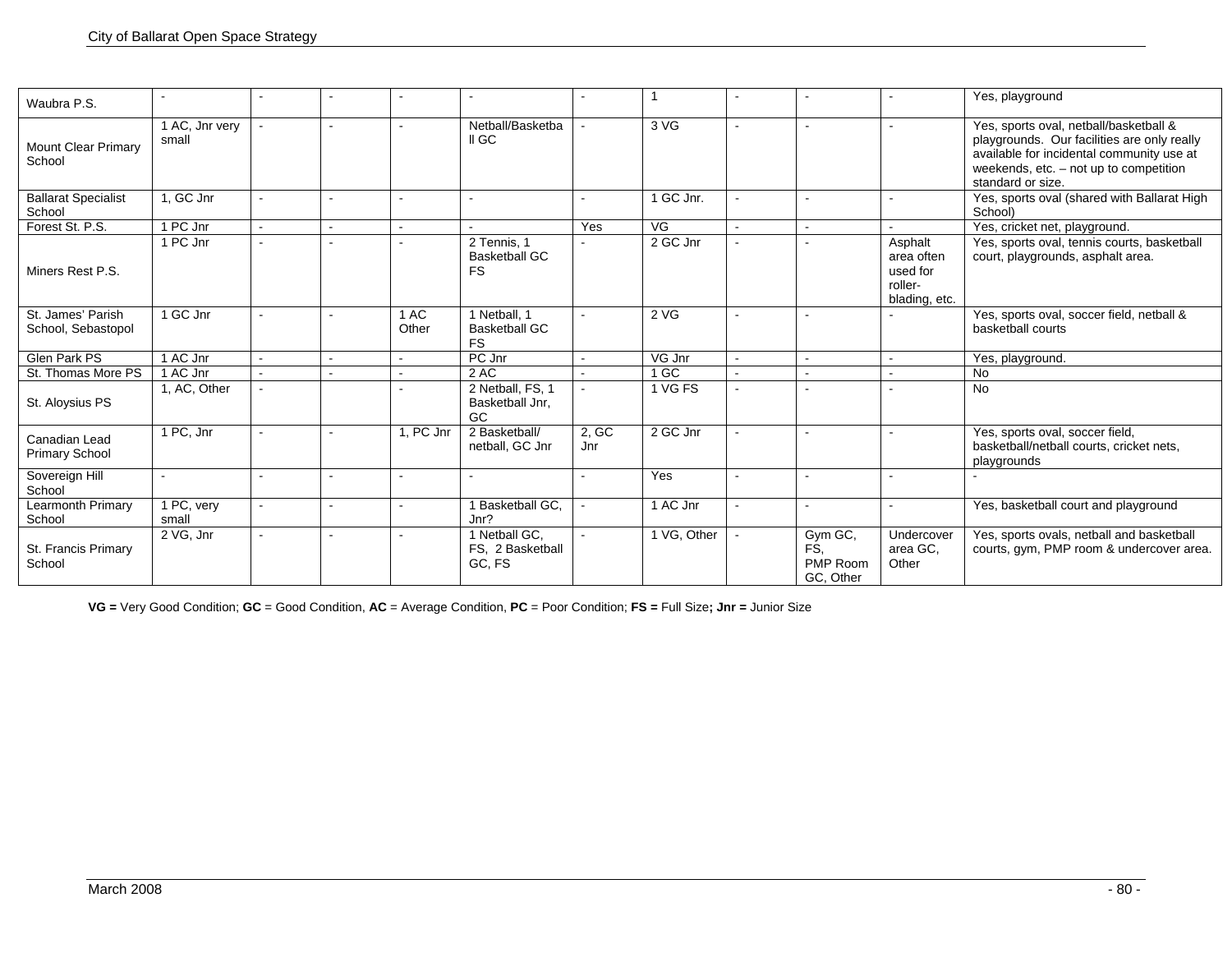| | | | | | | | | | | | |
|---|---|---|---|---|---|---|---|---|---|---|---|
| Waubra P.S. | - | - | - | - | - | - | 1 | - | - | - | Yes, playground |
| Mount Clear Primary School | 1 AC, Jnr very small | - | - | - | Netball/Basketball GC | - | 3 VG | - | - | - | Yes, sports oval, netball/basketball & playgrounds. Our facilities are only really available for incidental community use at weekends, etc. – not up to competition standard or size. |
| Ballarat Specialist School | 1, GC Jnr | - | - | - | - | - | 1 GC Jnr. | - | - | - | Yes, sports oval (shared with Ballarat High School) |
| Forest St. P.S. | 1 PC Jnr | - | - | - | - | Yes | VG | - | - | - | Yes, cricket net, playground. |
| Miners Rest P.S. | 1 PC Jnr | - | - | - | 2 Tennis, 1 Basketball GC FS | - | 2 GC Jnr | - | - | Asphalt area often used for roller-blading, etc. | Yes, sports oval, tennis courts, basketball court, playgrounds, asphalt area. |
| St. James' Parish School, Sebastopol | 1 GC Jnr | - | - | 1 AC Other | 1 Netball, 1 Basketball GC FS | - | 2 VG | - | - | - | Yes, sports oval, soccer field, netball & basketball courts |
| Glen Park PS | 1 AC Jnr | - | - | - | PC Jnr | - | VG Jnr | - | - | - | Yes, playground. |
| St. Thomas More PS | 1 AC Jnr | - | - | - | 2 AC | - | 1 GC | - | - | - | No |
| St. Aloysius PS | 1, AC, Other | - | | - | 2 Netball, FS, 1 Basketball Jnr, GC | - | 1 VG FS | - | - | - | No |
| Canadian Lead Primary School | 1 PC, Jnr | - | - | 1, PC Jnr | 2 Basketball/ netball, GC Jnr | 2, GC Jnr | 2 GC Jnr | - | - | - | Yes, sports oval, soccer field, basketball/netball courts, cricket nets, playgrounds |
| Sovereign Hill School | - | - | - | - | - | - | Yes | - | - | - | - |
| Learmonth Primary School | 1 PC, very small | - | - | - | 1 Basketball GC, Jnr? | - | 1 AC Jnr | - | - | - | Yes, basketball court and playground |
| St. Francis Primary School | 2 VG, Jnr | - | - | - | 1 Netball GC, FS, 2 Basketball GC, FS | - | 1 VG, Other | - | Gym GC, FS, PMP Room GC, Other | Undercover area GC, Other | Yes, sports ovals, netball and basketball courts, gym, PMP room & undercover area. |

**VG =** Very Good Condition; **GC** = Good Condition, **AC** = Average Condition, **PC** = Poor Condition; **FS =** Full Size**; Jnr =** Junior Size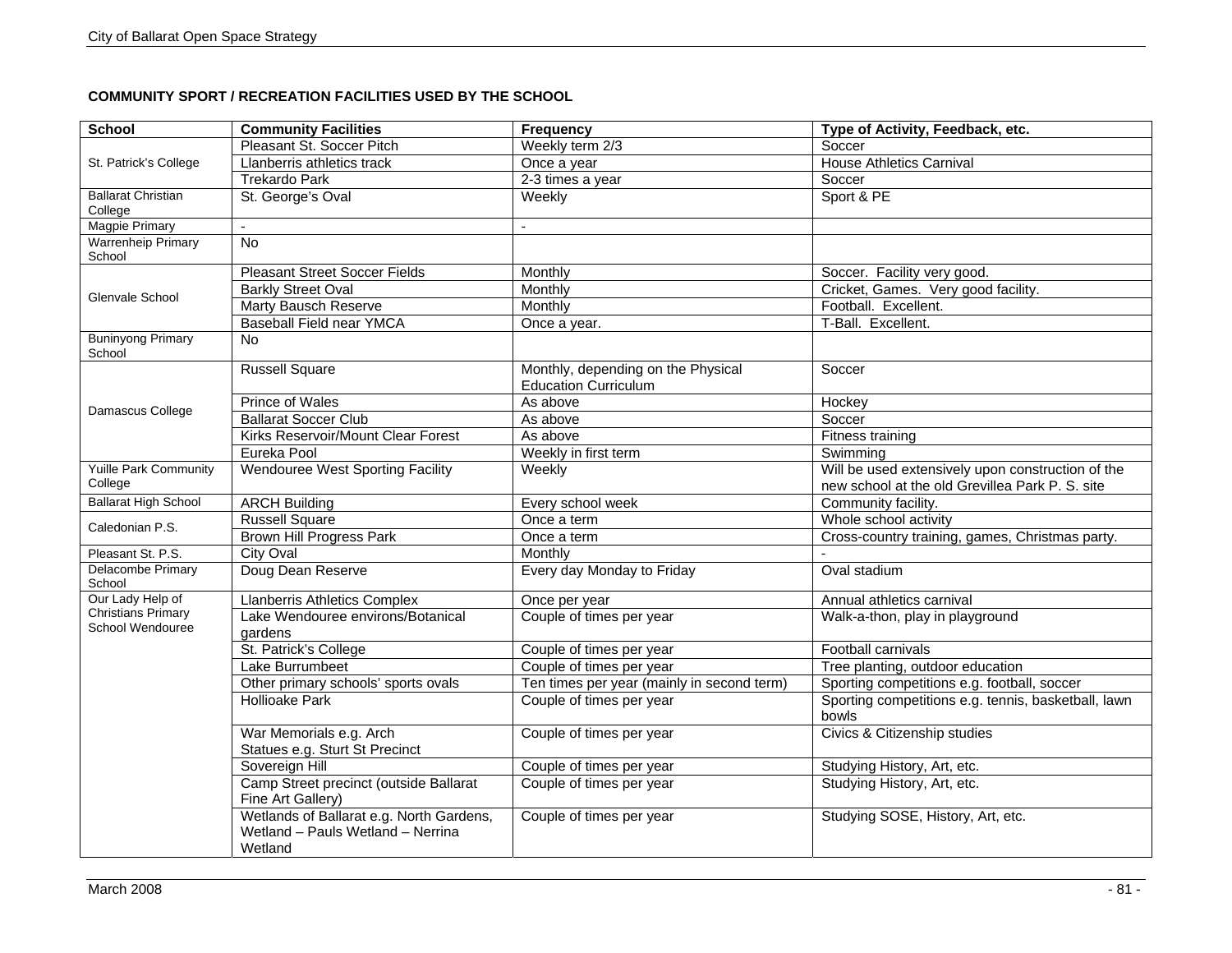**COMMUNITY SPORT / RECREATION FACILITIES USED BY THE SCHOOL**

| School | Community Facilities | Frequency | Type of Activity, Feedback, etc. |
|---|---|---|---|
| St. Patrick's College | Pleasant St. Soccer Pitch | Weekly term 2/3 | Soccer |
| | Llanberris athletics track | Once a year | House Athletics Carnival |
| | Trekardo Park | 2-3 times a year | Soccer |
| Ballarat Christian College | St. George's Oval | Weekly | Sport & PE |
| Magpie Primary | - | - | |
| Warrenheip Primary School | No | | |
| Glenvale School | Pleasant Street Soccer Fields | Monthly | Soccer. Facility very good. |
| | Barkly Street Oval | Monthly | Cricket, Games. Very good facility. |
| | Marty Bausch Reserve | Monthly | Football. Excellent. |
| | Baseball Field near YMCA | Once a year. | T-Ball. Excellent. |
| Buninyong Primary School | No | | |
| Damascus College | Russell Square | Monthly, depending on the Physical Education Curriculum | Soccer |
| | Prince of Wales | As above | Hockey |
| | Ballarat Soccer Club | As above | Soccer |
| | Kirks Reservoir/Mount Clear Forest | As above | Fitness training |
| | Eureka Pool | Weekly in first term | Swimming |
| Yuille Park Community College | Wendouree West Sporting Facility | Weekly | Will be used extensively upon construction of the new school at the old Grevillea Park P. S. site |
| Ballarat High School | ARCH Building | Every school week | Community facility. |
| Caledonian P.S. | Russell Square | Once a term | Whole school activity |
| | Brown Hill Progress Park | Once a term | Cross-country training, games, Christmas party. |
| Pleasant St. P.S. | City Oval | Monthly | - |
| Delacombe Primary School | Doug Dean Reserve | Every day Monday to Friday | Oval stadium |
| Our Lady Help of Christians Primary School Wendouree | Llanberris Athletics Complex | Once per year | Annual athletics carnival |
| | Lake Wendouree environs/Botanical gardens | Couple of times per year | Walk-a-thon, play in playground |
| | St. Patrick's College | Couple of times per year | Football carnivals |
| | Lake Burrumbeet | Couple of times per year | Tree planting, outdoor education |
| | Other primary schools' sports ovals | Ten times per year (mainly in second term) | Sporting competitions e.g. football, soccer |
| | Hollioake Park | Couple of times per year | Sporting competitions e.g. tennis, basketball, lawn bowls |
| | War Memorials e.g. Arch Statues e.g. Sturt St Precinct | Couple of times per year | Civics & Citizenship studies |
| | Sovereign Hill | Couple of times per year | Studying History, Art, etc. |
| | Camp Street precinct (outside Ballarat Fine Art Gallery) | Couple of times per year | Studying History, Art, etc. |
| | Wetlands of Ballarat e.g. North Gardens, Wetland – Pauls Wetland – Nerrina Wetland | Couple of times per year | Studying SOSE, History, Art, etc. |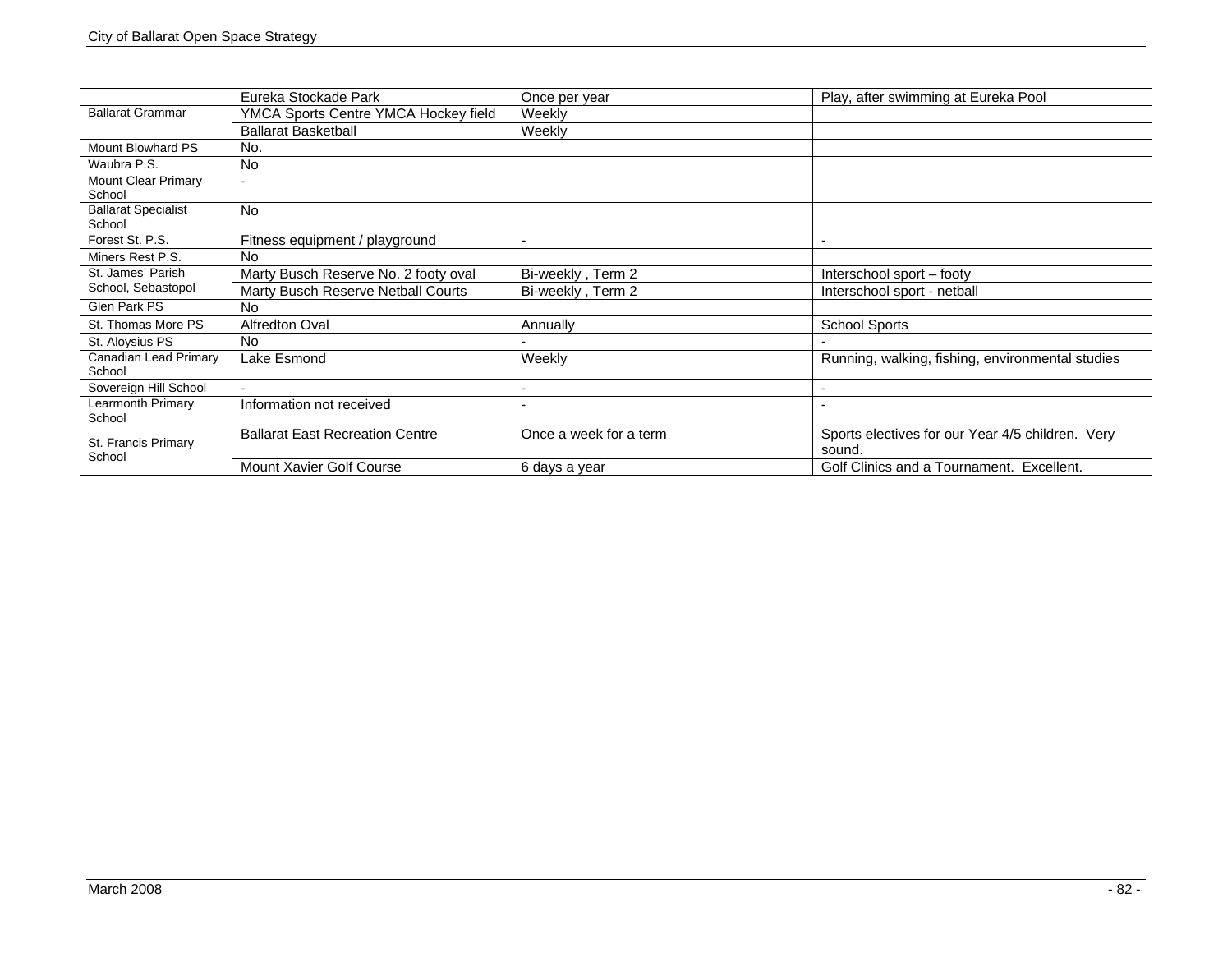| | | | |
|---|---|---|---|
| | Eureka Stockade Park | Once per year | Play, after swimming at Eureka Pool |
| Ballarat Grammar | YMCA Sports Centre YMCA Hockey field | Weekly | |
| | Ballarat Basketball | Weekly | |
| Mount Blowhard PS | No. | | |
| Waubra P.S. | No | | |
| Mount Clear Primary School | - | | |
| Ballarat Specialist School | No | | |
| Forest St. P.S. | Fitness equipment / playground | - | - |
| Miners Rest P.S. | No | | |
| St. James' Parish School, Sebastopol | Marty Busch Reserve No. 2 footy oval | Bi-weekly , Term 2 | Interschool sport – footy |
| | Marty Busch Reserve Netball Courts | Bi-weekly , Term 2 | Interschool sport - netball |
| Glen Park PS | No | | |
| St. Thomas More PS | Alfredton Oval | Annually | School Sports |
| St. Aloysius PS | No | - | - |
| Canadian Lead Primary School | Lake Esmond | Weekly | Running, walking, fishing, environmental studies |
| Sovereign Hill School | - | - | - |
| Learmonth Primary School | Information not received | - | - |
| St. Francis Primary School | Ballarat East Recreation Centre | Once a week for a term | Sports electives for our Year 4/5 children. Very sound. |
| | Mount Xavier Golf Course | 6 days a year | Golf Clinics and a Tournament. Excellent. |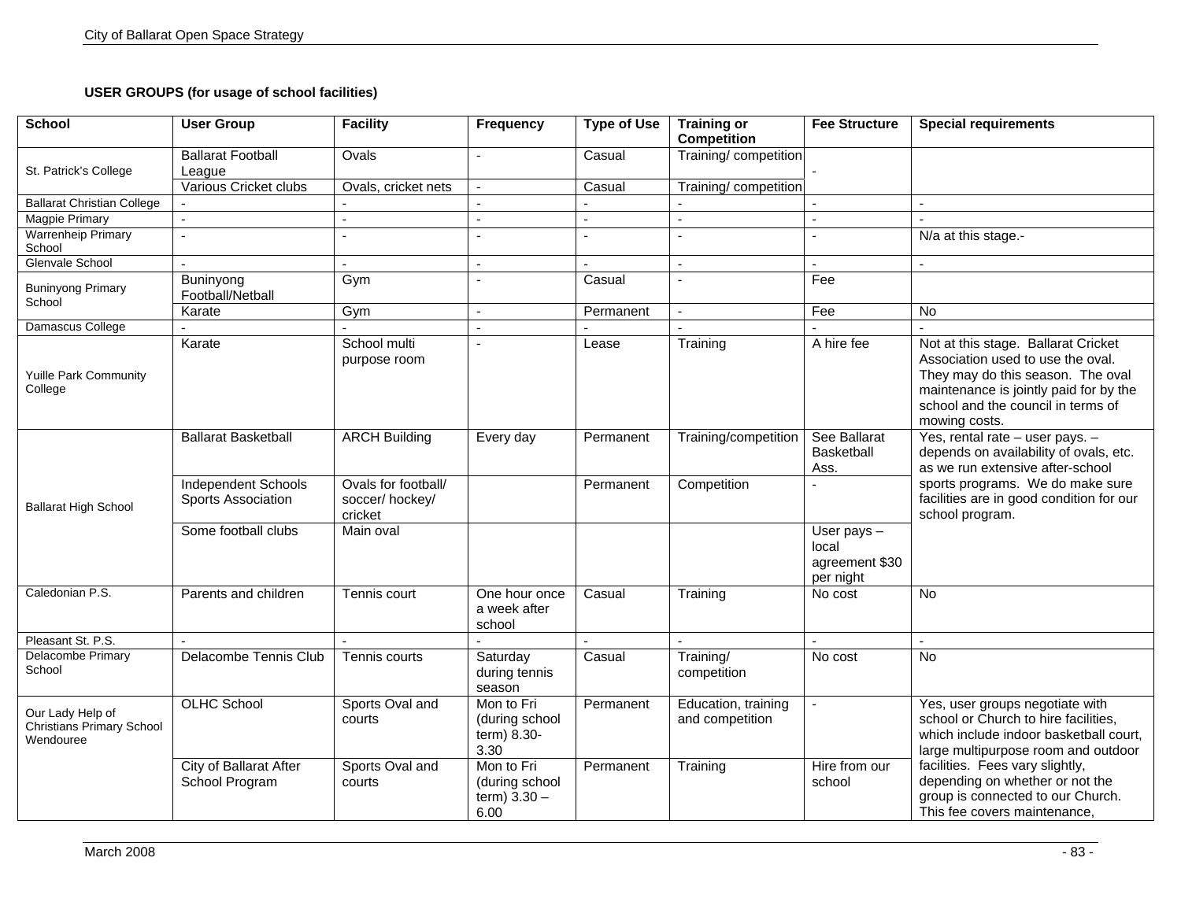**USER GROUPS (for usage of school facilities)**

| School | User Group | Facility | Frequency | Type of Use | Training or Competition | Fee Structure | Special requirements |
|---|---|---|---|---|---|---|---|
| St. Patrick's College | Ballarat Football League | Ovals | - | Casual | Training/ competition | - | |
| | Various Cricket clubs | Ovals, cricket nets | - | Casual | Training/ competition | | |
| Ballarat Christian College | - | - | - | - | - | - | - |
| Magpie Primary | - | - | - | - | - | - | - |
| Warrenheip Primary School | - | - | - | - | - | - | N/a at this stage.- |
| Glenvale School | - | - | - | - | - | - | - |
| Buninyong Primary School | Buninyong Football/Netball | Gym | - | Casual | - | Fee | |
| | Karate | Gym | - | Permanent | - | Fee | No |
| Damascus College | - | - | - | - | - | - | - |
| Yuille Park Community College | Karate | School multi purpose room | - | Lease | Training | A hire fee | Not at this stage. Ballarat Cricket Association used to use the oval. They may do this season. The oval maintenance is jointly paid for by the school and the council in terms of mowing costs. |
| Ballarat High School | Ballarat Basketball | ARCH Building | Every day | Permanent | Training/competition | See Ballarat Basketball Ass. | Yes, rental rate – user pays. – depends on availability of ovals, etc. as we run extensive after-school sports programs. We do make sure facilities are in good condition for our school program. |
| | Independent Schools Sports Association | Ovals for football/ soccer/ hockey/ cricket | | Permanent | Competition | - | |
| | Some football clubs | Main oval | | | | User pays – local agreement $30 per night | |
| Caledonian P.S. | Parents and children | Tennis court | One hour once a week after school | Casual | Training | No cost | No |
| Pleasant St. P.S. | - | - | - | - | - | - | - |
| Delacombe Primary School | Delacombe Tennis Club | Tennis courts | Saturday during tennis season | Casual | Training/ competition | No cost | No |
| Our Lady Help of Christians Primary School Wendouree | OLHC School | Sports Oval and courts | Mon to Fri (during school term) 8.30-3.30 | Permanent | Education, training and competition | - | Yes, user groups negotiate with school or Church to hire facilities, which include indoor basketball court, large multipurpose room and outdoor facilities. Fees vary slightly, depending on whether or not the group is connected to our Church. This fee covers maintenance, |
| | City of Ballarat After School Program | Sports Oval and courts | Mon to Fri (during school term) 3.30 – 6.00 | Permanent | Training | Hire from our school | |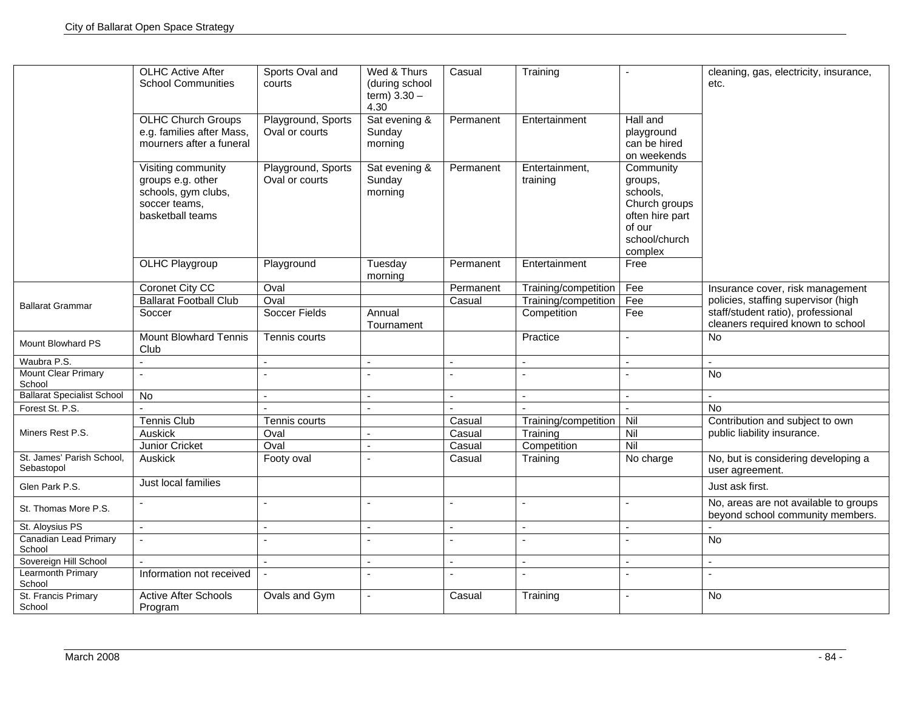| | | | | | | | |
|---|---|---|---|---|---|---|---|
| | OLHC Active After School Communities | Sports Oval and courts | Wed & Thurs (during school term) 3.30 – 4.30 | Casual | Training | - | cleaning, gas, electricity, insurance, etc. |
| | OLHC Church Groups e.g. families after Mass, mourners after a funeral | Playground, Sports Oval or courts | Sat evening & Sunday morning | Permanent | Entertainment | Hall and playground can be hired on weekends | |
| | Visiting community groups e.g. other schools, gym clubs, soccer teams, basketball teams | Playground, Sports Oval or courts | Sat evening & Sunday morning | Permanent | Entertainment, training | Community groups, schools, Church groups often hire part of our school/church complex | |
| | OLHC Playgroup | Playground | Tuesday morning | Permanent | Entertainment | Free | |
| Ballarat Grammar | Coronet City CC | Oval | | Permanent | Training/competition | Fee | Insurance cover, risk management policies, staffing supervisor (high staff/student ratio), professional cleaners required known to school |
| | Ballarat Football Club | Oval | | Casual | Training/competition | Fee | |
| | Soccer | Soccer Fields | Annual Tournament | | Competition | Fee | |
| Mount Blowhard PS | Mount Blowhard Tennis Club | Tennis courts | | | Practice | - | No |
| Waubra P.S. | - | - | - | - | - | - | - |
| Mount Clear Primary School | - | - | - | - | - | - | No |
| Ballarat Specialist School | No | - | - | - | - | - | - |
| Forest St. P.S. | - | - | - | - | - | - | No |
| Miners Rest P.S. | Tennis Club | Tennis courts | | Casual | Training/competition | Nil | Contribution and subject to own public liability insurance. |
| | Auskick | Oval | - | Casual | Training | Nil | |
| | Junior Cricket | Oval | - | Casual | Competition | Nil | |
| St. James' Parish School, Sebastopol | Auskick | Footy oval | - | Casual | Training | No charge | No, but is considering developing a user agreement. |
| Glen Park P.S. | Just local families | | | | | | Just ask first. |
| St. Thomas More P.S. | - | - | - | - | - | - | No, areas are not available to groups beyond school community members. |
| St. Aloysius PS | - | - | - | - | - | - | - |
| Canadian Lead Primary School | - | - | - | - | - | - | No |
| Sovereign Hill School | - | - | - | - | - | - | - |
| Learmonth Primary School | Information not received | - | - | - | - | - | - |
| St. Francis Primary School | Active After Schools Program | Ovals and Gym | - | Casual | Training | - | No |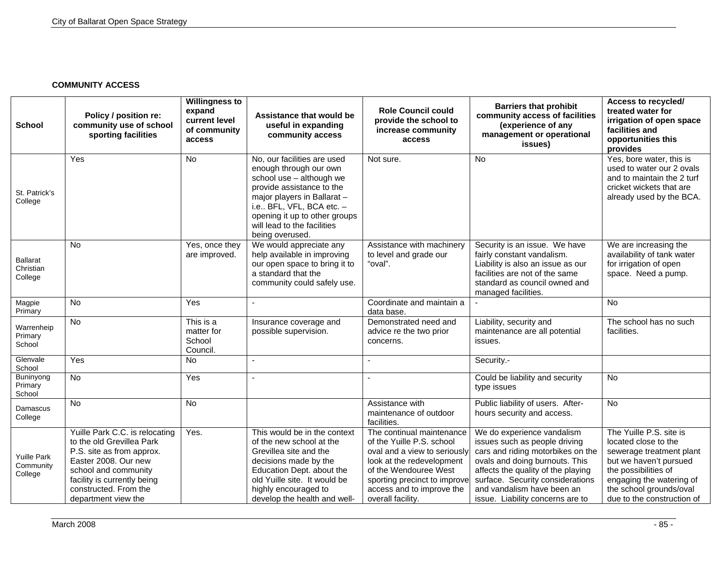**COMMUNITY ACCESS**

| School | Policy / position re: community use of school sporting facilities | Willingness to expand current level of community access | Assistance that would be useful in expanding community access | Role Council could provide the school to increase community access | Barriers that prohibit community access of facilities (experience of any management or operational issues) | Access to recycled/ treated water for irrigation of open space facilities and opportunities this provides |
|---|---|---|---|---|---|---|
| St. Patrick's College | Yes | No | No, our facilities are used enough through our own school use – although we provide assistance to the major players in Ballarat – i.e.. BFL, VFL, BCA etc. – opening it up to other groups will lead to the facilities being overused. | Not sure. | No | Yes, bore water, this is used to water our 2 ovals and to maintain the 2 turf cricket wickets that are already used by the BCA. |
| Ballarat Christian College | No | Yes, once they are improved. | We would appreciate any help available in improving our open space to bring it to a standard that the community could safely use. | Assistance with machinery to level and grade our "oval". | Security is an issue. We have fairly constant vandalism. Liability is also an issue as our facilities are not of the same standard as council owned and managed facilities. | We are increasing the availability of tank water for irrigation of open space. Need a pump. |
| Magpie Primary | No | Yes | - | Coordinate and maintain a data base. | - | No |
| Warrenheip Primary School | No | This is a matter for School Council. | Insurance coverage and possible supervision. | Demonstrated need and advice re the two prior concerns. | Liability, security and maintenance are all potential issues. | The school has no such facilities. |
| Glenvale School | Yes | No | - | - | Security.- | |
| Buninyong Primary School | No | Yes | - | - | Could be liability and security type issues | No |
| Damascus College | No | No | | Assistance with maintenance of outdoor facilities. | Public liability of users. After-hours security and access. | No |
| Yuille Park Community College | Yuille Park C.C. is relocating to the old Grevillea Park P.S. site as from approx. Easter 2008. Our new school and community facility is currently being constructed. From the department view the | Yes. | This would be in the context of the new school at the Grevillea site and the decisions made by the Education Dept. about the old Yuille site. It would be highly encouraged to develop the health and well- | The continual maintenance of the Yuille P.S. school oval and a view to seriously look at the redevelopment of the Wendouree West sporting precinct to improve access and to improve the overall facility. | We do experience vandalism issues such as people driving cars and riding motorbikes on the ovals and doing burnouts. This affects the quality of the playing surface. Security considerations and vandalism have been an issue. Liability concerns are to | The Yuille P.S. site is located close to the sewerage treatment plant but we haven't pursued the possibilities of engaging the watering of the school grounds/oval due to the construction of |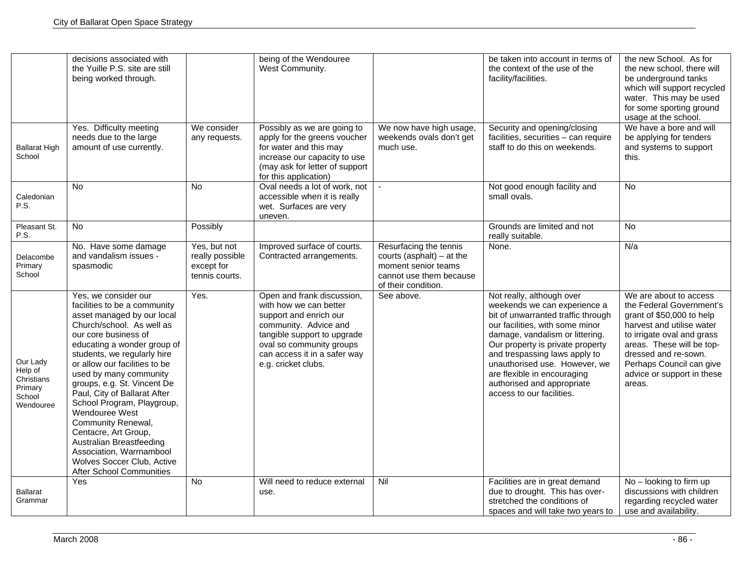| | | | | | | |
|---|---|---|---|---|---|---|
| | decisions associated with the Yuille P.S. site are still being worked through. | | being of the Wendouree West Community. | | be taken into account in terms of the context of the use of the facility/facilities. | the new School. As for the new school, there will be underground tanks which will support recycled water. This may be used for some sporting ground usage at the school. |
| Ballarat High School | Yes. Difficulty meeting needs due to the large amount of use currently. | We consider any requests. | Possibly as we are going to apply for the greens voucher for water and this may increase our capacity to use (may ask for letter of support for this application) | We now have high usage, weekends ovals don't get much use. | Security and opening/closing facilities, securities – can require staff to do this on weekends. | We have a bore and will be applying for tenders and systems to support this. |
| Caledonian P.S. | No | No | Oval needs a lot of work, not accessible when it is really wet. Surfaces are very uneven. | - | Not good enough facility and small ovals. | No |
| Pleasant St. P.S. | No | Possibly | | | Grounds are limited and not really suitable. | No |
| Delacombe Primary School | No. Have some damage and vandalism issues - spasmodic | Yes, but not really possible except for tennis courts. | Improved surface of courts. Contracted arrangements. | Resurfacing the tennis courts (asphalt) – at the moment senior teams cannot use them because of their condition. | None. | N/a |
| Our Lady Help of Christians Primary School Wendouree | Yes, we consider our facilities to be a community asset managed by our local Church/school. As well as our core business of educating a wonder group of students, we regularly hire or allow our facilities to be used by many community groups, e.g. St. Vincent De Paul, City of Ballarat After School Program, Playgroup, Wendouree West Community Renewal, Centacre, Art Group, Australian Breastfeeding Association, Warrnambool Wolves Soccer Club, Active After School Communities | Yes. | Open and frank discussion, with how we can better support and enrich our community. Advice and tangible support to upgrade oval so community groups can access it in a safer way e.g. cricket clubs. | See above. | Not really, although over weekends we can experience a bit of unwarranted traffic through our facilities, with some minor damage, vandalism or littering. Our property is private property and trespassing laws apply to unauthorised use. However, we are flexible in encouraging authorised and appropriate access to our facilities. | We are about to access the Federal Government's grant of $50,000 to help harvest and utilise water to irrigate oval and grass areas. These will be top-dressed and re-sown. Perhaps Council can give advice or support in these areas. |
| Ballarat Grammar | Yes | No | Will need to reduce external use. | Nil | Facilities are in great demand due to drought. This has over-stretched the conditions of spaces and will take two years to | No – looking to firm up discussions with children regarding recycled water use and availability. |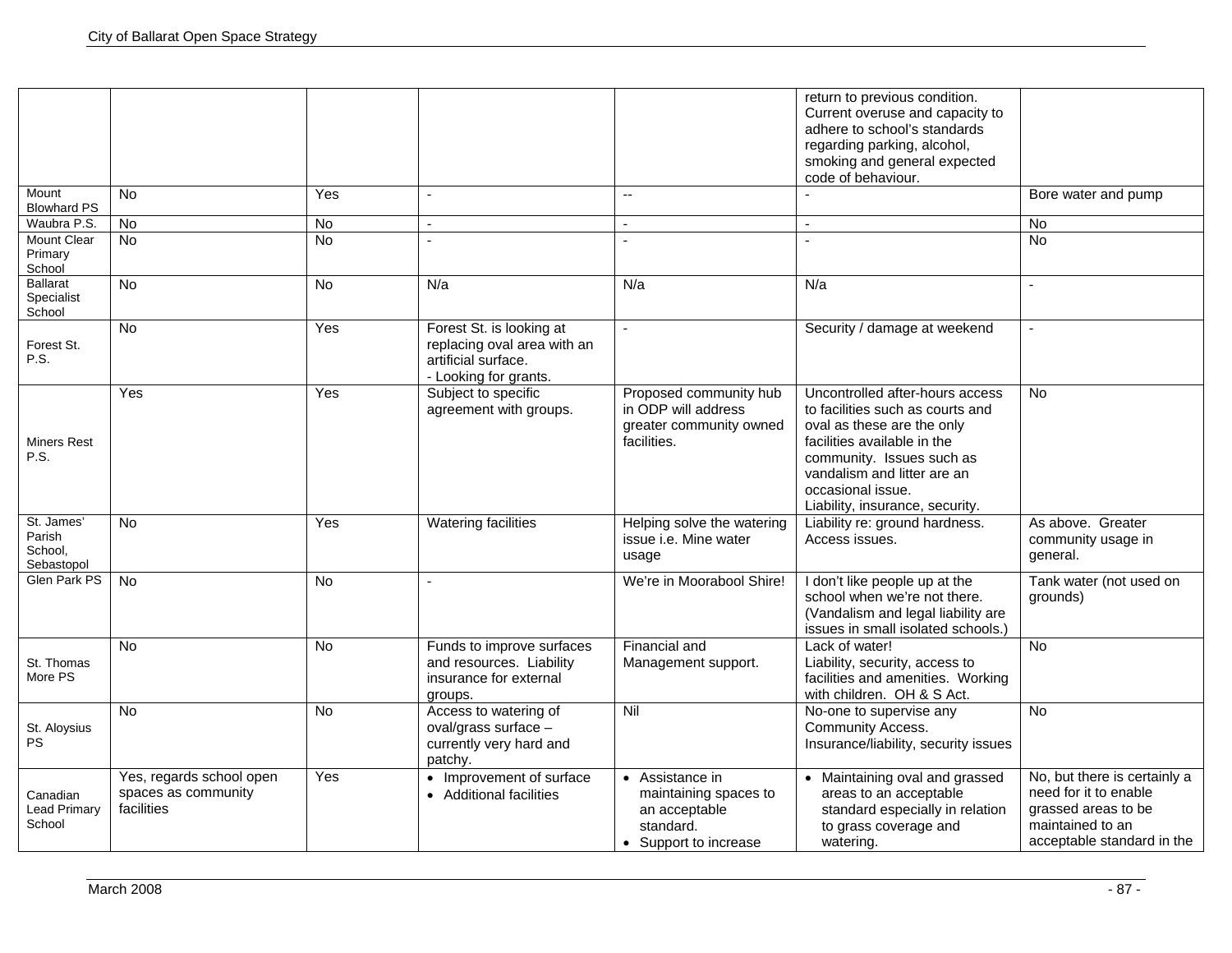| | | | | | | |
|---|---|---|---|---|---|---|
| | | | | | return to previous condition. Current overuse and capacity to adhere to school's standards regarding parking, alcohol, smoking and general expected code of behaviour. | |
| Mount Blowhard PS | No | Yes | - | -- | - | Bore water and pump |
| Waubra P.S. | No | No | - | - | - | No |
| Mount Clear Primary School | No | No | - | - | - | No |
| Ballarat Specialist School | No | No | N/a | N/a | N/a | - |
| Forest St. P.S. | No | Yes | Forest St. is looking at replacing oval area with an artificial surface.<br>- Looking for grants. | - | Security / damage at weekend | - |
| Miners Rest P.S. | Yes | Yes | Subject to specific agreement with groups. | Proposed community hub in ODP will address greater community owned facilities. | Uncontrolled after-hours access to facilities such as courts and oval as these are the only facilities available in the community. Issues such as vandalism and litter are an occasional issue.<br>Liability, insurance, security. | No |
| St. James' Parish School, Sebastopol | No | Yes | Watering facilities | Helping solve the watering issue i.e. Mine water usage | Liability re: ground hardness. Access issues. | As above. Greater community usage in general. |
| Glen Park PS | No | No | - | We're in Moorabool Shire! | I don't like people up at the school when we're not there. (Vandalism and legal liability are issues in small isolated schools.) | Tank water (not used on grounds) |
| St. Thomas More PS | No | No | Funds to improve surfaces and resources. Liability insurance for external groups. | Financial and Management support. | Lack of water!<br>Liability, security, access to facilities and amenities. Working with children. OH & S Act. | No |
| St. Aloysius PS | No | No | Access to watering of oval/grass surface – currently very hard and patchy. | Nil | No-one to supervise any Community Access.<br>Insurance/liability, security issues | No |
| Canadian Lead Primary School | Yes, regards school open spaces as community facilities | Yes | • Improvement of surface<br>• Additional facilities | • Assistance in maintaining spaces to an acceptable standard.<br>• Support to increase | • Maintaining oval and grassed areas to an acceptable standard especially in relation to grass coverage and watering. | No, but there is certainly a need for it to enable grassed areas to be maintained to an acceptable standard in the |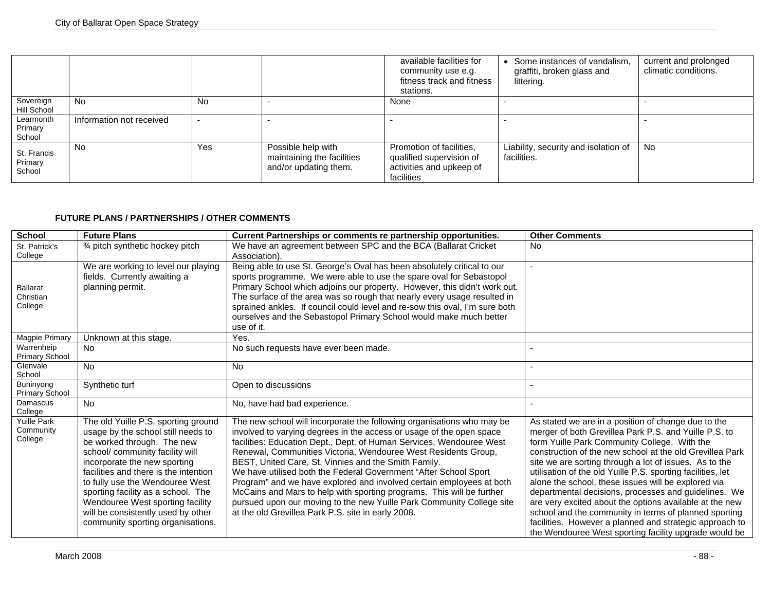|  |  |  |  | available facilities for community use e.g. fitness track and fitness stations. | • Some instances of vandalism, graffiti, broken glass and littering. | current and prolonged climatic conditions. |
|---|---|---|---|---|---|---|
| Sovereign Hill School | No | No | - | None | - | - |
| Learmonth Primary School | Information not received | - | - | - | - | - |
| St. Francis Primary School | No | Yes | Possible help with maintaining the facilities and/or updating them. | Promotion of facilities, qualified supervision of activities and upkeep of facilities | Liability, security and isolation of facilities. | No |

**FUTURE PLANS / PARTNERSHIPS / OTHER COMMENTS**

| School | Future Plans | Current Partnerships or comments re partnership opportunities. | Other Comments |
|---|---|---|---|
| St. Patrick's College | ¾ pitch synthetic hockey pitch | We have an agreement between SPC and the BCA (Ballarat Cricket Association). | No |
| Ballarat Christian College | We are working to level our playing fields. Currently awaiting a planning permit. | Being able to use St. George's Oval has been absolutely critical to our sports programme. We were able to use the spare oval for Sebastopol Primary School which adjoins our property. However, this didn't work out. The surface of the area was so rough that nearly every usage resulted in sprained ankles. If council could level and re-sow this oval, I'm sure both ourselves and the Sebastopol Primary School would make much better use of it. | - |
| Magpie Primary | Unknown at this stage. | Yes. |  |
| Warrenheip Primary School | No | No such requests have ever been made. | - |
| Glenvale School | No | No | - |
| Buninyong Primary School | Synthetic turf | Open to discussions | - |
| Damascus College | No | No, have had bad experience. | - |
| Yuille Park Community College | The old Yuille P.S. sporting ground usage by the school still needs to be worked through. The new school/ community facility will incorporate the new sporting facilities and there is the intention to fully use the Wendouree West sporting facility as a school. The Wendouree West sporting facility will be consistently used by other community sporting organisations. | The new school will incorporate the following organisations who may be involved to varying degrees in the access or usage of the open space facilities: Education Dept., Dept. of Human Services, Wendouree West Renewal, Communities Victoria, Wendouree West Residents Group, BEST, United Care, St. Vinnies and the Smith Family.<br>We have utilised both the Federal Government "After School Sport Program" and we have explored and involved certain employees at both McCains and Mars to help with sporting programs. This will be further pursued upon our moving to the new Yuille Park Community College site at the old Grevillea Park P.S. site in early 2008. | As stated we are in a position of change due to the merger of both Grevillea Park P.S. and Yuille P.S. to form Yuille Park Community College. With the construction of the new school at the old Grevillea Park site we are sorting through a lot of issues. As to the utilisation of the old Yuille P.S. sporting facilities, let alone the school, these issues will be explored via departmental decisions, processes and guidelines. We are very excited about the options available at the new school and the community in terms of planned sporting facilities. However a planned and strategic approach to the Wendouree West sporting facility upgrade would be |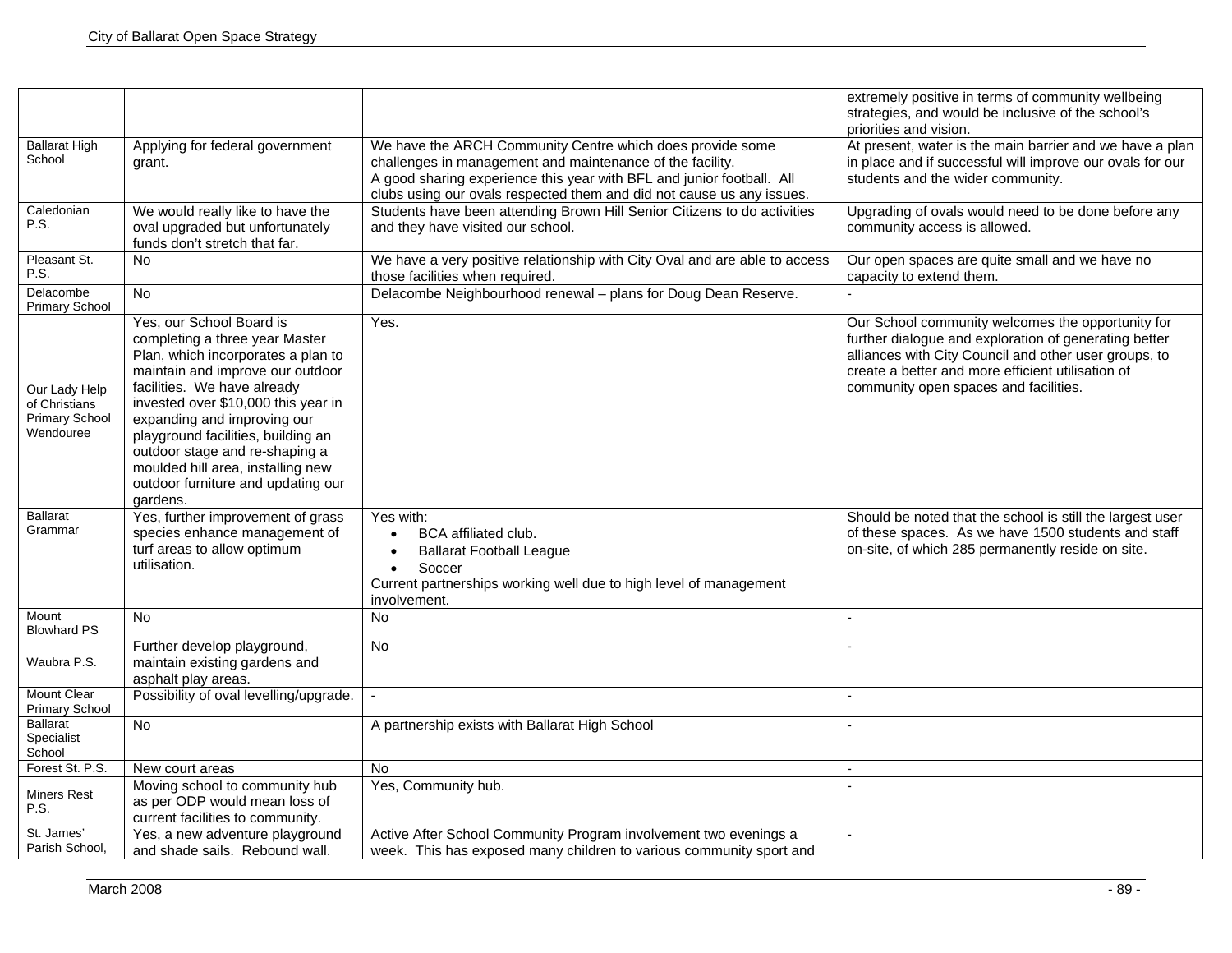| | | | |
|---|---|---|---|
| | | | extremely positive in terms of community wellbeing strategies, and would be inclusive of the school's priorities and vision. |
| Ballarat High School | Applying for federal government grant. | We have the ARCH Community Centre which does provide some challenges in management and maintenance of the facility.<br>A good sharing experience this year with BFL and junior football. All clubs using our ovals respected them and did not cause us any issues. | At present, water is the main barrier and we have a plan in place and if successful will improve our ovals for our students and the wider community. |
| Caledonian P.S. | We would really like to have the oval upgraded but unfortunately funds don't stretch that far. | Students have been attending Brown Hill Senior Citizens to do activities and they have visited our school. | Upgrading of ovals would need to be done before any community access is allowed. |
| Pleasant St. P.S. | No | We have a very positive relationship with City Oval and are able to access those facilities when required. | Our open spaces are quite small and we have no capacity to extend them. |
| Delacombe Primary School | No | Delacombe Neighbourhood renewal – plans for Doug Dean Reserve. | - |
| Our Lady Help of Christians Primary School Wendouree | Yes, our School Board is completing a three year Master Plan, which incorporates a plan to maintain and improve our outdoor facilities. We have already invested over $10,000 this year in expanding and improving our playground facilities, building an outdoor stage and re-shaping a moulded hill area, installing new outdoor furniture and updating our gardens. | Yes. | Our School community welcomes the opportunity for further dialogue and exploration of generating better alliances with City Council and other user groups, to create a better and more efficient utilisation of community open spaces and facilities. |
| Ballarat Grammar | Yes, further improvement of grass species enhance management of turf areas to allow optimum utilisation. | Yes with:<br>• BCA affiliated club.<br>• Ballarat Football League<br>• Soccer<br>Current partnerships working well due to high level of management involvement. | Should be noted that the school is still the largest user of these spaces. As we have 1500 students and staff on-site, of which 285 permanently reside on site. |
| Mount Blowhard PS | No | No | - |
| Waubra P.S. | Further develop playground, maintain existing gardens and asphalt play areas. | No | - |
| Mount Clear Primary School | Possibility of oval levelling/upgrade. | - | - |
| Ballarat Specialist School | No | A partnership exists with Ballarat High School | - |
| Forest St. P.S. | New court areas | No | - |
| Miners Rest P.S. | Moving school to community hub as per ODP would mean loss of current facilities to community. | Yes, Community hub. | - |
| St. James' Parish School, | Yes, a new adventure playground and shade sails. Rebound wall. | Active After School Community Program involvement two evenings a week. This has exposed many children to various community sport and | - |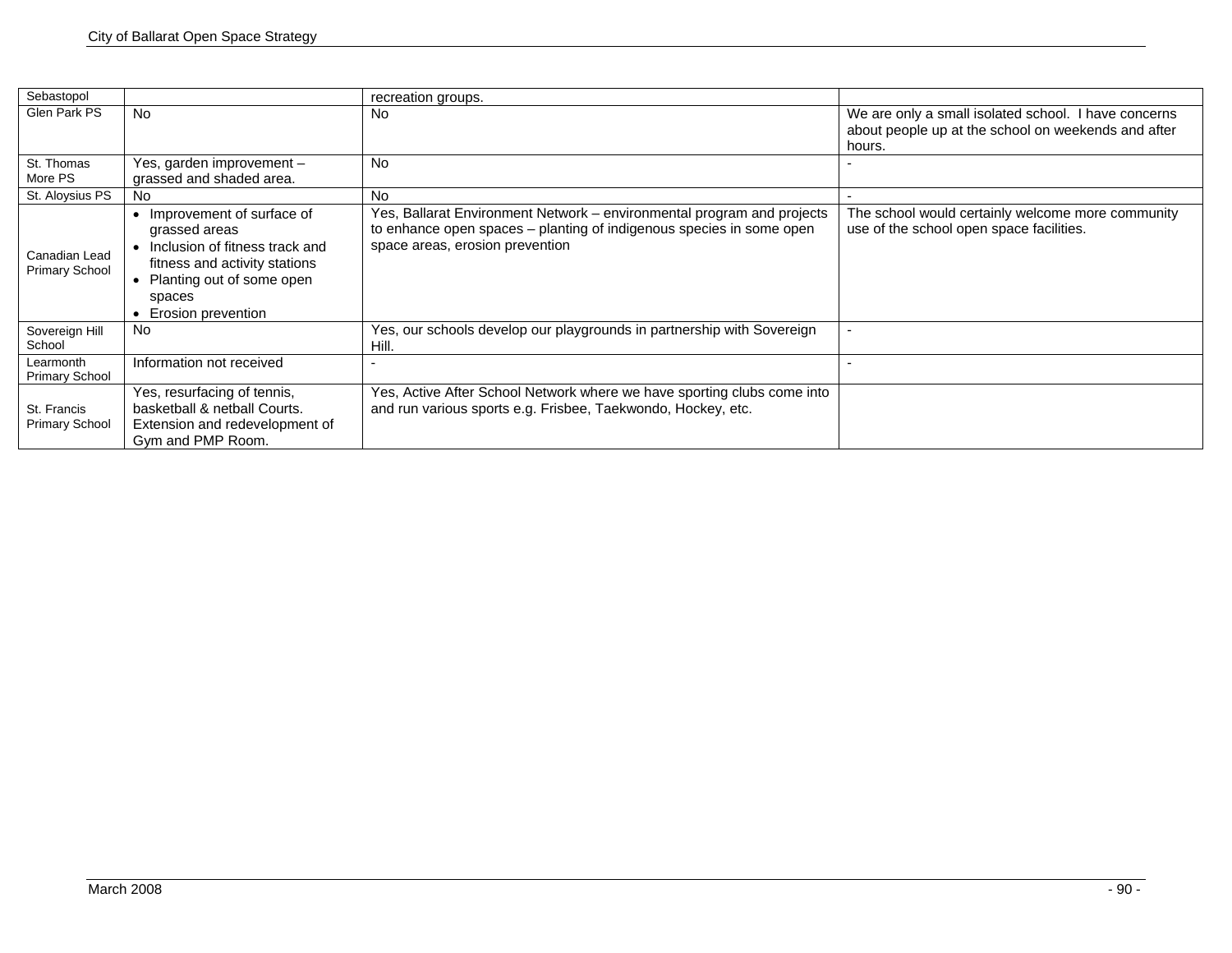| | | | |
|---|---|---|---|
| Sebastopol | | recreation groups. | |
| Glen Park PS | No | No | We are only a small isolated school. I have concerns about people up at the school on weekends and after hours. |
| St. Thomas More PS | Yes, garden improvement – grassed and shaded area. | No | - |
| St. Aloysius PS | No | No | - |
| Canadian Lead Primary School | • Improvement of surface of grassed areas<br>• Inclusion of fitness track and fitness and activity stations<br>• Planting out of some open spaces<br>• Erosion prevention | Yes, Ballarat Environment Network – environmental program and projects to enhance open spaces – planting of indigenous species in some open space areas, erosion prevention | The school would certainly welcome more community use of the school open space facilities. |
| Sovereign Hill School | No | Yes, our schools develop our playgrounds in partnership with Sovereign Hill. | - |
| Learmonth Primary School | Information not received | - | - |
| St. Francis Primary School | Yes, resurfacing of tennis, basketball & netball Courts. Extension and redevelopment of Gym and PMP Room. | Yes, Active After School Network where we have sporting clubs come into and run various sports e.g. Frisbee, Taekwondo, Hockey, etc. | |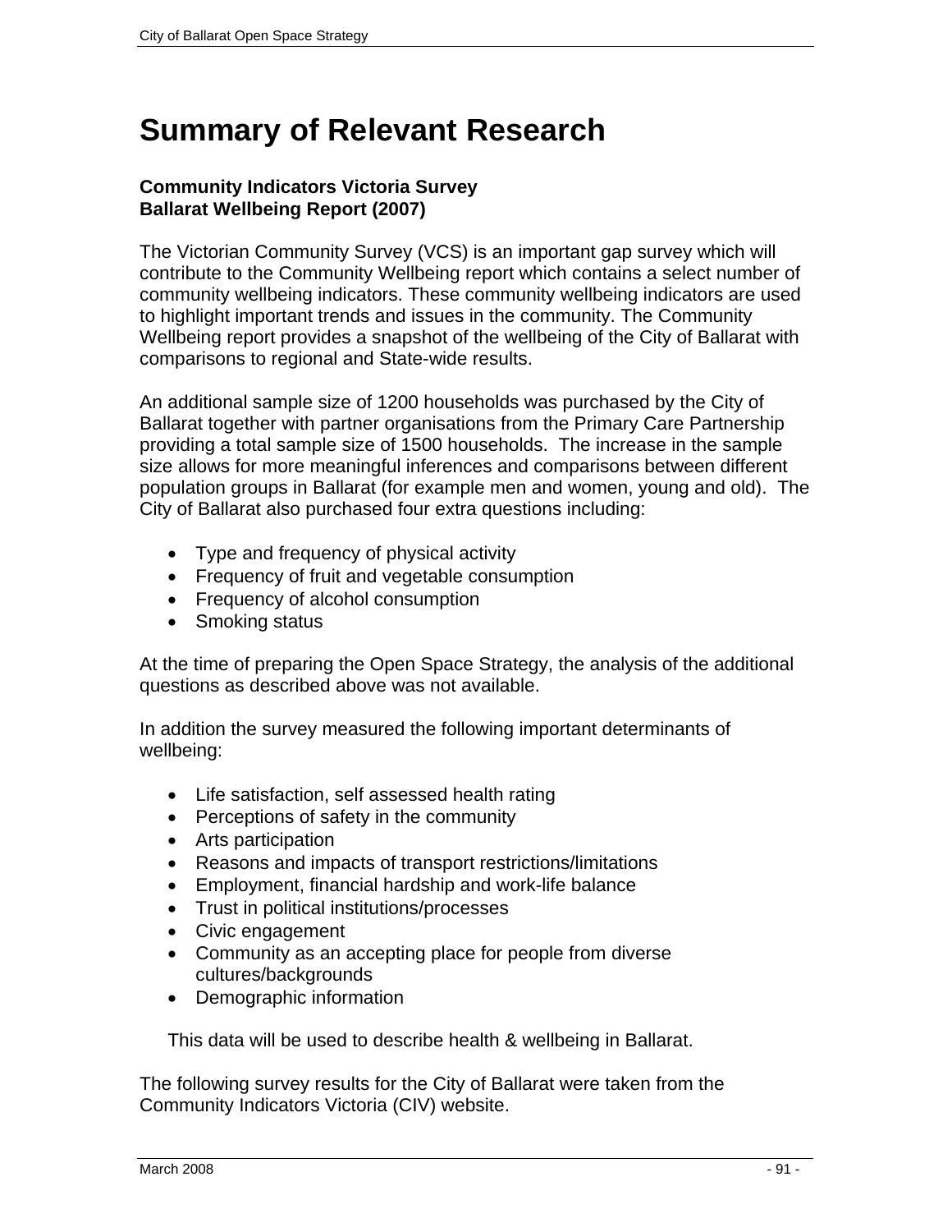# Summary of Relevant Research

**Community Indicators Victoria Survey**
**Ballarat Wellbeing Report (2007)**

The Victorian Community Survey (VCS) is an important gap survey which will contribute to the Community Wellbeing report which contains a select number of community wellbeing indicators. These community wellbeing indicators are used to highlight important trends and issues in the community. The Community Wellbeing report provides a snapshot of the wellbeing of the City of Ballarat with comparisons to regional and State-wide results.

An additional sample size of 1200 households was purchased by the City of Ballarat together with partner organisations from the Primary Care Partnership providing a total sample size of 1500 households. The increase in the sample size allows for more meaningful inferences and comparisons between different population groups in Ballarat (for example men and women, young and old). The City of Ballarat also purchased four extra questions including:

- Type and frequency of physical activity
- Frequency of fruit and vegetable consumption
- Frequency of alcohol consumption
- Smoking status

At the time of preparing the Open Space Strategy, the analysis of the additional questions as described above was not available.

In addition the survey measured the following important determinants of wellbeing:

- Life satisfaction, self assessed health rating
- Perceptions of safety in the community
- Arts participation
- Reasons and impacts of transport restrictions/limitations
- Employment, financial hardship and work-life balance
- Trust in political institutions/processes
- Civic engagement
- Community as an accepting place for people from diverse cultures/backgrounds
- Demographic information

This data will be used to describe health & wellbeing in Ballarat.

The following survey results for the City of Ballarat were taken from the Community Indicators Victoria (CIV) website.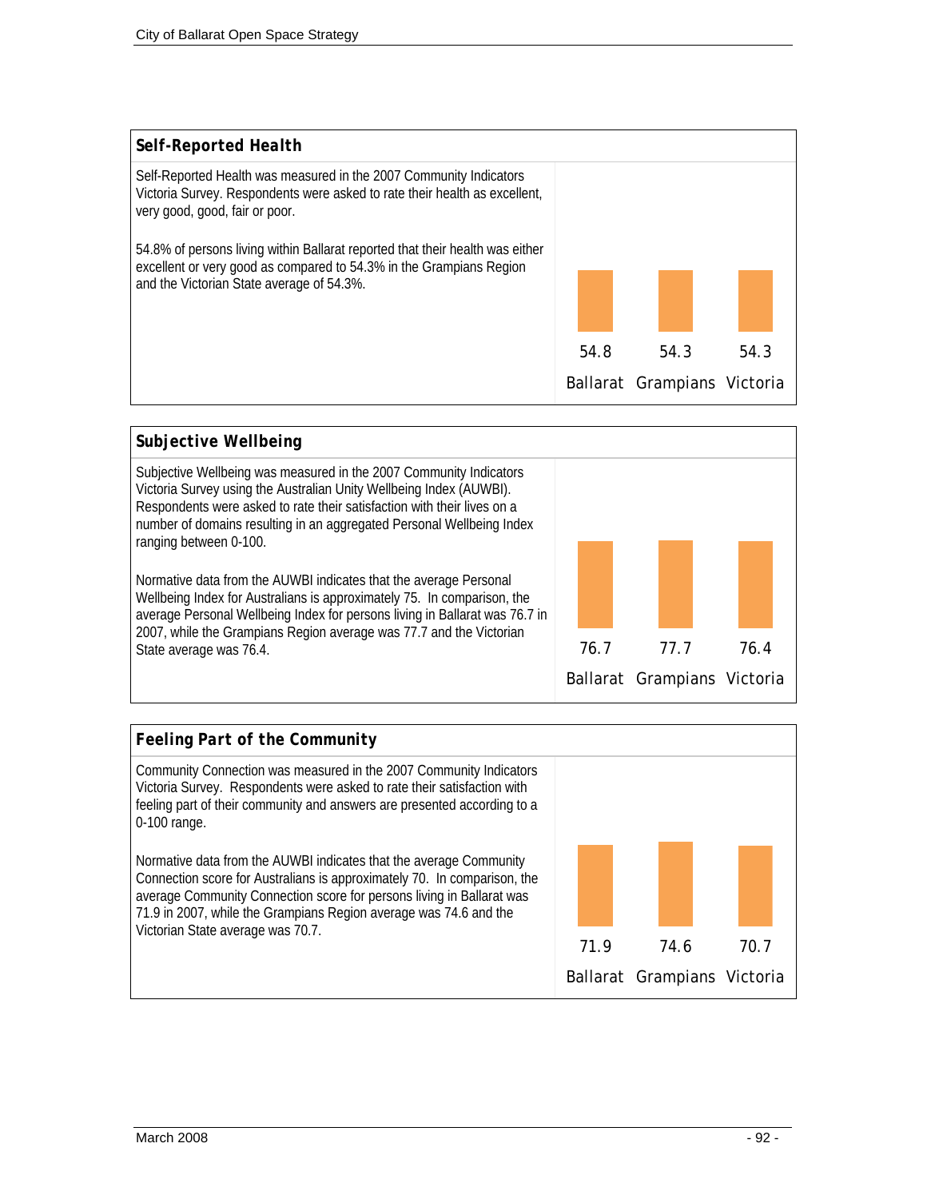## Self-Reported Health

Self-Reported Health was measured in the 2007 Community Indicators Victoria Survey. Respondents were asked to rate their health as excellent, very good, good, fair or poor.

54.8% of persons living within Ballarat reported that their health was either excellent or very good as compared to 54.3% in the Grampians Region and the Victorian State average of 54.3%.

| Ballarat | Grampians | Victoria |
|---|---|---|
| 54.8 | 54.3 | 54.3 |

## Subjective Wellbeing

Subjective Wellbeing was measured in the 2007 Community Indicators Victoria Survey using the Australian Unity Wellbeing Index (AUWBI). Respondents were asked to rate their satisfaction with their lives on a number of domains resulting in an aggregated Personal Wellbeing Index ranging between 0-100.

Normative data from the AUWBI indicates that the average Personal Wellbeing Index for Australians is approximately 75. In comparison, the average Personal Wellbeing Index for persons living in Ballarat was 76.7 in 2007, while the Grampians Region average was 77.7 and the Victorian State average was 76.4.

| Ballarat | Grampians | Victoria |
|---|---|---|
| 76.7 | 77.7 | 76.4 |

## Feeling Part of the Community

Community Connection was measured in the 2007 Community Indicators Victoria Survey. Respondents were asked to rate their satisfaction with feeling part of their community and answers are presented according to a 0-100 range.

Normative data from the AUWBI indicates that the average Community Connection score for Australians is approximately 70. In comparison, the average Community Connection score for persons living in Ballarat was 71.9 in 2007, while the Grampians Region average was 74.6 and the Victorian State average was 70.7.

| Ballarat | Grampians | Victoria |
|---|---|---|
| 71.9 | 74.6 | 70.7 |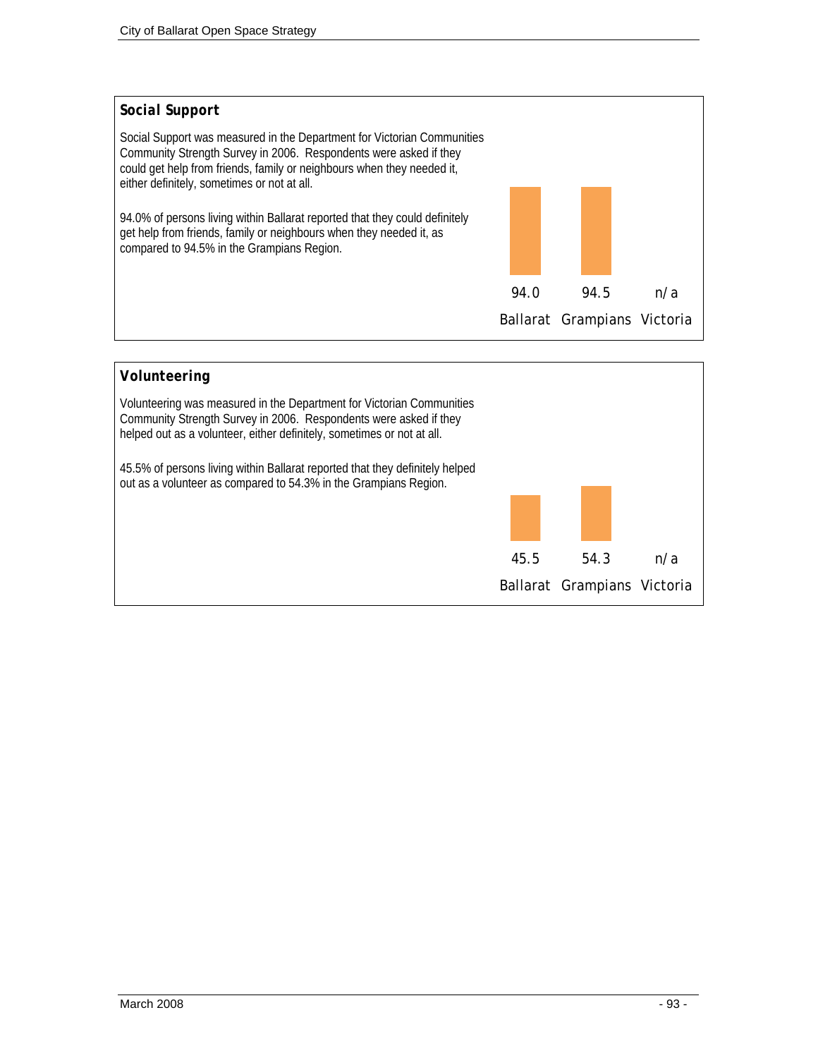## Social Support

Social Support was measured in the Department for Victorian Communities Community Strength Survey in 2006. Respondents were asked if they could get help from friends, family or neighbours when they needed it, either definitely, sometimes or not at all.

94.0% of persons living within Ballarat reported that they could definitely get help from friends, family or neighbours when they needed it, as compared to 94.5% in the Grampians Region.

| Ballarat | Grampians | Victoria |
|---|---|---|
| 94.0 | 94.5 | n/a |

## Volunteering

Volunteering was measured in the Department for Victorian Communities Community Strength Survey in 2006. Respondents were asked if they helped out as a volunteer, either definitely, sometimes or not at all.

45.5% of persons living within Ballarat reported that they definitely helped out as a volunteer as compared to 54.3% in the Grampians Region.

| Ballarat | Grampians | Victoria |
|---|---|---|
| 45.5 | 54.3 | n/a |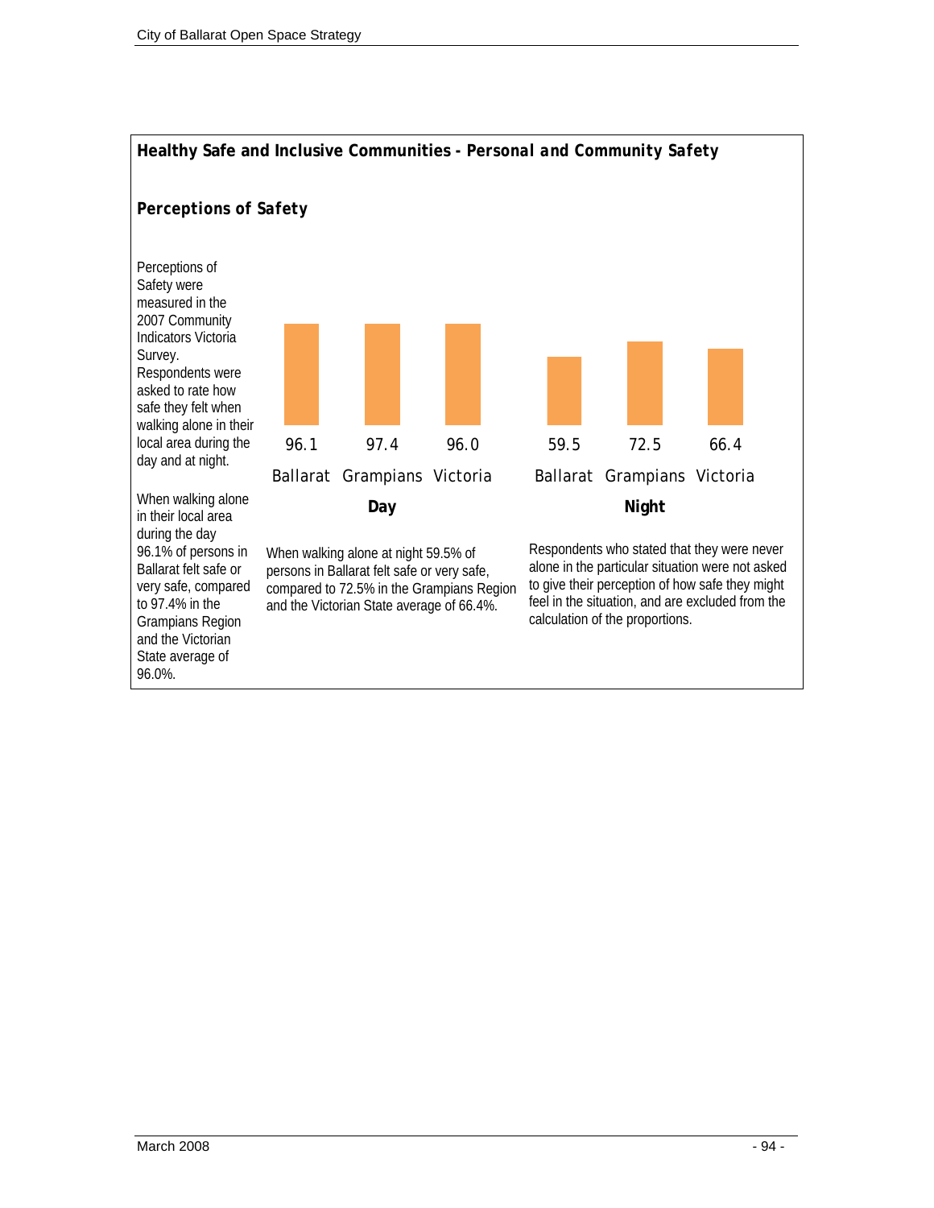## Healthy Safe and Inclusive Communities - *Personal and Community Safety*

### Perceptions of Safety

Perceptions of Safety were measured in the 2007 Community Indicators Victoria Survey. Respondents were asked to rate how safe they felt when walking alone in their local area during the day and at night.

When walking alone in their local area during the day 96.1% of persons in Ballarat felt safe or very safe, compared to 97.4% in the Grampians Region and the Victorian State average of 96.0%.

| | Ballarat | Grampians | Victoria |
|---|---|---|---|
| **Day** | 96.1 | 97.4 | 96.0 |
| **Night** | 59.5 | 72.5 | 66.4 |

When walking alone at night 59.5% of persons in Ballarat felt safe or very safe, compared to 72.5% in the Grampians Region and the Victorian State average of 66.4%.

Respondents who stated that they were never alone in the particular situation were not asked to give their perception of how safe they might feel in the situation, and are excluded from the calculation of the proportions.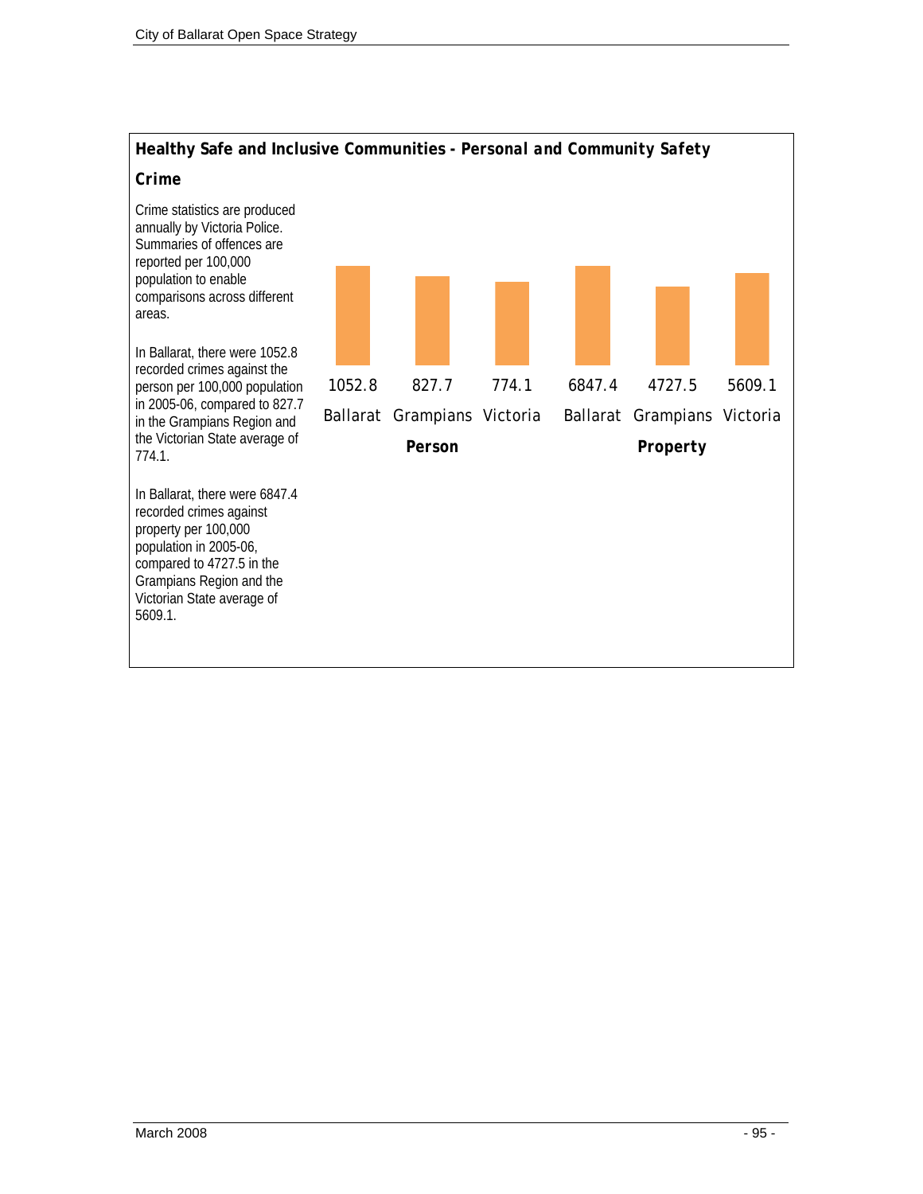## Healthy Safe and Inclusive Communities - Personal and Community Safety

### Crime

Crime statistics are produced annually by Victoria Police. Summaries of offences are reported per 100,000 population to enable comparisons across different areas.

In Ballarat, there were 1052.8 recorded crimes against the person per 100,000 population in 2005-06, compared to 827.7 in the Grampians Region and the Victorian State average of 774.1.

In Ballarat, there were 6847.4 recorded crimes against property per 100,000 population in 2005-06, compared to 4727.5 in the Grampians Region and the Victorian State average of 5609.1.

| | Ballarat | Grampians | Victoria |
|---|---|---|---|
| **Person** | 1052.8 | 827.7 | 774.1 |
| **Property** | 6847.4 | 4727.5 | 5609.1 |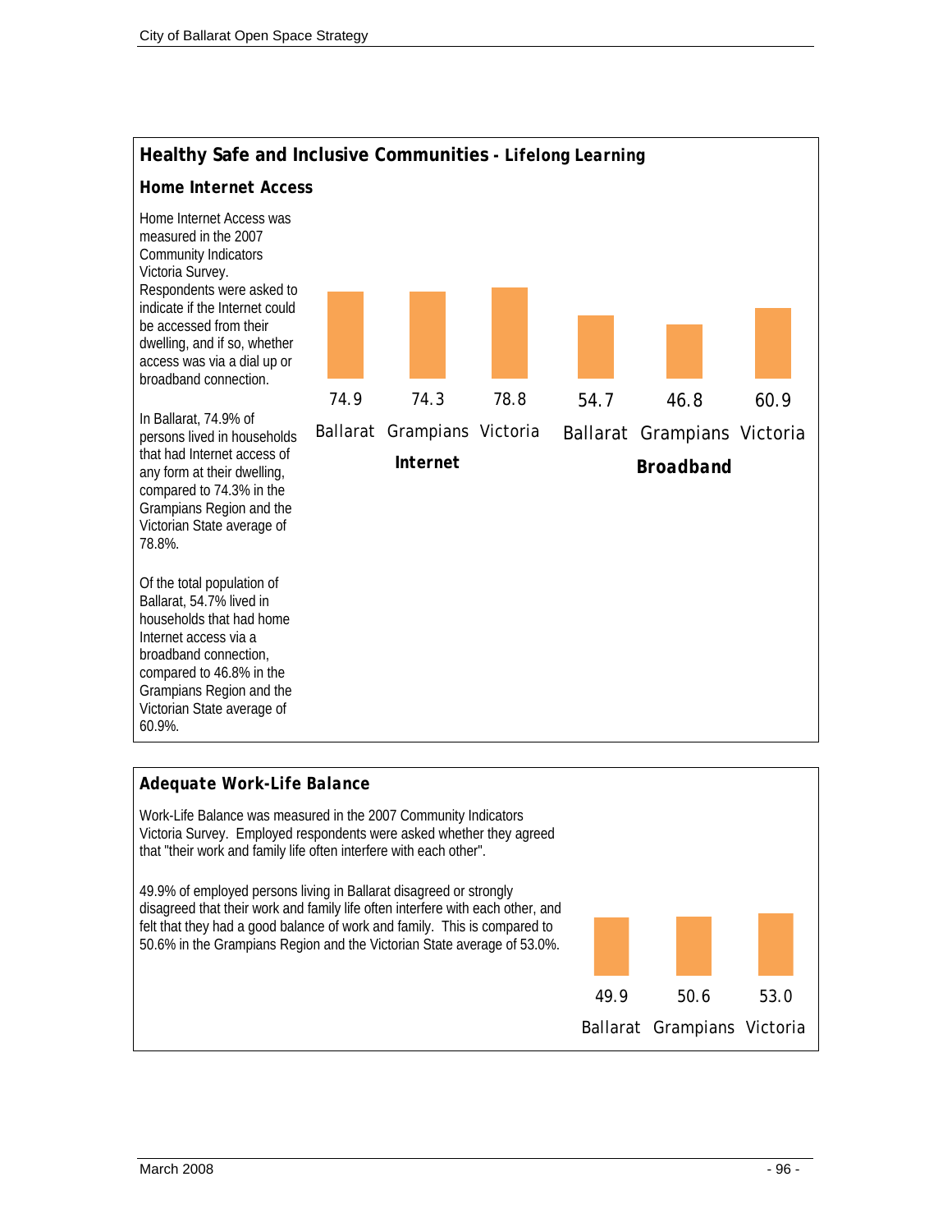## Healthy Safe and Inclusive Communities - Lifelong Learning

### Home Internet Access

Home Internet Access was measured in the 2007 Community Indicators Victoria Survey. Respondents were asked to indicate if the Internet could be accessed from their dwelling, and if so, whether access was via a dial up or broadband connection.

In Ballarat, 74.9% of persons lived in households that had Internet access of any form at their dwelling, compared to 74.3% in the Grampians Region and the Victorian State average of 78.8%.

Of the total population of Ballarat, 54.7% lived in households that had home Internet access via a broadband connection, compared to 46.8% in the Grampians Region and the Victorian State average of 60.9%.

| | Ballarat | Grampians | Victoria |
|---|---|---|---|
| **Internet** | 74.9 | 74.3 | 78.8 |
| **Broadband** | 54.7 | 46.8 | 60.9 |

### Adequate Work-Life Balance

Work-Life Balance was measured in the 2007 Community Indicators Victoria Survey. Employed respondents were asked whether they agreed that "their work and family life often interfere with each other".

49.9% of employed persons living in Ballarat disagreed or strongly disagreed that their work and family life often interfere with each other, and felt that they had a good balance of work and family. This is compared to 50.6% in the Grampians Region and the Victorian State average of 53.0%.

| Ballarat | Grampians | Victoria |
|---|---|---|
| 49.9 | 50.6 | 53.0 |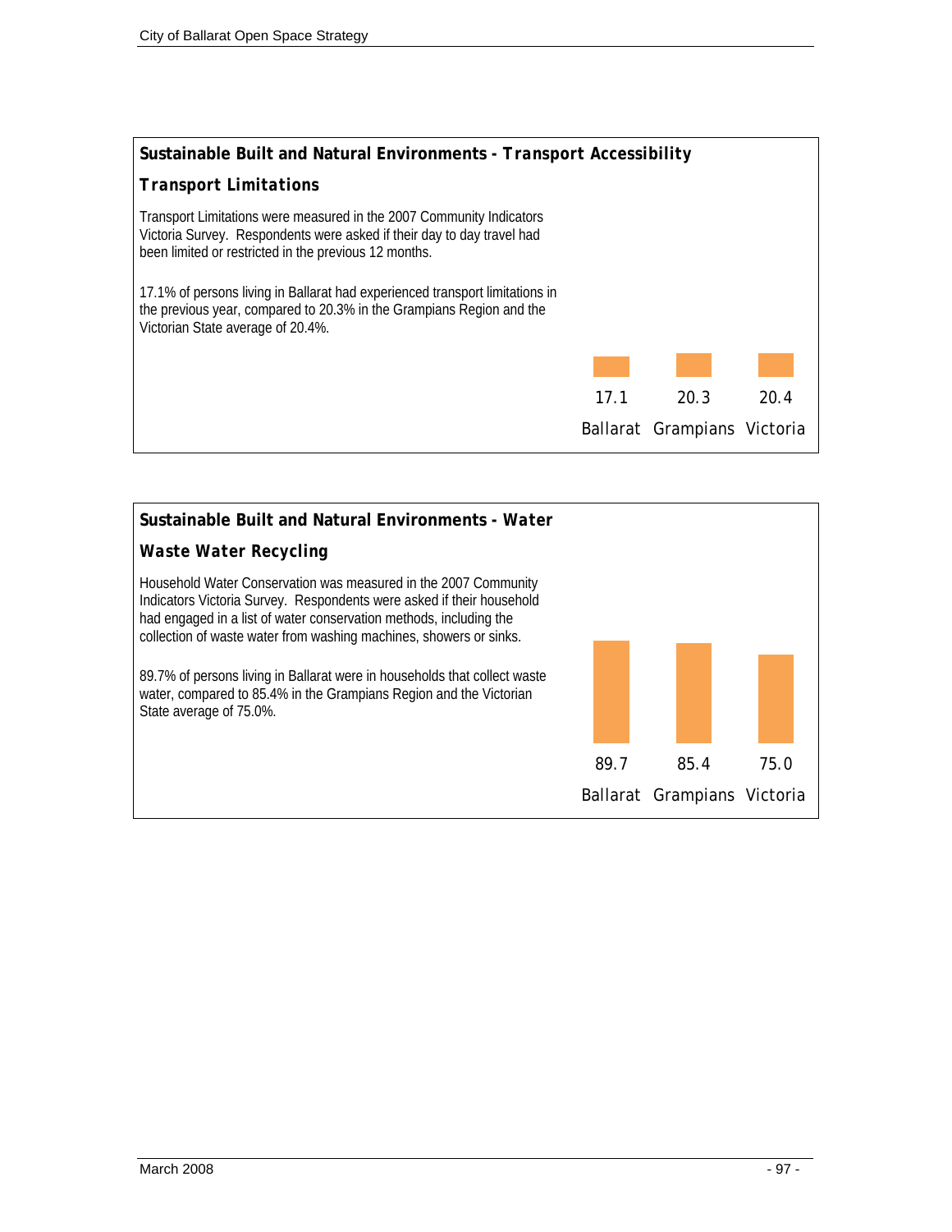## Sustainable Built and Natural Environments - *Transport Accessibility*

### *Transport Limitations*

Transport Limitations were measured in the 2007 Community Indicators Victoria Survey. Respondents were asked if their day to day travel had been limited or restricted in the previous 12 months.

17.1% of persons living in Ballarat had experienced transport limitations in the previous year, compared to 20.3% in the Grampians Region and the Victorian State average of 20.4%.

| Ballarat | Grampians | Victoria |
|---|---|---|
| 17.1 | 20.3 | 20.4 |

## Sustainable Built and Natural Environments - *Water*

### *Waste Water Recycling*

Household Water Conservation was measured in the 2007 Community Indicators Victoria Survey. Respondents were asked if their household had engaged in a list of water conservation methods, including the collection of waste water from washing machines, showers or sinks.

89.7% of persons living in Ballarat were in households that collect waste water, compared to 85.4% in the Grampians Region and the Victorian State average of 75.0%.

| Ballarat | Grampians | Victoria |
|---|---|---|
| 89.7 | 85.4 | 75.0 |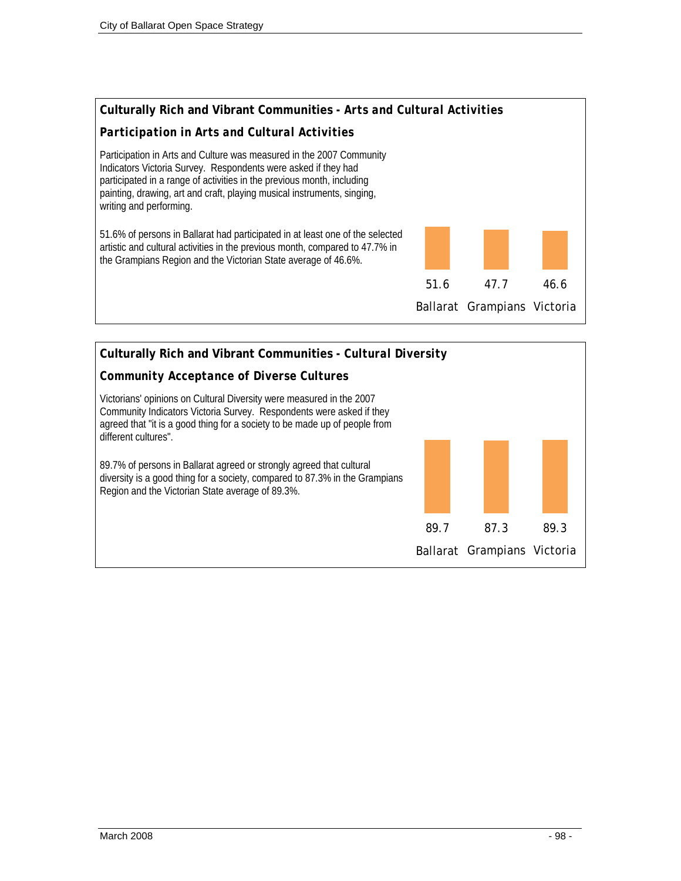## Culturally Rich and Vibrant Communities - Arts and Cultural Activities

### Participation in Arts and Cultural Activities

Participation in Arts and Culture was measured in the 2007 Community Indicators Victoria Survey. Respondents were asked if they had participated in a range of activities in the previous month, including painting, drawing, art and craft, playing musical instruments, singing, writing and performing.

51.6% of persons in Ballarat had participated in at least one of the selected artistic and cultural activities in the previous month, compared to 47.7% in the Grampians Region and the Victorian State average of 46.6%.

| Ballarat | Grampians | Victoria |
|---|---|---|
| 51.6 | 47.7 | 46.6 |

## Culturally Rich and Vibrant Communities - Cultural Diversity

### Community Acceptance of Diverse Cultures

Victorians' opinions on Cultural Diversity were measured in the 2007 Community Indicators Victoria Survey. Respondents were asked if they agreed that "it is a good thing for a society to be made up of people from different cultures".

89.7% of persons in Ballarat agreed or strongly agreed that cultural diversity is a good thing for a society, compared to 87.3% in the Grampians Region and the Victorian State average of 89.3%.

| Ballarat | Grampians | Victoria |
|---|---|---|
| 89.7 | 87.3 | 89.3 |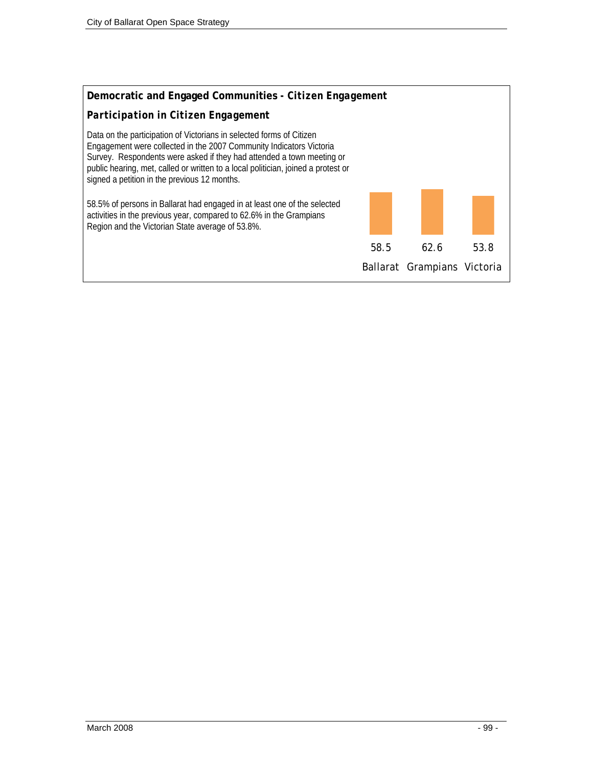## Democratic and Engaged Communities - Citizen Engagement

### *Participation in Citizen Engagement*

Data on the participation of Victorians in selected forms of Citizen Engagement were collected in the 2007 Community Indicators Victoria Survey. Respondents were asked if they had attended a town meeting or public hearing, met, called or written to a local politician, joined a protest or signed a petition in the previous 12 months.

58.5% of persons in Ballarat had engaged in at least one of the selected activities in the previous year, compared to 62.6% in the Grampians Region and the Victorian State average of 53.8%.

| Ballarat | Grampians | Victoria |
|---|---|---|
| 58.5 | 62.6 | 53.8 |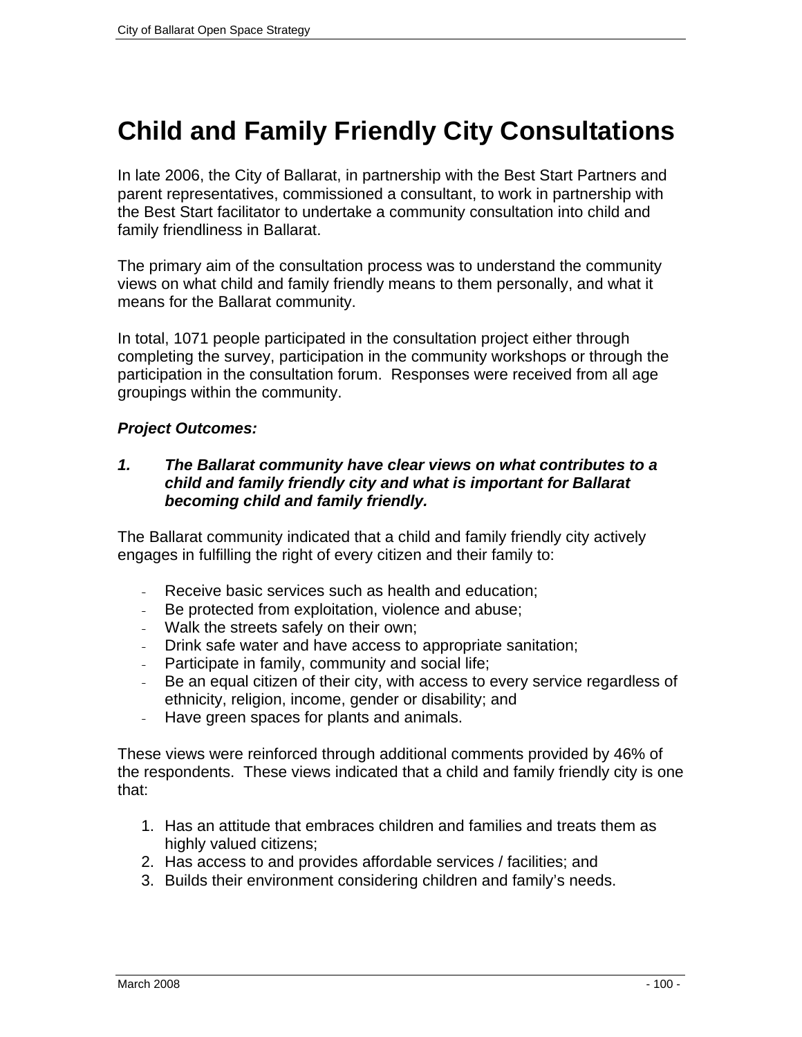# Child and Family Friendly City Consultations

In late 2006, the City of Ballarat, in partnership with the Best Start Partners and parent representatives, commissioned a consultant, to work in partnership with the Best Start facilitator to undertake a community consultation into child and family friendliness in Ballarat.

The primary aim of the consultation process was to understand the community views on what child and family friendly means to them personally, and what it means for the Ballarat community.

In total, 1071 people participated in the consultation project either through completing the survey, participation in the community workshops or through the participation in the consultation forum. Responses were received from all age groupings within the community.

***Project Outcomes:***

***1. The Ballarat community have clear views on what contributes to a child and family friendly city and what is important for Ballarat becoming child and family friendly.***

The Ballarat community indicated that a child and family friendly city actively engages in fulfilling the right of every citizen and their family to:

- Receive basic services such as health and education;
- Be protected from exploitation, violence and abuse;
- Walk the streets safely on their own;
- Drink safe water and have access to appropriate sanitation;
- Participate in family, community and social life;
- Be an equal citizen of their city, with access to every service regardless of ethnicity, religion, income, gender or disability; and
- Have green spaces for plants and animals.

These views were reinforced through additional comments provided by 46% of the respondents. These views indicated that a child and family friendly city is one that:

1. Has an attitude that embraces children and families and treats them as highly valued citizens;
2. Has access to and provides affordable services / facilities; and
3. Builds their environment considering children and family's needs.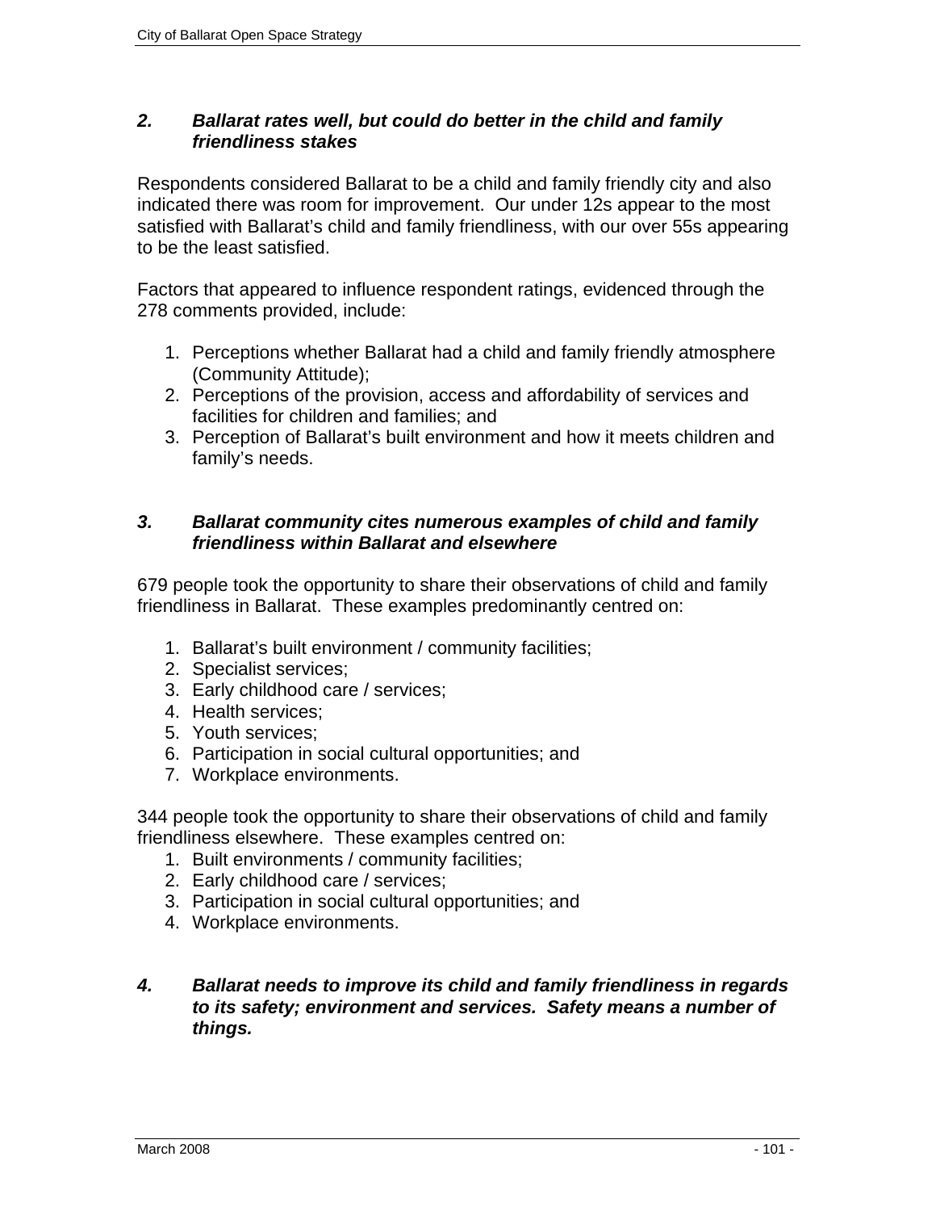### *2. Ballarat rates well, but could do better in the child and family friendliness stakes*

Respondents considered Ballarat to be a child and family friendly city and also indicated there was room for improvement. Our under 12s appear to the most satisfied with Ballarat's child and family friendliness, with our over 55s appearing to be the least satisfied.

Factors that appeared to influence respondent ratings, evidenced through the 278 comments provided, include:

1. Perceptions whether Ballarat had a child and family friendly atmosphere (Community Attitude);
2. Perceptions of the provision, access and affordability of services and facilities for children and families; and
3. Perception of Ballarat's built environment and how it meets children and family's needs.

### *3. Ballarat community cites numerous examples of child and family friendliness within Ballarat and elsewhere*

679 people took the opportunity to share their observations of child and family friendliness in Ballarat. These examples predominantly centred on:

1. Ballarat's built environment / community facilities;
2. Specialist services;
3. Early childhood care / services;
4. Health services;
5. Youth services;
6. Participation in social cultural opportunities; and
7. Workplace environments.

344 people took the opportunity to share their observations of child and family friendliness elsewhere. These examples centred on:

1. Built environments / community facilities;
2. Early childhood care / services;
3. Participation in social cultural opportunities; and
4. Workplace environments.

### *4. Ballarat needs to improve its child and family friendliness in regards to its safety; environment and services. Safety means a number of things.*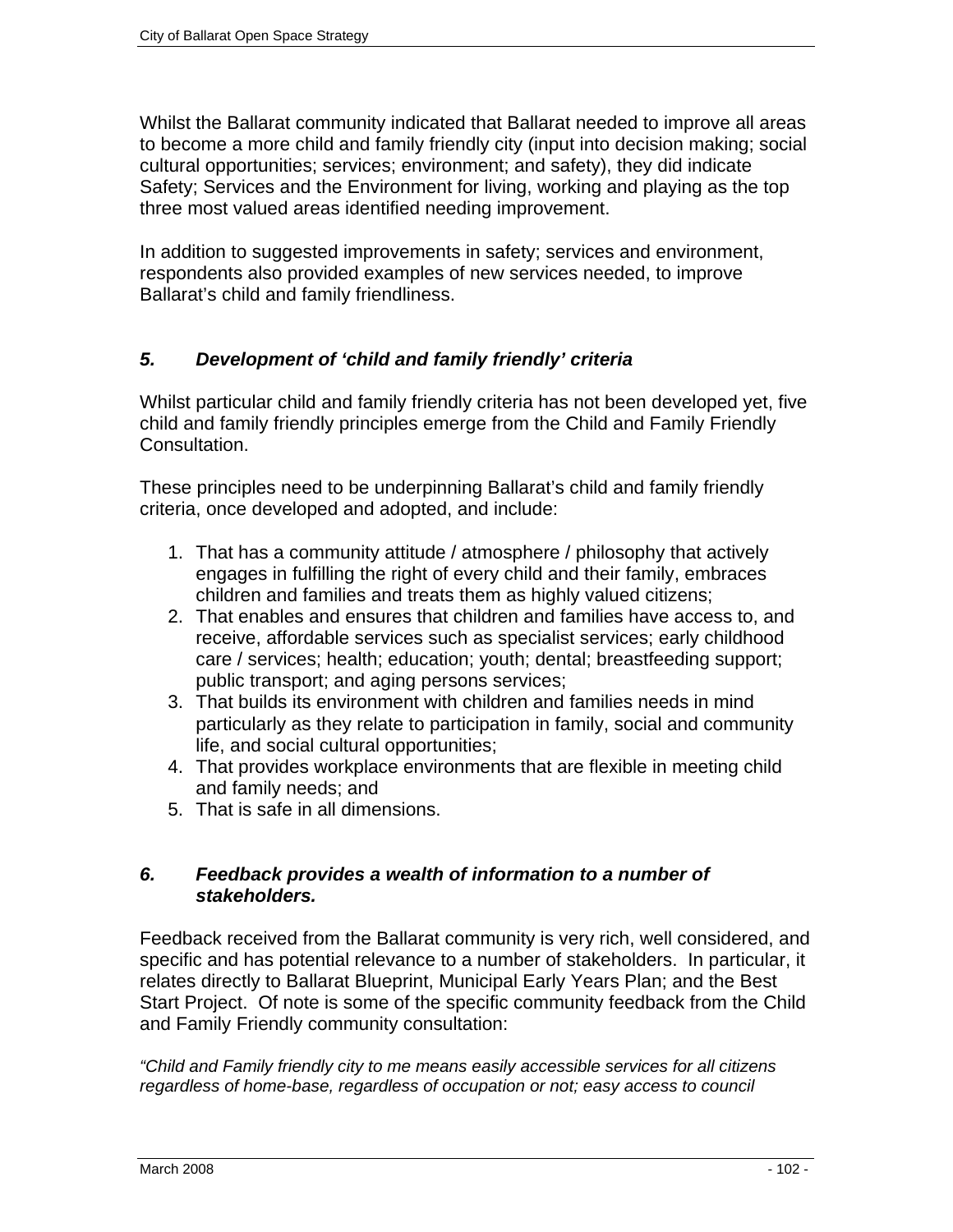Whilst the Ballarat community indicated that Ballarat needed to improve all areas to become a more child and family friendly city (input into decision making; social cultural opportunities; services; environment; and safety), they did indicate Safety; Services and the Environment for living, working and playing as the top three most valued areas identified needing improvement.

In addition to suggested improvements in safety; services and environment, respondents also provided examples of new services needed, to improve Ballarat's child and family friendliness.

### *5. Development of 'child and family friendly' criteria*

Whilst particular child and family friendly criteria has not been developed yet, five child and family friendly principles emerge from the Child and Family Friendly Consultation.

These principles need to be underpinning Ballarat's child and family friendly criteria, once developed and adopted, and include:

1. That has a community attitude / atmosphere / philosophy that actively engages in fulfilling the right of every child and their family, embraces children and families and treats them as highly valued citizens;
2. That enables and ensures that children and families have access to, and receive, affordable services such as specialist services; early childhood care / services; health; education; youth; dental; breastfeeding support; public transport; and aging persons services;
3. That builds its environment with children and families needs in mind particularly as they relate to participation in family, social and community life, and social cultural opportunities;
4. That provides workplace environments that are flexible in meeting child and family needs; and
5. That is safe in all dimensions.

### *6. Feedback provides a wealth of information to a number of stakeholders.*

Feedback received from the Ballarat community is very rich, well considered, and specific and has potential relevance to a number of stakeholders. In particular, it relates directly to Ballarat Blueprint, Municipal Early Years Plan; and the Best Start Project. Of note is some of the specific community feedback from the Child and Family Friendly community consultation:

*"Child and Family friendly city to me means easily accessible services for all citizens regardless of home-base, regardless of occupation or not; easy access to council*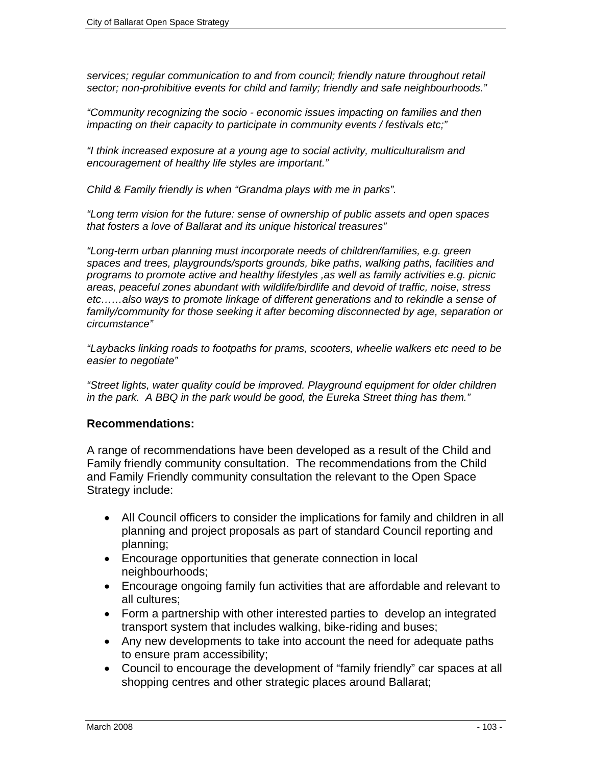*services; regular communication to and from council; friendly nature throughout retail sector; non-prohibitive events for child and family; friendly and safe neighbourhoods."*

*"Community recognizing the socio - economic issues impacting on families and then impacting on their capacity to participate in community events / festivals etc;"*

*"I think increased exposure at a young age to social activity, multiculturalism and encouragement of healthy life styles are important."*

*Child & Family friendly is when "Grandma plays with me in parks".*

*"Long term vision for the future: sense of ownership of public assets and open spaces that fosters a love of Ballarat and its unique historical treasures"*

*"Long-term urban planning must incorporate needs of children/families, e.g. green spaces and trees, playgrounds/sports grounds, bike paths, walking paths, facilities and programs to promote active and healthy lifestyles ,as well as family activities e.g. picnic areas, peaceful zones abundant with wildlife/birdlife and devoid of traffic, noise, stress etc……also ways to promote linkage of different generations and to rekindle a sense of family/community for those seeking it after becoming disconnected by age, separation or circumstance"*

*"Laybacks linking roads to footpaths for prams, scooters, wheelie walkers etc need to be easier to negotiate"*

*"Street lights, water quality could be improved. Playground equipment for older children in the park. A BBQ in the park would be good, the Eureka Street thing has them."*

**Recommendations:**

A range of recommendations have been developed as a result of the Child and Family friendly community consultation. The recommendations from the Child and Family Friendly community consultation the relevant to the Open Space Strategy include:

- All Council officers to consider the implications for family and children in all planning and project proposals as part of standard Council reporting and planning;
- Encourage opportunities that generate connection in local neighbourhoods;
- Encourage ongoing family fun activities that are affordable and relevant to all cultures;
- Form a partnership with other interested parties to develop an integrated transport system that includes walking, bike-riding and buses;
- Any new developments to take into account the need for adequate paths to ensure pram accessibility;
- Council to encourage the development of "family friendly" car spaces at all shopping centres and other strategic places around Ballarat;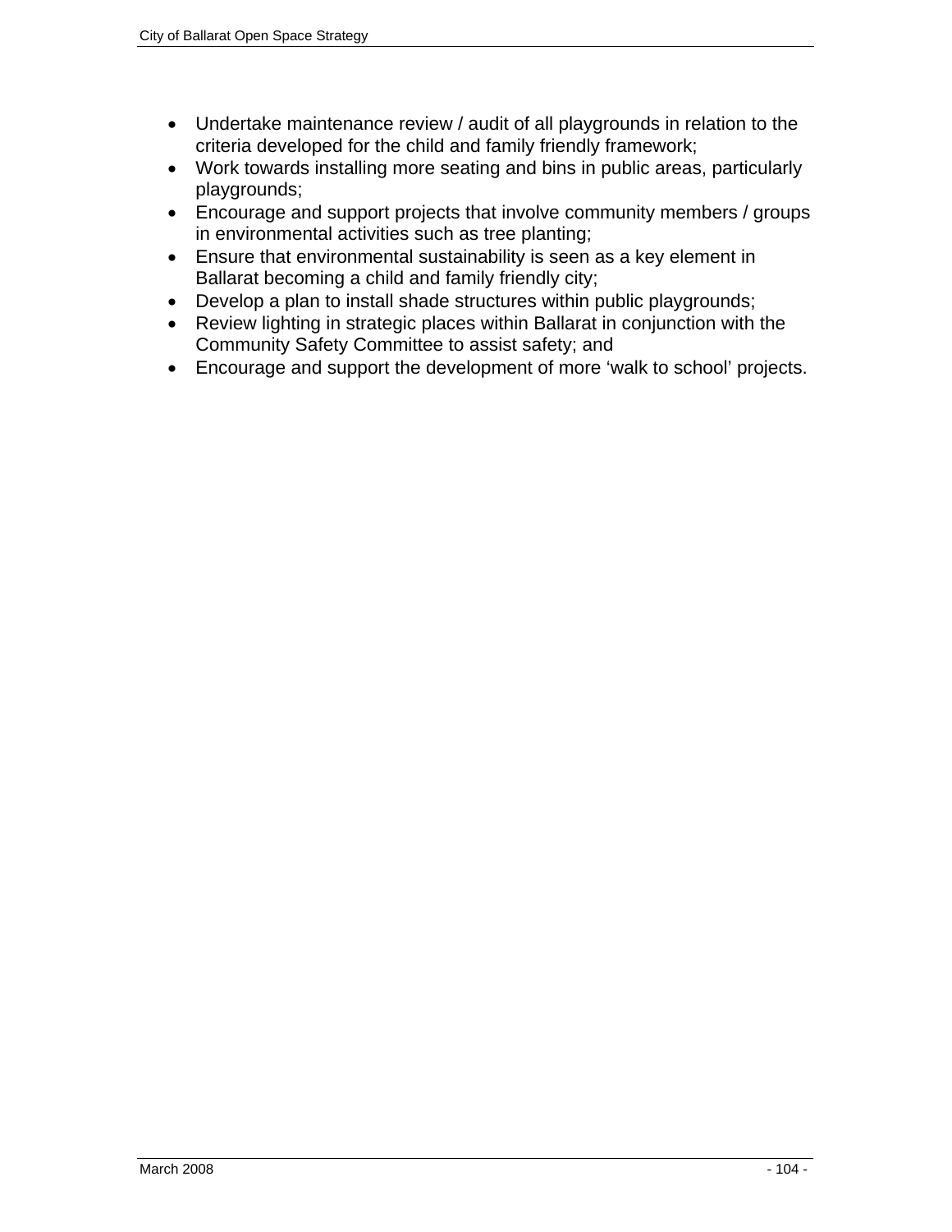- Undertake maintenance review / audit of all playgrounds in relation to the criteria developed for the child and family friendly framework;
- Work towards installing more seating and bins in public areas, particularly playgrounds;
- Encourage and support projects that involve community members / groups in environmental activities such as tree planting;
- Ensure that environmental sustainability is seen as a key element in Ballarat becoming a child and family friendly city;
- Develop a plan to install shade structures within public playgrounds;
- Review lighting in strategic places within Ballarat in conjunction with the Community Safety Committee to assist safety; and
- Encourage and support the development of more 'walk to school' projects.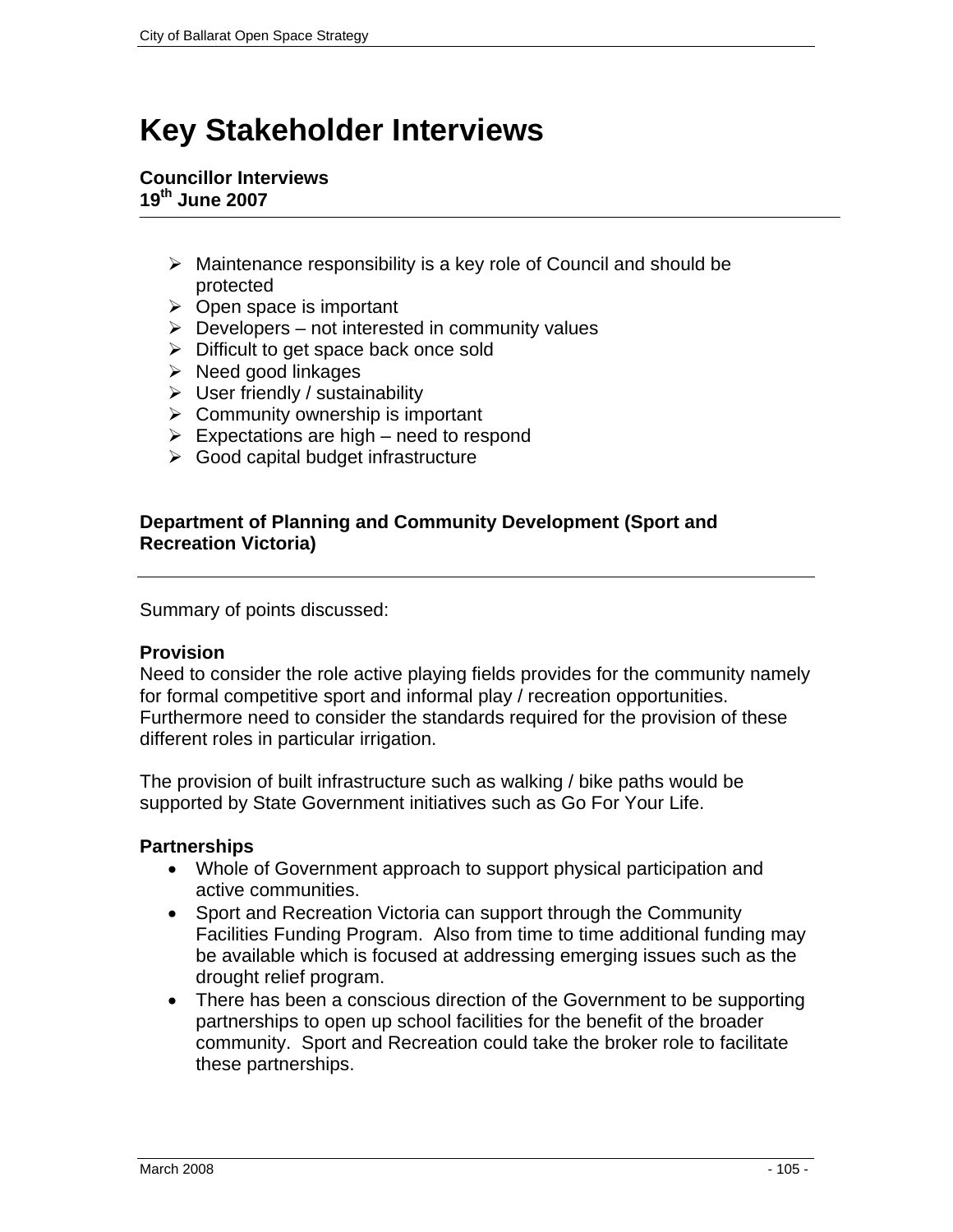# Key Stakeholder Interviews

**Councillor Interviews**
**19th June 2007**

- Maintenance responsibility is a key role of Council and should be protected
- Open space is important
- Developers – not interested in community values
- Difficult to get space back once sold
- Need good linkages
- User friendly / sustainability
- Community ownership is important
- Expectations are high – need to respond
- Good capital budget infrastructure

**Department of Planning and Community Development (Sport and Recreation Victoria)**

Summary of points discussed:

**Provision**

Need to consider the role active playing fields provides for the community namely for formal competitive sport and informal play / recreation opportunities. Furthermore need to consider the standards required for the provision of these different roles in particular irrigation.

The provision of built infrastructure such as walking / bike paths would be supported by State Government initiatives such as Go For Your Life.

**Partnerships**

- Whole of Government approach to support physical participation and active communities.
- Sport and Recreation Victoria can support through the Community Facilities Funding Program. Also from time to time additional funding may be available which is focused at addressing emerging issues such as the drought relief program.
- There has been a conscious direction of the Government to be supporting partnerships to open up school facilities for the benefit of the broader community. Sport and Recreation could take the broker role to facilitate these partnerships.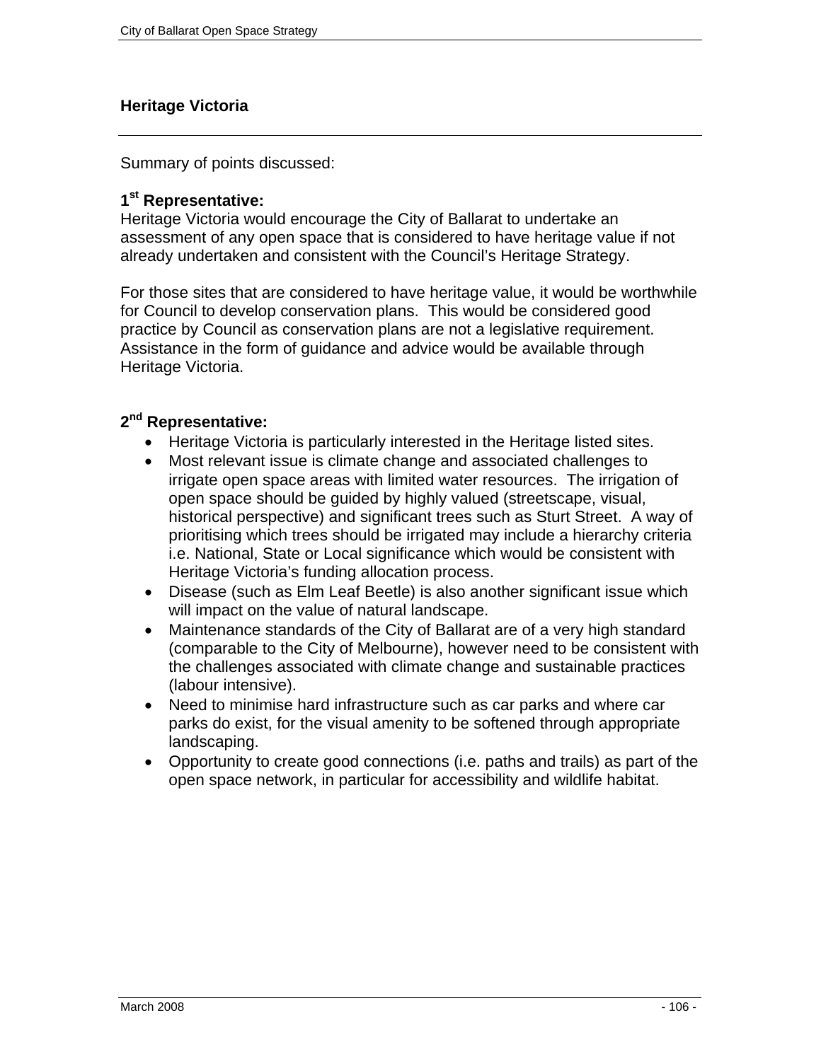## Heritage Victoria

Summary of points discussed:

**1st Representative:**
Heritage Victoria would encourage the City of Ballarat to undertake an assessment of any open space that is considered to have heritage value if not already undertaken and consistent with the Council's Heritage Strategy.

For those sites that are considered to have heritage value, it would be worthwhile for Council to develop conservation plans. This would be considered good practice by Council as conservation plans are not a legislative requirement. Assistance in the form of guidance and advice would be available through Heritage Victoria.

**2nd Representative:**

- Heritage Victoria is particularly interested in the Heritage listed sites.
- Most relevant issue is climate change and associated challenges to irrigate open space areas with limited water resources. The irrigation of open space should be guided by highly valued (streetscape, visual, historical perspective) and significant trees such as Sturt Street. A way of prioritising which trees should be irrigated may include a hierarchy criteria i.e. National, State or Local significance which would be consistent with Heritage Victoria's funding allocation process.
- Disease (such as Elm Leaf Beetle) is also another significant issue which will impact on the value of natural landscape.
- Maintenance standards of the City of Ballarat are of a very high standard (comparable to the City of Melbourne), however need to be consistent with the challenges associated with climate change and sustainable practices (labour intensive).
- Need to minimise hard infrastructure such as car parks and where car parks do exist, for the visual amenity to be softened through appropriate landscaping.
- Opportunity to create good connections (i.e. paths and trails) as part of the open space network, in particular for accessibility and wildlife habitat.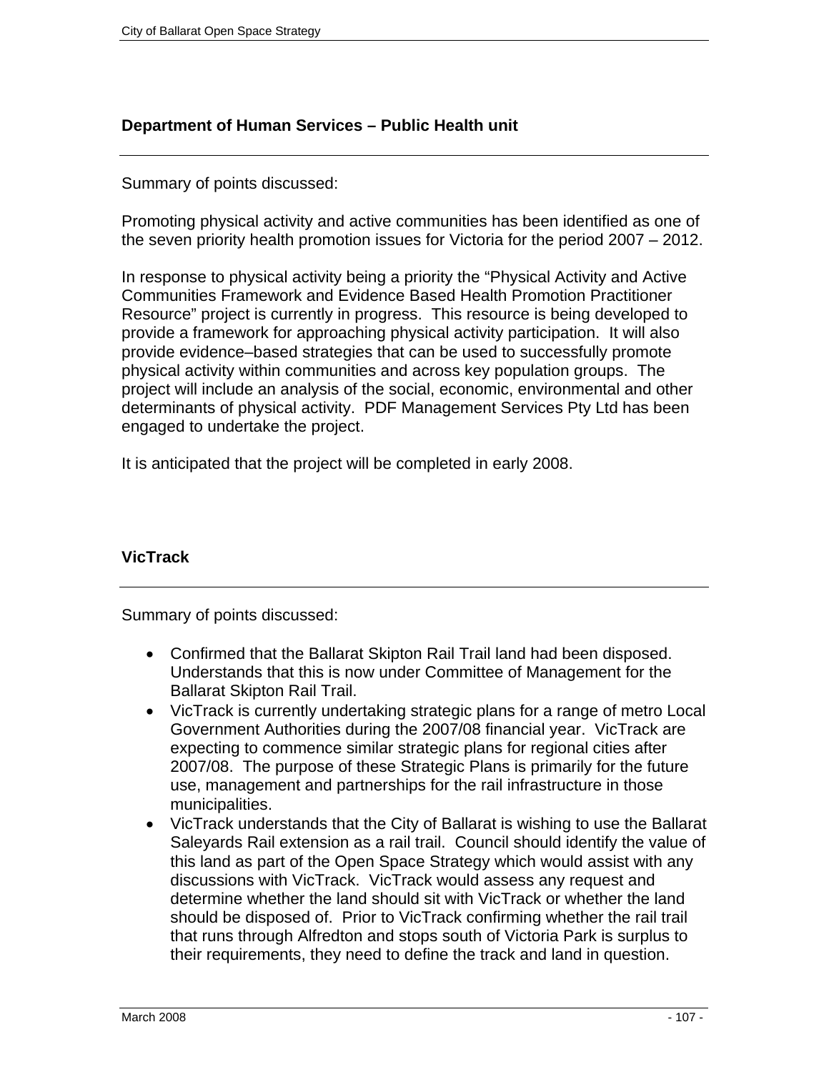### Department of Human Services – Public Health unit

Summary of points discussed:

Promoting physical activity and active communities has been identified as one of the seven priority health promotion issues for Victoria for the period 2007 – 2012.

In response to physical activity being a priority the "Physical Activity and Active Communities Framework and Evidence Based Health Promotion Practitioner Resource" project is currently in progress. This resource is being developed to provide a framework for approaching physical activity participation. It will also provide evidence–based strategies that can be used to successfully promote physical activity within communities and across key population groups. The project will include an analysis of the social, economic, environmental and other determinants of physical activity. PDF Management Services Pty Ltd has been engaged to undertake the project.

It is anticipated that the project will be completed in early 2008.

### VicTrack

Summary of points discussed:

- Confirmed that the Ballarat Skipton Rail Trail land had been disposed. Understands that this is now under Committee of Management for the Ballarat Skipton Rail Trail.
- VicTrack is currently undertaking strategic plans for a range of metro Local Government Authorities during the 2007/08 financial year. VicTrack are expecting to commence similar strategic plans for regional cities after 2007/08. The purpose of these Strategic Plans is primarily for the future use, management and partnerships for the rail infrastructure in those municipalities.
- VicTrack understands that the City of Ballarat is wishing to use the Ballarat Saleyards Rail extension as a rail trail. Council should identify the value of this land as part of the Open Space Strategy which would assist with any discussions with VicTrack. VicTrack would assess any request and determine whether the land should sit with VicTrack or whether the land should be disposed of. Prior to VicTrack confirming whether the rail trail that runs through Alfredton and stops south of Victoria Park is surplus to their requirements, they need to define the track and land in question.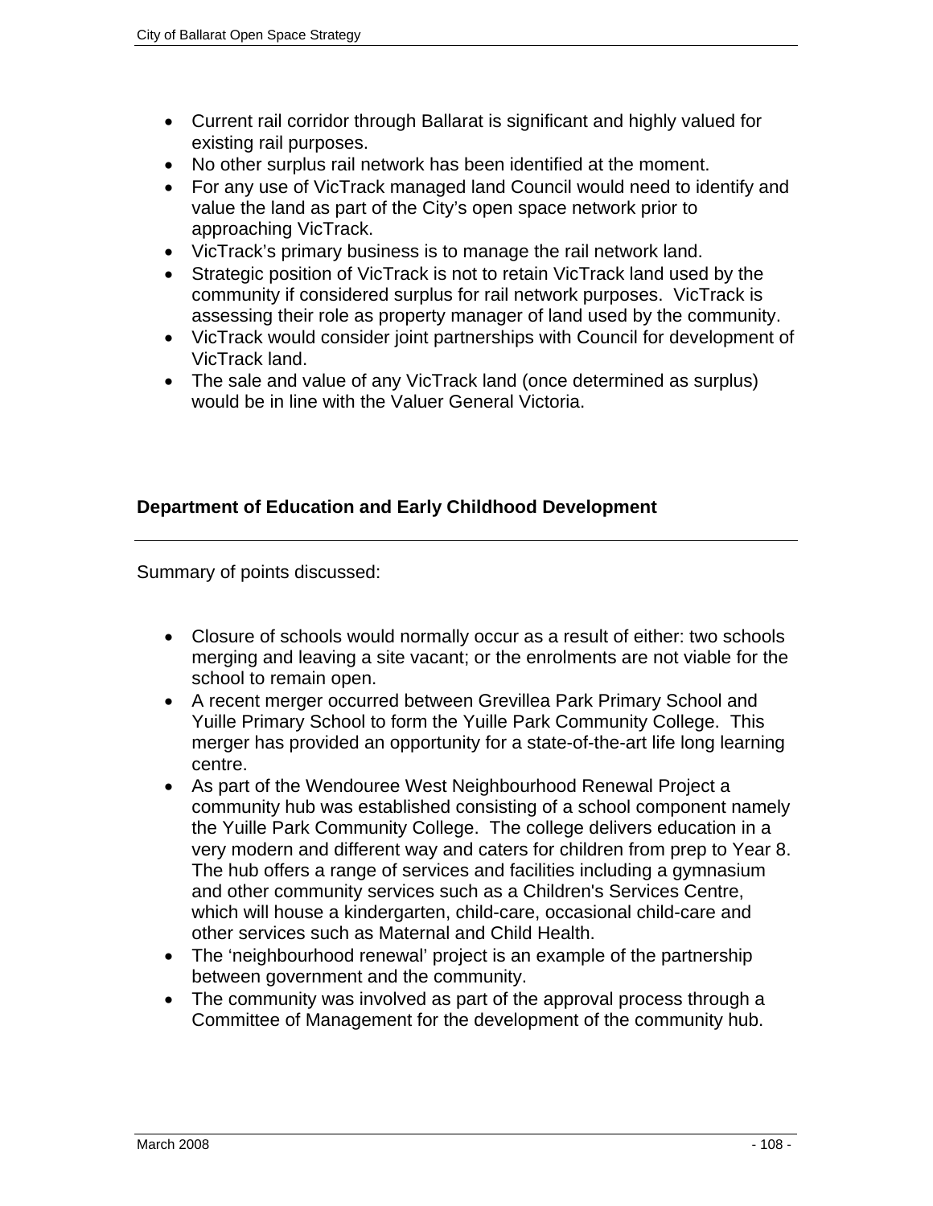- Current rail corridor through Ballarat is significant and highly valued for existing rail purposes.
- No other surplus rail network has been identified at the moment.
- For any use of VicTrack managed land Council would need to identify and value the land as part of the City's open space network prior to approaching VicTrack.
- VicTrack's primary business is to manage the rail network land.
- Strategic position of VicTrack is not to retain VicTrack land used by the community if considered surplus for rail network purposes. VicTrack is assessing their role as property manager of land used by the community.
- VicTrack would consider joint partnerships with Council for development of VicTrack land.
- The sale and value of any VicTrack land (once determined as surplus) would be in line with the Valuer General Victoria.

### Department of Education and Early Childhood Development

Summary of points discussed:

- Closure of schools would normally occur as a result of either: two schools merging and leaving a site vacant; or the enrolments are not viable for the school to remain open.
- A recent merger occurred between Grevillea Park Primary School and Yuille Primary School to form the Yuille Park Community College. This merger has provided an opportunity for a state-of-the-art life long learning centre.
- As part of the Wendouree West Neighbourhood Renewal Project a community hub was established consisting of a school component namely the Yuille Park Community College. The college delivers education in a very modern and different way and caters for children from prep to Year 8. The hub offers a range of services and facilities including a gymnasium and other community services such as a Children's Services Centre, which will house a kindergarten, child-care, occasional child-care and other services such as Maternal and Child Health.
- The 'neighbourhood renewal' project is an example of the partnership between government and the community.
- The community was involved as part of the approval process through a Committee of Management for the development of the community hub.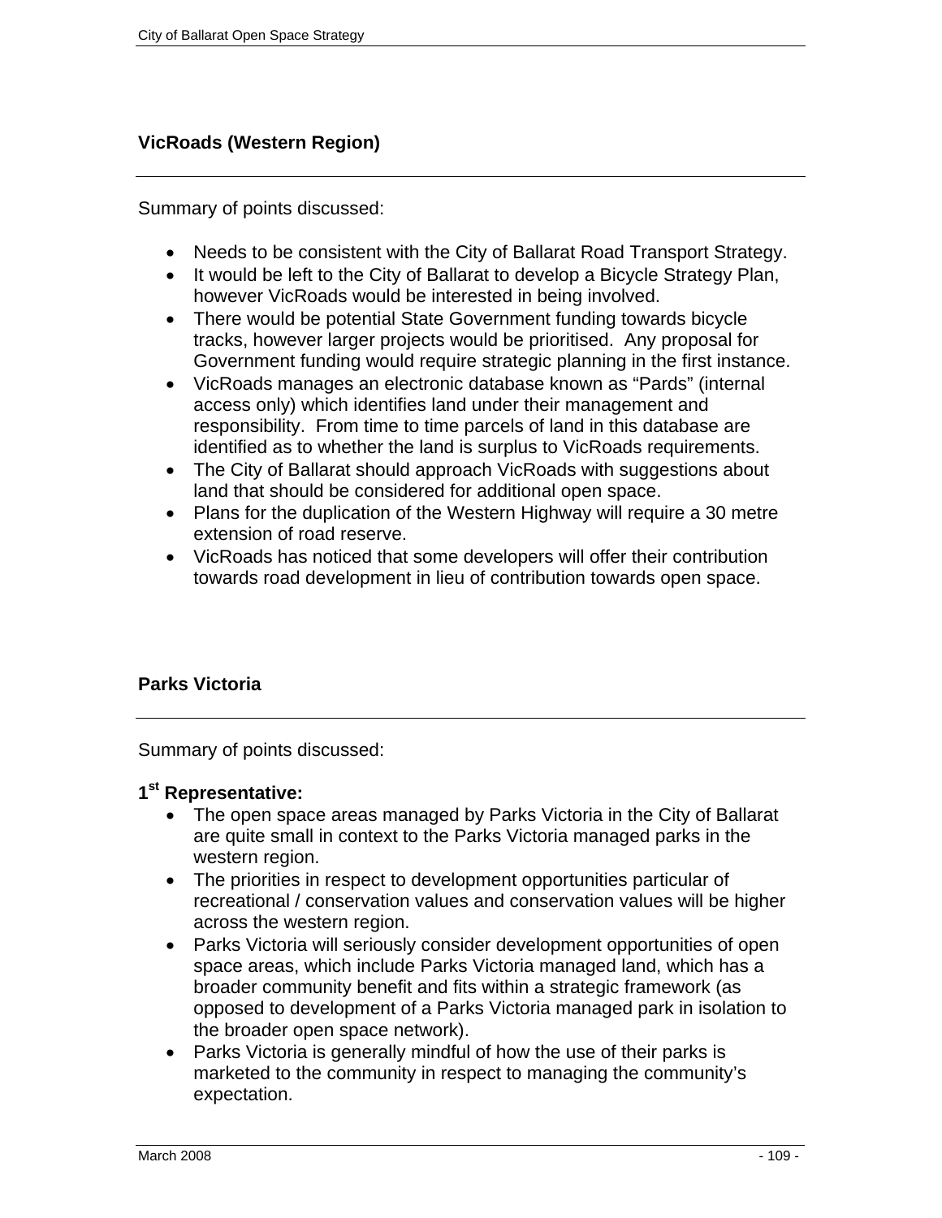### VicRoads (Western Region)

Summary of points discussed:

- Needs to be consistent with the City of Ballarat Road Transport Strategy.
- It would be left to the City of Ballarat to develop a Bicycle Strategy Plan, however VicRoads would be interested in being involved.
- There would be potential State Government funding towards bicycle tracks, however larger projects would be prioritised. Any proposal for Government funding would require strategic planning in the first instance.
- VicRoads manages an electronic database known as "Pards" (internal access only) which identifies land under their management and responsibility. From time to time parcels of land in this database are identified as to whether the land is surplus to VicRoads requirements.
- The City of Ballarat should approach VicRoads with suggestions about land that should be considered for additional open space.
- Plans for the duplication of the Western Highway will require a 30 metre extension of road reserve.
- VicRoads has noticed that some developers will offer their contribution towards road development in lieu of contribution towards open space.

### Parks Victoria

Summary of points discussed:

**1st Representative:**

- The open space areas managed by Parks Victoria in the City of Ballarat are quite small in context to the Parks Victoria managed parks in the western region.
- The priorities in respect to development opportunities particular of recreational / conservation values and conservation values will be higher across the western region.
- Parks Victoria will seriously consider development opportunities of open space areas, which include Parks Victoria managed land, which has a broader community benefit and fits within a strategic framework (as opposed to development of a Parks Victoria managed park in isolation to the broader open space network).
- Parks Victoria is generally mindful of how the use of their parks is marketed to the community in respect to managing the community's expectation.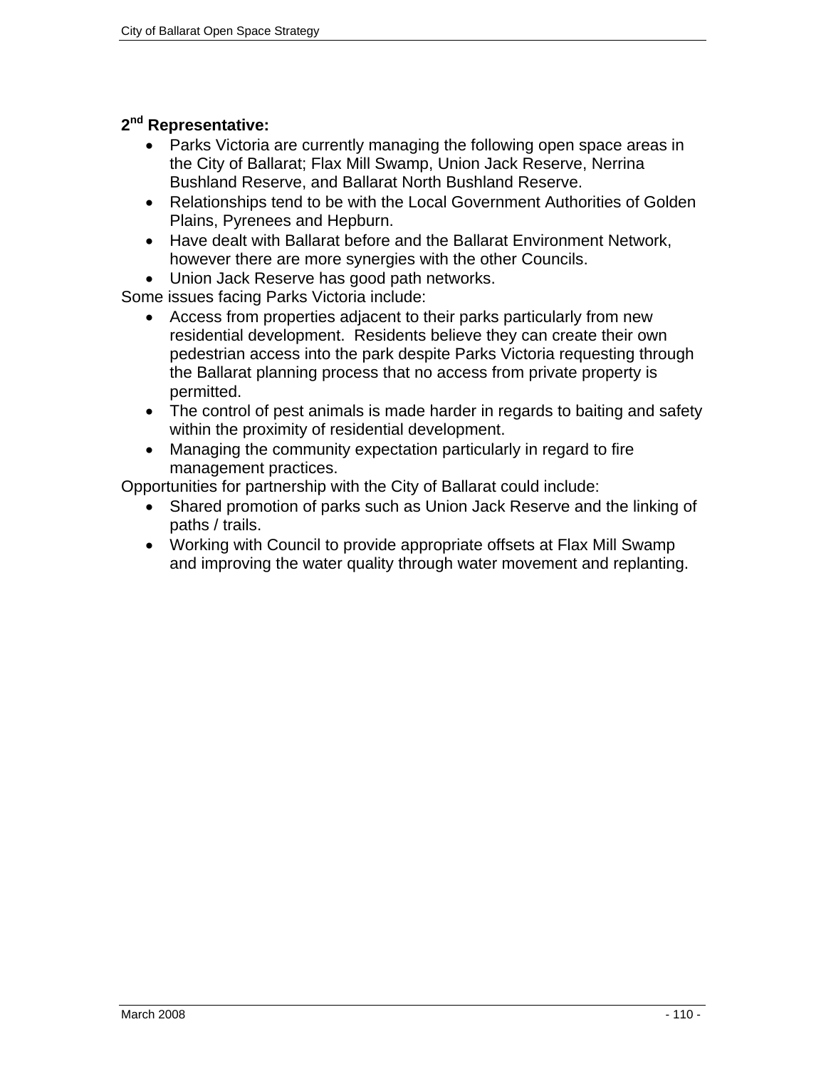**2nd Representative:**

- Parks Victoria are currently managing the following open space areas in the City of Ballarat; Flax Mill Swamp, Union Jack Reserve, Nerrina Bushland Reserve, and Ballarat North Bushland Reserve.
- Relationships tend to be with the Local Government Authorities of Golden Plains, Pyrenees and Hepburn.
- Have dealt with Ballarat before and the Ballarat Environment Network, however there are more synergies with the other Councils.
- Union Jack Reserve has good path networks.

Some issues facing Parks Victoria include:

- Access from properties adjacent to their parks particularly from new residential development. Residents believe they can create their own pedestrian access into the park despite Parks Victoria requesting through the Ballarat planning process that no access from private property is permitted.
- The control of pest animals is made harder in regards to baiting and safety within the proximity of residential development.
- Managing the community expectation particularly in regard to fire management practices.

Opportunities for partnership with the City of Ballarat could include:

- Shared promotion of parks such as Union Jack Reserve and the linking of paths / trails.
- Working with Council to provide appropriate offsets at Flax Mill Swamp and improving the water quality through water movement and replanting.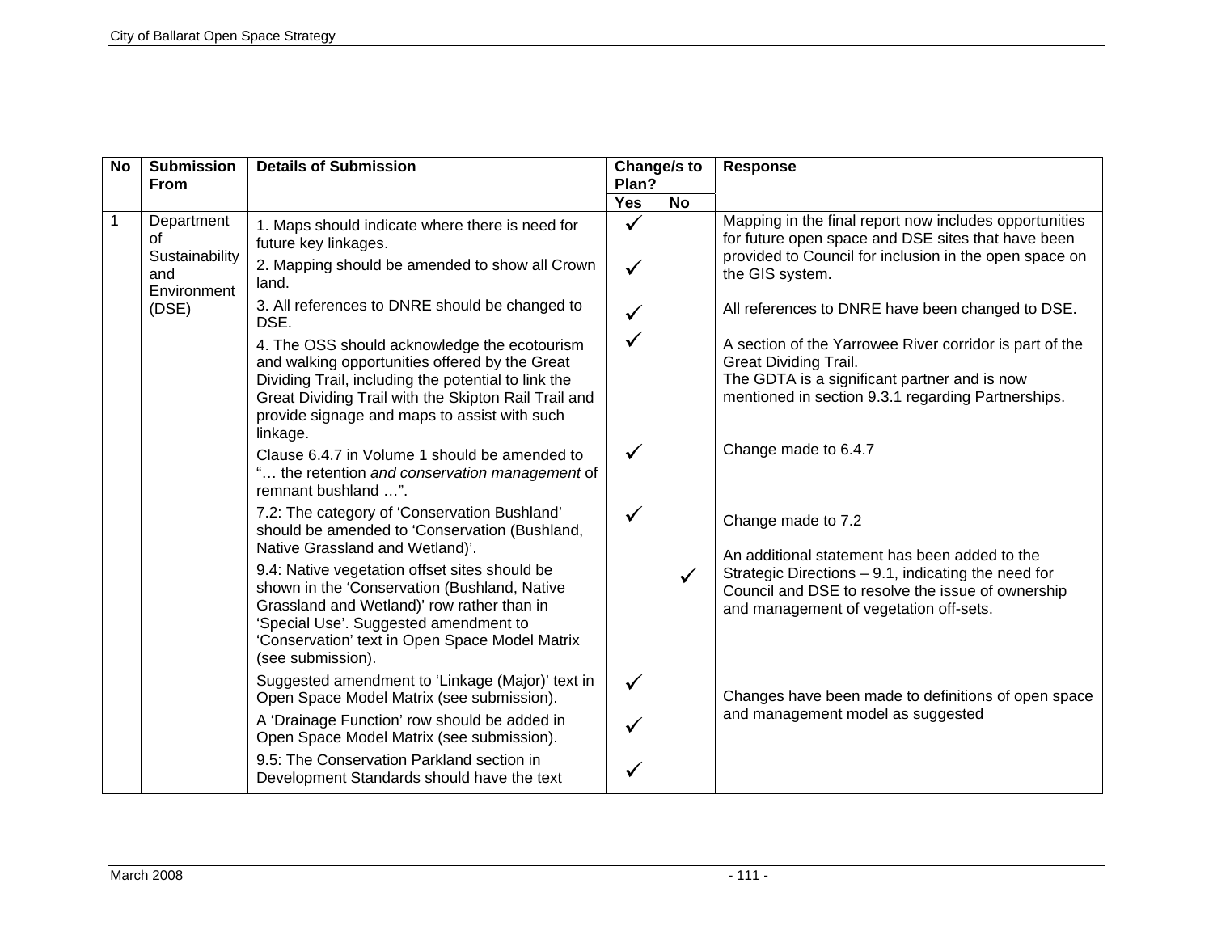| No | Submission From | Details of Submission | Change/s to Plan? | | Response |
|---|---|---|---|---|---|
| | | | Yes | No | |
| 1 | Department of Sustainability and Environment (DSE) | 1. Maps should indicate where there is need for future key linkages. | ✓ | | Mapping in the final report now includes opportunities for future open space and DSE sites that have been provided to Council for inclusion in the open space on the GIS system. |
| | | 2. Mapping should be amended to show all Crown land. | ✓ | | |
| | | 3. All references to DNRE should be changed to DSE. | ✓ | | All references to DNRE have been changed to DSE. |
| | | 4. The OSS should acknowledge the ecotourism and walking opportunities offered by the Great Dividing Trail, including the potential to link the Great Dividing Trail with the Skipton Rail Trail and provide signage and maps to assist with such linkage. | ✓ | | A section of the Yarrowee River corridor is part of the Great Dividing Trail. The GDTA is a significant partner and is now mentioned in section 9.3.1 regarding Partnerships. |
| | | Clause 6.4.7 in Volume 1 should be amended to "… the retention *and conservation management* of remnant bushland …". | ✓ | | Change made to 6.4.7 |
| | | 7.2: The category of 'Conservation Bushland' should be amended to 'Conservation (Bushland, Native Grassland and Wetland)'. | ✓ | | Change made to 7.2 |
| | | 9.4: Native vegetation offset sites should be shown in the 'Conservation (Bushland, Native Grassland and Wetland)' row rather than in 'Special Use'. Suggested amendment to 'Conservation' text in Open Space Model Matrix (see submission). | | ✓ | An additional statement has been added to the Strategic Directions – 9.1, indicating the need for Council and DSE to resolve the issue of ownership and management of vegetation off-sets. |
| | | Suggested amendment to 'Linkage (Major)' text in Open Space Model Matrix (see submission). | ✓ | | Changes have been made to definitions of open space and management model as suggested |
| | | A 'Drainage Function' row should be added in Open Space Model Matrix (see submission). | ✓ | | |
| | | 9.5: The Conservation Parkland section in Development Standards should have the text | ✓ | | |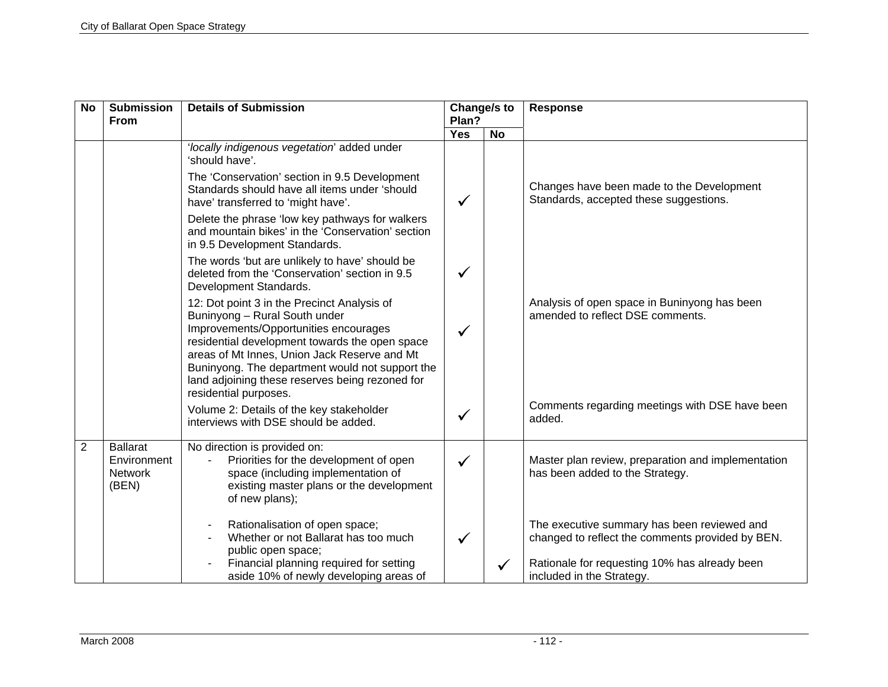| No | Submission From | Details of Submission | Change/s to Plan? | | Response |
|---|---|---|---|---|---|
| | | | Yes | No | |
| | | '*locally indigenous vegetation*' added under 'should have'. | | | |
| | | The 'Conservation' section in 9.5 Development Standards should have all items under 'should have' transferred to 'might have'. | ✓ | | Changes have been made to the Development Standards, accepted these suggestions. |
| | | Delete the phrase 'low key pathways for walkers and mountain bikes' in the 'Conservation' section in 9.5 Development Standards. | | | |
| | | The words 'but are unlikely to have' should be deleted from the 'Conservation' section in 9.5 Development Standards. | ✓ | | |
| | | 12: Dot point 3 in the Precinct Analysis of Buninyong – Rural South under Improvements/Opportunities encourages residential development towards the open space areas of Mt Innes, Union Jack Reserve and Mt Buninyong. The department would not support the land adjoining these reserves being rezoned for residential purposes. | ✓ | | Analysis of open space in Buninyong has been amended to reflect DSE comments. |
| | | Volume 2: Details of the key stakeholder interviews with DSE should be added. | ✓ | | Comments regarding meetings with DSE have been added. |
| 2 | Ballarat Environment Network (BEN) | No direction is provided on:<br>- Priorities for the development of open space (including implementation of existing master plans or the development of new plans); | ✓ | | Master plan review, preparation and implementation has been added to the Strategy. |
| | | - Rationalisation of open space;<br>- Whether or not Ballarat has too much public open space; | ✓ | | The executive summary has been reviewed and changed to reflect the comments provided by BEN. |
| | | - Financial planning required for setting aside 10% of newly developing areas of | | ✓ | Rationale for requesting 10% has already been included in the Strategy. |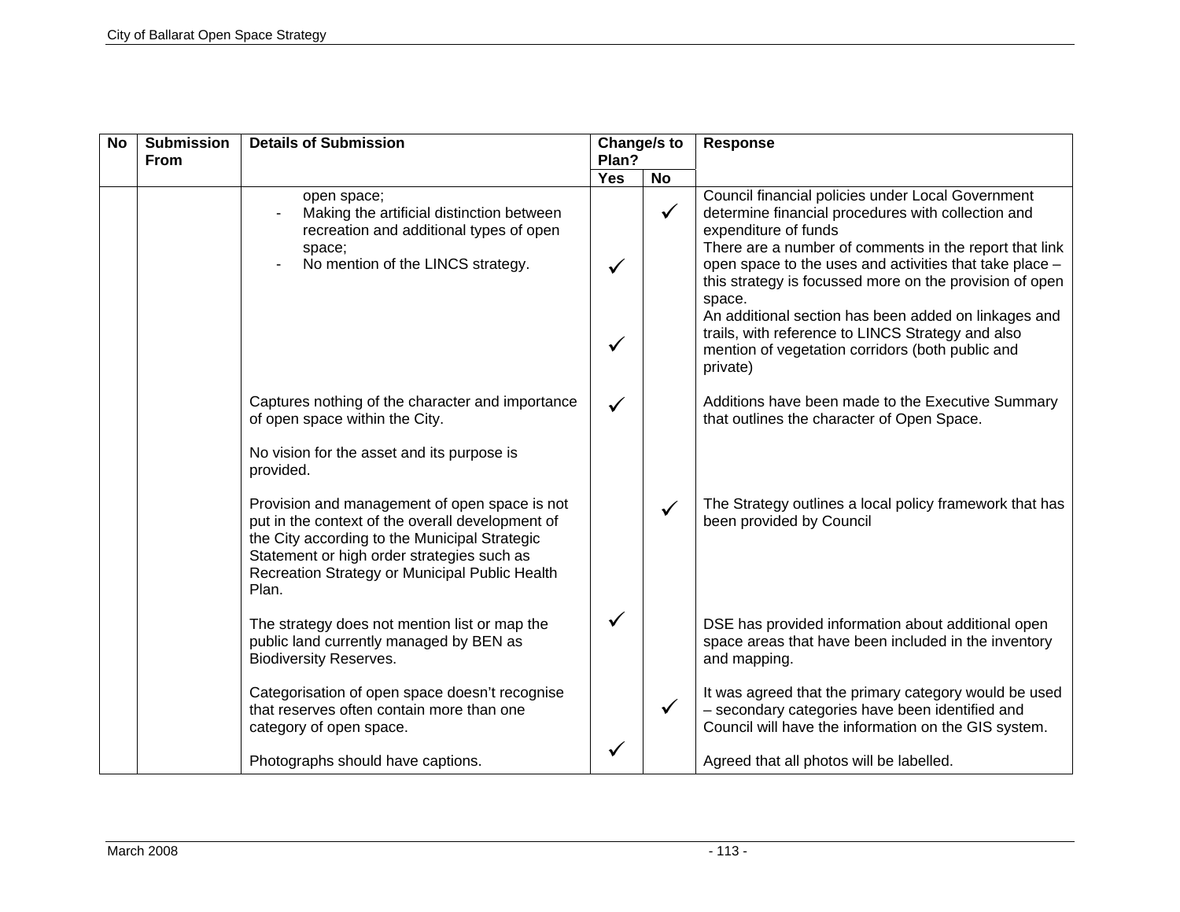| No | Submission From | Details of Submission | Change/s to Plan? | | Response |
|---|---|---|---|---|---|
| | | | Yes | No | |
| | | open space;<br>- Making the artificial distinction between recreation and additional types of open space; | | ✓ | Council financial policies under Local Government determine financial procedures with collection and expenditure of funds |
| | | - No mention of the LINCS strategy. | ✓ | | There are a number of comments in the report that link open space to the uses and activities that take place – this strategy is focussed more on the provision of open space. |
| | | | ✓ | | An additional section has been added on linkages and trails, with reference to LINCS Strategy and also mention of vegetation corridors (both public and private) |
| | | Captures nothing of the character and importance of open space within the City.<br><br>No vision for the asset and its purpose is provided. | ✓ | | Additions have been made to the Executive Summary that outlines the character of Open Space. |
| | | Provision and management of open space is not put in the context of the overall development of the City according to the Municipal Strategic Statement or high order strategies such as Recreation Strategy or Municipal Public Health Plan. | | ✓ | The Strategy outlines a local policy framework that has been provided by Council |
| | | The strategy does not mention list or map the public land currently managed by BEN as Biodiversity Reserves. | ✓ | | DSE has provided information about additional open space areas that have been included in the inventory and mapping. |
| | | Categorisation of open space doesn't recognise that reserves often contain more than one category of open space. | | ✓ | It was agreed that the primary category would be used – secondary categories have been identified and Council will have the information on the GIS system. |
| | | Photographs should have captions. | ✓ | | Agreed that all photos will be labelled. |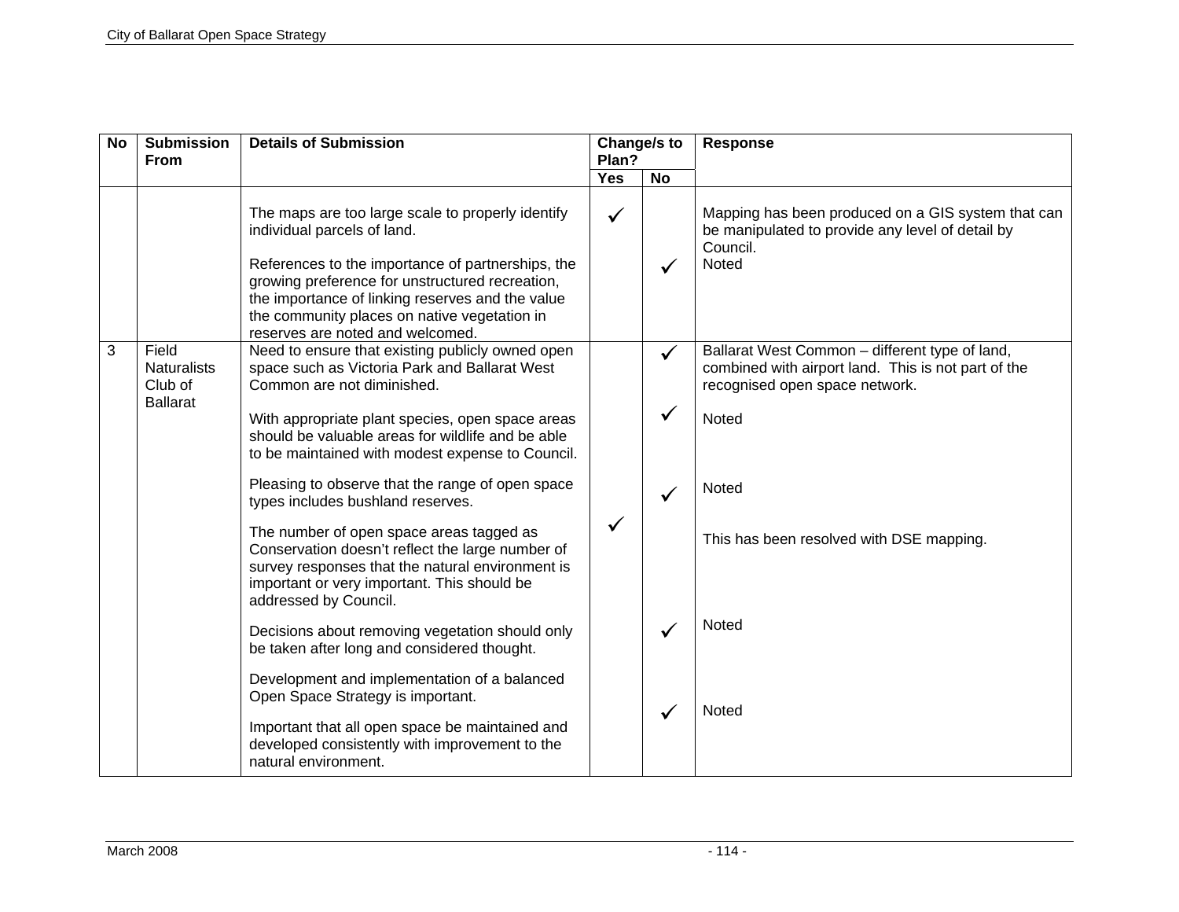| No | Submission From | Details of Submission | Change/s to Plan? | | Response |
|---|---|---|---|---|---|
| | | | Yes | No | |
| | | The maps are too large scale to properly identify individual parcels of land. | ✓ | | Mapping has been produced on a GIS system that can be manipulated to provide any level of detail by Council. |
| | | References to the importance of partnerships, the growing preference for unstructured recreation, the importance of linking reserves and the value the community places on native vegetation in reserves are noted and welcomed. | | ✓ | Noted |
| 3 | Field Naturalists Club of Ballarat | Need to ensure that existing publicly owned open space such as Victoria Park and Ballarat West Common are not diminished. | | ✓ | Ballarat West Common – different type of land, combined with airport land. This is not part of the recognised open space network. |
| | | With appropriate plant species, open space areas should be valuable areas for wildlife and be able to be maintained with modest expense to Council. | | ✓ | Noted |
| | | Pleasing to observe that the range of open space types includes bushland reserves. | | ✓ | Noted |
| | | The number of open space areas tagged as Conservation doesn't reflect the large number of survey responses that the natural environment is important or very important. This should be addressed by Council. | ✓ | | This has been resolved with DSE mapping. |
| | | Decisions about removing vegetation should only be taken after long and considered thought. | | ✓ | Noted |
| | | Development and implementation of a balanced Open Space Strategy is important.<br><br>Important that all open space be maintained and developed consistently with improvement to the natural environment. | | ✓ | Noted |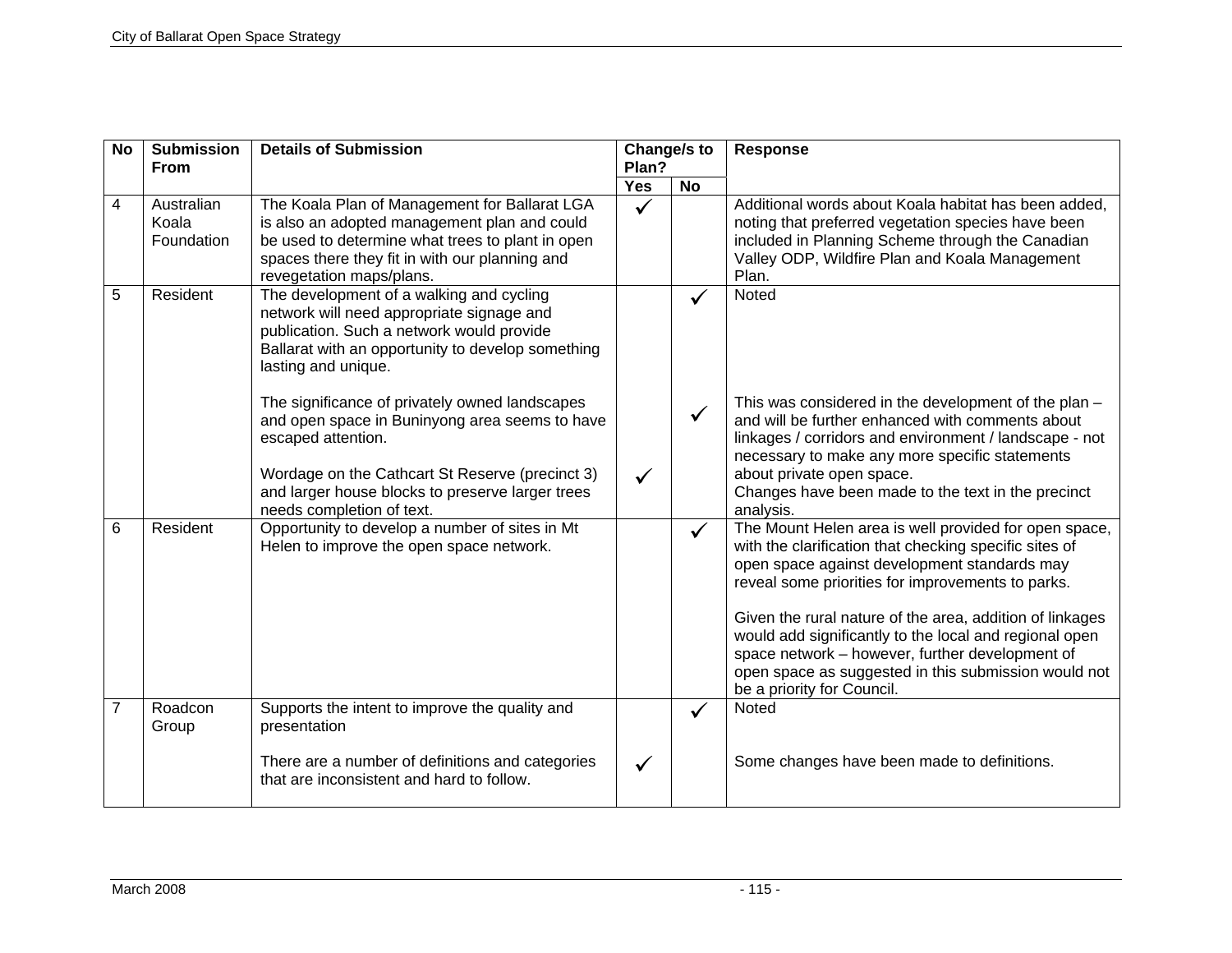| No | Submission From | Details of Submission | Change/s to Plan? | | Response |
|---|---|---|---|---|---|
| | | | Yes | No | |
| 4 | Australian Koala Foundation | The Koala Plan of Management for Ballarat LGA is also an adopted management plan and could be used to determine what trees to plant in open spaces there they fit in with our planning and revegetation maps/plans. | ✓ | | Additional words about Koala habitat has been added, noting that preferred vegetation species have been included in Planning Scheme through the Canadian Valley ODP, Wildfire Plan and Koala Management Plan. |
| 5 | Resident | The development of a walking and cycling network will need appropriate signage and publication. Such a network would provide Ballarat with an opportunity to develop something lasting and unique. | | ✓ | Noted |
| | | The significance of privately owned landscapes and open space in Buninyong area seems to have escaped attention. | | ✓ | This was considered in the development of the plan – and will be further enhanced with comments about linkages / corridors and environment / landscape - not necessary to make any more specific statements about private open space. |
| | | Wordage on the Cathcart St Reserve (precinct 3) and larger house blocks to preserve larger trees needs completion of text. | ✓ | | Changes have been made to the text in the precinct analysis. |
| 6 | Resident | Opportunity to develop a number of sites in Mt Helen to improve the open space network. | | ✓ | The Mount Helen area is well provided for open space, with the clarification that checking specific sites of open space against development standards may reveal some priorities for improvements to parks.<br><br>Given the rural nature of the area, addition of linkages would add significantly to the local and regional open space network – however, further development of open space as suggested in this submission would not be a priority for Council. |
| 7 | Roadcon Group | Supports the intent to improve the quality and presentation | | ✓ | Noted |
| | | There are a number of definitions and categories that are inconsistent and hard to follow. | ✓ | | Some changes have been made to definitions. |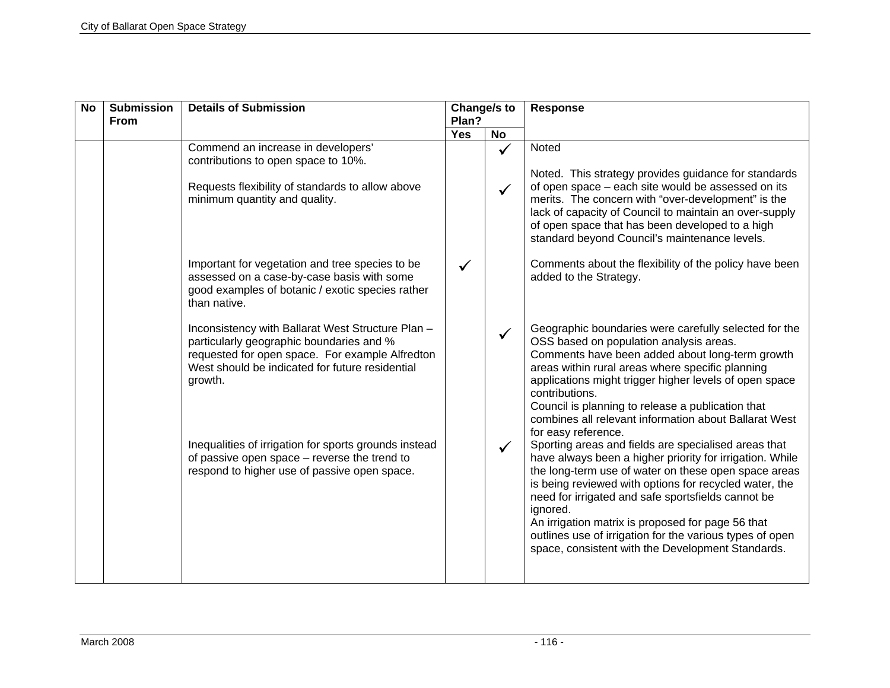| No | Submission From | Details of Submission | Change/s to Plan? | | Response |
|---|---|---|---|---|---|
| | | | Yes | No | |
| | | Commend an increase in developers' contributions to open space to 10%. | | ✓ | Noted |
| | | Requests flexibility of standards to allow above minimum quantity and quality. | | ✓ | Noted. This strategy provides guidance for standards of open space – each site would be assessed on its merits. The concern with "over-development" is the lack of capacity of Council to maintain an over-supply of open space that has been developed to a high standard beyond Council's maintenance levels. |
| | | Important for vegetation and tree species to be assessed on a case-by-case basis with some good examples of botanic / exotic species rather than native. | ✓ | | Comments about the flexibility of the policy have been added to the Strategy. |
| | | Inconsistency with Ballarat West Structure Plan – particularly geographic boundaries and % requested for open space. For example Alfredton West should be indicated for future residential growth. | | ✓ | Geographic boundaries were carefully selected for the OSS based on population analysis areas.<br>Comments have been added about long-term growth areas within rural areas where specific planning applications might trigger higher levels of open space contributions.<br>Council is planning to release a publication that combines all relevant information about Ballarat West for easy reference. |
| | | Inequalities of irrigation for sports grounds instead of passive open space – reverse the trend to respond to higher use of passive open space. | | ✓ | Sporting areas and fields are specialised areas that have always been a higher priority for irrigation. While the long-term use of water on these open space areas is being reviewed with options for recycled water, the need for irrigated and safe sportsfields cannot be ignored.<br>An irrigation matrix is proposed for page 56 that outlines use of irrigation for the various types of open space, consistent with the Development Standards. |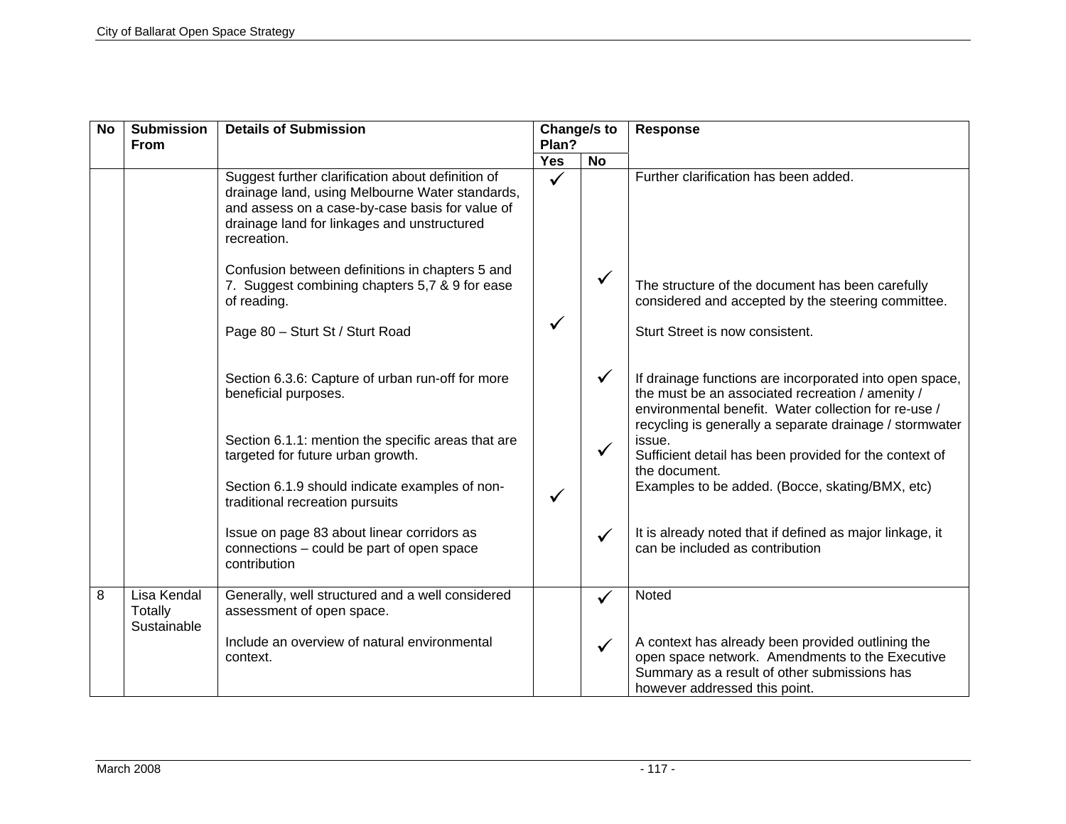| No | Submission From | Details of Submission | Change/s to Plan? | | Response |
|---|---|---|---|---|---|
| | | | Yes | No | |
| | | Suggest further clarification about definition of drainage land, using Melbourne Water standards, and assess on a case-by-case basis for value of drainage land for linkages and unstructured recreation. | ✓ | | Further clarification has been added. |
| | | Confusion between definitions in chapters 5 and 7. Suggest combining chapters 5,7 & 9 for ease of reading. | | ✓ | The structure of the document has been carefully considered and accepted by the steering committee. |
| | | Page 80 – Sturt St / Sturt Road | ✓ | | Sturt Street is now consistent. |
| | | Section 6.3.6: Capture of urban run-off for more beneficial purposes. | | ✓ | If drainage functions are incorporated into open space, the must be an associated recreation / amenity / environmental benefit. Water collection for re-use / recycling is generally a separate drainage / stormwater issue. |
| | | Section 6.1.1: mention the specific areas that are targeted for future urban growth. | | ✓ | Sufficient detail has been provided for the context of the document. |
| | | Section 6.1.9 should indicate examples of non-traditional recreation pursuits | ✓ | | Examples to be added. (Bocce, skating/BMX, etc) |
| | | Issue on page 83 about linear corridors as connections – could be part of open space contribution | | ✓ | It is already noted that if defined as major linkage, it can be included as contribution |
| 8 | Lisa Kendal Totally Sustainable | Generally, well structured and a well considered assessment of open space. | | ✓ | Noted |
| | | Include an overview of natural environmental context. | | ✓ | A context has already been provided outlining the open space network. Amendments to the Executive Summary as a result of other submissions has however addressed this point. |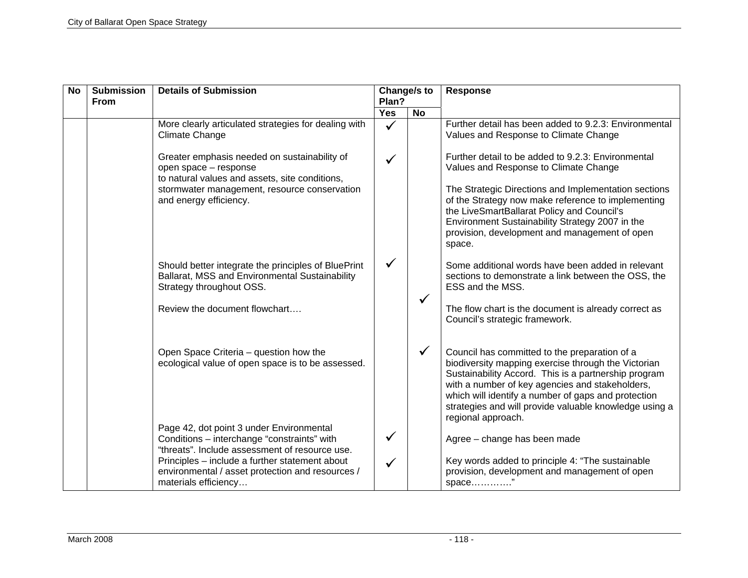| No | Submission From | Details of Submission | Change/s to Plan? | | Response |
|---|---|---|---|---|---|
| | | | Yes | No | |
| | | More clearly articulated strategies for dealing with Climate Change | ✓ | | Further detail has been added to 9.2.3: Environmental Values and Response to Climate Change |
| | | Greater emphasis needed on sustainability of open space – response to natural values and assets, site conditions, stormwater management, resource conservation and energy efficiency. | ✓ | | Further detail to be added to 9.2.3: Environmental Values and Response to Climate Change<br><br>The Strategic Directions and Implementation sections of the Strategy now make reference to implementing the LiveSmartBallarat Policy and Council's Environment Sustainability Strategy 2007 in the provision, development and management of open space. |
| | | Should better integrate the principles of BluePrint Ballarat, MSS and Environmental Sustainability Strategy throughout OSS. | ✓ | | Some additional words have been added in relevant sections to demonstrate a link between the OSS, the ESS and the MSS. |
| | | Review the document flowchart…. | | ✓ | The flow chart is the document is already correct as Council's strategic framework. |
| | | Open Space Criteria – question how the ecological value of open space is to be assessed. | | ✓ | Council has committed to the preparation of a biodiversity mapping exercise through the Victorian Sustainability Accord. This is a partnership program with a number of key agencies and stakeholders, which will identify a number of gaps and protection strategies and will provide valuable knowledge using a regional approach. |
| | | Page 42, dot point 3 under Environmental Conditions – interchange "constraints" with "threats". Include assessment of resource use. | ✓ | | Agree – change has been made |
| | | Principles – include a further statement about environmental / asset protection and resources / materials efficiency… | ✓ | | Key words added to principle 4: "The sustainable provision, development and management of open space…………" |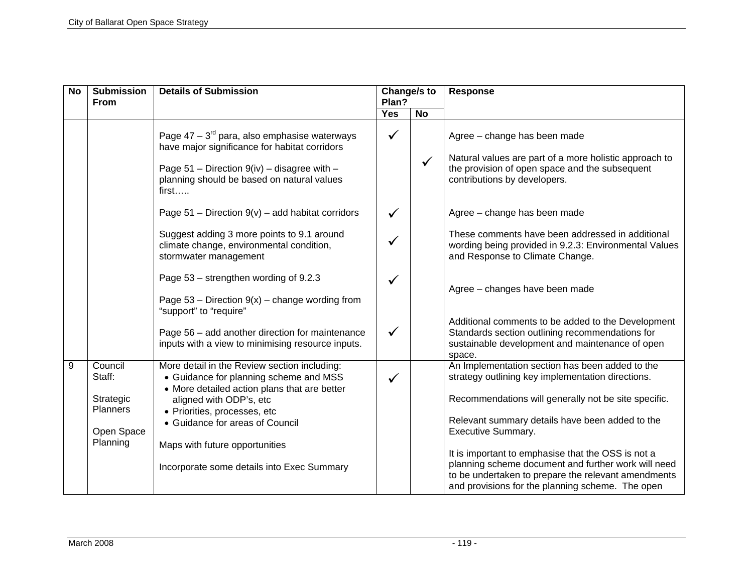| No | Submission From | Details of Submission | Change/s to Plan? | | Response |
|---|---|---|---|---|---|
| | | | Yes | No | |
| | | Page 47 – 3rd para, also emphasise waterways have major significance for habitat corridors | ✓ | | Agree – change has been made |
| | | Page 51 – Direction 9(iv) – disagree with – planning should be based on natural values first….. | | ✓ | Natural values are part of a more holistic approach to the provision of open space and the subsequent contributions by developers. |
| | | Page 51 – Direction 9(v) – add habitat corridors | ✓ | | Agree – change has been made |
| | | Suggest adding 3 more points to 9.1 around climate change, environmental condition, stormwater management | ✓ | | These comments have been addressed in additional wording being provided in 9.2.3: Environmental Values and Response to Climate Change. |
| | | Page 53 – strengthen wording of 9.2.3<br><br>Page 53 – Direction 9(x) – change wording from "support" to "require" | ✓ | | Agree – changes have been made |
| | | Page 56 – add another direction for maintenance inputs with a view to minimising resource inputs. | ✓ | | Additional comments to be added to the Development Standards section outlining recommendations for sustainable development and maintenance of open space. |
| 9 | Council Staff:<br><br>Strategic Planners<br><br>Open Space Planning | More detail in the Review section including:<br>• Guidance for planning scheme and MSS<br>• More detailed action plans that are better aligned with ODP's, etc<br>• Priorities, processes, etc<br>• Guidance for areas of Council<br><br>Maps with future opportunities<br><br>Incorporate some details into Exec Summary | ✓ | | An Implementation section has been added to the strategy outlining key implementation directions.<br><br>Recommendations will generally not be site specific.<br><br>Relevant summary details have been added to the Executive Summary.<br><br>It is important to emphasise that the OSS is not a planning scheme document and further work will need to be undertaken to prepare the relevant amendments and provisions for the planning scheme. The open |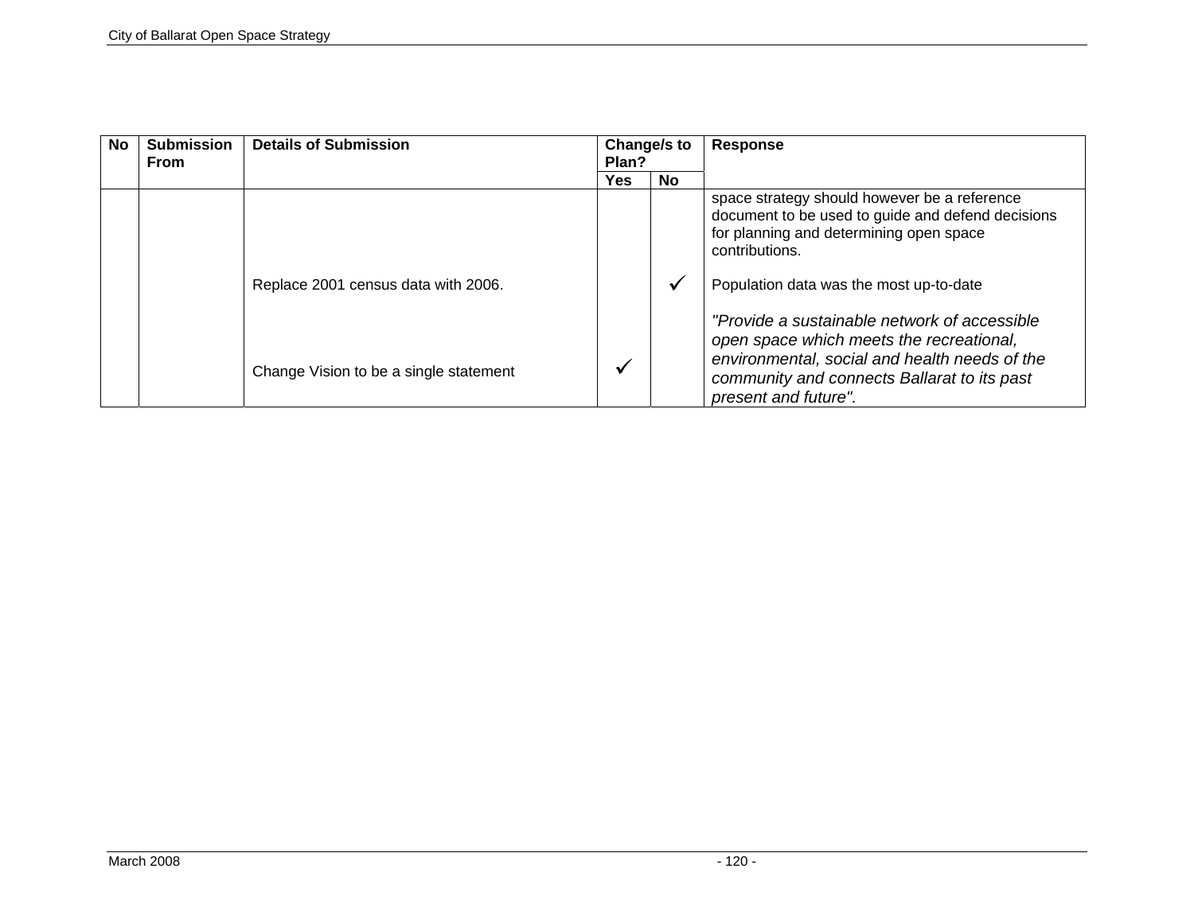| No | Submission From | Details of Submission | Change/s to Plan? | | Response |
|---|---|---|---|---|---|
| | | | Yes | No | |
| | | | | | space strategy should however be a reference document to be used to guide and defend decisions for planning and determining open space contributions. |
| | | Replace 2001 census data with 2006. | | ✓ | Population data was the most up-to-date |
| | | Change Vision to be a single statement | ✓ | | *"Provide a sustainable network of accessible open space which meets the recreational, environmental, social and health needs of the community and connects Ballarat to its past present and future".* |